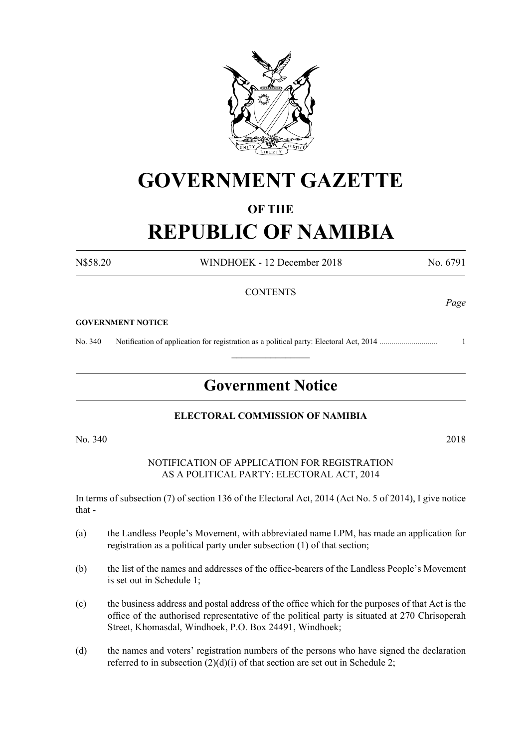# GOVERNMENT GAZETTE

## OF THE

# REPUBLIC OF NAMIBIA

N$58.20 WINDHOEK - 12 December 2018 No. 6791

CONTENTS

*Page*

**GOVERNMENT NOTICE**

No. 340 Notification of application for registration as a political party: Electoral Act, 2014 ............................ 1

---

## Government Notice

### ELECTORAL COMMISSION OF NAMIBIA

No. 340 2018

NOTIFICATION OF APPLICATION FOR REGISTRATION AS A POLITICAL PARTY: ELECTORAL ACT, 2014

In terms of subsection (7) of section 136 of the Electoral Act, 2014 (Act No. 5 of 2014), I give notice that -

(a) the Landless People's Movement, with abbreviated name LPM, has made an application for registration as a political party under subsection (1) of that section;

(b) the list of the names and addresses of the office-bearers of the Landless People's Movement is set out in Schedule 1;

(c) the business address and postal address of the office which for the purposes of that Act is the office of the authorised representative of the political party is situated at 270 Chrisoperah Street, Khomasdal, Windhoek, P.O. Box 24491, Windhoek;

(d) the names and voters' registration numbers of the persons who have signed the declaration referred to in subsection (2)(d)(i) of that section are set out in Schedule 2;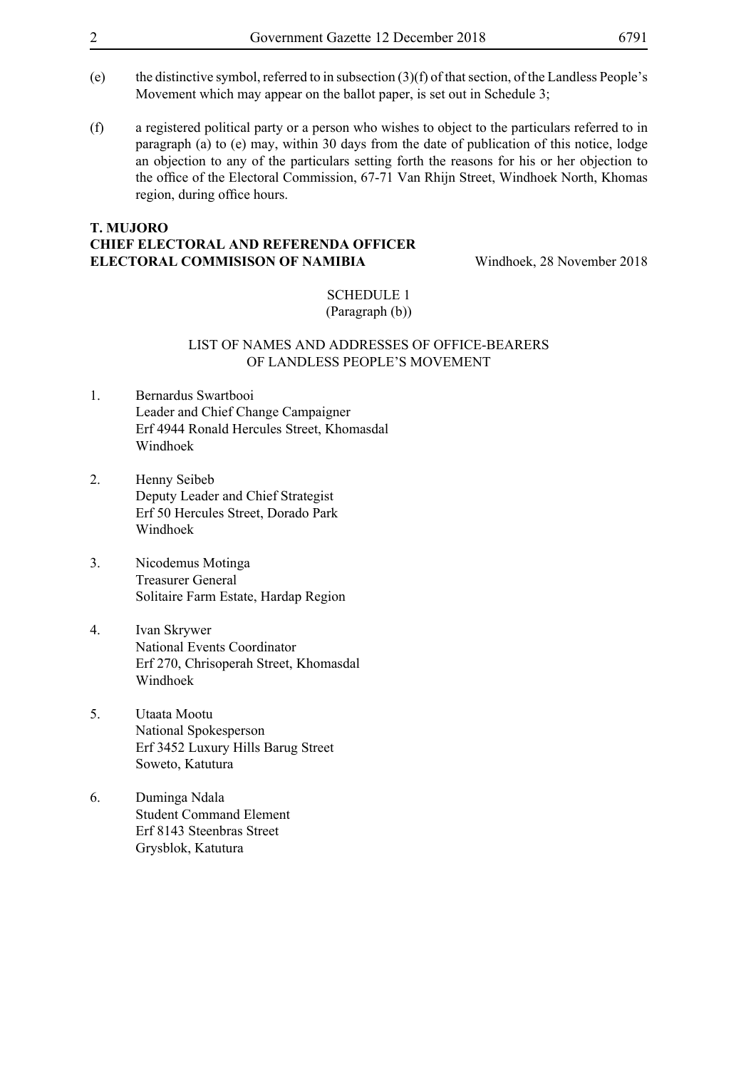(e) the distinctive symbol, referred to in subsection (3)(f) of that section, of the Landless People's Movement which may appear on the ballot paper, is set out in Schedule 3;

(f) a registered political party or a person who wishes to object to the particulars referred to in paragraph (a) to (e) may, within 30 days from the date of publication of this notice, lodge an objection to any of the particulars setting forth the reasons for his or her objection to the office of the Electoral Commission, 67-71 Van Rhijn Street, Windhoek North, Khomas region, during office hours.

**T. MUJORO**
**CHIEF ELECTORAL AND REFERENDA OFFICER**
**ELECTORAL COMMISISON OF NAMIBIA** Windhoek, 28 November 2018

SCHEDULE 1
(Paragraph (b))

LIST OF NAMES AND ADDRESSES OF OFFICE-BEARERS OF LANDLESS PEOPLE'S MOVEMENT

1. Bernardus Swartbooi
   Leader and Chief Change Campaigner
   Erf 4944 Ronald Hercules Street, Khomasdal
   Windhoek

2. Henny Seibeb
   Deputy Leader and Chief Strategist
   Erf 50 Hercules Street, Dorado Park
   Windhoek

3. Nicodemus Motinga
   Treasurer General
   Solitaire Farm Estate, Hardap Region

4. Ivan Skrywer
   National Events Coordinator
   Erf 270, Chrisoperah Street, Khomasdal
   Windhoek

5. Utaata Mootu
   National Spokesperson
   Erf 3452 Luxury Hills Barug Street
   Soweto, Katutura

6. Duminga Ndala
   Student Command Element
   Erf 8143 Steenbras Street
   Grysblok, Katutura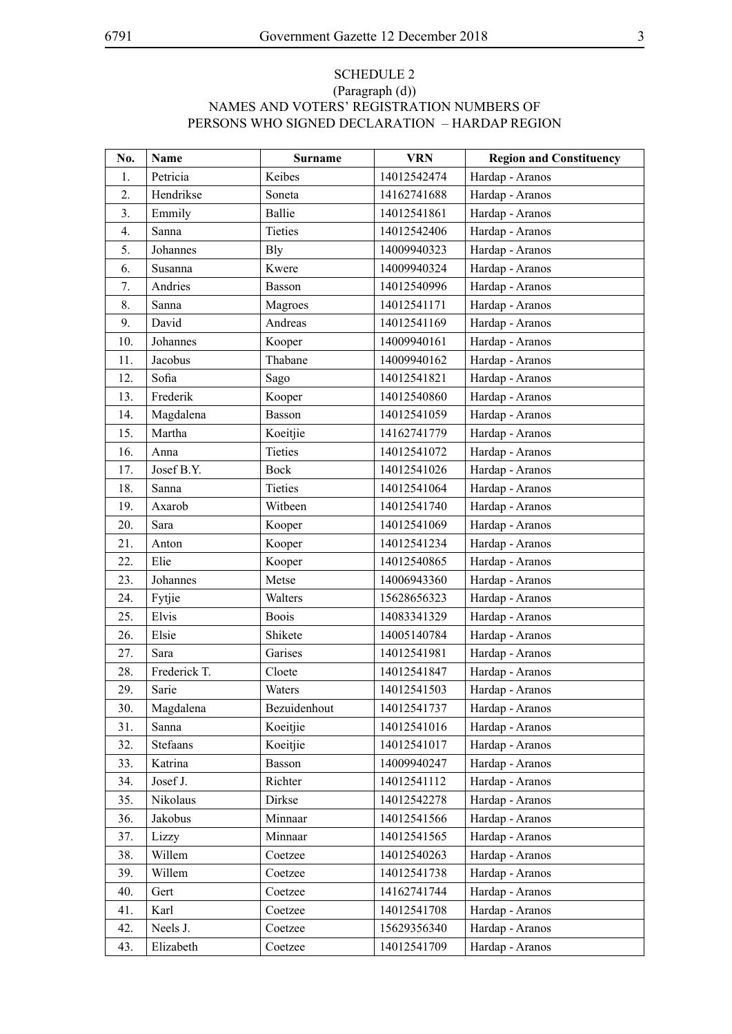SCHEDULE 2

(Paragraph (d))

NAMES AND VOTERS' REGISTRATION NUMBERS OF PERSONS WHO SIGNED DECLARATION – HARDAP REGION

| No. | Name | Surname | VRN | Region and Constituency |
|---|---|---|---|---|
| 1. | Petricia | Keibes | 14012542474 | Hardap - Aranos |
| 2. | Hendrikse | Soneta | 14162741688 | Hardap - Aranos |
| 3. | Emmily | Ballie | 14012541861 | Hardap - Aranos |
| 4. | Sanna | Tieties | 14012542406 | Hardap - Aranos |
| 5. | Johannes | Bly | 14009940323 | Hardap - Aranos |
| 6. | Susanna | Kwere | 14009940324 | Hardap - Aranos |
| 7. | Andries | Basson | 14012540996 | Hardap - Aranos |
| 8. | Sanna | Magroes | 14012541171 | Hardap - Aranos |
| 9. | David | Andreas | 14012541169 | Hardap - Aranos |
| 10. | Johannes | Kooper | 14009940161 | Hardap - Aranos |
| 11. | Jacobus | Thabane | 14009940162 | Hardap - Aranos |
| 12. | Sofia | Sago | 14012541821 | Hardap - Aranos |
| 13. | Frederik | Kooper | 14012540860 | Hardap - Aranos |
| 14. | Magdalena | Basson | 14012541059 | Hardap - Aranos |
| 15. | Martha | Koeitjie | 14162741779 | Hardap - Aranos |
| 16. | Anna | Tieties | 14012541072 | Hardap - Aranos |
| 17. | Josef B.Y. | Bock | 14012541026 | Hardap - Aranos |
| 18. | Sanna | Tieties | 14012541064 | Hardap - Aranos |
| 19. | Axarob | Witbeen | 14012541740 | Hardap - Aranos |
| 20. | Sara | Kooper | 14012541069 | Hardap - Aranos |
| 21. | Anton | Kooper | 14012541234 | Hardap - Aranos |
| 22. | Elie | Kooper | 14012540865 | Hardap - Aranos |
| 23. | Johannes | Metse | 14006943360 | Hardap - Aranos |
| 24. | Fytjie | Walters | 15628656323 | Hardap - Aranos |
| 25. | Elvis | Boois | 14083341329 | Hardap - Aranos |
| 26. | Elsie | Shikete | 14005140784 | Hardap - Aranos |
| 27. | Sara | Garises | 14012541981 | Hardap - Aranos |
| 28. | Frederick T. | Cloete | 14012541847 | Hardap - Aranos |
| 29. | Sarie | Waters | 14012541503 | Hardap - Aranos |
| 30. | Magdalena | Bezuidenhout | 14012541737 | Hardap - Aranos |
| 31. | Sanna | Koeitjie | 14012541016 | Hardap - Aranos |
| 32. | Stefaans | Koeitjie | 14012541017 | Hardap - Aranos |
| 33. | Katrina | Basson | 14009940247 | Hardap - Aranos |
| 34. | Josef J. | Richter | 14012541112 | Hardap - Aranos |
| 35. | Nikolaus | Dirkse | 14012542278 | Hardap - Aranos |
| 36. | Jakobus | Minnaar | 14012541566 | Hardap - Aranos |
| 37. | Lizzy | Minnaar | 14012541565 | Hardap - Aranos |
| 38. | Willem | Coetzee | 14012540263 | Hardap - Aranos |
| 39. | Willem | Coetzee | 14012541738 | Hardap - Aranos |
| 40. | Gert | Coetzee | 14162741744 | Hardap - Aranos |
| 41. | Karl | Coetzee | 14012541708 | Hardap - Aranos |
| 42. | Neels J. | Coetzee | 15629356340 | Hardap - Aranos |
| 43. | Elizabeth | Coetzee | 14012541709 | Hardap - Aranos |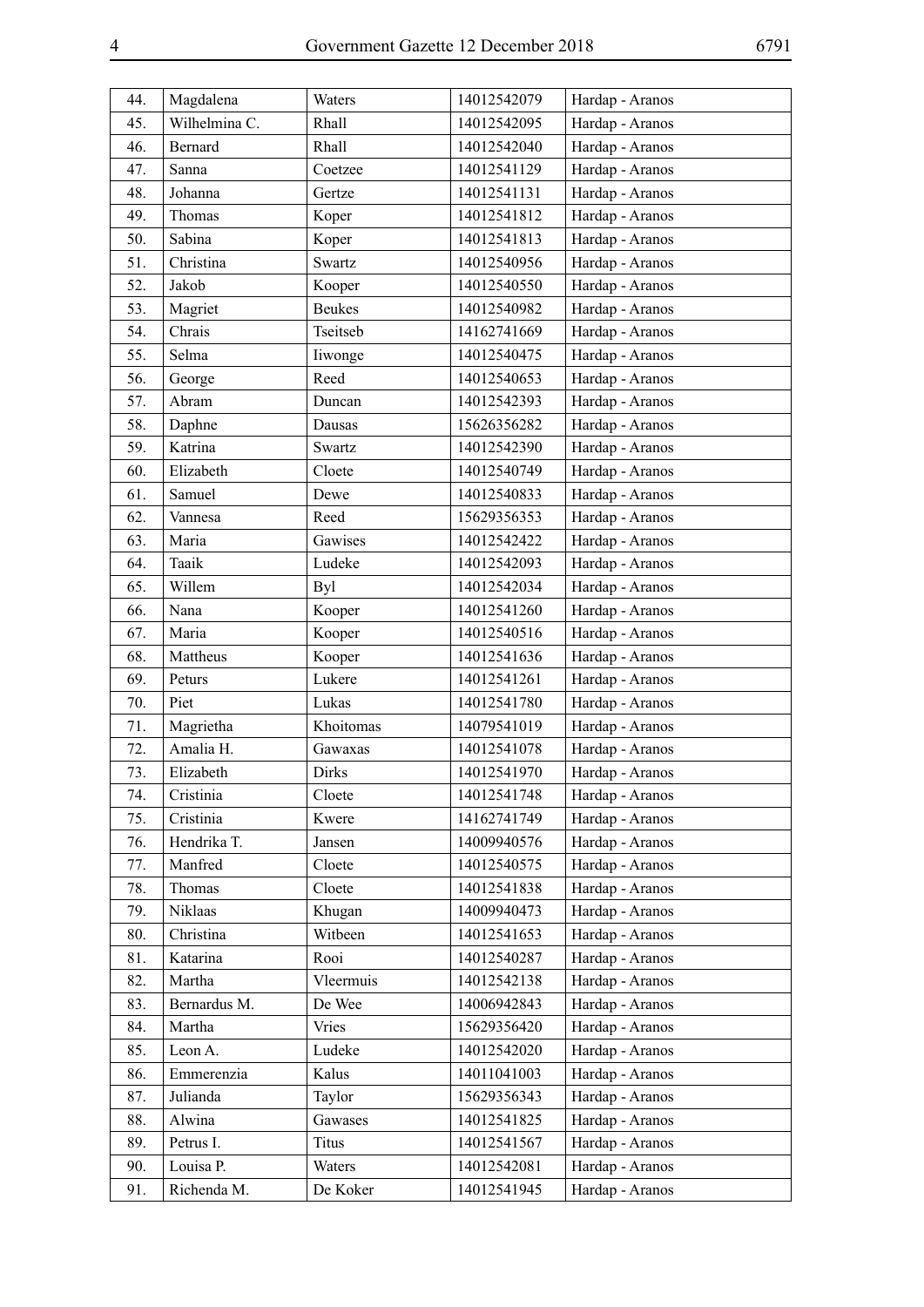| 44. | Magdalena | Waters | 14012542079 | Hardap - Aranos |
|---|---|---|---|---|
| 45. | Wilhelmina C. | Rhall | 14012542095 | Hardap - Aranos |
| 46. | Bernard | Rhall | 14012542040 | Hardap - Aranos |
| 47. | Sanna | Coetzee | 14012541129 | Hardap - Aranos |
| 48. | Johanna | Gertze | 14012541131 | Hardap - Aranos |
| 49. | Thomas | Koper | 14012541812 | Hardap - Aranos |
| 50. | Sabina | Koper | 14012541813 | Hardap - Aranos |
| 51. | Christina | Swartz | 14012540956 | Hardap - Aranos |
| 52. | Jakob | Kooper | 14012540550 | Hardap - Aranos |
| 53. | Magriet | Beukes | 14012540982 | Hardap - Aranos |
| 54. | Chrais | Tseitseb | 14162741669 | Hardap - Aranos |
| 55. | Selma | Iiwonge | 14012540475 | Hardap - Aranos |
| 56. | George | Reed | 14012540653 | Hardap - Aranos |
| 57. | Abram | Duncan | 14012542393 | Hardap - Aranos |
| 58. | Daphne | Dausas | 15626356282 | Hardap - Aranos |
| 59. | Katrina | Swartz | 14012542390 | Hardap - Aranos |
| 60. | Elizabeth | Cloete | 14012540749 | Hardap - Aranos |
| 61. | Samuel | Dewe | 14012540833 | Hardap - Aranos |
| 62. | Vannesa | Reed | 15629356353 | Hardap - Aranos |
| 63. | Maria | Gawises | 14012542422 | Hardap - Aranos |
| 64. | Taaik | Ludeke | 14012542093 | Hardap - Aranos |
| 65. | Willem | Byl | 14012542034 | Hardap - Aranos |
| 66. | Nana | Kooper | 14012541260 | Hardap - Aranos |
| 67. | Maria | Kooper | 14012540516 | Hardap - Aranos |
| 68. | Mattheus | Kooper | 14012541636 | Hardap - Aranos |
| 69. | Peturs | Lukere | 14012541261 | Hardap - Aranos |
| 70. | Piet | Lukas | 14012541780 | Hardap - Aranos |
| 71. | Magrietha | Khoitomas | 14079541019 | Hardap - Aranos |
| 72. | Amalia H. | Gawaxas | 14012541078 | Hardap - Aranos |
| 73. | Elizabeth | Dirks | 14012541970 | Hardap - Aranos |
| 74. | Cristinia | Cloete | 14012541748 | Hardap - Aranos |
| 75. | Cristinia | Kwere | 14162741749 | Hardap - Aranos |
| 76. | Hendrika T. | Jansen | 14009940576 | Hardap - Aranos |
| 77. | Manfred | Cloete | 14012540575 | Hardap - Aranos |
| 78. | Thomas | Cloete | 14012541838 | Hardap - Aranos |
| 79. | Niklaas | Khugan | 14009940473 | Hardap - Aranos |
| 80. | Christina | Witbeen | 14012541653 | Hardap - Aranos |
| 81. | Katarina | Rooi | 14012540287 | Hardap - Aranos |
| 82. | Martha | Vleermuis | 14012542138 | Hardap - Aranos |
| 83. | Bernardus M. | De Wee | 14006942843 | Hardap - Aranos |
| 84. | Martha | Vries | 15629356420 | Hardap - Aranos |
| 85. | Leon A. | Ludeke | 14012542020 | Hardap - Aranos |
| 86. | Emmerenzia | Kalus | 14011041003 | Hardap - Aranos |
| 87. | Julianda | Taylor | 15629356343 | Hardap - Aranos |
| 88. | Alwina | Gawases | 14012541825 | Hardap - Aranos |
| 89. | Petrus I. | Titus | 14012541567 | Hardap - Aranos |
| 90. | Louisa P. | Waters | 14012542081 | Hardap - Aranos |
| 91. | Richenda M. | De Koker | 14012541945 | Hardap - Aranos |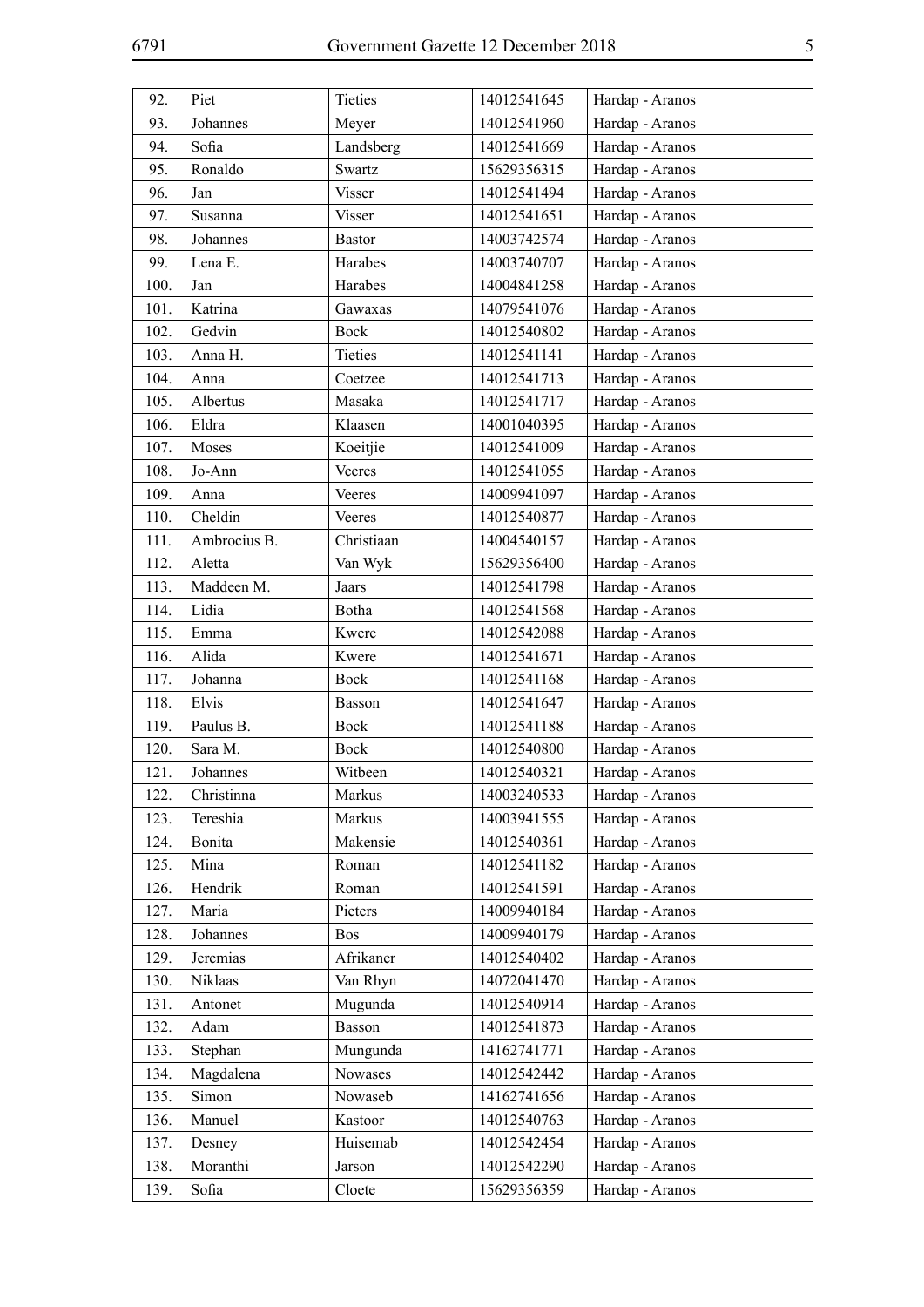| 92. | Piet | Tieties | 14012541645 | Hardap - Aranos |
|---|---|---|---|---|
| 93. | Johannes | Meyer | 14012541960 | Hardap - Aranos |
| 94. | Sofia | Landsberg | 14012541669 | Hardap - Aranos |
| 95. | Ronaldo | Swartz | 15629356315 | Hardap - Aranos |
| 96. | Jan | Visser | 14012541494 | Hardap - Aranos |
| 97. | Susanna | Visser | 14012541651 | Hardap - Aranos |
| 98. | Johannes | Bastor | 14003742574 | Hardap - Aranos |
| 99. | Lena E. | Harabes | 14003740707 | Hardap - Aranos |
| 100. | Jan | Harabes | 14004841258 | Hardap - Aranos |
| 101. | Katrina | Gawaxas | 14079541076 | Hardap - Aranos |
| 102. | Gedvin | Bock | 14012540802 | Hardap - Aranos |
| 103. | Anna H. | Tieties | 14012541141 | Hardap - Aranos |
| 104. | Anna | Coetzee | 14012541713 | Hardap - Aranos |
| 105. | Albertus | Masaka | 14012541717 | Hardap - Aranos |
| 106. | Eldra | Klaasen | 14001040395 | Hardap - Aranos |
| 107. | Moses | Koeitjie | 14012541009 | Hardap - Aranos |
| 108. | Jo-Ann | Veeres | 14012541055 | Hardap - Aranos |
| 109. | Anna | Veeres | 14009941097 | Hardap - Aranos |
| 110. | Cheldin | Veeres | 14012540877 | Hardap - Aranos |
| 111. | Ambrocius B. | Christiaan | 14004540157 | Hardap - Aranos |
| 112. | Aletta | Van Wyk | 15629356400 | Hardap - Aranos |
| 113. | Maddeen M. | Jaars | 14012541798 | Hardap - Aranos |
| 114. | Lidia | Botha | 14012541568 | Hardap - Aranos |
| 115. | Emma | Kwere | 14012542088 | Hardap - Aranos |
| 116. | Alida | Kwere | 14012541671 | Hardap - Aranos |
| 117. | Johanna | Bock | 14012541168 | Hardap - Aranos |
| 118. | Elvis | Basson | 14012541647 | Hardap - Aranos |
| 119. | Paulus B. | Bock | 14012541188 | Hardap - Aranos |
| 120. | Sara M. | Bock | 14012540800 | Hardap - Aranos |
| 121. | Johannes | Witbeen | 14012540321 | Hardap - Aranos |
| 122. | Christinna | Markus | 14003240533 | Hardap - Aranos |
| 123. | Tereshia | Markus | 14003941555 | Hardap - Aranos |
| 124. | Bonita | Makensie | 14012540361 | Hardap - Aranos |
| 125. | Mina | Roman | 14012541182 | Hardap - Aranos |
| 126. | Hendrik | Roman | 14012541591 | Hardap - Aranos |
| 127. | Maria | Pieters | 14009940184 | Hardap - Aranos |
| 128. | Johannes | Bos | 14009940179 | Hardap - Aranos |
| 129. | Jeremias | Afrikaner | 14012540402 | Hardap - Aranos |
| 130. | Niklaas | Van Rhyn | 14072041470 | Hardap - Aranos |
| 131. | Antonet | Mugunda | 14012540914 | Hardap - Aranos |
| 132. | Adam | Basson | 14012541873 | Hardap - Aranos |
| 133. | Stephan | Mungunda | 14162741771 | Hardap - Aranos |
| 134. | Magdalena | Nowases | 14012542442 | Hardap - Aranos |
| 135. | Simon | Nowaseb | 14162741656 | Hardap - Aranos |
| 136. | Manuel | Kastoor | 14012540763 | Hardap - Aranos |
| 137. | Desney | Huisemab | 14012542454 | Hardap - Aranos |
| 138. | Moranthi | Jarson | 14012542290 | Hardap - Aranos |
| 139. | Sofia | Cloete | 15629356359 | Hardap - Aranos |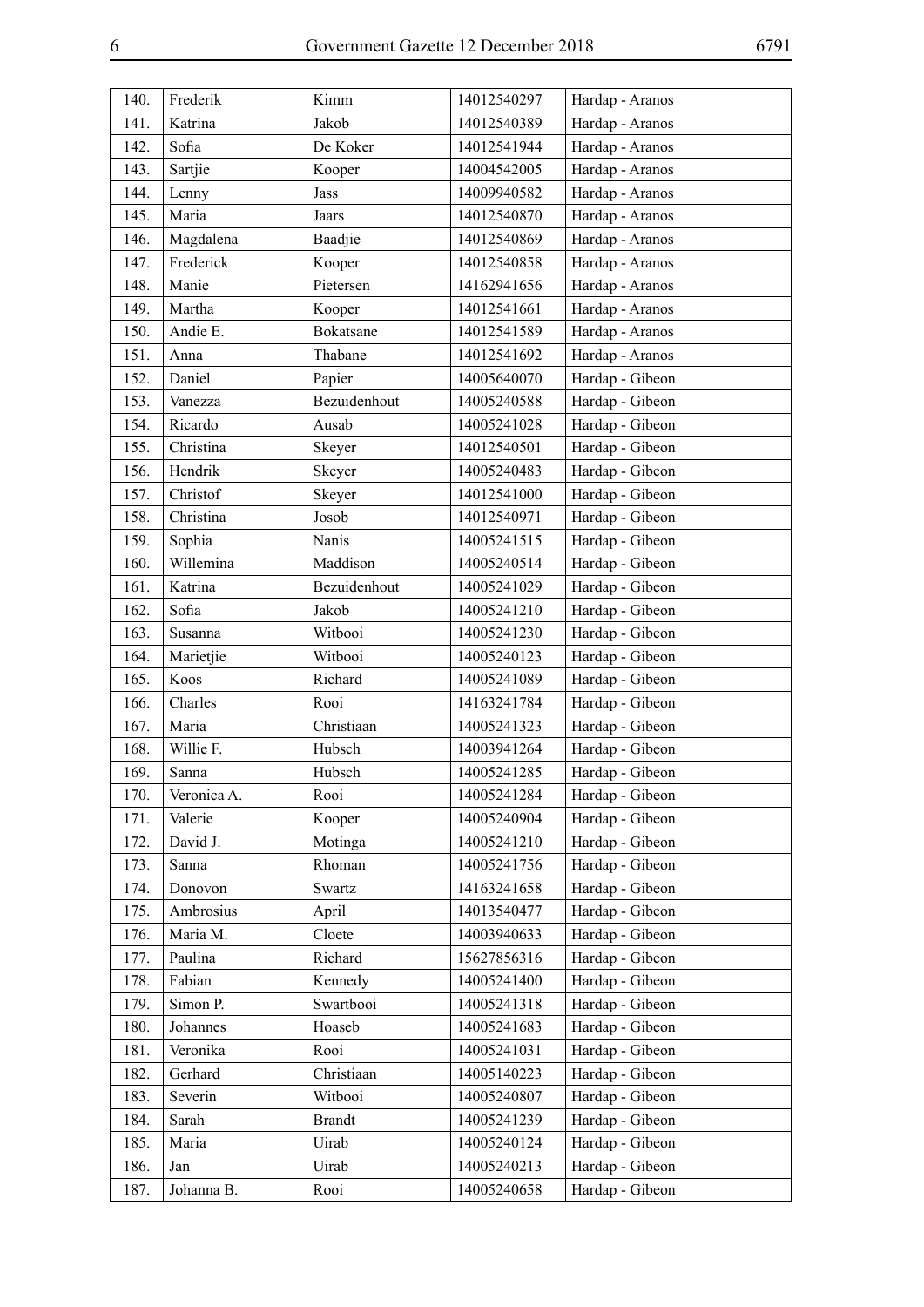| 140. | Frederik | Kimm | 14012540297 | Hardap - Aranos |
|---|---|---|---|---|
| 141. | Katrina | Jakob | 14012540389 | Hardap - Aranos |
| 142. | Sofia | De Koker | 14012541944 | Hardap - Aranos |
| 143. | Sartjie | Kooper | 14004542005 | Hardap - Aranos |
| 144. | Lenny | Jass | 14009940582 | Hardap - Aranos |
| 145. | Maria | Jaars | 14012540870 | Hardap - Aranos |
| 146. | Magdalena | Baadjie | 14012540869 | Hardap - Aranos |
| 147. | Frederick | Kooper | 14012540858 | Hardap - Aranos |
| 148. | Manie | Pietersen | 14162941656 | Hardap - Aranos |
| 149. | Martha | Kooper | 14012541661 | Hardap - Aranos |
| 150. | Andie E. | Bokatsane | 14012541589 | Hardap - Aranos |
| 151. | Anna | Thabane | 14012541692 | Hardap - Aranos |
| 152. | Daniel | Papier | 14005640070 | Hardap - Gibeon |
| 153. | Vanezza | Bezuidenhout | 14005240588 | Hardap - Gibeon |
| 154. | Ricardo | Ausab | 14005241028 | Hardap - Gibeon |
| 155. | Christina | Skeyer | 14012540501 | Hardap - Gibeon |
| 156. | Hendrik | Skeyer | 14005240483 | Hardap - Gibeon |
| 157. | Christof | Skeyer | 14012541000 | Hardap - Gibeon |
| 158. | Christina | Josob | 14012540971 | Hardap - Gibeon |
| 159. | Sophia | Nanis | 14005241515 | Hardap - Gibeon |
| 160. | Willemina | Maddison | 14005240514 | Hardap - Gibeon |
| 161. | Katrina | Bezuidenhout | 14005241029 | Hardap - Gibeon |
| 162. | Sofia | Jakob | 14005241210 | Hardap - Gibeon |
| 163. | Susanna | Witbooi | 14005241230 | Hardap - Gibeon |
| 164. | Marietjie | Witbooi | 14005240123 | Hardap - Gibeon |
| 165. | Koos | Richard | 14005241089 | Hardap - Gibeon |
| 166. | Charles | Rooi | 14163241784 | Hardap - Gibeon |
| 167. | Maria | Christiaan | 14005241323 | Hardap - Gibeon |
| 168. | Willie F. | Hubsch | 14003941264 | Hardap - Gibeon |
| 169. | Sanna | Hubsch | 14005241285 | Hardap - Gibeon |
| 170. | Veronica A. | Rooi | 14005241284 | Hardap - Gibeon |
| 171. | Valerie | Kooper | 14005240904 | Hardap - Gibeon |
| 172. | David J. | Motinga | 14005241210 | Hardap - Gibeon |
| 173. | Sanna | Rhoman | 14005241756 | Hardap - Gibeon |
| 174. | Donovon | Swartz | 14163241658 | Hardap - Gibeon |
| 175. | Ambrosius | April | 14013540477 | Hardap - Gibeon |
| 176. | Maria M. | Cloete | 14003940633 | Hardap - Gibeon |
| 177. | Paulina | Richard | 15627856316 | Hardap - Gibeon |
| 178. | Fabian | Kennedy | 14005241400 | Hardap - Gibeon |
| 179. | Simon P. | Swartbooi | 14005241318 | Hardap - Gibeon |
| 180. | Johannes | Hoaseb | 14005241683 | Hardap - Gibeon |
| 181. | Veronika | Rooi | 14005241031 | Hardap - Gibeon |
| 182. | Gerhard | Christiaan | 14005140223 | Hardap - Gibeon |
| 183. | Severin | Witbooi | 14005240807 | Hardap - Gibeon |
| 184. | Sarah | Brandt | 14005241239 | Hardap - Gibeon |
| 185. | Maria | Uirab | 14005240124 | Hardap - Gibeon |
| 186. | Jan | Uirab | 14005240213 | Hardap - Gibeon |
| 187. | Johanna B. | Rooi | 14005240658 | Hardap - Gibeon |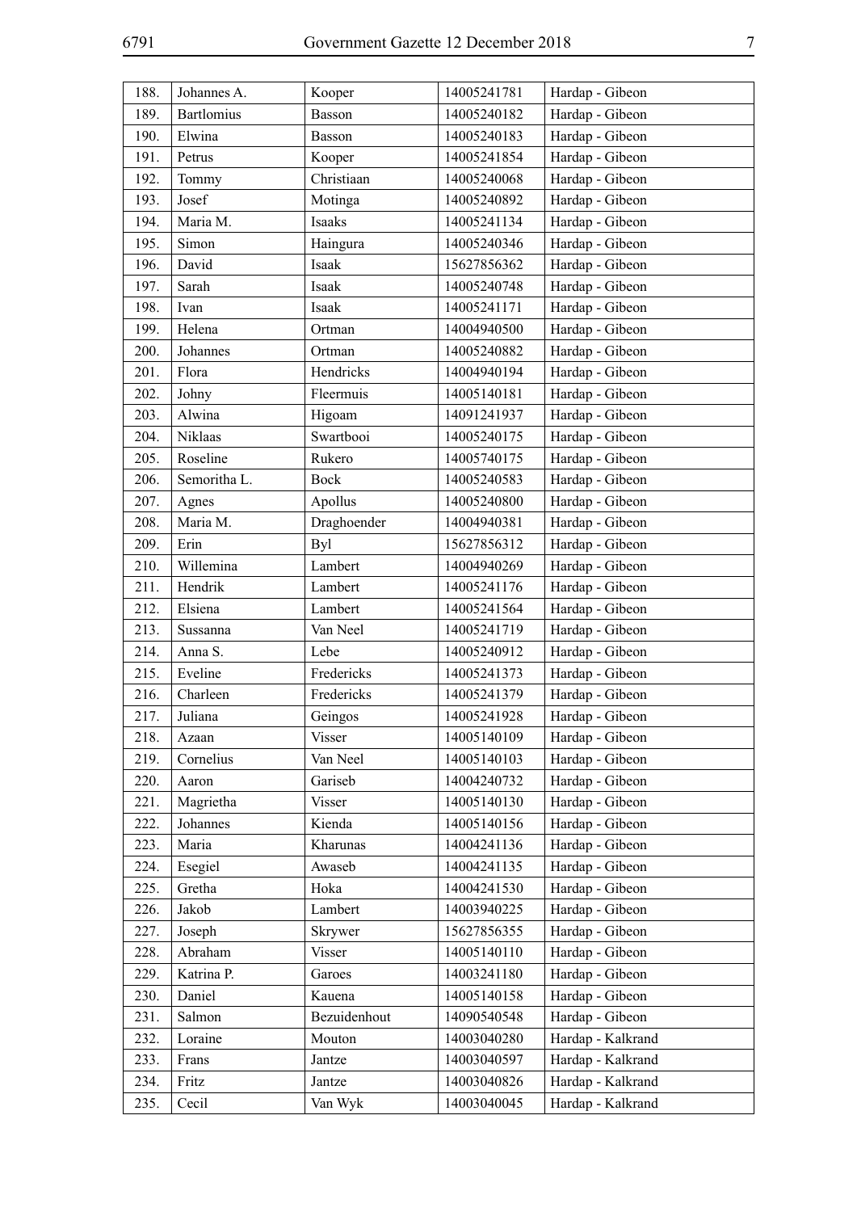| 188. | Johannes A. | Kooper | 14005241781 | Hardap - Gibeon |
|---|---|---|---|---|
| 189. | Bartlomius | Basson | 14005240182 | Hardap - Gibeon |
| 190. | Elwina | Basson | 14005240183 | Hardap - Gibeon |
| 191. | Petrus | Kooper | 14005241854 | Hardap - Gibeon |
| 192. | Tommy | Christiaan | 14005240068 | Hardap - Gibeon |
| 193. | Josef | Motinga | 14005240892 | Hardap - Gibeon |
| 194. | Maria M. | Isaaks | 14005241134 | Hardap - Gibeon |
| 195. | Simon | Haingura | 14005240346 | Hardap - Gibeon |
| 196. | David | Isaak | 15627856362 | Hardap - Gibeon |
| 197. | Sarah | Isaak | 14005240748 | Hardap - Gibeon |
| 198. | Ivan | Isaak | 14005241171 | Hardap - Gibeon |
| 199. | Helena | Ortman | 14004940500 | Hardap - Gibeon |
| 200. | Johannes | Ortman | 14005240882 | Hardap - Gibeon |
| 201. | Flora | Hendricks | 14004940194 | Hardap - Gibeon |
| 202. | Johny | Fleermuis | 14005140181 | Hardap - Gibeon |
| 203. | Alwina | Higoam | 14091241937 | Hardap - Gibeon |
| 204. | Niklaas | Swartbooi | 14005240175 | Hardap - Gibeon |
| 205. | Roseline | Rukero | 14005740175 | Hardap - Gibeon |
| 206. | Semoritha L. | Bock | 14005240583 | Hardap - Gibeon |
| 207. | Agnes | Apollus | 14005240800 | Hardap - Gibeon |
| 208. | Maria M. | Draghoender | 14004940381 | Hardap - Gibeon |
| 209. | Erin | Byl | 15627856312 | Hardap - Gibeon |
| 210. | Willemina | Lambert | 14004940269 | Hardap - Gibeon |
| 211. | Hendrik | Lambert | 14005241176 | Hardap - Gibeon |
| 212. | Elsiena | Lambert | 14005241564 | Hardap - Gibeon |
| 213. | Sussanna | Van Neel | 14005241719 | Hardap - Gibeon |
| 214. | Anna S. | Lebe | 14005240912 | Hardap - Gibeon |
| 215. | Eveline | Fredericks | 14005241373 | Hardap - Gibeon |
| 216. | Charleen | Fredericks | 14005241379 | Hardap - Gibeon |
| 217. | Juliana | Geingos | 14005241928 | Hardap - Gibeon |
| 218. | Azaan | Visser | 14005140109 | Hardap - Gibeon |
| 219. | Cornelius | Van Neel | 14005140103 | Hardap - Gibeon |
| 220. | Aaron | Gariseb | 14004240732 | Hardap - Gibeon |
| 221. | Magrietha | Visser | 14005140130 | Hardap - Gibeon |
| 222. | Johannes | Kienda | 14005140156 | Hardap - Gibeon |
| 223. | Maria | Kharunas | 14004241136 | Hardap - Gibeon |
| 224. | Esegiel | Awaseb | 14004241135 | Hardap - Gibeon |
| 225. | Gretha | Hoka | 14004241530 | Hardap - Gibeon |
| 226. | Jakob | Lambert | 14003940225 | Hardap - Gibeon |
| 227. | Joseph | Skrywer | 15627856355 | Hardap - Gibeon |
| 228. | Abraham | Visser | 14005140110 | Hardap - Gibeon |
| 229. | Katrina P. | Garoes | 14003241180 | Hardap - Gibeon |
| 230. | Daniel | Kauena | 14005140158 | Hardap - Gibeon |
| 231. | Salmon | Bezuidenhout | 14090540548 | Hardap - Gibeon |
| 232. | Loraine | Mouton | 14003040280 | Hardap - Kalkrand |
| 233. | Frans | Jantze | 14003040597 | Hardap - Kalkrand |
| 234. | Fritz | Jantze | 14003040826 | Hardap - Kalkrand |
| 235. | Cecil | Van Wyk | 14003040045 | Hardap - Kalkrand |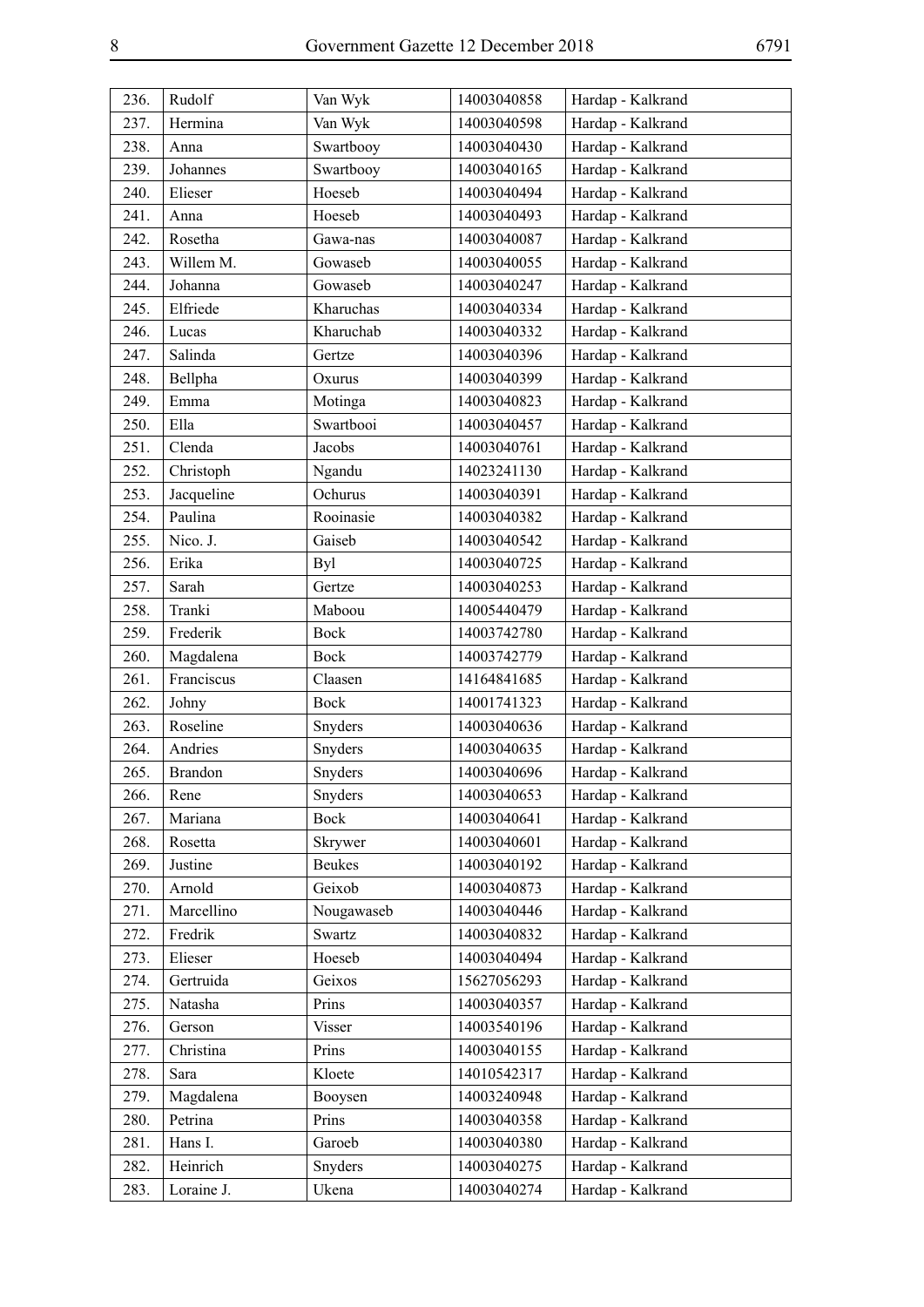| 236. | Rudolf | Van Wyk | 14003040858 | Hardap - Kalkrand |
|---|---|---|---|---|
| 237. | Hermina | Van Wyk | 14003040598 | Hardap - Kalkrand |
| 238. | Anna | Swartbooy | 14003040430 | Hardap - Kalkrand |
| 239. | Johannes | Swartbooy | 14003040165 | Hardap - Kalkrand |
| 240. | Elieser | Hoeseb | 14003040494 | Hardap - Kalkrand |
| 241. | Anna | Hoeseb | 14003040493 | Hardap - Kalkrand |
| 242. | Rosetha | Gawa-nas | 14003040087 | Hardap - Kalkrand |
| 243. | Willem M. | Gowaseb | 14003040055 | Hardap - Kalkrand |
| 244. | Johanna | Gowaseb | 14003040247 | Hardap - Kalkrand |
| 245. | Elfriede | Kharuchas | 14003040334 | Hardap - Kalkrand |
| 246. | Lucas | Kharuchab | 14003040332 | Hardap - Kalkrand |
| 247. | Salinda | Gertze | 14003040396 | Hardap - Kalkrand |
| 248. | Bellpha | Oxurus | 14003040399 | Hardap - Kalkrand |
| 249. | Emma | Motinga | 14003040823 | Hardap - Kalkrand |
| 250. | Ella | Swartbooi | 14003040457 | Hardap - Kalkrand |
| 251. | Clenda | Jacobs | 14003040761 | Hardap - Kalkrand |
| 252. | Christoph | Ngandu | 14023241130 | Hardap - Kalkrand |
| 253. | Jacqueline | Ochurus | 14003040391 | Hardap - Kalkrand |
| 254. | Paulina | Rooinasie | 14003040382 | Hardap - Kalkrand |
| 255. | Nico. J. | Gaiseb | 14003040542 | Hardap - Kalkrand |
| 256. | Erika | Byl | 14003040725 | Hardap - Kalkrand |
| 257. | Sarah | Gertze | 14003040253 | Hardap - Kalkrand |
| 258. | Tranki | Maboou | 14005440479 | Hardap - Kalkrand |
| 259. | Frederik | Bock | 14003742780 | Hardap - Kalkrand |
| 260. | Magdalena | Bock | 14003742779 | Hardap - Kalkrand |
| 261. | Franciscus | Claasen | 14164841685 | Hardap - Kalkrand |
| 262. | Johny | Bock | 14001741323 | Hardap - Kalkrand |
| 263. | Roseline | Snyders | 14003040636 | Hardap - Kalkrand |
| 264. | Andries | Snyders | 14003040635 | Hardap - Kalkrand |
| 265. | Brandon | Snyders | 14003040696 | Hardap - Kalkrand |
| 266. | Rene | Snyders | 14003040653 | Hardap - Kalkrand |
| 267. | Mariana | Bock | 14003040641 | Hardap - Kalkrand |
| 268. | Rosetta | Skrywer | 14003040601 | Hardap - Kalkrand |
| 269. | Justine | Beukes | 14003040192 | Hardap - Kalkrand |
| 270. | Arnold | Geixob | 14003040873 | Hardap - Kalkrand |
| 271. | Marcellino | Nougawaseb | 14003040446 | Hardap - Kalkrand |
| 272. | Fredrik | Swartz | 14003040832 | Hardap - Kalkrand |
| 273. | Elieser | Hoeseb | 14003040494 | Hardap - Kalkrand |
| 274. | Gertruida | Geixos | 15627056293 | Hardap - Kalkrand |
| 275. | Natasha | Prins | 14003040357 | Hardap - Kalkrand |
| 276. | Gerson | Visser | 14003540196 | Hardap - Kalkrand |
| 277. | Christina | Prins | 14003040155 | Hardap - Kalkrand |
| 278. | Sara | Kloete | 14010542317 | Hardap - Kalkrand |
| 279. | Magdalena | Booysen | 14003240948 | Hardap - Kalkrand |
| 280. | Petrina | Prins | 14003040358 | Hardap - Kalkrand |
| 281. | Hans I. | Garoeb | 14003040380 | Hardap - Kalkrand |
| 282. | Heinrich | Snyders | 14003040275 | Hardap - Kalkrand |
| 283. | Loraine J. | Ukena | 14003040274 | Hardap - Kalkrand |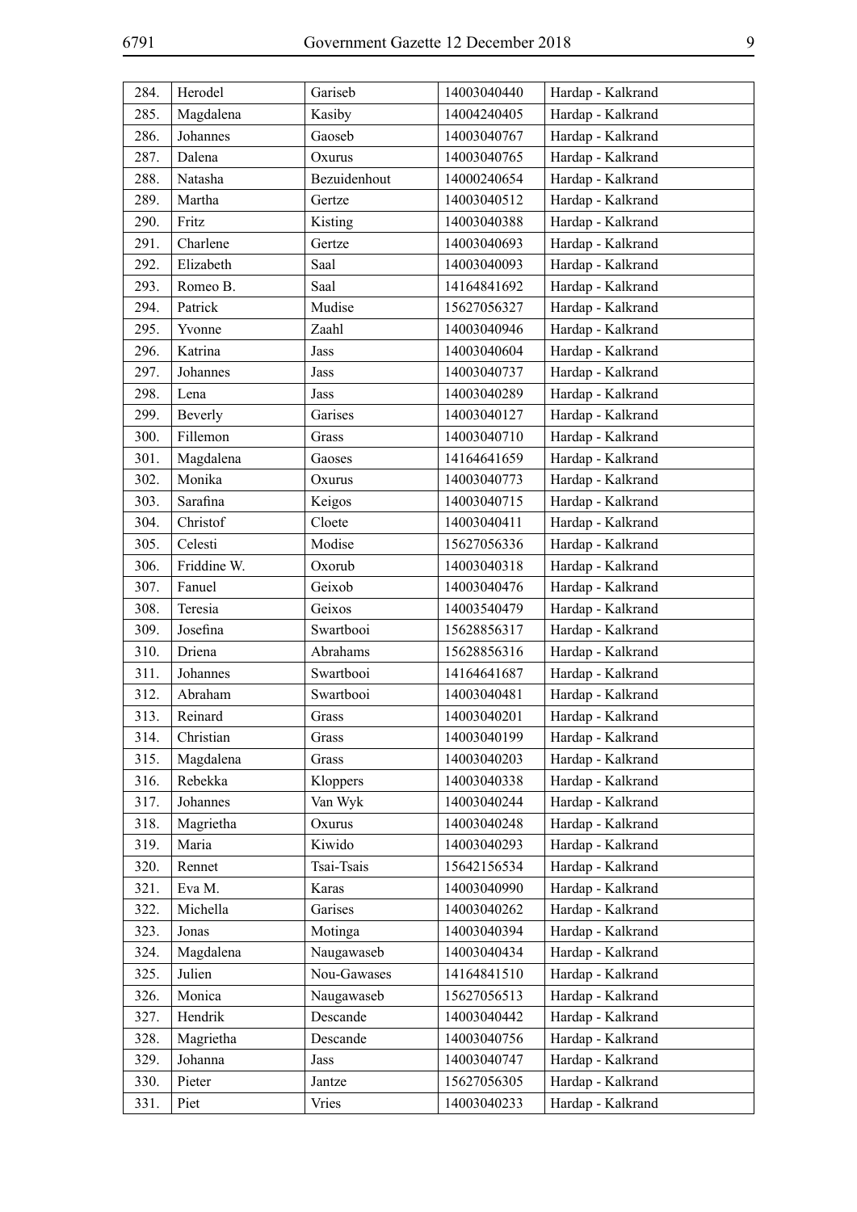| 284. | Herodel | Gariseb | 14003040440 | Hardap - Kalkrand |
|---|---|---|---|---|
| 285. | Magdalena | Kasiby | 14004240405 | Hardap - Kalkrand |
| 286. | Johannes | Gaoseb | 14003040767 | Hardap - Kalkrand |
| 287. | Dalena | Oxurus | 14003040765 | Hardap - Kalkrand |
| 288. | Natasha | Bezuidenhout | 14000240654 | Hardap - Kalkrand |
| 289. | Martha | Gertze | 14003040512 | Hardap - Kalkrand |
| 290. | Fritz | Kisting | 14003040388 | Hardap - Kalkrand |
| 291. | Charlene | Gertze | 14003040693 | Hardap - Kalkrand |
| 292. | Elizabeth | Saal | 14003040093 | Hardap - Kalkrand |
| 293. | Romeo B. | Saal | 14164841692 | Hardap - Kalkrand |
| 294. | Patrick | Mudise | 15627056327 | Hardap - Kalkrand |
| 295. | Yvonne | Zaahl | 14003040946 | Hardap - Kalkrand |
| 296. | Katrina | Jass | 14003040604 | Hardap - Kalkrand |
| 297. | Johannes | Jass | 14003040737 | Hardap - Kalkrand |
| 298. | Lena | Jass | 14003040289 | Hardap - Kalkrand |
| 299. | Beverly | Garises | 14003040127 | Hardap - Kalkrand |
| 300. | Fillemon | Grass | 14003040710 | Hardap - Kalkrand |
| 301. | Magdalena | Gaoses | 14164641659 | Hardap - Kalkrand |
| 302. | Monika | Oxurus | 14003040773 | Hardap - Kalkrand |
| 303. | Sarafina | Keigos | 14003040715 | Hardap - Kalkrand |
| 304. | Christof | Cloete | 14003040411 | Hardap - Kalkrand |
| 305. | Celesti | Modise | 15627056336 | Hardap - Kalkrand |
| 306. | Friddine W. | Oxorub | 14003040318 | Hardap - Kalkrand |
| 307. | Fanuel | Geixob | 14003040476 | Hardap - Kalkrand |
| 308. | Teresia | Geixos | 14003540479 | Hardap - Kalkrand |
| 309. | Josefina | Swartbooi | 15628856317 | Hardap - Kalkrand |
| 310. | Driena | Abrahams | 15628856316 | Hardap - Kalkrand |
| 311. | Johannes | Swartbooi | 14164641687 | Hardap - Kalkrand |
| 312. | Abraham | Swartbooi | 14003040481 | Hardap - Kalkrand |
| 313. | Reinard | Grass | 14003040201 | Hardap - Kalkrand |
| 314. | Christian | Grass | 14003040199 | Hardap - Kalkrand |
| 315. | Magdalena | Grass | 14003040203 | Hardap - Kalkrand |
| 316. | Rebekka | Kloppers | 14003040338 | Hardap - Kalkrand |
| 317. | Johannes | Van Wyk | 14003040244 | Hardap - Kalkrand |
| 318. | Magrietha | Oxurus | 14003040248 | Hardap - Kalkrand |
| 319. | Maria | Kiwido | 14003040293 | Hardap - Kalkrand |
| 320. | Rennet | Tsai-Tsais | 15642156534 | Hardap - Kalkrand |
| 321. | Eva M. | Karas | 14003040990 | Hardap - Kalkrand |
| 322. | Michella | Garises | 14003040262 | Hardap - Kalkrand |
| 323. | Jonas | Motinga | 14003040394 | Hardap - Kalkrand |
| 324. | Magdalena | Naugawaseb | 14003040434 | Hardap - Kalkrand |
| 325. | Julien | Nou-Gawases | 14164841510 | Hardap - Kalkrand |
| 326. | Monica | Naugawaseb | 15627056513 | Hardap - Kalkrand |
| 327. | Hendrik | Descande | 14003040442 | Hardap - Kalkrand |
| 328. | Magrietha | Descande | 14003040756 | Hardap - Kalkrand |
| 329. | Johanna | Jass | 14003040747 | Hardap - Kalkrand |
| 330. | Pieter | Jantze | 15627056305 | Hardap - Kalkrand |
| 331. | Piet | Vries | 14003040233 | Hardap - Kalkrand |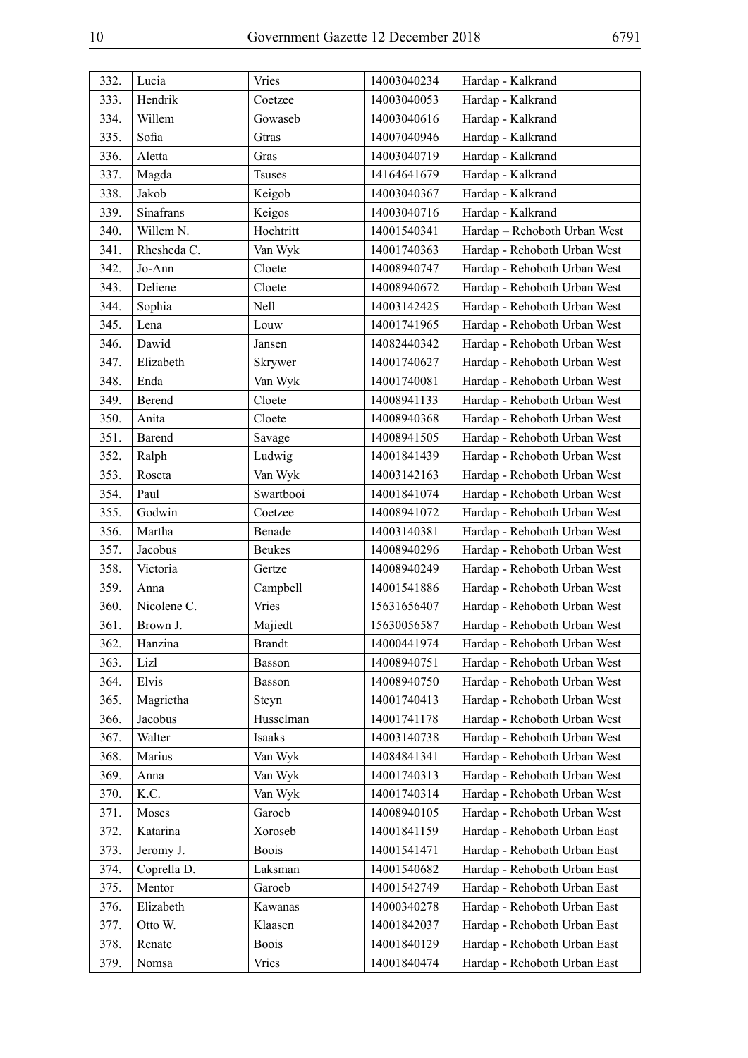| 332. | Lucia | Vries | 14003040234 | Hardap - Kalkrand |
|---|---|---|---|---|
| 333. | Hendrik | Coetzee | 14003040053 | Hardap - Kalkrand |
| 334. | Willem | Gowaseb | 14003040616 | Hardap - Kalkrand |
| 335. | Sofia | Gtras | 14007040946 | Hardap - Kalkrand |
| 336. | Aletta | Gras | 14003040719 | Hardap - Kalkrand |
| 337. | Magda | Tsuses | 14164641679 | Hardap - Kalkrand |
| 338. | Jakob | Keigob | 14003040367 | Hardap - Kalkrand |
| 339. | Sinafrans | Keigos | 14003040716 | Hardap - Kalkrand |
| 340. | Willem N. | Hochtritt | 14001540341 | Hardap – Rehoboth Urban West |
| 341. | Rhesheda C. | Van Wyk | 14001740363 | Hardap - Rehoboth Urban West |
| 342. | Jo-Ann | Cloete | 14008940747 | Hardap - Rehoboth Urban West |
| 343. | Deliene | Cloete | 14008940672 | Hardap - Rehoboth Urban West |
| 344. | Sophia | Nell | 14003142425 | Hardap - Rehoboth Urban West |
| 345. | Lena | Louw | 14001741965 | Hardap - Rehoboth Urban West |
| 346. | Dawid | Jansen | 14082440342 | Hardap - Rehoboth Urban West |
| 347. | Elizabeth | Skrywer | 14001740627 | Hardap - Rehoboth Urban West |
| 348. | Enda | Van Wyk | 14001740081 | Hardap - Rehoboth Urban West |
| 349. | Berend | Cloete | 14008941133 | Hardap - Rehoboth Urban West |
| 350. | Anita | Cloete | 14008940368 | Hardap - Rehoboth Urban West |
| 351. | Barend | Savage | 14008941505 | Hardap - Rehoboth Urban West |
| 352. | Ralph | Ludwig | 14001841439 | Hardap - Rehoboth Urban West |
| 353. | Roseta | Van Wyk | 14003142163 | Hardap - Rehoboth Urban West |
| 354. | Paul | Swartbooi | 14001841074 | Hardap - Rehoboth Urban West |
| 355. | Godwin | Coetzee | 14008941072 | Hardap - Rehoboth Urban West |
| 356. | Martha | Benade | 14003140381 | Hardap - Rehoboth Urban West |
| 357. | Jacobus | Beukes | 14008940296 | Hardap - Rehoboth Urban West |
| 358. | Victoria | Gertze | 14008940249 | Hardap - Rehoboth Urban West |
| 359. | Anna | Campbell | 14001541886 | Hardap - Rehoboth Urban West |
| 360. | Nicolene C. | Vries | 15631656407 | Hardap - Rehoboth Urban West |
| 361. | Brown J. | Majiedt | 15630056587 | Hardap - Rehoboth Urban West |
| 362. | Hanzina | Brandt | 14000441974 | Hardap - Rehoboth Urban West |
| 363. | Lizl | Basson | 14008940751 | Hardap - Rehoboth Urban West |
| 364. | Elvis | Basson | 14008940750 | Hardap - Rehoboth Urban West |
| 365. | Magrietha | Steyn | 14001740413 | Hardap - Rehoboth Urban West |
| 366. | Jacobus | Husselman | 14001741178 | Hardap - Rehoboth Urban West |
| 367. | Walter | Isaaks | 14003140738 | Hardap - Rehoboth Urban West |
| 368. | Marius | Van Wyk | 14084841341 | Hardap - Rehoboth Urban West |
| 369. | Anna | Van Wyk | 14001740313 | Hardap - Rehoboth Urban West |
| 370. | K.C. | Van Wyk | 14001740314 | Hardap - Rehoboth Urban West |
| 371. | Moses | Garoeb | 14008940105 | Hardap - Rehoboth Urban West |
| 372. | Katarina | Xoroseb | 14001841159 | Hardap - Rehoboth Urban East |
| 373. | Jeromy J. | Boois | 14001541471 | Hardap - Rehoboth Urban East |
| 374. | Coprella D. | Laksman | 14001540682 | Hardap - Rehoboth Urban East |
| 375. | Mentor | Garoeb | 14001542749 | Hardap - Rehoboth Urban East |
| 376. | Elizabeth | Kawanas | 14000340278 | Hardap - Rehoboth Urban East |
| 377. | Otto W. | Klaasen | 14001842037 | Hardap - Rehoboth Urban East |
| 378. | Renate | Boois | 14001840129 | Hardap - Rehoboth Urban East |
| 379. | Nomsa | Vries | 14001840474 | Hardap - Rehoboth Urban East |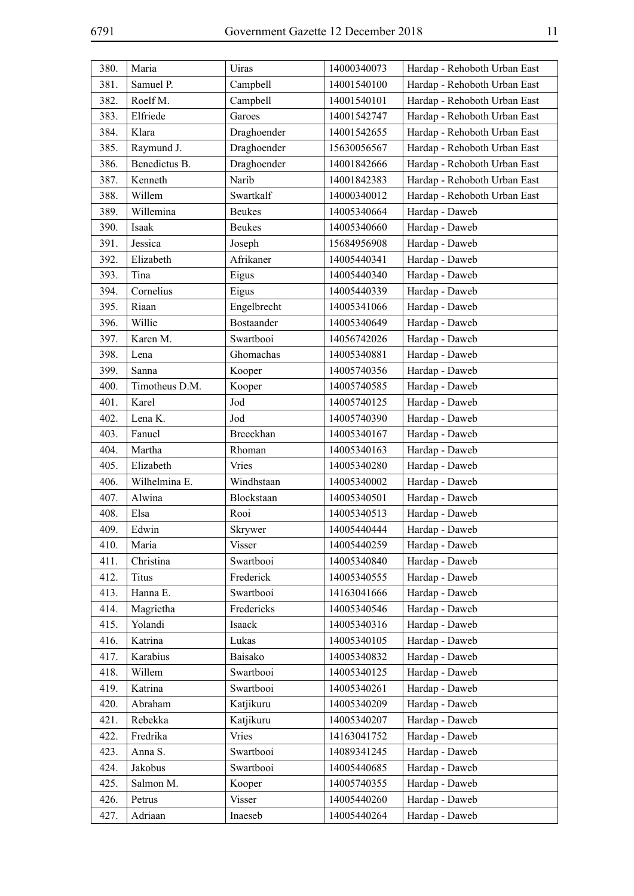| 380. | Maria | Uiras | 14000340073 | Hardap - Rehoboth Urban East |
|---|---|---|---|---|
| 381. | Samuel P. | Campbell | 14001540100 | Hardap - Rehoboth Urban East |
| 382. | Roelf M. | Campbell | 14001540101 | Hardap - Rehoboth Urban East |
| 383. | Elfriede | Garoes | 14001542747 | Hardap - Rehoboth Urban East |
| 384. | Klara | Draghoender | 14001542655 | Hardap - Rehoboth Urban East |
| 385. | Raymund J. | Draghoender | 15630056567 | Hardap - Rehoboth Urban East |
| 386. | Benedictus B. | Draghoender | 14001842666 | Hardap - Rehoboth Urban East |
| 387. | Kenneth | Narib | 14001842383 | Hardap - Rehoboth Urban East |
| 388. | Willem | Swartkalf | 14000340012 | Hardap - Rehoboth Urban East |
| 389. | Willemina | Beukes | 14005340664 | Hardap - Daweb |
| 390. | Isaak | Beukes | 14005340660 | Hardap - Daweb |
| 391. | Jessica | Joseph | 15684956908 | Hardap - Daweb |
| 392. | Elizabeth | Afrikaner | 14005440341 | Hardap - Daweb |
| 393. | Tina | Eigus | 14005440340 | Hardap - Daweb |
| 394. | Cornelius | Eigus | 14005440339 | Hardap - Daweb |
| 395. | Riaan | Engelbrecht | 14005341066 | Hardap - Daweb |
| 396. | Willie | Bostaander | 14005340649 | Hardap - Daweb |
| 397. | Karen M. | Swartbooi | 14056742026 | Hardap - Daweb |
| 398. | Lena | Ghomachas | 14005340881 | Hardap - Daweb |
| 399. | Sanna | Kooper | 14005740356 | Hardap - Daweb |
| 400. | Timotheus D.M. | Kooper | 14005740585 | Hardap - Daweb |
| 401. | Karel | Jod | 14005740125 | Hardap - Daweb |
| 402. | Lena K. | Jod | 14005740390 | Hardap - Daweb |
| 403. | Fanuel | Breeckhan | 14005340167 | Hardap - Daweb |
| 404. | Martha | Rhoman | 14005340163 | Hardap - Daweb |
| 405. | Elizabeth | Vries | 14005340280 | Hardap - Daweb |
| 406. | Wilhelmina E. | Windhstaan | 14005340002 | Hardap - Daweb |
| 407. | Alwina | Blockstaan | 14005340501 | Hardap - Daweb |
| 408. | Elsa | Rooi | 14005340513 | Hardap - Daweb |
| 409. | Edwin | Skrywer | 14005440444 | Hardap - Daweb |
| 410. | Maria | Visser | 14005440259 | Hardap - Daweb |
| 411. | Christina | Swartbooi | 14005340840 | Hardap - Daweb |
| 412. | Titus | Frederick | 14005340555 | Hardap - Daweb |
| 413. | Hanna E. | Swartbooi | 14163041666 | Hardap - Daweb |
| 414. | Magrietha | Fredericks | 14005340546 | Hardap - Daweb |
| 415. | Yolandi | Isaack | 14005340316 | Hardap - Daweb |
| 416. | Katrina | Lukas | 14005340105 | Hardap - Daweb |
| 417. | Karabius | Baisako | 14005340832 | Hardap - Daweb |
| 418. | Willem | Swartbooi | 14005340125 | Hardap - Daweb |
| 419. | Katrina | Swartbooi | 14005340261 | Hardap - Daweb |
| 420. | Abraham | Katjikuru | 14005340209 | Hardap - Daweb |
| 421. | Rebekka | Katjikuru | 14005340207 | Hardap - Daweb |
| 422. | Fredrika | Vries | 14163041752 | Hardap - Daweb |
| 423. | Anna S. | Swartbooi | 14089341245 | Hardap - Daweb |
| 424. | Jakobus | Swartbooi | 14005440685 | Hardap - Daweb |
| 425. | Salmon M. | Kooper | 14005740355 | Hardap - Daweb |
| 426. | Petrus | Visser | 14005440260 | Hardap - Daweb |
| 427. | Adriaan | Inaeseb | 14005440264 | Hardap - Daweb |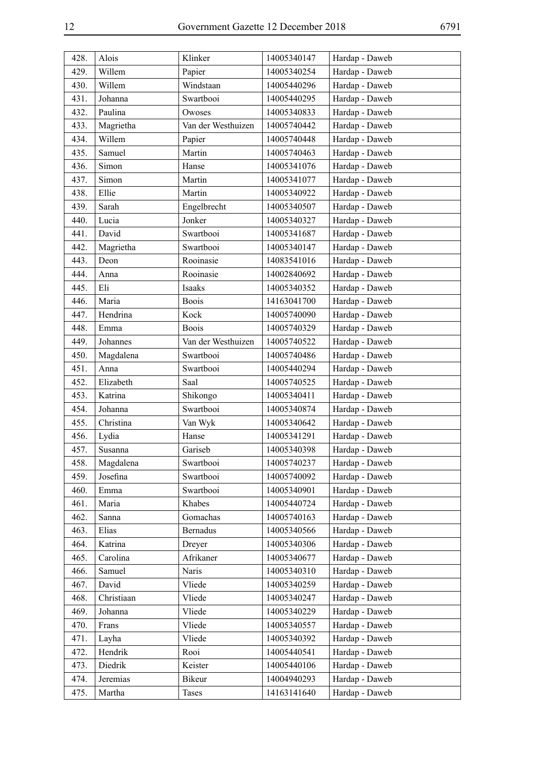| 428. | Alois | Klinker | 14005340147 | Hardap - Daweb |
|---|---|---|---|---|
| 429. | Willem | Papier | 14005340254 | Hardap - Daweb |
| 430. | Willem | Windstaan | 14005440296 | Hardap - Daweb |
| 431. | Johanna | Swartbooi | 14005440295 | Hardap - Daweb |
| 432. | Paulina | Owoses | 14005340833 | Hardap - Daweb |
| 433. | Magrietha | Van der Westhuizen | 14005740442 | Hardap - Daweb |
| 434. | Willem | Papier | 14005740448 | Hardap - Daweb |
| 435. | Samuel | Martin | 14005740463 | Hardap - Daweb |
| 436. | Simon | Hanse | 14005341076 | Hardap - Daweb |
| 437. | Simon | Martin | 14005341077 | Hardap - Daweb |
| 438. | Ellie | Martin | 14005340922 | Hardap - Daweb |
| 439. | Sarah | Engelbrecht | 14005340507 | Hardap - Daweb |
| 440. | Lucia | Jonker | 14005340327 | Hardap - Daweb |
| 441. | David | Swartbooi | 14005341687 | Hardap - Daweb |
| 442. | Magrietha | Swartbooi | 14005340147 | Hardap - Daweb |
| 443. | Deon | Rooinasie | 14083541016 | Hardap - Daweb |
| 444. | Anna | Rooinasie | 14002840692 | Hardap - Daweb |
| 445. | Eli | Isaaks | 14005340352 | Hardap - Daweb |
| 446. | Maria | Boois | 14163041700 | Hardap - Daweb |
| 447. | Hendrina | Kock | 14005740090 | Hardap - Daweb |
| 448. | Emma | Boois | 14005740329 | Hardap - Daweb |
| 449. | Johannes | Van der Westhuizen | 14005740522 | Hardap - Daweb |
| 450. | Magdalena | Swartbooi | 14005740486 | Hardap - Daweb |
| 451. | Anna | Swartbooi | 14005440294 | Hardap - Daweb |
| 452. | Elizabeth | Saal | 14005740525 | Hardap - Daweb |
| 453. | Katrina | Shikongo | 14005340411 | Hardap - Daweb |
| 454. | Johanna | Swartbooi | 14005340874 | Hardap - Daweb |
| 455. | Christina | Van Wyk | 14005340642 | Hardap - Daweb |
| 456. | Lydia | Hanse | 14005341291 | Hardap - Daweb |
| 457. | Susanna | Gariseb | 14005340398 | Hardap - Daweb |
| 458. | Magdalena | Swartbooi | 14005740237 | Hardap - Daweb |
| 459. | Josefina | Swartbooi | 14005740092 | Hardap - Daweb |
| 460. | Emma | Swartbooi | 14005340901 | Hardap - Daweb |
| 461. | Maria | Khabes | 14005440724 | Hardap - Daweb |
| 462. | Sanna | Gomachas | 14005740163 | Hardap - Daweb |
| 463. | Elias | Bernadus | 14005340566 | Hardap - Daweb |
| 464. | Katrina | Dreyer | 14005340306 | Hardap - Daweb |
| 465. | Carolina | Afrikaner | 14005340677 | Hardap - Daweb |
| 466. | Samuel | Naris | 14005340310 | Hardap - Daweb |
| 467. | David | Vliede | 14005340259 | Hardap - Daweb |
| 468. | Christiaan | Vliede | 14005340247 | Hardap - Daweb |
| 469. | Johanna | Vliede | 14005340229 | Hardap - Daweb |
| 470. | Frans | Vliede | 14005340557 | Hardap - Daweb |
| 471. | Layha | Vliede | 14005340392 | Hardap - Daweb |
| 472. | Hendrik | Rooi | 14005440541 | Hardap - Daweb |
| 473. | Diedrik | Keister | 14005440106 | Hardap - Daweb |
| 474. | Jeremias | Bikeur | 14004940293 | Hardap - Daweb |
| 475. | Martha | Tases | 14163141640 | Hardap - Daweb |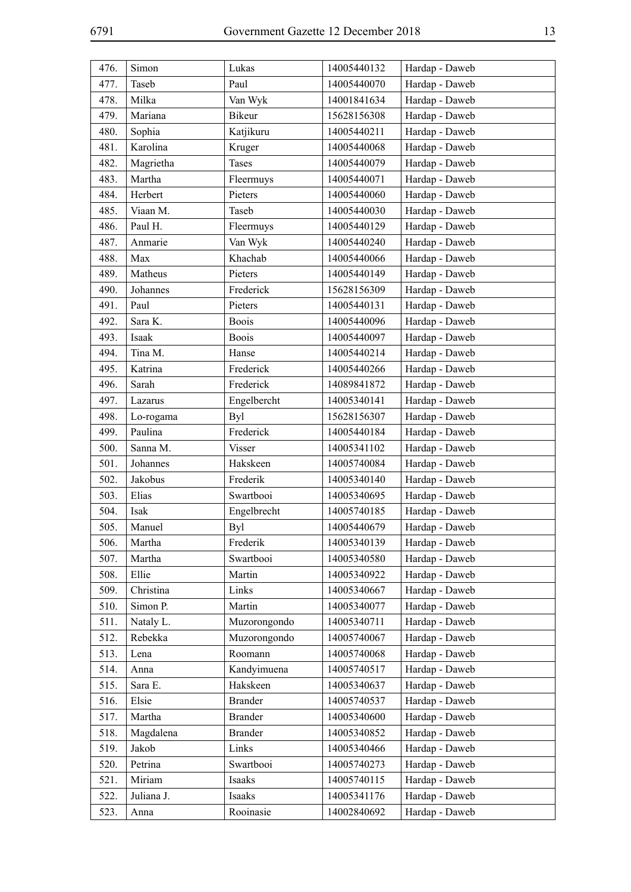| | | | | |
|---|---|---|---|---|
| 476. | Simon | Lukas | 14005440132 | Hardap - Daweb |
| 477. | Taseb | Paul | 14005440070 | Hardap - Daweb |
| 478. | Milka | Van Wyk | 14001841634 | Hardap - Daweb |
| 479. | Mariana | Bikeur | 15628156308 | Hardap - Daweb |
| 480. | Sophia | Katjikuru | 14005440211 | Hardap - Daweb |
| 481. | Karolina | Kruger | 14005440068 | Hardap - Daweb |
| 482. | Magrietha | Tases | 14005440079 | Hardap - Daweb |
| 483. | Martha | Fleermuys | 14005440071 | Hardap - Daweb |
| 484. | Herbert | Pieters | 14005440060 | Hardap - Daweb |
| 485. | Viaan M. | Taseb | 14005440030 | Hardap - Daweb |
| 486. | Paul H. | Fleermuys | 14005440129 | Hardap - Daweb |
| 487. | Anmarie | Van Wyk | 14005440240 | Hardap - Daweb |
| 488. | Max | Khachab | 14005440066 | Hardap - Daweb |
| 489. | Matheus | Pieters | 14005440149 | Hardap - Daweb |
| 490. | Johannes | Frederick | 15628156309 | Hardap - Daweb |
| 491. | Paul | Pieters | 14005440131 | Hardap - Daweb |
| 492. | Sara K. | Boois | 14005440096 | Hardap - Daweb |
| 493. | Isaak | Boois | 14005440097 | Hardap - Daweb |
| 494. | Tina M. | Hanse | 14005440214 | Hardap - Daweb |
| 495. | Katrina | Frederick | 14005440266 | Hardap - Daweb |
| 496. | Sarah | Frederick | 14089841872 | Hardap - Daweb |
| 497. | Lazarus | Engelbercht | 14005340141 | Hardap - Daweb |
| 498. | Lo-rogama | Byl | 15628156307 | Hardap - Daweb |
| 499. | Paulina | Frederick | 14005440184 | Hardap - Daweb |
| 500. | Sanna M. | Visser | 14005341102 | Hardap - Daweb |
| 501. | Johannes | Hakskeen | 14005740084 | Hardap - Daweb |
| 502. | Jakobus | Frederik | 14005340140 | Hardap - Daweb |
| 503. | Elias | Swartbooi | 14005340695 | Hardap - Daweb |
| 504. | Isak | Engelbrecht | 14005740185 | Hardap - Daweb |
| 505. | Manuel | Byl | 14005440679 | Hardap - Daweb |
| 506. | Martha | Frederik | 14005340139 | Hardap - Daweb |
| 507. | Martha | Swartbooi | 14005340580 | Hardap - Daweb |
| 508. | Ellie | Martin | 14005340922 | Hardap - Daweb |
| 509. | Christina | Links | 14005340667 | Hardap - Daweb |
| 510. | Simon P. | Martin | 14005340077 | Hardap - Daweb |
| 511. | Nataly L. | Muzorongondo | 14005340711 | Hardap - Daweb |
| 512. | Rebekka | Muzorongondo | 14005740067 | Hardap - Daweb |
| 513. | Lena | Roomann | 14005740068 | Hardap - Daweb |
| 514. | Anna | Kandyimuena | 14005740517 | Hardap - Daweb |
| 515. | Sara E. | Hakskeen | 14005340637 | Hardap - Daweb |
| 516. | Elsie | Brander | 14005740537 | Hardap - Daweb |
| 517. | Martha | Brander | 14005340600 | Hardap - Daweb |
| 518. | Magdalena | Brander | 14005340852 | Hardap - Daweb |
| 519. | Jakob | Links | 14005340466 | Hardap - Daweb |
| 520. | Petrina | Swartbooi | 14005740273 | Hardap - Daweb |
| 521. | Miriam | Isaaks | 14005740115 | Hardap - Daweb |
| 522. | Juliana J. | Isaaks | 14005341176 | Hardap - Daweb |
| 523. | Anna | Rooinasie | 14002840692 | Hardap - Daweb |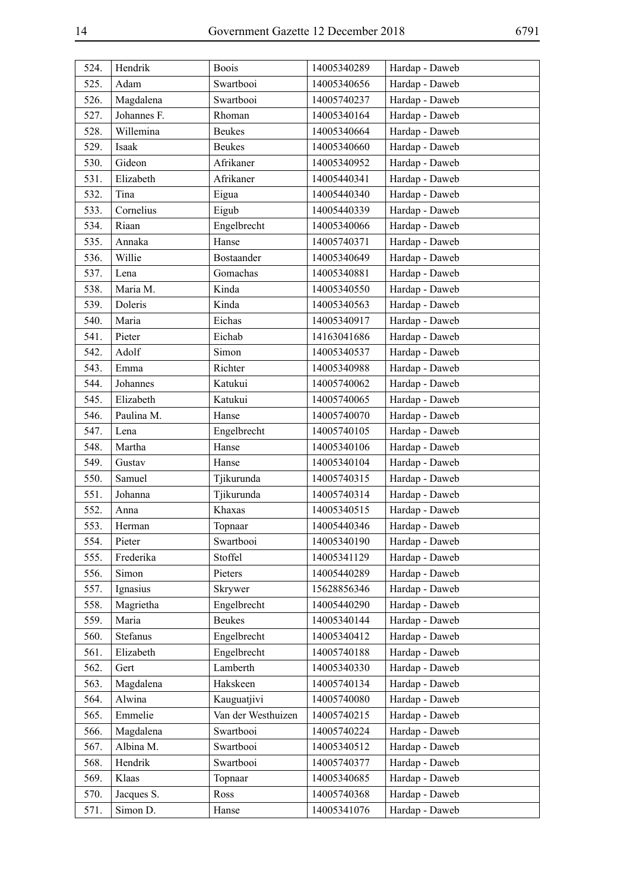| 524. | Hendrik | Boois | 14005340289 | Hardap - Daweb |
|---|---|---|---|---|
| 525. | Adam | Swartbooi | 14005340656 | Hardap - Daweb |
| 526. | Magdalena | Swartbooi | 14005740237 | Hardap - Daweb |
| 527. | Johannes F. | Rhoman | 14005340164 | Hardap - Daweb |
| 528. | Willemina | Beukes | 14005340664 | Hardap - Daweb |
| 529. | Isaak | Beukes | 14005340660 | Hardap - Daweb |
| 530. | Gideon | Afrikaner | 14005340952 | Hardap - Daweb |
| 531. | Elizabeth | Afrikaner | 14005440341 | Hardap - Daweb |
| 532. | Tina | Eigua | 14005440340 | Hardap - Daweb |
| 533. | Cornelius | Eigub | 14005440339 | Hardap - Daweb |
| 534. | Riaan | Engelbrecht | 14005340066 | Hardap - Daweb |
| 535. | Annaka | Hanse | 14005740371 | Hardap - Daweb |
| 536. | Willie | Bostaander | 14005340649 | Hardap - Daweb |
| 537. | Lena | Gomachas | 14005340881 | Hardap - Daweb |
| 538. | Maria M. | Kinda | 14005340550 | Hardap - Daweb |
| 539. | Doleris | Kinda | 14005340563 | Hardap - Daweb |
| 540. | Maria | Eichas | 14005340917 | Hardap - Daweb |
| 541. | Pieter | Eichab | 14163041686 | Hardap - Daweb |
| 542. | Adolf | Simon | 14005340537 | Hardap - Daweb |
| 543. | Emma | Richter | 14005340988 | Hardap - Daweb |
| 544. | Johannes | Katukui | 14005740062 | Hardap - Daweb |
| 545. | Elizabeth | Katukui | 14005740065 | Hardap - Daweb |
| 546. | Paulina M. | Hanse | 14005740070 | Hardap - Daweb |
| 547. | Lena | Engelbrecht | 14005740105 | Hardap - Daweb |
| 548. | Martha | Hanse | 14005340106 | Hardap - Daweb |
| 549. | Gustav | Hanse | 14005340104 | Hardap - Daweb |
| 550. | Samuel | Tjikurunda | 14005740315 | Hardap - Daweb |
| 551. | Johanna | Tjikurunda | 14005740314 | Hardap - Daweb |
| 552. | Anna | Khaxas | 14005340515 | Hardap - Daweb |
| 553. | Herman | Topnaar | 14005440346 | Hardap - Daweb |
| 554. | Pieter | Swartbooi | 14005340190 | Hardap - Daweb |
| 555. | Frederika | Stoffel | 14005341129 | Hardap - Daweb |
| 556. | Simon | Pieters | 14005440289 | Hardap - Daweb |
| 557. | Ignasius | Skrywer | 15628856346 | Hardap - Daweb |
| 558. | Magrietha | Engelbrecht | 14005440290 | Hardap - Daweb |
| 559. | Maria | Beukes | 14005340144 | Hardap - Daweb |
| 560. | Stefanus | Engelbrecht | 14005340412 | Hardap - Daweb |
| 561. | Elizabeth | Engelbrecht | 14005740188 | Hardap - Daweb |
| 562. | Gert | Lamberth | 14005340330 | Hardap - Daweb |
| 563. | Magdalena | Hakskeen | 14005740134 | Hardap - Daweb |
| 564. | Alwina | Kauguatjivi | 14005740080 | Hardap - Daweb |
| 565. | Emmelie | Van der Westhuizen | 14005740215 | Hardap - Daweb |
| 566. | Magdalena | Swartbooi | 14005740224 | Hardap - Daweb |
| 567. | Albina M. | Swartbooi | 14005340512 | Hardap - Daweb |
| 568. | Hendrik | Swartbooi | 14005740377 | Hardap - Daweb |
| 569. | Klaas | Topnaar | 14005340685 | Hardap - Daweb |
| 570. | Jacques S. | Ross | 14005740368 | Hardap - Daweb |
| 571. | Simon D. | Hanse | 14005341076 | Hardap - Daweb |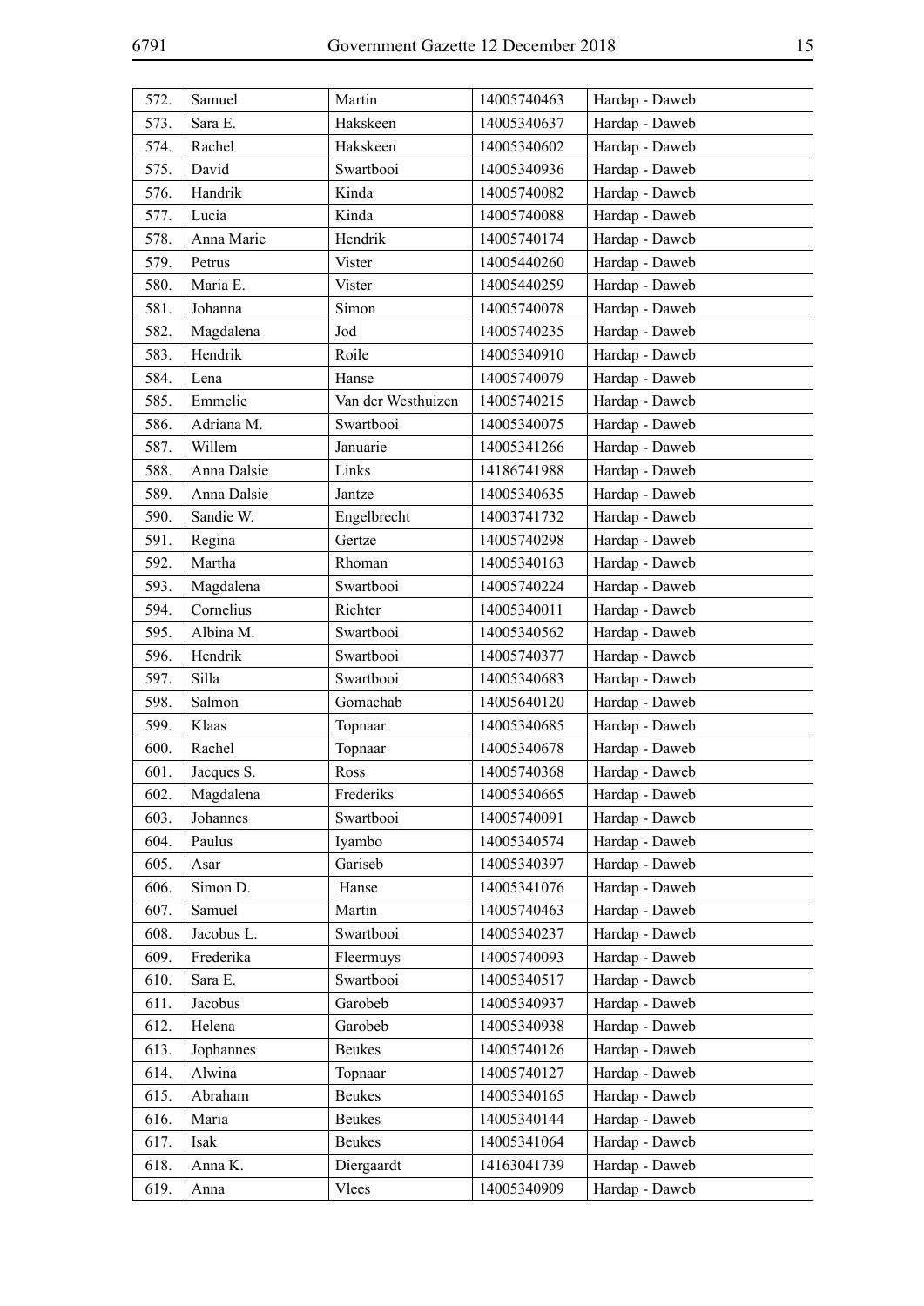| 572. | Samuel | Martin | 14005740463 | Hardap - Daweb |
|---|---|---|---|---|
| 573. | Sara E. | Hakskeen | 14005340637 | Hardap - Daweb |
| 574. | Rachel | Hakskeen | 14005340602 | Hardap - Daweb |
| 575. | David | Swartbooi | 14005340936 | Hardap - Daweb |
| 576. | Handrik | Kinda | 14005740082 | Hardap - Daweb |
| 577. | Lucia | Kinda | 14005740088 | Hardap - Daweb |
| 578. | Anna Marie | Hendrik | 14005740174 | Hardap - Daweb |
| 579. | Petrus | Vister | 14005440260 | Hardap - Daweb |
| 580. | Maria E. | Vister | 14005440259 | Hardap - Daweb |
| 581. | Johanna | Simon | 14005740078 | Hardap - Daweb |
| 582. | Magdalena | Jod | 14005740235 | Hardap - Daweb |
| 583. | Hendrik | Roile | 14005340910 | Hardap - Daweb |
| 584. | Lena | Hanse | 14005740079 | Hardap - Daweb |
| 585. | Emmelie | Van der Westhuizen | 14005740215 | Hardap - Daweb |
| 586. | Adriana M. | Swartbooi | 14005340075 | Hardap - Daweb |
| 587. | Willem | Januarie | 14005341266 | Hardap - Daweb |
| 588. | Anna Dalsie | Links | 14186741988 | Hardap - Daweb |
| 589. | Anna Dalsie | Jantze | 14005340635 | Hardap - Daweb |
| 590. | Sandie W. | Engelbrecht | 14003741732 | Hardap - Daweb |
| 591. | Regina | Gertze | 14005740298 | Hardap - Daweb |
| 592. | Martha | Rhoman | 14005340163 | Hardap - Daweb |
| 593. | Magdalena | Swartbooi | 14005740224 | Hardap - Daweb |
| 594. | Cornelius | Richter | 14005340011 | Hardap - Daweb |
| 595. | Albina M. | Swartbooi | 14005340562 | Hardap - Daweb |
| 596. | Hendrik | Swartbooi | 14005740377 | Hardap - Daweb |
| 597. | Silla | Swartbooi | 14005340683 | Hardap - Daweb |
| 598. | Salmon | Gomachab | 14005640120 | Hardap - Daweb |
| 599. | Klaas | Topnaar | 14005340685 | Hardap - Daweb |
| 600. | Rachel | Topnaar | 14005340678 | Hardap - Daweb |
| 601. | Jacques S. | Ross | 14005740368 | Hardap - Daweb |
| 602. | Magdalena | Frederiks | 14005340665 | Hardap - Daweb |
| 603. | Johannes | Swartbooi | 14005740091 | Hardap - Daweb |
| 604. | Paulus | Iyambo | 14005340574 | Hardap - Daweb |
| 605. | Asar | Gariseb | 14005340397 | Hardap - Daweb |
| 606. | Simon D. | Hanse | 14005341076 | Hardap - Daweb |
| 607. | Samuel | Martin | 14005740463 | Hardap - Daweb |
| 608. | Jacobus L. | Swartbooi | 14005340237 | Hardap - Daweb |
| 609. | Frederika | Fleermuys | 14005740093 | Hardap - Daweb |
| 610. | Sara E. | Swartbooi | 14005340517 | Hardap - Daweb |
| 611. | Jacobus | Garobeb | 14005340937 | Hardap - Daweb |
| 612. | Helena | Garobeb | 14005340938 | Hardap - Daweb |
| 613. | Jophannes | Beukes | 14005740126 | Hardap - Daweb |
| 614. | Alwina | Topnaar | 14005740127 | Hardap - Daweb |
| 615. | Abraham | Beukes | 14005340165 | Hardap - Daweb |
| 616. | Maria | Beukes | 14005340144 | Hardap - Daweb |
| 617. | Isak | Beukes | 14005341064 | Hardap - Daweb |
| 618. | Anna K. | Diergaardt | 14163041739 | Hardap - Daweb |
| 619. | Anna | Vlees | 14005340909 | Hardap - Daweb |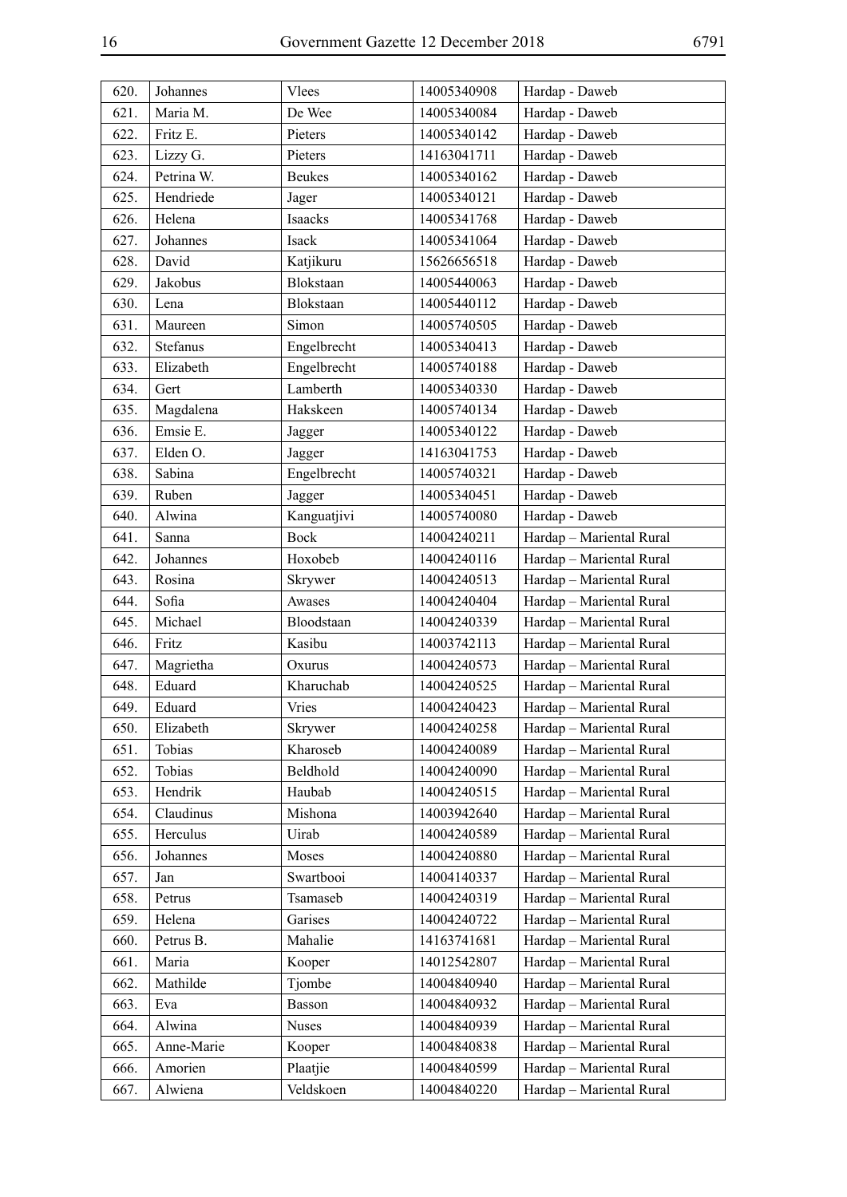| | | | | |
|---|---|---|---|---|
| 620. | Johannes | Vlees | 14005340908 | Hardap - Daweb |
| 621. | Maria M. | De Wee | 14005340084 | Hardap - Daweb |
| 622. | Fritz E. | Pieters | 14005340142 | Hardap - Daweb |
| 623. | Lizzy G. | Pieters | 14163041711 | Hardap - Daweb |
| 624. | Petrina W. | Beukes | 14005340162 | Hardap - Daweb |
| 625. | Hendriede | Jager | 14005340121 | Hardap - Daweb |
| 626. | Helena | Isaacks | 14005341768 | Hardap - Daweb |
| 627. | Johannes | Isack | 14005341064 | Hardap - Daweb |
| 628. | David | Katjikuru | 15626656518 | Hardap - Daweb |
| 629. | Jakobus | Blokstaan | 14005440063 | Hardap - Daweb |
| 630. | Lena | Blokstaan | 14005440112 | Hardap - Daweb |
| 631. | Maureen | Simon | 14005740505 | Hardap - Daweb |
| 632. | Stefanus | Engelbrecht | 14005340413 | Hardap - Daweb |
| 633. | Elizabeth | Engelbrecht | 14005740188 | Hardap - Daweb |
| 634. | Gert | Lamberth | 14005340330 | Hardap - Daweb |
| 635. | Magdalena | Hakskeen | 14005740134 | Hardap - Daweb |
| 636. | Emsie E. | Jagger | 14005340122 | Hardap - Daweb |
| 637. | Elden O. | Jagger | 14163041753 | Hardap - Daweb |
| 638. | Sabina | Engelbrecht | 14005740321 | Hardap - Daweb |
| 639. | Ruben | Jagger | 14005340451 | Hardap - Daweb |
| 640. | Alwina | Kanguatjivi | 14005740080 | Hardap - Daweb |
| 641. | Sanna | Bock | 14004240211 | Hardap – Mariental Rural |
| 642. | Johannes | Hoxobeb | 14004240116 | Hardap – Mariental Rural |
| 643. | Rosina | Skrywer | 14004240513 | Hardap – Mariental Rural |
| 644. | Sofia | Awases | 14004240404 | Hardap – Mariental Rural |
| 645. | Michael | Bloodstaan | 14004240339 | Hardap – Mariental Rural |
| 646. | Fritz | Kasibu | 14003742113 | Hardap – Mariental Rural |
| 647. | Magrietha | Oxurus | 14004240573 | Hardap – Mariental Rural |
| 648. | Eduard | Kharuchab | 14004240525 | Hardap – Mariental Rural |
| 649. | Eduard | Vries | 14004240423 | Hardap – Mariental Rural |
| 650. | Elizabeth | Skrywer | 14004240258 | Hardap – Mariental Rural |
| 651. | Tobias | Kharoseb | 14004240089 | Hardap – Mariental Rural |
| 652. | Tobias | Beldhold | 14004240090 | Hardap – Mariental Rural |
| 653. | Hendrik | Haubab | 14004240515 | Hardap – Mariental Rural |
| 654. | Claudinus | Mishona | 14003942640 | Hardap – Mariental Rural |
| 655. | Herculus | Uirab | 14004240589 | Hardap – Mariental Rural |
| 656. | Johannes | Moses | 14004240880 | Hardap – Mariental Rural |
| 657. | Jan | Swartbooi | 14004140337 | Hardap – Mariental Rural |
| 658. | Petrus | Tsamaseb | 14004240319 | Hardap – Mariental Rural |
| 659. | Helena | Garises | 14004240722 | Hardap – Mariental Rural |
| 660. | Petrus B. | Mahalie | 14163741681 | Hardap – Mariental Rural |
| 661. | Maria | Kooper | 14012542807 | Hardap – Mariental Rural |
| 662. | Mathilde | Tjombe | 14004840940 | Hardap – Mariental Rural |
| 663. | Eva | Basson | 14004840932 | Hardap – Mariental Rural |
| 664. | Alwina | Nuses | 14004840939 | Hardap – Mariental Rural |
| 665. | Anne-Marie | Kooper | 14004840838 | Hardap – Mariental Rural |
| 666. | Amorien | Plaatjie | 14004840599 | Hardap – Mariental Rural |
| 667. | Alwiena | Veldskoen | 14004840220 | Hardap – Mariental Rural |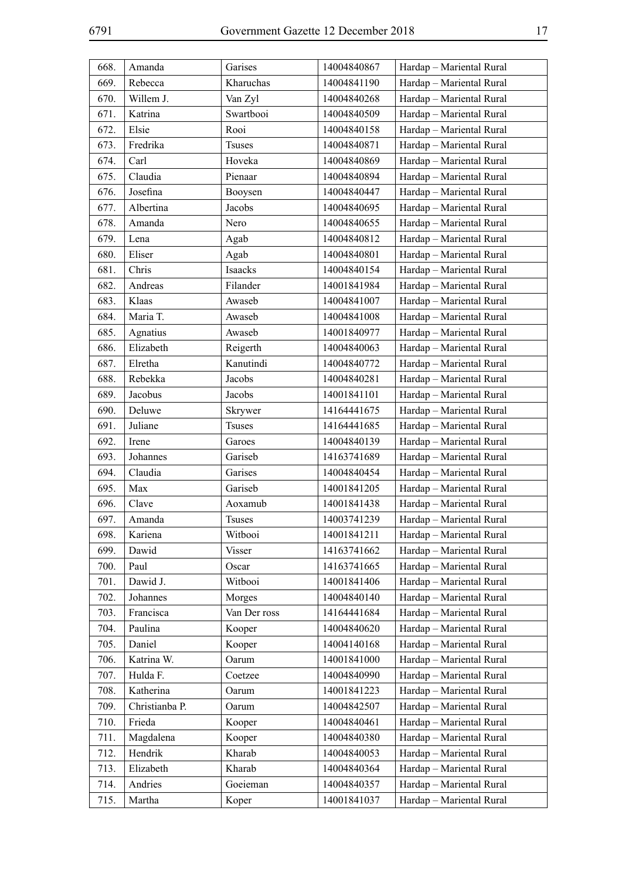| 668. | Amanda | Garises | 14004840867 | Hardap – Mariental Rural |
|---|---|---|---|---|
| 669. | Rebecca | Kharuchas | 14004841190 | Hardap – Mariental Rural |
| 670. | Willem J. | Van Zyl | 14004840268 | Hardap – Mariental Rural |
| 671. | Katrina | Swartbooi | 14004840509 | Hardap – Mariental Rural |
| 672. | Elsie | Rooi | 14004840158 | Hardap – Mariental Rural |
| 673. | Fredrika | Tsuses | 14004840871 | Hardap – Mariental Rural |
| 674. | Carl | Hoveka | 14004840869 | Hardap – Mariental Rural |
| 675. | Claudia | Pienaar | 14004840894 | Hardap – Mariental Rural |
| 676. | Josefina | Booysen | 14004840447 | Hardap – Mariental Rural |
| 677. | Albertina | Jacobs | 14004840695 | Hardap – Mariental Rural |
| 678. | Amanda | Nero | 14004840655 | Hardap – Mariental Rural |
| 679. | Lena | Agab | 14004840812 | Hardap – Mariental Rural |
| 680. | Eliser | Agab | 14004840801 | Hardap – Mariental Rural |
| 681. | Chris | Isaacks | 14004840154 | Hardap – Mariental Rural |
| 682. | Andreas | Filander | 14001841984 | Hardap – Mariental Rural |
| 683. | Klaas | Awaseb | 14004841007 | Hardap – Mariental Rural |
| 684. | Maria T. | Awaseb | 14004841008 | Hardap – Mariental Rural |
| 685. | Agnatius | Awaseb | 14001840977 | Hardap – Mariental Rural |
| 686. | Elizabeth | Reigerth | 14004840063 | Hardap – Mariental Rural |
| 687. | Elretha | Kanutindi | 14004840772 | Hardap – Mariental Rural |
| 688. | Rebekka | Jacobs | 14004840281 | Hardap – Mariental Rural |
| 689. | Jacobus | Jacobs | 14001841101 | Hardap – Mariental Rural |
| 690. | Deluwe | Skrywer | 14164441675 | Hardap – Mariental Rural |
| 691. | Juliane | Tsuses | 14164441685 | Hardap – Mariental Rural |
| 692. | Irene | Garoes | 14004840139 | Hardap – Mariental Rural |
| 693. | Johannes | Gariseb | 14163741689 | Hardap – Mariental Rural |
| 694. | Claudia | Garises | 14004840454 | Hardap – Mariental Rural |
| 695. | Max | Gariseb | 14001841205 | Hardap – Mariental Rural |
| 696. | Clave | Aoxamub | 14001841438 | Hardap – Mariental Rural |
| 697. | Amanda | Tsuses | 14003741239 | Hardap – Mariental Rural |
| 698. | Kariena | Witbooi | 14001841211 | Hardap – Mariental Rural |
| 699. | Dawid | Visser | 14163741662 | Hardap – Mariental Rural |
| 700. | Paul | Oscar | 14163741665 | Hardap – Mariental Rural |
| 701. | Dawid J. | Witbooi | 14001841406 | Hardap – Mariental Rural |
| 702. | Johannes | Morges | 14004840140 | Hardap – Mariental Rural |
| 703. | Francisca | Van Der ross | 14164441684 | Hardap – Mariental Rural |
| 704. | Paulina | Kooper | 14004840620 | Hardap – Mariental Rural |
| 705. | Daniel | Kooper | 14004140168 | Hardap – Mariental Rural |
| 706. | Katrina W. | Oarum | 14001841000 | Hardap – Mariental Rural |
| 707. | Hulda F. | Coetzee | 14004840990 | Hardap – Mariental Rural |
| 708. | Katherina | Oarum | 14001841223 | Hardap – Mariental Rural |
| 709. | Christianba P. | Oarum | 14004842507 | Hardap – Mariental Rural |
| 710. | Frieda | Kooper | 14004840461 | Hardap – Mariental Rural |
| 711. | Magdalena | Kooper | 14004840380 | Hardap – Mariental Rural |
| 712. | Hendrik | Kharab | 14004840053 | Hardap – Mariental Rural |
| 713. | Elizabeth | Kharab | 14004840364 | Hardap – Mariental Rural |
| 714. | Andries | Goeieman | 14004840357 | Hardap – Mariental Rural |
| 715. | Martha | Koper | 14001841037 | Hardap – Mariental Rural |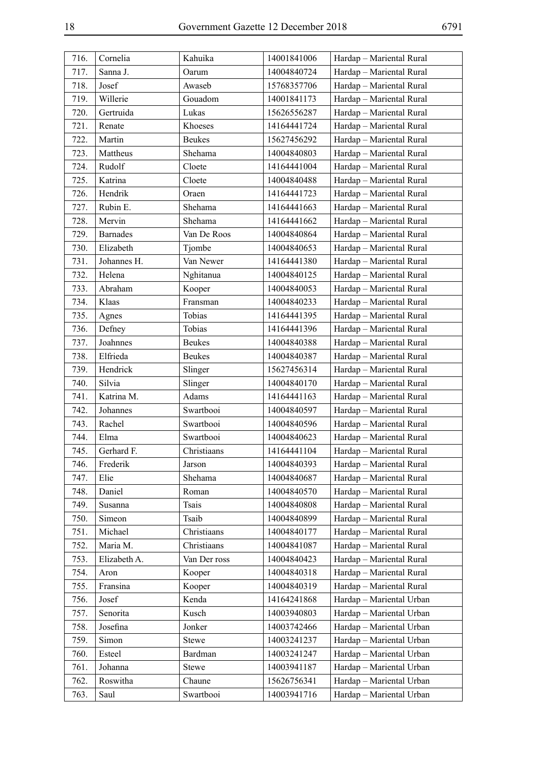| 716. | Cornelia | Kahuika | 14001841006 | Hardap – Mariental Rural |
|---|---|---|---|---|
| 717. | Sanna J. | Oarum | 14004840724 | Hardap – Mariental Rural |
| 718. | Josef | Awaseb | 15768357706 | Hardap – Mariental Rural |
| 719. | Willerie | Gouadom | 14001841173 | Hardap – Mariental Rural |
| 720. | Gertruida | Lukas | 15626556287 | Hardap – Mariental Rural |
| 721. | Renate | Khoeses | 14164441724 | Hardap – Mariental Rural |
| 722. | Martin | Beukes | 15627456292 | Hardap – Mariental Rural |
| 723. | Mattheus | Shehama | 14004840803 | Hardap – Mariental Rural |
| 724. | Rudolf | Cloete | 14164441004 | Hardap – Mariental Rural |
| 725. | Katrina | Cloete | 14004840488 | Hardap – Mariental Rural |
| 726. | Hendrik | Oraen | 14164441723 | Hardap – Mariental Rural |
| 727. | Rubin E. | Shehama | 14164441663 | Hardap – Mariental Rural |
| 728. | Mervin | Shehama | 14164441662 | Hardap – Mariental Rural |
| 729. | Barnades | Van De Roos | 14004840864 | Hardap – Mariental Rural |
| 730. | Elizabeth | Tjombe | 14004840653 | Hardap – Mariental Rural |
| 731. | Johannes H. | Van Newer | 14164441380 | Hardap – Mariental Rural |
| 732. | Helena | Nghitanua | 14004840125 | Hardap – Mariental Rural |
| 733. | Abraham | Kooper | 14004840053 | Hardap – Mariental Rural |
| 734. | Klaas | Fransman | 14004840233 | Hardap – Mariental Rural |
| 735. | Agnes | Tobias | 14164441395 | Hardap – Mariental Rural |
| 736. | Defney | Tobias | 14164441396 | Hardap – Mariental Rural |
| 737. | Joahnnes | Beukes | 14004840388 | Hardap – Mariental Rural |
| 738. | Elfrieda | Beukes | 14004840387 | Hardap – Mariental Rural |
| 739. | Hendrick | Slinger | 15627456314 | Hardap – Mariental Rural |
| 740. | Silvia | Slinger | 14004840170 | Hardap – Mariental Rural |
| 741. | Katrina M. | Adams | 14164441163 | Hardap – Mariental Rural |
| 742. | Johannes | Swartbooi | 14004840597 | Hardap – Mariental Rural |
| 743. | Rachel | Swartbooi | 14004840596 | Hardap – Mariental Rural |
| 744. | Elma | Swartbooi | 14004840623 | Hardap – Mariental Rural |
| 745. | Gerhard F. | Christiaans | 14164441104 | Hardap – Mariental Rural |
| 746. | Frederik | Jarson | 14004840393 | Hardap – Mariental Rural |
| 747. | Elie | Shehama | 14004840687 | Hardap – Mariental Rural |
| 748. | Daniel | Roman | 14004840570 | Hardap – Mariental Rural |
| 749. | Susanna | Tsais | 14004840808 | Hardap – Mariental Rural |
| 750. | Simeon | Tsaib | 14004840899 | Hardap – Mariental Rural |
| 751. | Michael | Christiaans | 14004840177 | Hardap – Mariental Rural |
| 752. | Maria M. | Christiaans | 14004841087 | Hardap – Mariental Rural |
| 753. | Elizabeth A. | Van Der ross | 14004840423 | Hardap – Mariental Rural |
| 754. | Aron | Kooper | 14004840318 | Hardap – Mariental Rural |
| 755. | Fransina | Kooper | 14004840319 | Hardap – Mariental Rural |
| 756. | Josef | Kenda | 14164241868 | Hardap – Mariental Urban |
| 757. | Senorita | Kusch | 14003940803 | Hardap – Mariental Urban |
| 758. | Josefina | Jonker | 14003742466 | Hardap – Mariental Urban |
| 759. | Simon | Stewe | 14003241237 | Hardap – Mariental Urban |
| 760. | Esteel | Bardman | 14003241247 | Hardap – Mariental Urban |
| 761. | Johanna | Stewe | 14003941187 | Hardap – Mariental Urban |
| 762. | Roswitha | Chaune | 15626756341 | Hardap – Mariental Urban |
| 763. | Saul | Swartbooi | 14003941716 | Hardap – Mariental Urban |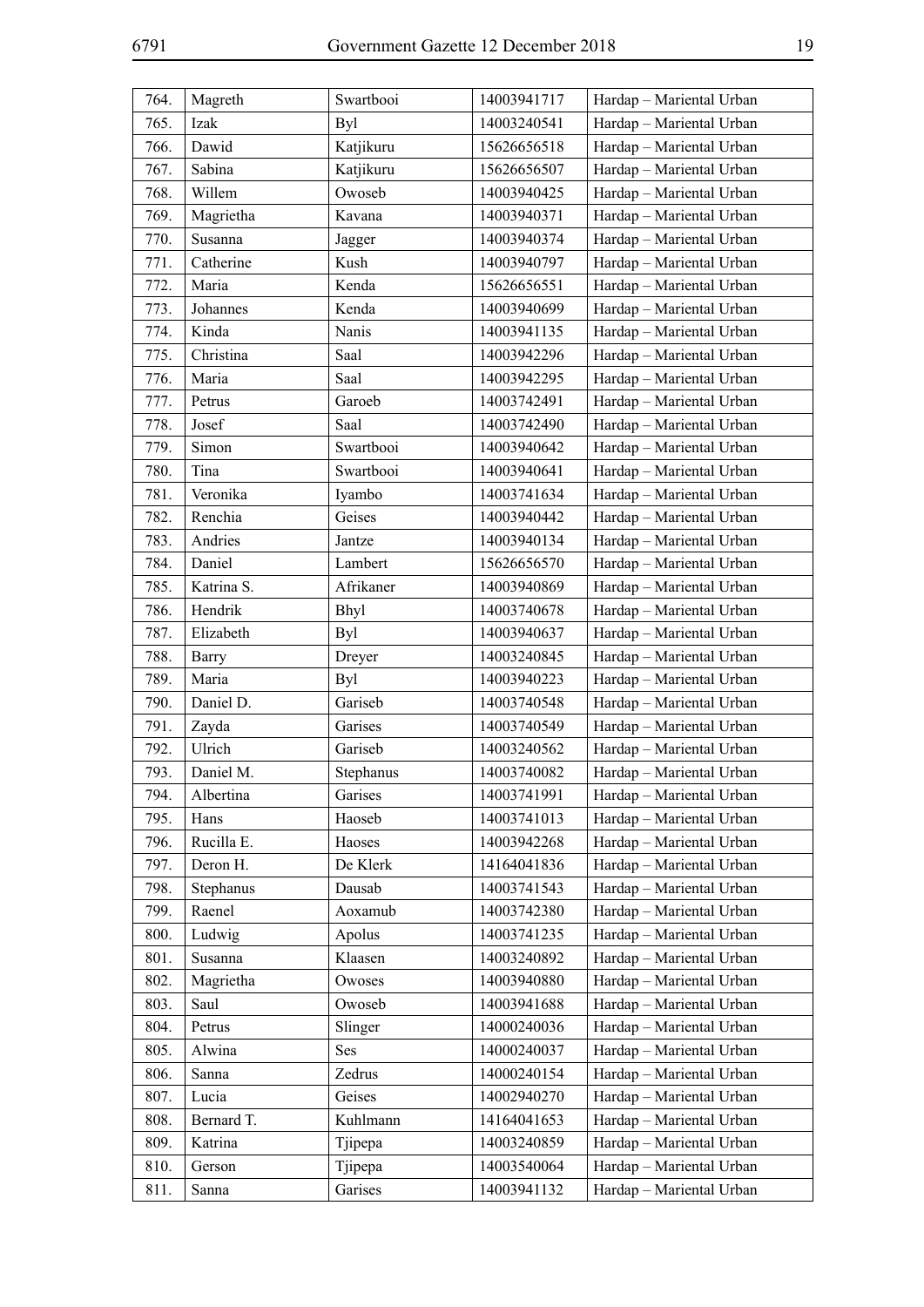| 764. | Magreth | Swartbooi | 14003941717 | Hardap – Mariental Urban |
|---|---|---|---|---|
| 765. | Izak | Byl | 14003240541 | Hardap – Mariental Urban |
| 766. | Dawid | Katjikuru | 15626656518 | Hardap – Mariental Urban |
| 767. | Sabina | Katjikuru | 15626656507 | Hardap – Mariental Urban |
| 768. | Willem | Owoseb | 14003940425 | Hardap – Mariental Urban |
| 769. | Magrietha | Kavana | 14003940371 | Hardap – Mariental Urban |
| 770. | Susanna | Jagger | 14003940374 | Hardap – Mariental Urban |
| 771. | Catherine | Kush | 14003940797 | Hardap – Mariental Urban |
| 772. | Maria | Kenda | 15626656551 | Hardap – Mariental Urban |
| 773. | Johannes | Kenda | 14003940699 | Hardap – Mariental Urban |
| 774. | Kinda | Nanis | 14003941135 | Hardap – Mariental Urban |
| 775. | Christina | Saal | 14003942296 | Hardap – Mariental Urban |
| 776. | Maria | Saal | 14003942295 | Hardap – Mariental Urban |
| 777. | Petrus | Garoeb | 14003742491 | Hardap – Mariental Urban |
| 778. | Josef | Saal | 14003742490 | Hardap – Mariental Urban |
| 779. | Simon | Swartbooi | 14003940642 | Hardap – Mariental Urban |
| 780. | Tina | Swartbooi | 14003940641 | Hardap – Mariental Urban |
| 781. | Veronika | Iyambo | 14003741634 | Hardap – Mariental Urban |
| 782. | Renchia | Geises | 14003940442 | Hardap – Mariental Urban |
| 783. | Andries | Jantze | 14003940134 | Hardap – Mariental Urban |
| 784. | Daniel | Lambert | 15626656570 | Hardap – Mariental Urban |
| 785. | Katrina S. | Afrikaner | 14003940869 | Hardap – Mariental Urban |
| 786. | Hendrik | Bhyl | 14003740678 | Hardap – Mariental Urban |
| 787. | Elizabeth | Byl | 14003940637 | Hardap – Mariental Urban |
| 788. | Barry | Dreyer | 14003240845 | Hardap – Mariental Urban |
| 789. | Maria | Byl | 14003940223 | Hardap – Mariental Urban |
| 790. | Daniel D. | Gariseb | 14003740548 | Hardap – Mariental Urban |
| 791. | Zayda | Garises | 14003740549 | Hardap – Mariental Urban |
| 792. | Ulrich | Gariseb | 14003240562 | Hardap – Mariental Urban |
| 793. | Daniel M. | Stephanus | 14003740082 | Hardap – Mariental Urban |
| 794. | Albertina | Garises | 14003741991 | Hardap – Mariental Urban |
| 795. | Hans | Haoseb | 14003741013 | Hardap – Mariental Urban |
| 796. | Rucilla E. | Haoses | 14003942268 | Hardap – Mariental Urban |
| 797. | Deron H. | De Klerk | 14164041836 | Hardap – Mariental Urban |
| 798. | Stephanus | Dausab | 14003741543 | Hardap – Mariental Urban |
| 799. | Raenel | Aoxamub | 14003742380 | Hardap – Mariental Urban |
| 800. | Ludwig | Apolus | 14003741235 | Hardap – Mariental Urban |
| 801. | Susanna | Klaasen | 14003240892 | Hardap – Mariental Urban |
| 802. | Magrietha | Owoses | 14003940880 | Hardap – Mariental Urban |
| 803. | Saul | Owoseb | 14003941688 | Hardap – Mariental Urban |
| 804. | Petrus | Slinger | 14000240036 | Hardap – Mariental Urban |
| 805. | Alwina | Ses | 14000240037 | Hardap – Mariental Urban |
| 806. | Sanna | Zedrus | 14000240154 | Hardap – Mariental Urban |
| 807. | Lucia | Geises | 14002940270 | Hardap – Mariental Urban |
| 808. | Bernard T. | Kuhlmann | 14164041653 | Hardap – Mariental Urban |
| 809. | Katrina | Tjipepa | 14003240859 | Hardap – Mariental Urban |
| 810. | Gerson | Tjipepa | 14003540064 | Hardap – Mariental Urban |
| 811. | Sanna | Garises | 14003941132 | Hardap – Mariental Urban |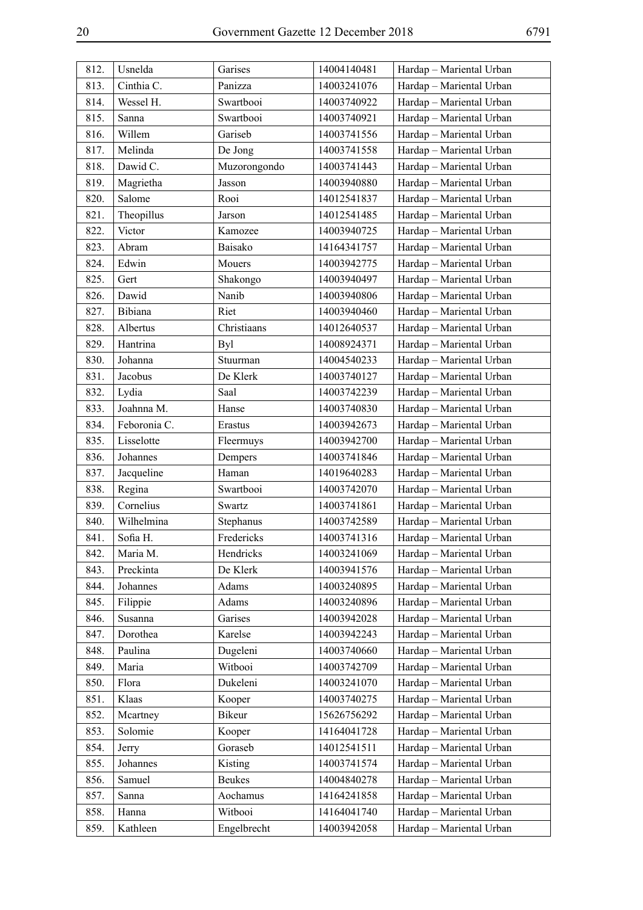| 812. | Usnelda | Garises | 14004140481 | Hardap – Mariental Urban |
|---|---|---|---|---|
| 813. | Cinthia C. | Panizza | 14003241076 | Hardap – Mariental Urban |
| 814. | Wessel H. | Swartbooi | 14003740922 | Hardap – Mariental Urban |
| 815. | Sanna | Swartbooi | 14003740921 | Hardap – Mariental Urban |
| 816. | Willem | Gariseb | 14003741556 | Hardap – Mariental Urban |
| 817. | Melinda | De Jong | 14003741558 | Hardap – Mariental Urban |
| 818. | Dawid C. | Muzorongondo | 14003741443 | Hardap – Mariental Urban |
| 819. | Magrietha | Jasson | 14003940880 | Hardap – Mariental Urban |
| 820. | Salome | Rooi | 14012541837 | Hardap – Mariental Urban |
| 821. | Theopillus | Jarson | 14012541485 | Hardap – Mariental Urban |
| 822. | Victor | Kamozee | 14003940725 | Hardap – Mariental Urban |
| 823. | Abram | Baisako | 14164341757 | Hardap – Mariental Urban |
| 824. | Edwin | Mouers | 14003942775 | Hardap – Mariental Urban |
| 825. | Gert | Shakongo | 14003940497 | Hardap – Mariental Urban |
| 826. | Dawid | Nanib | 14003940806 | Hardap – Mariental Urban |
| 827. | Bibiana | Riet | 14003940460 | Hardap – Mariental Urban |
| 828. | Albertus | Christiaans | 14012640537 | Hardap – Mariental Urban |
| 829. | Hantrina | Byl | 14008924371 | Hardap – Mariental Urban |
| 830. | Johanna | Stuurman | 14004540233 | Hardap – Mariental Urban |
| 831. | Jacobus | De Klerk | 14003740127 | Hardap – Mariental Urban |
| 832. | Lydia | Saal | 14003742239 | Hardap – Mariental Urban |
| 833. | Joahnna M. | Hanse | 14003740830 | Hardap – Mariental Urban |
| 834. | Feboronia C. | Erastus | 14003942673 | Hardap – Mariental Urban |
| 835. | Lisselotte | Fleermuys | 14003942700 | Hardap – Mariental Urban |
| 836. | Johannes | Dempers | 14003741846 | Hardap – Mariental Urban |
| 837. | Jacqueline | Haman | 14019640283 | Hardap – Mariental Urban |
| 838. | Regina | Swartbooi | 14003742070 | Hardap – Mariental Urban |
| 839. | Cornelius | Swartz | 14003741861 | Hardap – Mariental Urban |
| 840. | Wilhelmina | Stephanus | 14003742589 | Hardap – Mariental Urban |
| 841. | Sofia H. | Fredericks | 14003741316 | Hardap – Mariental Urban |
| 842. | Maria M. | Hendricks | 14003241069 | Hardap – Mariental Urban |
| 843. | Preckinta | De Klerk | 14003941576 | Hardap – Mariental Urban |
| 844. | Johannes | Adams | 14003240895 | Hardap – Mariental Urban |
| 845. | Filippie | Adams | 14003240896 | Hardap – Mariental Urban |
| 846. | Susanna | Garises | 14003942028 | Hardap – Mariental Urban |
| 847. | Dorothea | Karelse | 14003942243 | Hardap – Mariental Urban |
| 848. | Paulina | Dugeleni | 14003740660 | Hardap – Mariental Urban |
| 849. | Maria | Witbooi | 14003742709 | Hardap – Mariental Urban |
| 850. | Flora | Dukeleni | 14003241070 | Hardap – Mariental Urban |
| 851. | Klaas | Kooper | 14003740275 | Hardap – Mariental Urban |
| 852. | Mcartney | Bikeur | 15626756292 | Hardap – Mariental Urban |
| 853. | Solomie | Kooper | 14164041728 | Hardap – Mariental Urban |
| 854. | Jerry | Goraseb | 14012541511 | Hardap – Mariental Urban |
| 855. | Johannes | Kisting | 14003741574 | Hardap – Mariental Urban |
| 856. | Samuel | Beukes | 14004840278 | Hardap – Mariental Urban |
| 857. | Sanna | Aochamus | 14164241858 | Hardap – Mariental Urban |
| 858. | Hanna | Witbooi | 14164041740 | Hardap – Mariental Urban |
| 859. | Kathleen | Engelbrecht | 14003942058 | Hardap – Mariental Urban |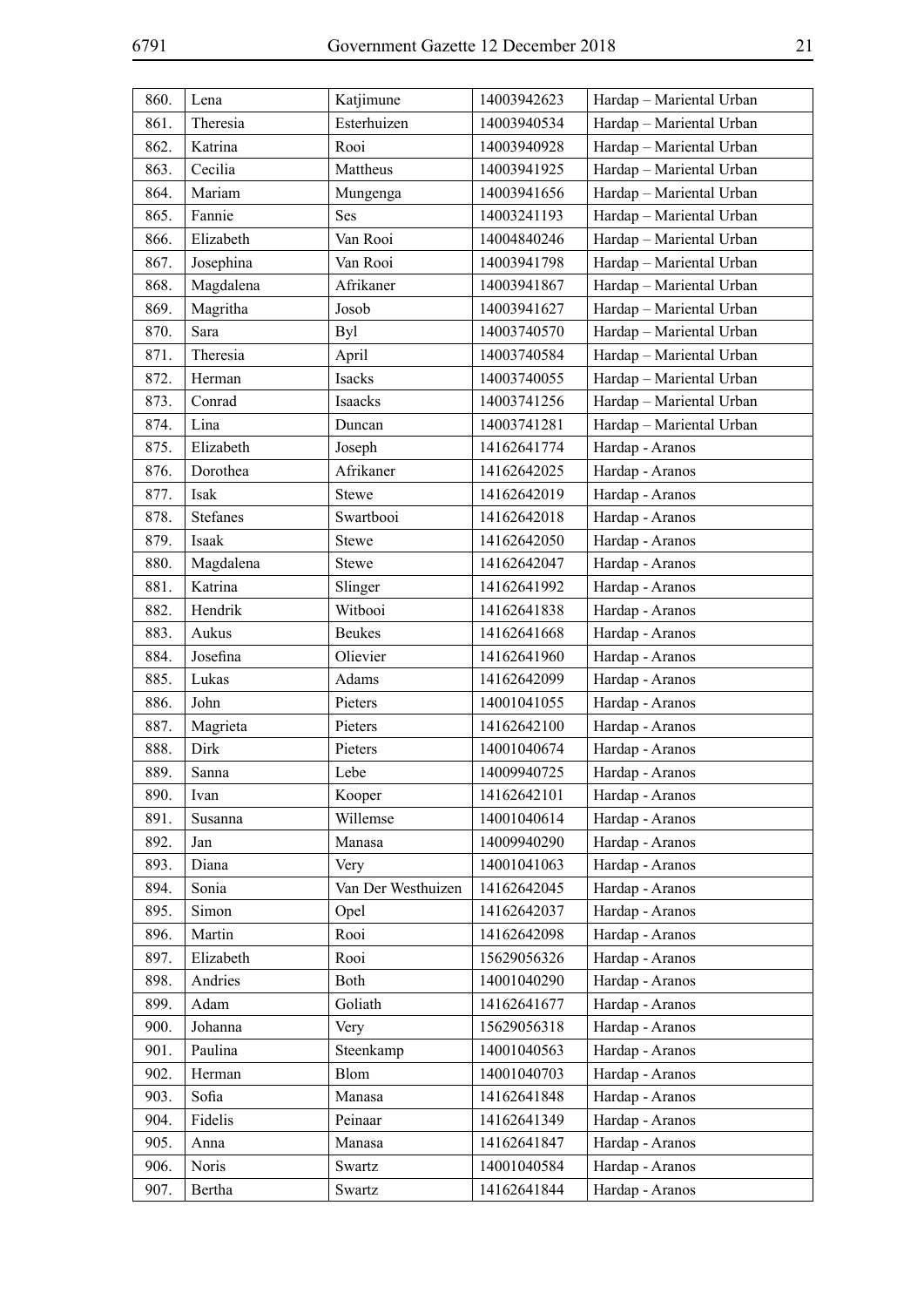| 860. | Lena | Katjimune | 14003942623 | Hardap – Mariental Urban |
|---|---|---|---|---|
| 861. | Theresia | Esterhuizen | 14003940534 | Hardap – Mariental Urban |
| 862. | Katrina | Rooi | 14003940928 | Hardap – Mariental Urban |
| 863. | Cecilia | Mattheus | 14003941925 | Hardap – Mariental Urban |
| 864. | Mariam | Mungenga | 14003941656 | Hardap – Mariental Urban |
| 865. | Fannie | Ses | 14003241193 | Hardap – Mariental Urban |
| 866. | Elizabeth | Van Rooi | 14004840246 | Hardap – Mariental Urban |
| 867. | Josephina | Van Rooi | 14003941798 | Hardap – Mariental Urban |
| 868. | Magdalena | Afrikaner | 14003941867 | Hardap – Mariental Urban |
| 869. | Magritha | Josob | 14003941627 | Hardap – Mariental Urban |
| 870. | Sara | Byl | 14003740570 | Hardap – Mariental Urban |
| 871. | Theresia | April | 14003740584 | Hardap – Mariental Urban |
| 872. | Herman | Isacks | 14003740055 | Hardap – Mariental Urban |
| 873. | Conrad | Isaacks | 14003741256 | Hardap – Mariental Urban |
| 874. | Lina | Duncan | 14003741281 | Hardap – Mariental Urban |
| 875. | Elizabeth | Joseph | 14162641774 | Hardap - Aranos |
| 876. | Dorothea | Afrikaner | 14162642025 | Hardap - Aranos |
| 877. | Isak | Stewe | 14162642019 | Hardap - Aranos |
| 878. | Stefanes | Swartbooi | 14162642018 | Hardap - Aranos |
| 879. | Isaak | Stewe | 14162642050 | Hardap - Aranos |
| 880. | Magdalena | Stewe | 14162642047 | Hardap - Aranos |
| 881. | Katrina | Slinger | 14162641992 | Hardap - Aranos |
| 882. | Hendrik | Witbooi | 14162641838 | Hardap - Aranos |
| 883. | Aukus | Beukes | 14162641668 | Hardap - Aranos |
| 884. | Josefina | Olievier | 14162641960 | Hardap - Aranos |
| 885. | Lukas | Adams | 14162642099 | Hardap - Aranos |
| 886. | John | Pieters | 14001041055 | Hardap - Aranos |
| 887. | Magrieta | Pieters | 14162642100 | Hardap - Aranos |
| 888. | Dirk | Pieters | 14001040674 | Hardap - Aranos |
| 889. | Sanna | Lebe | 14009940725 | Hardap - Aranos |
| 890. | Ivan | Kooper | 14162642101 | Hardap - Aranos |
| 891. | Susanna | Willemse | 14001040614 | Hardap - Aranos |
| 892. | Jan | Manasa | 14009940290 | Hardap - Aranos |
| 893. | Diana | Very | 14001041063 | Hardap - Aranos |
| 894. | Sonia | Van Der Westhuizen | 14162642045 | Hardap - Aranos |
| 895. | Simon | Opel | 14162642037 | Hardap - Aranos |
| 896. | Martin | Rooi | 14162642098 | Hardap - Aranos |
| 897. | Elizabeth | Rooi | 15629056326 | Hardap - Aranos |
| 898. | Andries | Both | 14001040290 | Hardap - Aranos |
| 899. | Adam | Goliath | 14162641677 | Hardap - Aranos |
| 900. | Johanna | Very | 15629056318 | Hardap - Aranos |
| 901. | Paulina | Steenkamp | 14001040563 | Hardap - Aranos |
| 902. | Herman | Blom | 14001040703 | Hardap - Aranos |
| 903. | Sofia | Manasa | 14162641848 | Hardap - Aranos |
| 904. | Fidelis | Peinaar | 14162641349 | Hardap - Aranos |
| 905. | Anna | Manasa | 14162641847 | Hardap - Aranos |
| 906. | Noris | Swartz | 14001040584 | Hardap - Aranos |
| 907. | Bertha | Swartz | 14162641844 | Hardap - Aranos |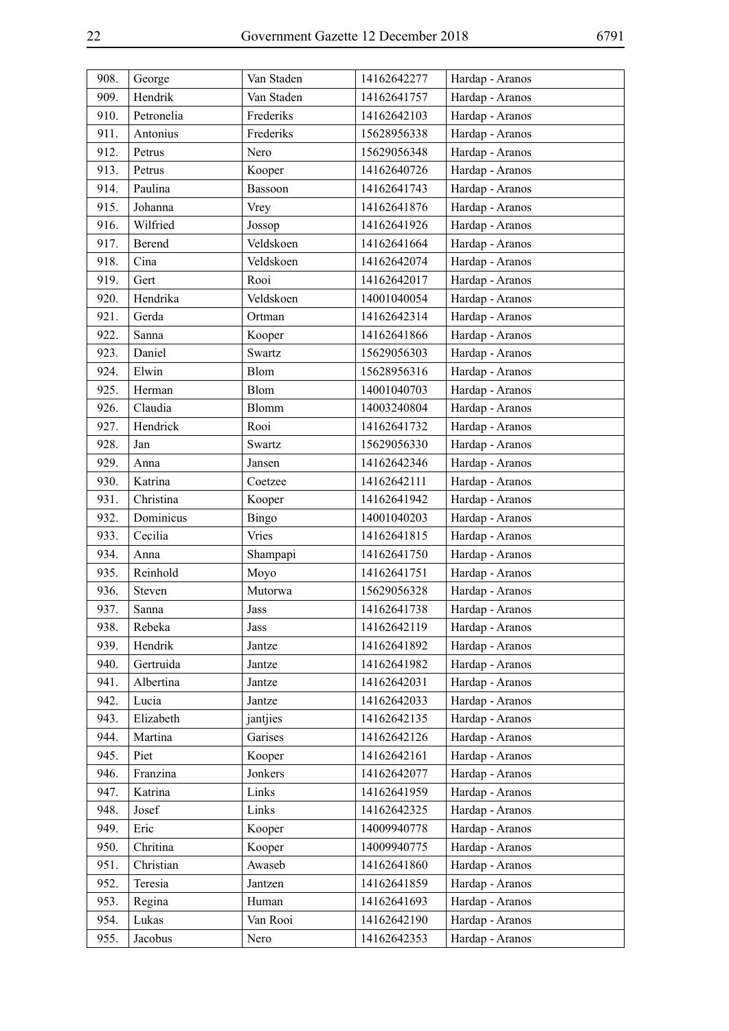| 908. | George | Van Staden | 14162642277 | Hardap - Aranos |
|---|---|---|---|---|
| 909. | Hendrik | Van Staden | 14162641757 | Hardap - Aranos |
| 910. | Petronelia | Frederiks | 14162642103 | Hardap - Aranos |
| 911. | Antonius | Frederiks | 15628956338 | Hardap - Aranos |
| 912. | Petrus | Nero | 15629056348 | Hardap - Aranos |
| 913. | Petrus | Kooper | 14162640726 | Hardap - Aranos |
| 914. | Paulina | Bassoon | 14162641743 | Hardap - Aranos |
| 915. | Johanna | Vrey | 14162641876 | Hardap - Aranos |
| 916. | Wilfried | Jossop | 14162641926 | Hardap - Aranos |
| 917. | Berend | Veldskoen | 14162641664 | Hardap - Aranos |
| 918. | Cina | Veldskoen | 14162642074 | Hardap - Aranos |
| 919. | Gert | Rooi | 14162642017 | Hardap - Aranos |
| 920. | Hendrika | Veldskoen | 14001040054 | Hardap - Aranos |
| 921. | Gerda | Ortman | 14162642314 | Hardap - Aranos |
| 922. | Sanna | Kooper | 14162641866 | Hardap - Aranos |
| 923. | Daniel | Swartz | 15629056303 | Hardap - Aranos |
| 924. | Elwin | Blom | 15628956316 | Hardap - Aranos |
| 925. | Herman | Blom | 14001040703 | Hardap - Aranos |
| 926. | Claudia | Blomm | 14003240804 | Hardap - Aranos |
| 927. | Hendrick | Rooi | 14162641732 | Hardap - Aranos |
| 928. | Jan | Swartz | 15629056330 | Hardap - Aranos |
| 929. | Anna | Jansen | 14162642346 | Hardap - Aranos |
| 930. | Katrina | Coetzee | 14162642111 | Hardap - Aranos |
| 931. | Christina | Kooper | 14162641942 | Hardap - Aranos |
| 932. | Dominicus | Bingo | 14001040203 | Hardap - Aranos |
| 933. | Cecilia | Vries | 14162641815 | Hardap - Aranos |
| 934. | Anna | Shampapi | 14162641750 | Hardap - Aranos |
| 935. | Reinhold | Moyo | 14162641751 | Hardap - Aranos |
| 936. | Steven | Mutorwa | 15629056328 | Hardap - Aranos |
| 937. | Sanna | Jass | 14162641738 | Hardap - Aranos |
| 938. | Rebeka | Jass | 14162642119 | Hardap - Aranos |
| 939. | Hendrik | Jantze | 14162641892 | Hardap - Aranos |
| 940. | Gertruida | Jantze | 14162641982 | Hardap - Aranos |
| 941. | Albertina | Jantze | 14162642031 | Hardap - Aranos |
| 942. | Lucia | Jantze | 14162642033 | Hardap - Aranos |
| 943. | Elizabeth | jantjies | 14162642135 | Hardap - Aranos |
| 944. | Martina | Garises | 14162642126 | Hardap - Aranos |
| 945. | Piet | Kooper | 14162642161 | Hardap - Aranos |
| 946. | Franzina | Jonkers | 14162642077 | Hardap - Aranos |
| 947. | Katrina | Links | 14162641959 | Hardap - Aranos |
| 948. | Josef | Links | 14162642325 | Hardap - Aranos |
| 949. | Eric | Kooper | 14009940778 | Hardap - Aranos |
| 950. | Chritina | Kooper | 14009940775 | Hardap - Aranos |
| 951. | Christian | Awaseb | 14162641860 | Hardap - Aranos |
| 952. | Teresia | Jantzen | 14162641859 | Hardap - Aranos |
| 953. | Regina | Human | 14162641693 | Hardap - Aranos |
| 954. | Lukas | Van Rooi | 14162642190 | Hardap - Aranos |
| 955. | Jacobus | Nero | 14162642353 | Hardap - Aranos |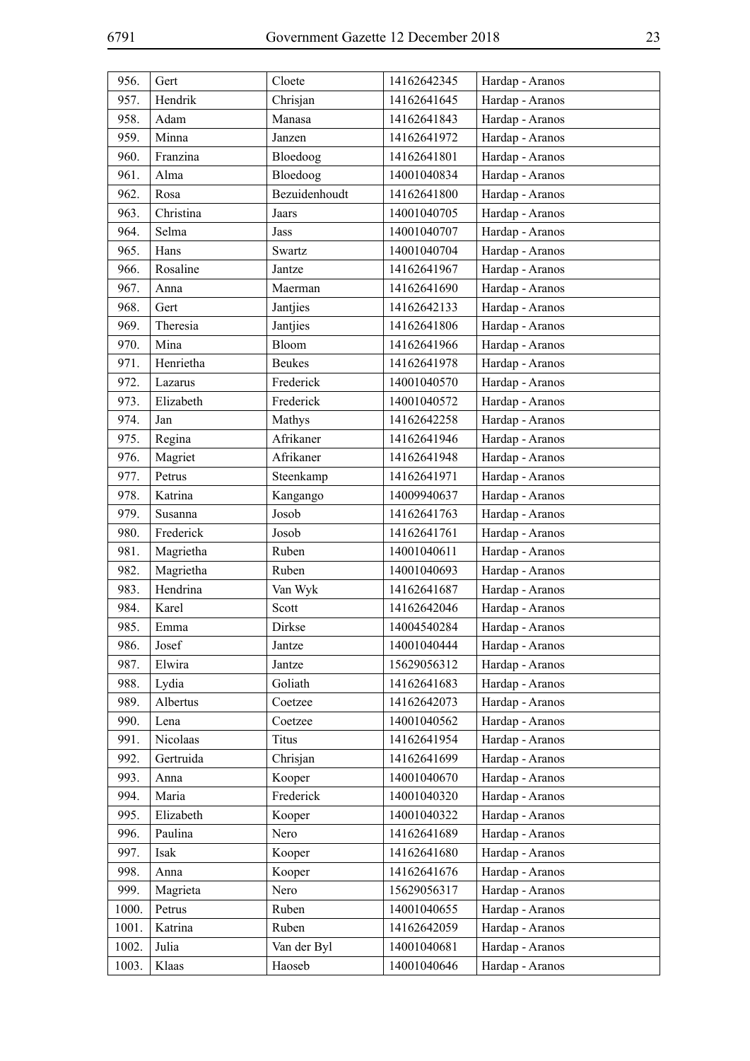| | | | | |
|---|---|---|---|---|
| 956. | Gert | Cloete | 14162642345 | Hardap - Aranos |
| 957. | Hendrik | Chrisjan | 14162641645 | Hardap - Aranos |
| 958. | Adam | Manasa | 14162641843 | Hardap - Aranos |
| 959. | Minna | Janzen | 14162641972 | Hardap - Aranos |
| 960. | Franzina | Bloedoog | 14162641801 | Hardap - Aranos |
| 961. | Alma | Bloedoog | 14001040834 | Hardap - Aranos |
| 962. | Rosa | Bezuidenhoudt | 14162641800 | Hardap - Aranos |
| 963. | Christina | Jaars | 14001040705 | Hardap - Aranos |
| 964. | Selma | Jass | 14001040707 | Hardap - Aranos |
| 965. | Hans | Swartz | 14001040704 | Hardap - Aranos |
| 966. | Rosaline | Jantze | 14162641967 | Hardap - Aranos |
| 967. | Anna | Maerman | 14162641690 | Hardap - Aranos |
| 968. | Gert | Jantjies | 14162642133 | Hardap - Aranos |
| 969. | Theresia | Jantjies | 14162641806 | Hardap - Aranos |
| 970. | Mina | Bloom | 14162641966 | Hardap - Aranos |
| 971. | Henrietha | Beukes | 14162641978 | Hardap - Aranos |
| 972. | Lazarus | Frederick | 14001040570 | Hardap - Aranos |
| 973. | Elizabeth | Frederick | 14001040572 | Hardap - Aranos |
| 974. | Jan | Mathys | 14162642258 | Hardap - Aranos |
| 975. | Regina | Afrikaner | 14162641946 | Hardap - Aranos |
| 976. | Magriet | Afrikaner | 14162641948 | Hardap - Aranos |
| 977. | Petrus | Steenkamp | 14162641971 | Hardap - Aranos |
| 978. | Katrina | Kangango | 14009940637 | Hardap - Aranos |
| 979. | Susanna | Josob | 14162641763 | Hardap - Aranos |
| 980. | Frederick | Josob | 14162641761 | Hardap - Aranos |
| 981. | Magrietha | Ruben | 14001040611 | Hardap - Aranos |
| 982. | Magrietha | Ruben | 14001040693 | Hardap - Aranos |
| 983. | Hendrina | Van Wyk | 14162641687 | Hardap - Aranos |
| 984. | Karel | Scott | 14162642046 | Hardap - Aranos |
| 985. | Emma | Dirkse | 14004540284 | Hardap - Aranos |
| 986. | Josef | Jantze | 14001040444 | Hardap - Aranos |
| 987. | Elwira | Jantze | 15629056312 | Hardap - Aranos |
| 988. | Lydia | Goliath | 14162641683 | Hardap - Aranos |
| 989. | Albertus | Coetzee | 14162642073 | Hardap - Aranos |
| 990. | Lena | Coetzee | 14001040562 | Hardap - Aranos |
| 991. | Nicolaas | Titus | 14162641954 | Hardap - Aranos |
| 992. | Gertruida | Chrisjan | 14162641699 | Hardap - Aranos |
| 993. | Anna | Kooper | 14001040670 | Hardap - Aranos |
| 994. | Maria | Frederick | 14001040320 | Hardap - Aranos |
| 995. | Elizabeth | Kooper | 14001040322 | Hardap - Aranos |
| 996. | Paulina | Nero | 14162641689 | Hardap - Aranos |
| 997. | Isak | Kooper | 14162641680 | Hardap - Aranos |
| 998. | Anna | Kooper | 14162641676 | Hardap - Aranos |
| 999. | Magrieta | Nero | 15629056317 | Hardap - Aranos |
| 1000. | Petrus | Ruben | 14001040655 | Hardap - Aranos |
| 1001. | Katrina | Ruben | 14162642059 | Hardap - Aranos |
| 1002. | Julia | Van der Byl | 14001040681 | Hardap - Aranos |
| 1003. | Klaas | Haoseb | 14001040646 | Hardap - Aranos |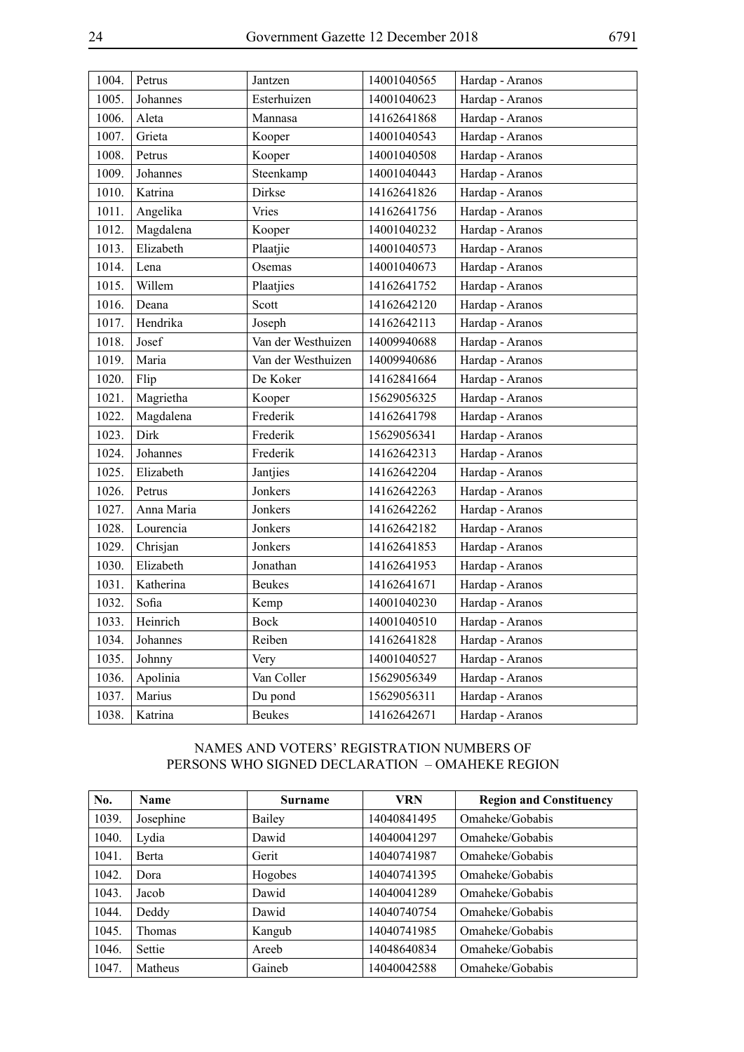| | | | | |
|---|---|---|---|---|
| 1004. | Petrus | Jantzen | 14001040565 | Hardap - Aranos |
| 1005. | Johannes | Esterhuizen | 14001040623 | Hardap - Aranos |
| 1006. | Aleta | Mannasa | 14162641868 | Hardap - Aranos |
| 1007. | Grieta | Kooper | 14001040543 | Hardap - Aranos |
| 1008. | Petrus | Kooper | 14001040508 | Hardap - Aranos |
| 1009. | Johannes | Steenkamp | 14001040443 | Hardap - Aranos |
| 1010. | Katrina | Dirkse | 14162641826 | Hardap - Aranos |
| 1011. | Angelika | Vries | 14162641756 | Hardap - Aranos |
| 1012. | Magdalena | Kooper | 14001040232 | Hardap - Aranos |
| 1013. | Elizabeth | Plaatjie | 14001040573 | Hardap - Aranos |
| 1014. | Lena | Osemas | 14001040673 | Hardap - Aranos |
| 1015. | Willem | Plaatjies | 14162641752 | Hardap - Aranos |
| 1016. | Deana | Scott | 14162642120 | Hardap - Aranos |
| 1017. | Hendrika | Joseph | 14162642113 | Hardap - Aranos |
| 1018. | Josef | Van der Westhuizen | 14009940688 | Hardap - Aranos |
| 1019. | Maria | Van der Westhuizen | 14009940686 | Hardap - Aranos |
| 1020. | Flip | De Koker | 14162841664 | Hardap - Aranos |
| 1021. | Magrietha | Kooper | 15629056325 | Hardap - Aranos |
| 1022. | Magdalena | Frederik | 14162641798 | Hardap - Aranos |
| 1023. | Dirk | Frederik | 15629056341 | Hardap - Aranos |
| 1024. | Johannes | Frederik | 14162642313 | Hardap - Aranos |
| 1025. | Elizabeth | Jantjies | 14162642204 | Hardap - Aranos |
| 1026. | Petrus | Jonkers | 14162642263 | Hardap - Aranos |
| 1027. | Anna Maria | Jonkers | 14162642262 | Hardap - Aranos |
| 1028. | Lourencia | Jonkers | 14162642182 | Hardap - Aranos |
| 1029. | Chrisjan | Jonkers | 14162641853 | Hardap - Aranos |
| 1030. | Elizabeth | Jonathan | 14162641953 | Hardap - Aranos |
| 1031. | Katherina | Beukes | 14162641671 | Hardap - Aranos |
| 1032. | Sofia | Kemp | 14001040230 | Hardap - Aranos |
| 1033. | Heinrich | Bock | 14001040510 | Hardap - Aranos |
| 1034. | Johannes | Reiben | 14162641828 | Hardap - Aranos |
| 1035. | Johnny | Very | 14001040527 | Hardap - Aranos |
| 1036. | Apolinia | Van Coller | 15629056349 | Hardap - Aranos |
| 1037. | Marius | Du pond | 15629056311 | Hardap - Aranos |
| 1038. | Katrina | Beukes | 14162642671 | Hardap - Aranos |

NAMES AND VOTERS' REGISTRATION NUMBERS OF PERSONS WHO SIGNED DECLARATION – OMAHEKE REGION

| No. | Name | Surname | VRN | Region and Constituency |
|---|---|---|---|---|
| 1039. | Josephine | Bailey | 14040841495 | Omaheke/Gobabis |
| 1040. | Lydia | Dawid | 14040041297 | Omaheke/Gobabis |
| 1041. | Berta | Gerit | 14040741987 | Omaheke/Gobabis |
| 1042. | Dora | Hogobes | 14040741395 | Omaheke/Gobabis |
| 1043. | Jacob | Dawid | 14040041289 | Omaheke/Gobabis |
| 1044. | Deddy | Dawid | 14040740754 | Omaheke/Gobabis |
| 1045. | Thomas | Kangub | 14040741985 | Omaheke/Gobabis |
| 1046. | Settie | Areeb | 14048640834 | Omaheke/Gobabis |
| 1047. | Matheus | Gaineb | 14040042588 | Omaheke/Gobabis |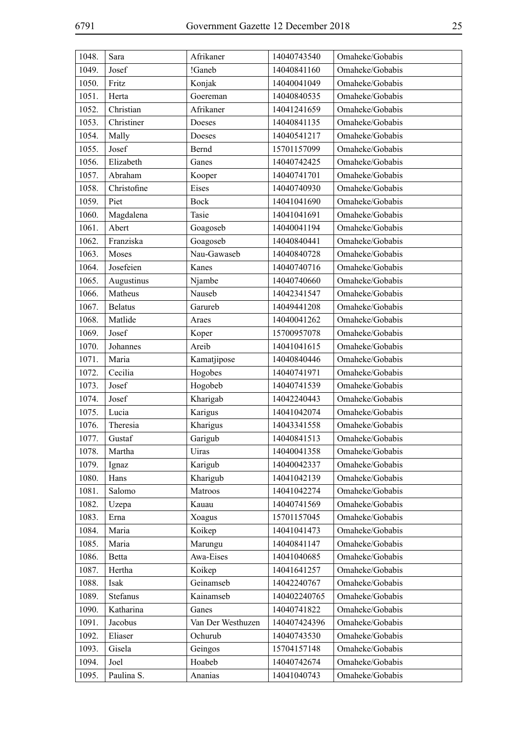| | | | | |
|---|---|---|---|---|
| 1048. | Sara | Afrikaner | 14040743540 | Omaheke/Gobabis |
| 1049. | Josef | !Ganeb | 14040841160 | Omaheke/Gobabis |
| 1050. | Fritz | Konjak | 14040041049 | Omaheke/Gobabis |
| 1051. | Herta | Goereman | 14040840535 | Omaheke/Gobabis |
| 1052. | Christian | Afrikaner | 14041241659 | Omaheke/Gobabis |
| 1053. | Christiner | Doeses | 14040841135 | Omaheke/Gobabis |
| 1054. | Mally | Doeses | 14040541217 | Omaheke/Gobabis |
| 1055. | Josef | Bernd | 15701157099 | Omaheke/Gobabis |
| 1056. | Elizabeth | Ganes | 14040742425 | Omaheke/Gobabis |
| 1057. | Abraham | Kooper | 14040741701 | Omaheke/Gobabis |
| 1058. | Christofine | Eises | 14040740930 | Omaheke/Gobabis |
| 1059. | Piet | Bock | 14041041690 | Omaheke/Gobabis |
| 1060. | Magdalena | Tasie | 14041041691 | Omaheke/Gobabis |
| 1061. | Abert | Goagoseb | 14040041194 | Omaheke/Gobabis |
| 1062. | Franziska | Goagoseb | 14040840441 | Omaheke/Gobabis |
| 1063. | Moses | Nau-Gawaseb | 14040840728 | Omaheke/Gobabis |
| 1064. | Josefeien | Kanes | 14040740716 | Omaheke/Gobabis |
| 1065. | Augustinus | Njambe | 14040740660 | Omaheke/Gobabis |
| 1066. | Matheus | Nauseb | 14042341547 | Omaheke/Gobabis |
| 1067. | Belatus | Garureb | 14049441208 | Omaheke/Gobabis |
| 1068. | Matlide | Araes | 14040041262 | Omaheke/Gobabis |
| 1069. | Josef | Koper | 15700957078 | Omaheke/Gobabis |
| 1070. | Johannes | Areib | 14041041615 | Omaheke/Gobabis |
| 1071. | Maria | Kamatjipose | 14040840446 | Omaheke/Gobabis |
| 1072. | Cecilia | Hogobes | 14040741971 | Omaheke/Gobabis |
| 1073. | Josef | Hogobeb | 14040741539 | Omaheke/Gobabis |
| 1074. | Josef | Kharigab | 14042240443 | Omaheke/Gobabis |
| 1075. | Lucia | Karigus | 14041042074 | Omaheke/Gobabis |
| 1076. | Theresia | Kharigus | 14043341558 | Omaheke/Gobabis |
| 1077. | Gustaf | Garigub | 14040841513 | Omaheke/Gobabis |
| 1078. | Martha | Uiras | 14040041358 | Omaheke/Gobabis |
| 1079. | Ignaz | Karigub | 14040042337 | Omaheke/Gobabis |
| 1080. | Hans | Kharigub | 14041042139 | Omaheke/Gobabis |
| 1081. | Salomo | Matroos | 14041042274 | Omaheke/Gobabis |
| 1082. | Uzepa | Kauau | 14040741569 | Omaheke/Gobabis |
| 1083. | Erna | Xoagus | 15701157045 | Omaheke/Gobabis |
| 1084. | Maria | Koikep | 14041041473 | Omaheke/Gobabis |
| 1085. | Maria | Marungu | 14040841147 | Omaheke/Gobabis |
| 1086. | Betta | Awa-Eises | 14041040685 | Omaheke/Gobabis |
| 1087. | Hertha | Koikep | 14041641257 | Omaheke/Gobabis |
| 1088. | Isak | Geinamseb | 14042240767 | Omaheke/Gobabis |
| 1089. | Stefanus | Kainamseb | 140402240765 | Omaheke/Gobabis |
| 1090. | Katharina | Ganes | 14040741822 | Omaheke/Gobabis |
| 1091. | Jacobus | Van Der Westhuzen | 140407424396 | Omaheke/Gobabis |
| 1092. | Eliaser | Ochurub | 14040743530 | Omaheke/Gobabis |
| 1093. | Gisela | Geingos | 15704157148 | Omaheke/Gobabis |
| 1094. | Joel | Hoabeb | 14040742674 | Omaheke/Gobabis |
| 1095. | Paulina S. | Ananias | 14041040743 | Omaheke/Gobabis |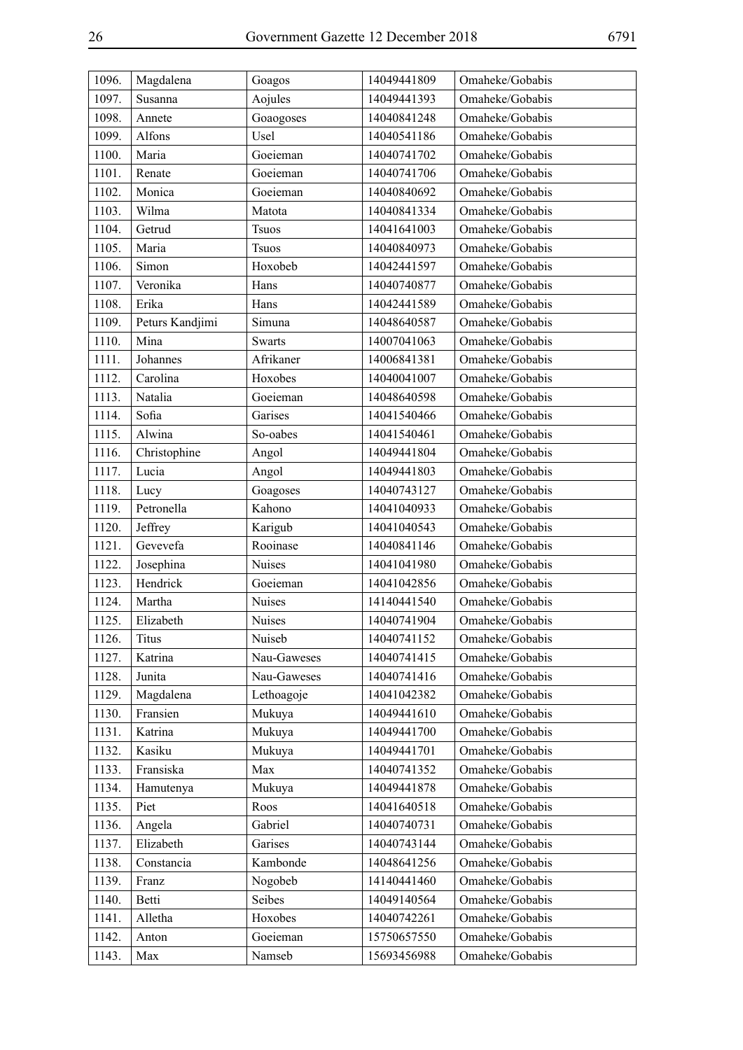| 1096. | Magdalena | Goagos | 14049441809 | Omaheke/Gobabis |
|---|---|---|---|---|
| 1097. | Susanna | Aojules | 14049441393 | Omaheke/Gobabis |
| 1098. | Annete | Goaogoses | 14040841248 | Omaheke/Gobabis |
| 1099. | Alfons | Usel | 14040541186 | Omaheke/Gobabis |
| 1100. | Maria | Goeieman | 14040741702 | Omaheke/Gobabis |
| 1101. | Renate | Goeieman | 14040741706 | Omaheke/Gobabis |
| 1102. | Monica | Goeieman | 14040840692 | Omaheke/Gobabis |
| 1103. | Wilma | Matota | 14040841334 | Omaheke/Gobabis |
| 1104. | Getrud | Tsuos | 14041641003 | Omaheke/Gobabis |
| 1105. | Maria | Tsuos | 14040840973 | Omaheke/Gobabis |
| 1106. | Simon | Hoxobeb | 14042441597 | Omaheke/Gobabis |
| 1107. | Veronika | Hans | 14040740877 | Omaheke/Gobabis |
| 1108. | Erika | Hans | 14042441589 | Omaheke/Gobabis |
| 1109. | Peturs Kandjimi | Simuna | 14048640587 | Omaheke/Gobabis |
| 1110. | Mina | Swarts | 14007041063 | Omaheke/Gobabis |
| 1111. | Johannes | Afrikaner | 14006841381 | Omaheke/Gobabis |
| 1112. | Carolina | Hoxobes | 14040041007 | Omaheke/Gobabis |
| 1113. | Natalia | Goeieman | 14048640598 | Omaheke/Gobabis |
| 1114. | Sofia | Garises | 14041540466 | Omaheke/Gobabis |
| 1115. | Alwina | So-oabes | 14041540461 | Omaheke/Gobabis |
| 1116. | Christophine | Angol | 14049441804 | Omaheke/Gobabis |
| 1117. | Lucia | Angol | 14049441803 | Omaheke/Gobabis |
| 1118. | Lucy | Goagoses | 14040743127 | Omaheke/Gobabis |
| 1119. | Petronella | Kahono | 14041040933 | Omaheke/Gobabis |
| 1120. | Jeffrey | Karigub | 14041040543 | Omaheke/Gobabis |
| 1121. | Gevevefa | Rooinase | 14040841146 | Omaheke/Gobabis |
| 1122. | Josephina | Nuises | 14041041980 | Omaheke/Gobabis |
| 1123. | Hendrick | Goeieman | 14041042856 | Omaheke/Gobabis |
| 1124. | Martha | Nuises | 14140441540 | Omaheke/Gobabis |
| 1125. | Elizabeth | Nuises | 14040741904 | Omaheke/Gobabis |
| 1126. | Titus | Nuiseb | 14040741152 | Omaheke/Gobabis |
| 1127. | Katrina | Nau-Gaweses | 14040741415 | Omaheke/Gobabis |
| 1128. | Junita | Nau-Gaweses | 14040741416 | Omaheke/Gobabis |
| 1129. | Magdalena | Lethoagoje | 14041042382 | Omaheke/Gobabis |
| 1130. | Fransien | Mukuya | 14049441610 | Omaheke/Gobabis |
| 1131. | Katrina | Mukuya | 14049441700 | Omaheke/Gobabis |
| 1132. | Kasiku | Mukuya | 14049441701 | Omaheke/Gobabis |
| 1133. | Fransiska | Max | 14040741352 | Omaheke/Gobabis |
| 1134. | Hamutenya | Mukuya | 14049441878 | Omaheke/Gobabis |
| 1135. | Piet | Roos | 14041640518 | Omaheke/Gobabis |
| 1136. | Angela | Gabriel | 14040740731 | Omaheke/Gobabis |
| 1137. | Elizabeth | Garises | 14040743144 | Omaheke/Gobabis |
| 1138. | Constancia | Kambonde | 14048641256 | Omaheke/Gobabis |
| 1139. | Franz | Nogobeb | 14140441460 | Omaheke/Gobabis |
| 1140. | Betti | Seibes | 14049140564 | Omaheke/Gobabis |
| 1141. | Alletha | Hoxobes | 14040742261 | Omaheke/Gobabis |
| 1142. | Anton | Goeieman | 15750657550 | Omaheke/Gobabis |
| 1143. | Max | Namseb | 15693456988 | Omaheke/Gobabis |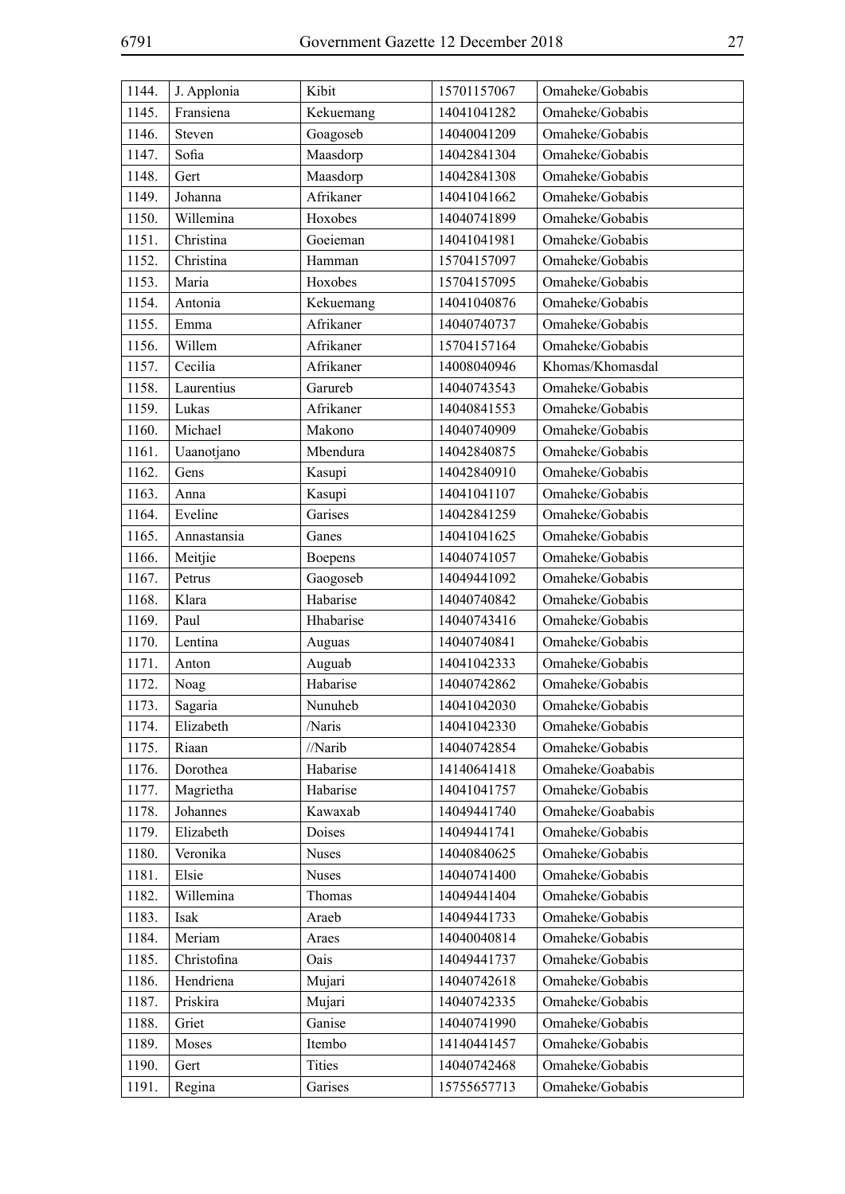| 1144. | J. Applonia | Kibit | 15701157067 | Omaheke/Gobabis |
|---|---|---|---|---|
| 1145. | Fransiena | Kekuemang | 14041041282 | Omaheke/Gobabis |
| 1146. | Steven | Goagoseb | 14040041209 | Omaheke/Gobabis |
| 1147. | Sofia | Maasdorp | 14042841304 | Omaheke/Gobabis |
| 1148. | Gert | Maasdorp | 14042841308 | Omaheke/Gobabis |
| 1149. | Johanna | Afrikaner | 14041041662 | Omaheke/Gobabis |
| 1150. | Willemina | Hoxobes | 14040741899 | Omaheke/Gobabis |
| 1151. | Christina | Goeieman | 14041041981 | Omaheke/Gobabis |
| 1152. | Christina | Hamman | 15704157097 | Omaheke/Gobabis |
| 1153. | Maria | Hoxobes | 15704157095 | Omaheke/Gobabis |
| 1154. | Antonia | Kekuemang | 14041040876 | Omaheke/Gobabis |
| 1155. | Emma | Afrikaner | 14040740737 | Omaheke/Gobabis |
| 1156. | Willem | Afrikaner | 15704157164 | Omaheke/Gobabis |
| 1157. | Cecilia | Afrikaner | 14008040946 | Khomas/Khomasdal |
| 1158. | Laurentius | Garureb | 14040743543 | Omaheke/Gobabis |
| 1159. | Lukas | Afrikaner | 14040841553 | Omaheke/Gobabis |
| 1160. | Michael | Makono | 14040740909 | Omaheke/Gobabis |
| 1161. | Uaanotjano | Mbendura | 14042840875 | Omaheke/Gobabis |
| 1162. | Gens | Kasupi | 14042840910 | Omaheke/Gobabis |
| 1163. | Anna | Kasupi | 14041041107 | Omaheke/Gobabis |
| 1164. | Eveline | Garises | 14042841259 | Omaheke/Gobabis |
| 1165. | Annastansia | Ganes | 14041041625 | Omaheke/Gobabis |
| 1166. | Meitjie | Boepens | 14040741057 | Omaheke/Gobabis |
| 1167. | Petrus | Gaogoseb | 14049441092 | Omaheke/Gobabis |
| 1168. | Klara | Habarise | 14040740842 | Omaheke/Gobabis |
| 1169. | Paul | Hhabarise | 14040743416 | Omaheke/Gobabis |
| 1170. | Lentina | Auguas | 14040740841 | Omaheke/Gobabis |
| 1171. | Anton | Auguab | 14041042333 | Omaheke/Gobabis |
| 1172. | Noag | Habarise | 14040742862 | Omaheke/Gobabis |
| 1173. | Sagaria | Nunuheb | 14041042030 | Omaheke/Gobabis |
| 1174. | Elizabeth | /Naris | 14041042330 | Omaheke/Gobabis |
| 1175. | Riaan | //Narib | 14040742854 | Omaheke/Gobabis |
| 1176. | Dorothea | Habarise | 14140641418 | Omaheke/Goababis |
| 1177. | Magrietha | Habarise | 14041041757 | Omaheke/Gobabis |
| 1178. | Johannes | Kawaxab | 14049441740 | Omaheke/Goababis |
| 1179. | Elizabeth | Doises | 14049441741 | Omaheke/Gobabis |
| 1180. | Veronika | Nuses | 14040840625 | Omaheke/Gobabis |
| 1181. | Elsie | Nuses | 14040741400 | Omaheke/Gobabis |
| 1182. | Willemina | Thomas | 14049441404 | Omaheke/Gobabis |
| 1183. | Isak | Araeb | 14049441733 | Omaheke/Gobabis |
| 1184. | Meriam | Araes | 14040040814 | Omaheke/Gobabis |
| 1185. | Christofina | Oais | 14049441737 | Omaheke/Gobabis |
| 1186. | Hendriena | Mujari | 14040742618 | Omaheke/Gobabis |
| 1187. | Priskira | Mujari | 14040742335 | Omaheke/Gobabis |
| 1188. | Griet | Ganise | 14040741990 | Omaheke/Gobabis |
| 1189. | Moses | Itembo | 14140441457 | Omaheke/Gobabis |
| 1190. | Gert | Tities | 14040742468 | Omaheke/Gobabis |
| 1191. | Regina | Garises | 15755657713 | Omaheke/Gobabis |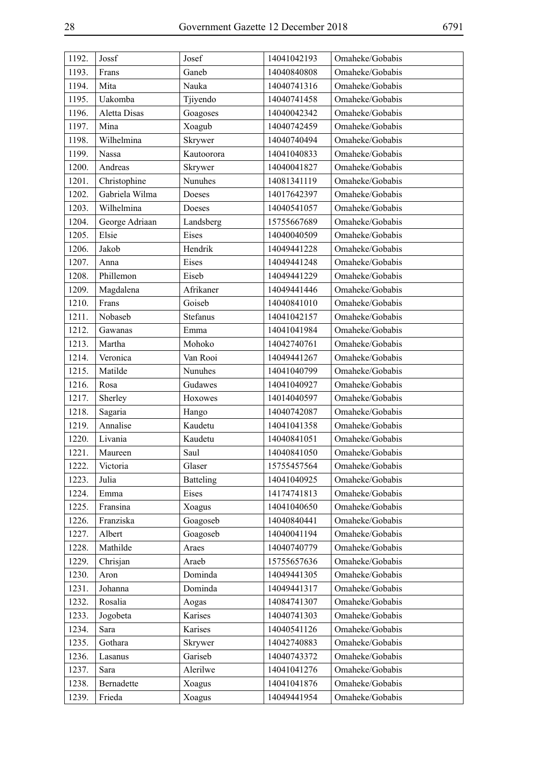| 1192. | Jossf | Josef | 14041042193 | Omaheke/Gobabis |
|---|---|---|---|---|
| 1193. | Frans | Ganeb | 14040840808 | Omaheke/Gobabis |
| 1194. | Mita | Nauka | 14040741316 | Omaheke/Gobabis |
| 1195. | Uakomba | Tjiyendo | 14040741458 | Omaheke/Gobabis |
| 1196. | Aletta Disas | Goagoses | 14040042342 | Omaheke/Gobabis |
| 1197. | Mina | Xoagub | 14040742459 | Omaheke/Gobabis |
| 1198. | Wilhelmina | Skrywer | 14040740494 | Omaheke/Gobabis |
| 1199. | Nassa | Kautoorora | 14041040833 | Omaheke/Gobabis |
| 1200. | Andreas | Skrywer | 14040041827 | Omaheke/Gobabis |
| 1201. | Christophine | Nunuhes | 14081341119 | Omaheke/Gobabis |
| 1202. | Gabriela Wilma | Doeses | 14017642397 | Omaheke/Gobabis |
| 1203. | Wilhelmina | Doeses | 14040541057 | Omaheke/Gobabis |
| 1204. | George Adriaan | Landsberg | 15755667689 | Omaheke/Gobabis |
| 1205. | Elsie | Eises | 14040040509 | Omaheke/Gobabis |
| 1206. | Jakob | Hendrik | 14049441228 | Omaheke/Gobabis |
| 1207. | Anna | Eises | 14049441248 | Omaheke/Gobabis |
| 1208. | Phillemon | Eiseb | 14049441229 | Omaheke/Gobabis |
| 1209. | Magdalena | Afrikaner | 14049441446 | Omaheke/Gobabis |
| 1210. | Frans | Goiseb | 14040841010 | Omaheke/Gobabis |
| 1211. | Nobaseb | Stefanus | 14041042157 | Omaheke/Gobabis |
| 1212. | Gawanas | Emma | 14041041984 | Omaheke/Gobabis |
| 1213. | Martha | Mohoko | 14042740761 | Omaheke/Gobabis |
| 1214. | Veronica | Van Rooi | 14049441267 | Omaheke/Gobabis |
| 1215. | Matilde | Nunuhes | 14041040799 | Omaheke/Gobabis |
| 1216. | Rosa | Gudawes | 14041040927 | Omaheke/Gobabis |
| 1217. | Sherley | Hoxowes | 14014040597 | Omaheke/Gobabis |
| 1218. | Sagaria | Hango | 14040742087 | Omaheke/Gobabis |
| 1219. | Annalise | Kaudetu | 14041041358 | Omaheke/Gobabis |
| 1220. | Livania | Kaudetu | 14040841051 | Omaheke/Gobabis |
| 1221. | Maureen | Saul | 14040841050 | Omaheke/Gobabis |
| 1222. | Victoria | Glaser | 15755457564 | Omaheke/Gobabis |
| 1223. | Julia | Batteling | 14041040925 | Omaheke/Gobabis |
| 1224. | Emma | Eises | 14174741813 | Omaheke/Gobabis |
| 1225. | Fransina | Xoagus | 14041040650 | Omaheke/Gobabis |
| 1226. | Franziska | Goagoseb | 14040840441 | Omaheke/Gobabis |
| 1227. | Albert | Goagoseb | 14040041194 | Omaheke/Gobabis |
| 1228. | Mathilde | Araes | 14040740779 | Omaheke/Gobabis |
| 1229. | Chrisjan | Araeb | 15755657636 | Omaheke/Gobabis |
| 1230. | Aron | Dominda | 14049441305 | Omaheke/Gobabis |
| 1231. | Johanna | Dominda | 14049441317 | Omaheke/Gobabis |
| 1232. | Rosalia | Aogas | 14084741307 | Omaheke/Gobabis |
| 1233. | Jogobeta | Karises | 14040741303 | Omaheke/Gobabis |
| 1234. | Sara | Karises | 14040541126 | Omaheke/Gobabis |
| 1235. | Gothara | Skrywer | 14042740883 | Omaheke/Gobabis |
| 1236. | Lasanus | Gariseb | 14040743372 | Omaheke/Gobabis |
| 1237. | Sara | Alerilwe | 14041041276 | Omaheke/Gobabis |
| 1238. | Bernadette | Xoagus | 14041041876 | Omaheke/Gobabis |
| 1239. | Frieda | Xoagus | 14049441954 | Omaheke/Gobabis |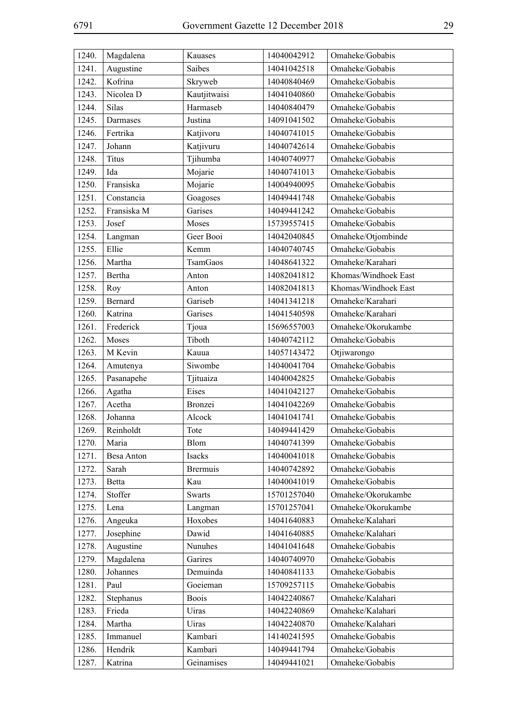| 1240. | Magdalena | Kauases | 14040042912 | Omaheke/Gobabis |
|---|---|---|---|---|
| 1241. | Augustine | Saibes | 14041042518 | Omaheke/Gobabis |
| 1242. | Kofrina | Skryweb | 14040840469 | Omaheke/Gobabis |
| 1243. | Nicolea D | Kautjitwaisi | 14041040860 | Omaheke/Gobabis |
| 1244. | Silas | Harmaseb | 14040840479 | Omaheke/Gobabis |
| 1245. | Darmases | Justina | 14091041502 | Omaheke/Gobabis |
| 1246. | Fertrika | Katjivoru | 14040741015 | Omaheke/Gobabis |
| 1247. | Johann | Katjivuru | 14040742614 | Omaheke/Gobabis |
| 1248. | Titus | Tjihumba | 14040740977 | Omaheke/Gobabis |
| 1249. | Ida | Mojarie | 14040741013 | Omaheke/Gobabis |
| 1250. | Fransiska | Mojarie | 14004940095 | Omaheke/Gobabis |
| 1251. | Constancia | Goagoses | 14049441748 | Omaheke/Gobabis |
| 1252. | Fransiska M | Garises | 14049441242 | Omaheke/Gobabis |
| 1253. | Josef | Moses | 15739557415 | Omaheke/Gobabis |
| 1254. | Langman | Geer Booi | 14042040845 | Omaheke/Otjombinde |
| 1255. | Ellie | Kemm | 14040740745 | Omaheke/Gobabis |
| 1256. | Martha | TsamGaos | 14048641322 | Omaheke/Karahari |
| 1257. | Bertha | Anton | 14082041812 | Khomas/Windhoek East |
| 1258. | Roy | Anton | 14082041813 | Khomas/Windhoek East |
| 1259. | Bernard | Gariseb | 14041341218 | Omaheke/Karahari |
| 1260. | Katrina | Garises | 14041540598 | Omaheke/Karahari |
| 1261. | Frederick | Tjoua | 15696557003 | Omaheke/Okorukambe |
| 1262. | Moses | Tiboth | 14040742112 | Omaheke/Gobabis |
| 1263. | M Kevin | Kauua | 14057143472 | Otjiwarongo |
| 1264. | Amutenya | Siwombe | 14040041704 | Omaheke/Gobabis |
| 1265. | Pasanapehe | Tjituaiza | 14040042825 | Omaheke/Gobabis |
| 1266. | Agatha | Eises | 14041042127 | Omaheke/Gobabis |
| 1267. | Acetha | Bronzei | 14041042269 | Omaheke/Gobabis |
| 1268. | Johanna | Alcock | 14041041741 | Omaheke/Gobabis |
| 1269. | Reinholdt | Tote | 14049441429 | Omaheke/Gobabis |
| 1270. | Maria | Blom | 14040741399 | Omaheke/Gobabis |
| 1271. | Besa Anton | Isacks | 14040041018 | Omaheke/Gobabis |
| 1272. | Sarah | Brermuis | 14040742892 | Omaheke/Gobabis |
| 1273. | Betta | Kau | 14040041019 | Omaheke/Gobabis |
| 1274. | Stoffer | Swarts | 15701257040 | Omaheke/Okorukambe |
| 1275. | Lena | Langman | 15701257041 | Omaheke/Okorukambe |
| 1276. | Angeuka | Hoxobes | 14041640883 | Omaheke/Kalahari |
| 1277. | Josephine | Dawid | 14041640885 | Omaheke/Kalahari |
| 1278. | Augustine | Nunuhes | 14041041648 | Omaheke/Gobabis |
| 1279. | Magdalena | Garires | 14040740970 | Omaheke/Gobabis |
| 1280. | Johannes | Demuinda | 14040841133 | Omaheke/Gobabis |
| 1281. | Paul | Goeieman | 15709257115 | Omaheke/Gobabis |
| 1282. | Stephanus | Boois | 14042240867 | Omaheke/Kalahari |
| 1283. | Frieda | Uiras | 14042240869 | Omaheke/Kalahari |
| 1284. | Martha | Uiras | 14042240870 | Omaheke/Kalahari |
| 1285. | Immanuel | Kambari | 14140241595 | Omaheke/Gobabis |
| 1286. | Hendrik | Kambari | 14049441794 | Omaheke/Gobabis |
| 1287. | Katrina | Geinamises | 14049441021 | Omaheke/Gobabis |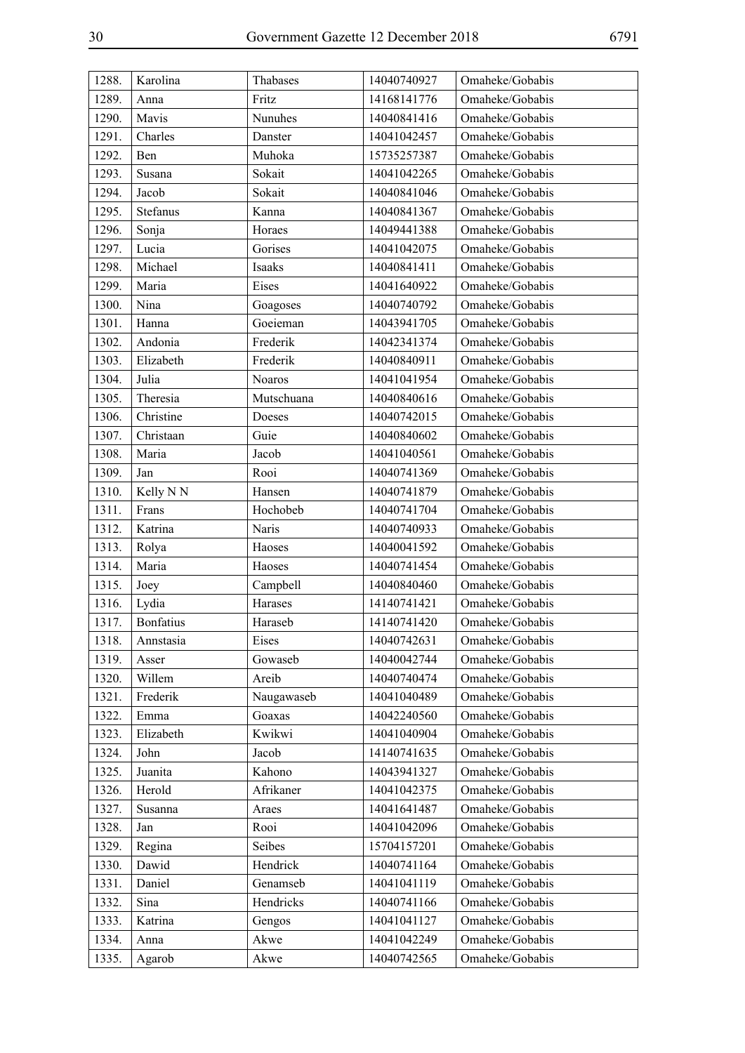| 1288. | Karolina | Thabases | 14040740927 | Omaheke/Gobabis |
|---|---|---|---|---|
| 1289. | Anna | Fritz | 14168141776 | Omaheke/Gobabis |
| 1290. | Mavis | Nunuhes | 14040841416 | Omaheke/Gobabis |
| 1291. | Charles | Danster | 14041042457 | Omaheke/Gobabis |
| 1292. | Ben | Muhoka | 15735257387 | Omaheke/Gobabis |
| 1293. | Susana | Sokait | 14041042265 | Omaheke/Gobabis |
| 1294. | Jacob | Sokait | 14040841046 | Omaheke/Gobabis |
| 1295. | Stefanus | Kanna | 14040841367 | Omaheke/Gobabis |
| 1296. | Sonja | Horaes | 14049441388 | Omaheke/Gobabis |
| 1297. | Lucia | Gorises | 14041042075 | Omaheke/Gobabis |
| 1298. | Michael | Isaaks | 14040841411 | Omaheke/Gobabis |
| 1299. | Maria | Eises | 14041640922 | Omaheke/Gobabis |
| 1300. | Nina | Goagoses | 14040740792 | Omaheke/Gobabis |
| 1301. | Hanna | Goeieman | 14043941705 | Omaheke/Gobabis |
| 1302. | Andonia | Frederik | 14042341374 | Omaheke/Gobabis |
| 1303. | Elizabeth | Frederik | 14040840911 | Omaheke/Gobabis |
| 1304. | Julia | Noaros | 14041041954 | Omaheke/Gobabis |
| 1305. | Theresia | Mutschuana | 14040840616 | Omaheke/Gobabis |
| 1306. | Christine | Doeses | 14040742015 | Omaheke/Gobabis |
| 1307. | Christaan | Guie | 14040840602 | Omaheke/Gobabis |
| 1308. | Maria | Jacob | 14041040561 | Omaheke/Gobabis |
| 1309. | Jan | Rooi | 14040741369 | Omaheke/Gobabis |
| 1310. | Kelly N N | Hansen | 14040741879 | Omaheke/Gobabis |
| 1311. | Frans | Hochobeb | 14040741704 | Omaheke/Gobabis |
| 1312. | Katrina | Naris | 14040740933 | Omaheke/Gobabis |
| 1313. | Rolya | Haoses | 14040041592 | Omaheke/Gobabis |
| 1314. | Maria | Haoses | 14040741454 | Omaheke/Gobabis |
| 1315. | Joey | Campbell | 14040840460 | Omaheke/Gobabis |
| 1316. | Lydia | Harases | 14140741421 | Omaheke/Gobabis |
| 1317. | Bonfatius | Haraseb | 14140741420 | Omaheke/Gobabis |
| 1318. | Annstasia | Eises | 14040742631 | Omaheke/Gobabis |
| 1319. | Asser | Gowaseb | 14040042744 | Omaheke/Gobabis |
| 1320. | Willem | Areib | 14040740474 | Omaheke/Gobabis |
| 1321. | Frederik | Naugawaseb | 14041040489 | Omaheke/Gobabis |
| 1322. | Emma | Goaxas | 14042240560 | Omaheke/Gobabis |
| 1323. | Elizabeth | Kwikwi | 14041040904 | Omaheke/Gobabis |
| 1324. | John | Jacob | 14140741635 | Omaheke/Gobabis |
| 1325. | Juanita | Kahono | 14043941327 | Omaheke/Gobabis |
| 1326. | Herold | Afrikaner | 14041042375 | Omaheke/Gobabis |
| 1327. | Susanna | Araes | 14041641487 | Omaheke/Gobabis |
| 1328. | Jan | Rooi | 14041042096 | Omaheke/Gobabis |
| 1329. | Regina | Seibes | 15704157201 | Omaheke/Gobabis |
| 1330. | Dawid | Hendrick | 14040741164 | Omaheke/Gobabis |
| 1331. | Daniel | Genamseb | 14041041119 | Omaheke/Gobabis |
| 1332. | Sina | Hendricks | 14040741166 | Omaheke/Gobabis |
| 1333. | Katrina | Gengos | 14041041127 | Omaheke/Gobabis |
| 1334. | Anna | Akwe | 14041042249 | Omaheke/Gobabis |
| 1335. | Agarob | Akwe | 14040742565 | Omaheke/Gobabis |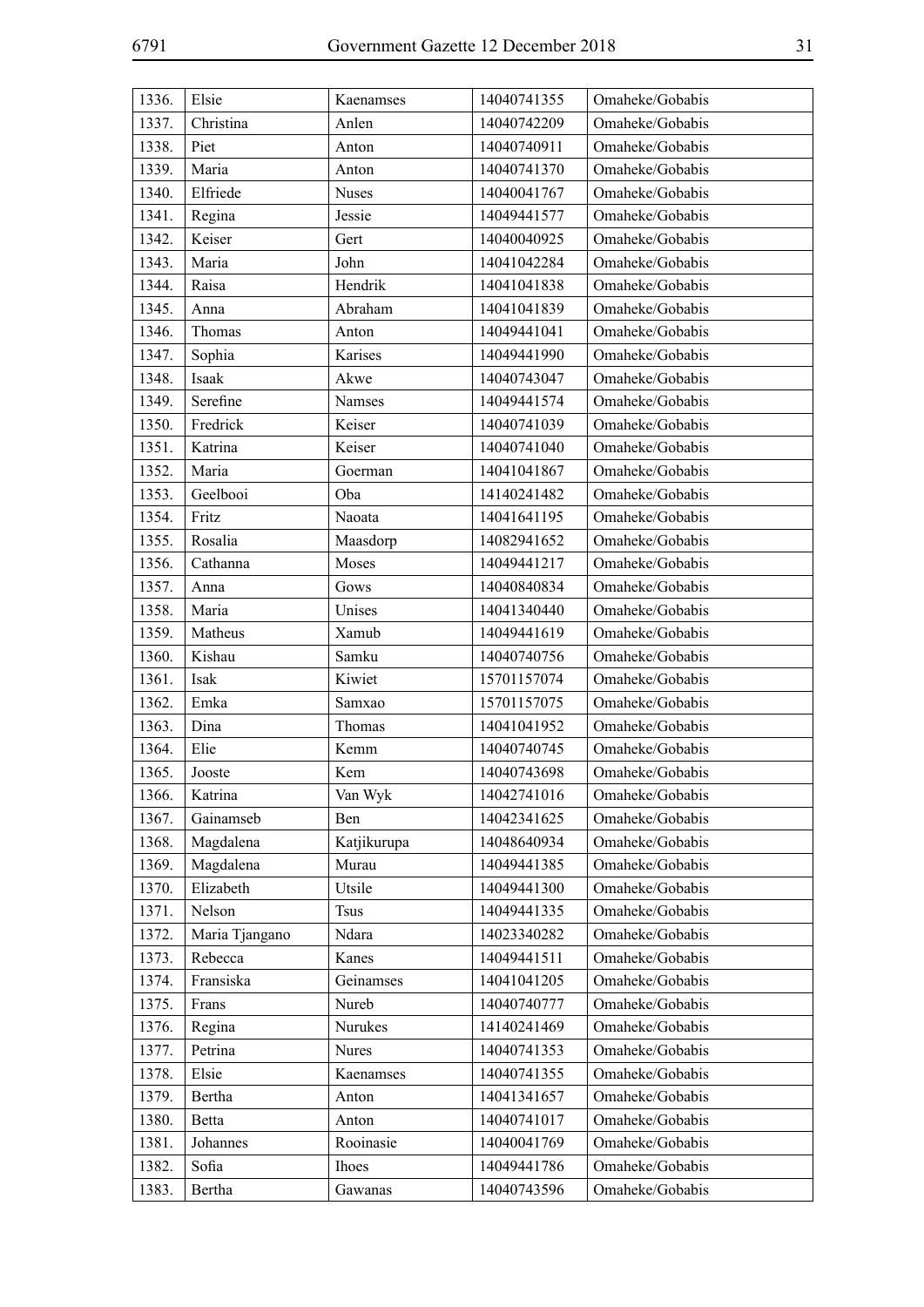| 1336. | Elsie | Kaenamses | 14040741355 | Omaheke/Gobabis |
|---|---|---|---|---|
| 1337. | Christina | Anlen | 14040742209 | Omaheke/Gobabis |
| 1338. | Piet | Anton | 14040740911 | Omaheke/Gobabis |
| 1339. | Maria | Anton | 14040741370 | Omaheke/Gobabis |
| 1340. | Elfriede | Nuses | 14040041767 | Omaheke/Gobabis |
| 1341. | Regina | Jessie | 14049441577 | Omaheke/Gobabis |
| 1342. | Keiser | Gert | 14040040925 | Omaheke/Gobabis |
| 1343. | Maria | John | 14041042284 | Omaheke/Gobabis |
| 1344. | Raisa | Hendrik | 14041041838 | Omaheke/Gobabis |
| 1345. | Anna | Abraham | 14041041839 | Omaheke/Gobabis |
| 1346. | Thomas | Anton | 14049441041 | Omaheke/Gobabis |
| 1347. | Sophia | Karises | 14049441990 | Omaheke/Gobabis |
| 1348. | Isaak | Akwe | 14040743047 | Omaheke/Gobabis |
| 1349. | Serefine | Namses | 14049441574 | Omaheke/Gobabis |
| 1350. | Fredrick | Keiser | 14040741039 | Omaheke/Gobabis |
| 1351. | Katrina | Keiser | 14040741040 | Omaheke/Gobabis |
| 1352. | Maria | Goerman | 14041041867 | Omaheke/Gobabis |
| 1353. | Geelbooi | Oba | 14140241482 | Omaheke/Gobabis |
| 1354. | Fritz | Naoata | 14041641195 | Omaheke/Gobabis |
| 1355. | Rosalia | Maasdorp | 14082941652 | Omaheke/Gobabis |
| 1356. | Cathanna | Moses | 14049441217 | Omaheke/Gobabis |
| 1357. | Anna | Gows | 14040840834 | Omaheke/Gobabis |
| 1358. | Maria | Unises | 14041340440 | Omaheke/Gobabis |
| 1359. | Matheus | Xamub | 14049441619 | Omaheke/Gobabis |
| 1360. | Kishau | Samku | 14040740756 | Omaheke/Gobabis |
| 1361. | Isak | Kiwiet | 15701157074 | Omaheke/Gobabis |
| 1362. | Emka | Samxao | 15701157075 | Omaheke/Gobabis |
| 1363. | Dina | Thomas | 14041041952 | Omaheke/Gobabis |
| 1364. | Elie | Kemm | 14040740745 | Omaheke/Gobabis |
| 1365. | Jooste | Kem | 14040743698 | Omaheke/Gobabis |
| 1366. | Katrina | Van Wyk | 14042741016 | Omaheke/Gobabis |
| 1367. | Gainamseb | Ben | 14042341625 | Omaheke/Gobabis |
| 1368. | Magdalena | Katjikurupa | 14048640934 | Omaheke/Gobabis |
| 1369. | Magdalena | Murau | 14049441385 | Omaheke/Gobabis |
| 1370. | Elizabeth | Utsile | 14049441300 | Omaheke/Gobabis |
| 1371. | Nelson | Tsus | 14049441335 | Omaheke/Gobabis |
| 1372. | Maria Tjangano | Ndara | 14023340282 | Omaheke/Gobabis |
| 1373. | Rebecca | Kanes | 14049441511 | Omaheke/Gobabis |
| 1374. | Fransiska | Geinamses | 14041041205 | Omaheke/Gobabis |
| 1375. | Frans | Nureb | 14040740777 | Omaheke/Gobabis |
| 1376. | Regina | Nurukes | 14140241469 | Omaheke/Gobabis |
| 1377. | Petrina | Nures | 14040741353 | Omaheke/Gobabis |
| 1378. | Elsie | Kaenamses | 14040741355 | Omaheke/Gobabis |
| 1379. | Bertha | Anton | 14041341657 | Omaheke/Gobabis |
| 1380. | Betta | Anton | 14040741017 | Omaheke/Gobabis |
| 1381. | Johannes | Rooinasie | 14040041769 | Omaheke/Gobabis |
| 1382. | Sofia | Ihoes | 14049441786 | Omaheke/Gobabis |
| 1383. | Bertha | Gawanas | 14040743596 | Omaheke/Gobabis |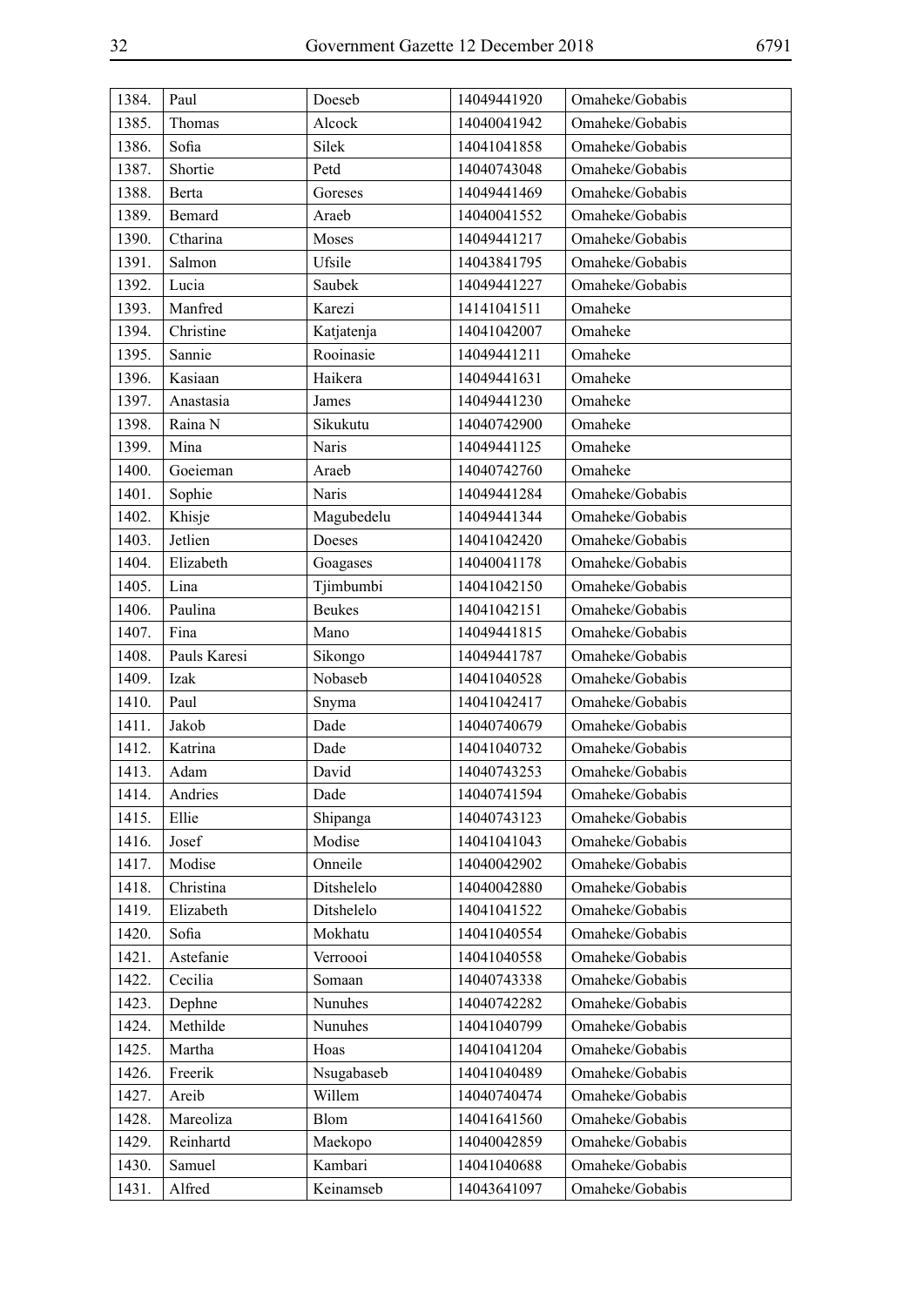| | | | | |
|---|---|---|---|---|
| 1384. | Paul | Doeseb | 14049441920 | Omaheke/Gobabis |
| 1385. | Thomas | Alcock | 14040041942 | Omaheke/Gobabis |
| 1386. | Sofia | Silek | 14041041858 | Omaheke/Gobabis |
| 1387. | Shortie | Petd | 14040743048 | Omaheke/Gobabis |
| 1388. | Berta | Goreses | 14049441469 | Omaheke/Gobabis |
| 1389. | Bemard | Araeb | 14040041552 | Omaheke/Gobabis |
| 1390. | Ctharina | Moses | 14049441217 | Omaheke/Gobabis |
| 1391. | Salmon | Ufsile | 14043841795 | Omaheke/Gobabis |
| 1392. | Lucia | Saubek | 14049441227 | Omaheke/Gobabis |
| 1393. | Manfred | Karezi | 14141041511 | Omaheke |
| 1394. | Christine | Katjatenja | 14041042007 | Omaheke |
| 1395. | Sannie | Rooinasie | 14049441211 | Omaheke |
| 1396. | Kasiaan | Haikera | 14049441631 | Omaheke |
| 1397. | Anastasia | James | 14049441230 | Omaheke |
| 1398. | Raina N | Sikukutu | 14040742900 | Omaheke |
| 1399. | Mina | Naris | 14049441125 | Omaheke |
| 1400. | Goeieman | Araeb | 14040742760 | Omaheke |
| 1401. | Sophie | Naris | 14049441284 | Omaheke/Gobabis |
| 1402. | Khisje | Magubedelu | 14049441344 | Omaheke/Gobabis |
| 1403. | Jetlien | Doeses | 14041042420 | Omaheke/Gobabis |
| 1404. | Elizabeth | Goagases | 14040041178 | Omaheke/Gobabis |
| 1405. | Lina | Tjimbumbi | 14041042150 | Omaheke/Gobabis |
| 1406. | Paulina | Beukes | 14041042151 | Omaheke/Gobabis |
| 1407. | Fina | Mano | 14049441815 | Omaheke/Gobabis |
| 1408. | Pauls Karesi | Sikongo | 14049441787 | Omaheke/Gobabis |
| 1409. | Izak | Nobaseb | 14041040528 | Omaheke/Gobabis |
| 1410. | Paul | Snyma | 14041042417 | Omaheke/Gobabis |
| 1411. | Jakob | Dade | 14040740679 | Omaheke/Gobabis |
| 1412. | Katrina | Dade | 14041040732 | Omaheke/Gobabis |
| 1413. | Adam | David | 14040743253 | Omaheke/Gobabis |
| 1414. | Andries | Dade | 14040741594 | Omaheke/Gobabis |
| 1415. | Ellie | Shipanga | 14040743123 | Omaheke/Gobabis |
| 1416. | Josef | Modise | 14041041043 | Omaheke/Gobabis |
| 1417. | Modise | Onneile | 14040042902 | Omaheke/Gobabis |
| 1418. | Christina | Ditshelelo | 14040042880 | Omaheke/Gobabis |
| 1419. | Elizabeth | Ditshelelo | 14041041522 | Omaheke/Gobabis |
| 1420. | Sofia | Mokhatu | 14041040554 | Omaheke/Gobabis |
| 1421. | Astefanie | Verroooi | 14041040558 | Omaheke/Gobabis |
| 1422. | Cecilia | Somaan | 14040743338 | Omaheke/Gobabis |
| 1423. | Dephne | Nunuhes | 14040742282 | Omaheke/Gobabis |
| 1424. | Methilde | Nunuhes | 14041040799 | Omaheke/Gobabis |
| 1425. | Martha | Hoas | 14041041204 | Omaheke/Gobabis |
| 1426. | Freerik | Nsugabaseb | 14041040489 | Omaheke/Gobabis |
| 1427. | Areib | Willem | 14040740474 | Omaheke/Gobabis |
| 1428. | Mareoliza | Blom | 14041641560 | Omaheke/Gobabis |
| 1429. | Reinhartd | Maekopo | 14040042859 | Omaheke/Gobabis |
| 1430. | Samuel | Kambari | 14041040688 | Omaheke/Gobabis |
| 1431. | Alfred | Keinamseb | 14043641097 | Omaheke/Gobabis |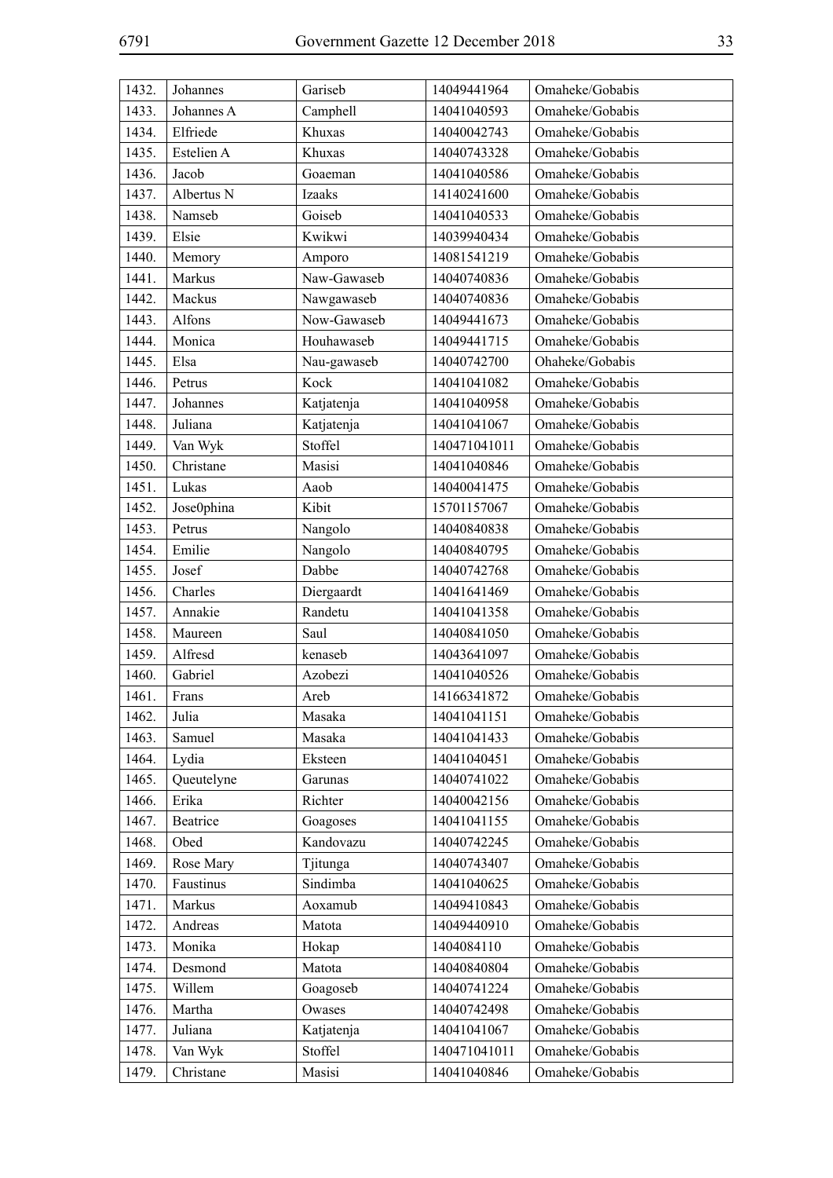| | | | | |
|---|---|---|---|---|
| 1432. | Johannes | Gariseb | 14049441964 | Omaheke/Gobabis |
| 1433. | Johannes A | Camphell | 14041040593 | Omaheke/Gobabis |
| 1434. | Elfriede | Khuxas | 14040042743 | Omaheke/Gobabis |
| 1435. | Estelien A | Khuxas | 14040743328 | Omaheke/Gobabis |
| 1436. | Jacob | Goaeman | 14041040586 | Omaheke/Gobabis |
| 1437. | Albertus N | Izaaks | 14140241600 | Omaheke/Gobabis |
| 1438. | Namseb | Goiseb | 14041040533 | Omaheke/Gobabis |
| 1439. | Elsie | Kwikwi | 14039940434 | Omaheke/Gobabis |
| 1440. | Memory | Amporo | 14081541219 | Omaheke/Gobabis |
| 1441. | Markus | Naw-Gawaseb | 14040740836 | Omaheke/Gobabis |
| 1442. | Mackus | Nawgawaseb | 14040740836 | Omaheke/Gobabis |
| 1443. | Alfons | Now-Gawaseb | 14049441673 | Omaheke/Gobabis |
| 1444. | Monica | Houhawaseb | 14049441715 | Omaheke/Gobabis |
| 1445. | Elsa | Nau-gawaseb | 14040742700 | Ohaheke/Gobabis |
| 1446. | Petrus | Kock | 14041041082 | Omaheke/Gobabis |
| 1447. | Johannes | Katjatenja | 14041040958 | Omaheke/Gobabis |
| 1448. | Juliana | Katjatenja | 14041041067 | Omaheke/Gobabis |
| 1449. | Van Wyk | Stoffel | 140471041011 | Omaheke/Gobabis |
| 1450. | Christane | Masisi | 14041040846 | Omaheke/Gobabis |
| 1451. | Lukas | Aaob | 14040041475 | Omaheke/Gobabis |
| 1452. | Jose0phina | Kibit | 15701157067 | Omaheke/Gobabis |
| 1453. | Petrus | Nangolo | 14040840838 | Omaheke/Gobabis |
| 1454. | Emilie | Nangolo | 14040840795 | Omaheke/Gobabis |
| 1455. | Josef | Dabbe | 14040742768 | Omaheke/Gobabis |
| 1456. | Charles | Diergaardt | 14041641469 | Omaheke/Gobabis |
| 1457. | Annakie | Randetu | 14041041358 | Omaheke/Gobabis |
| 1458. | Maureen | Saul | 14040841050 | Omaheke/Gobabis |
| 1459. | Alfresd | kenaseb | 14043641097 | Omaheke/Gobabis |
| 1460. | Gabriel | Azobezi | 14041040526 | Omaheke/Gobabis |
| 1461. | Frans | Areb | 14166341872 | Omaheke/Gobabis |
| 1462. | Julia | Masaka | 14041041151 | Omaheke/Gobabis |
| 1463. | Samuel | Masaka | 14041041433 | Omaheke/Gobabis |
| 1464. | Lydia | Eksteen | 14041040451 | Omaheke/Gobabis |
| 1465. | Queutelyne | Garunas | 14040741022 | Omaheke/Gobabis |
| 1466. | Erika | Richter | 14040042156 | Omaheke/Gobabis |
| 1467. | Beatrice | Goagoses | 14041041155 | Omaheke/Gobabis |
| 1468. | Obed | Kandovazu | 14040742245 | Omaheke/Gobabis |
| 1469. | Rose Mary | Tjitunga | 14040743407 | Omaheke/Gobabis |
| 1470. | Faustinus | Sindimba | 14041040625 | Omaheke/Gobabis |
| 1471. | Markus | Aoxamub | 14049410843 | Omaheke/Gobabis |
| 1472. | Andreas | Matota | 14049440910 | Omaheke/Gobabis |
| 1473. | Monika | Hokap | 1404084110 | Omaheke/Gobabis |
| 1474. | Desmond | Matota | 14040840804 | Omaheke/Gobabis |
| 1475. | Willem | Goagoseb | 14040741224 | Omaheke/Gobabis |
| 1476. | Martha | Owases | 14040742498 | Omaheke/Gobabis |
| 1477. | Juliana | Katjatenja | 14041041067 | Omaheke/Gobabis |
| 1478. | Van Wyk | Stoffel | 140471041011 | Omaheke/Gobabis |
| 1479. | Christane | Masisi | 14041040846 | Omaheke/Gobabis |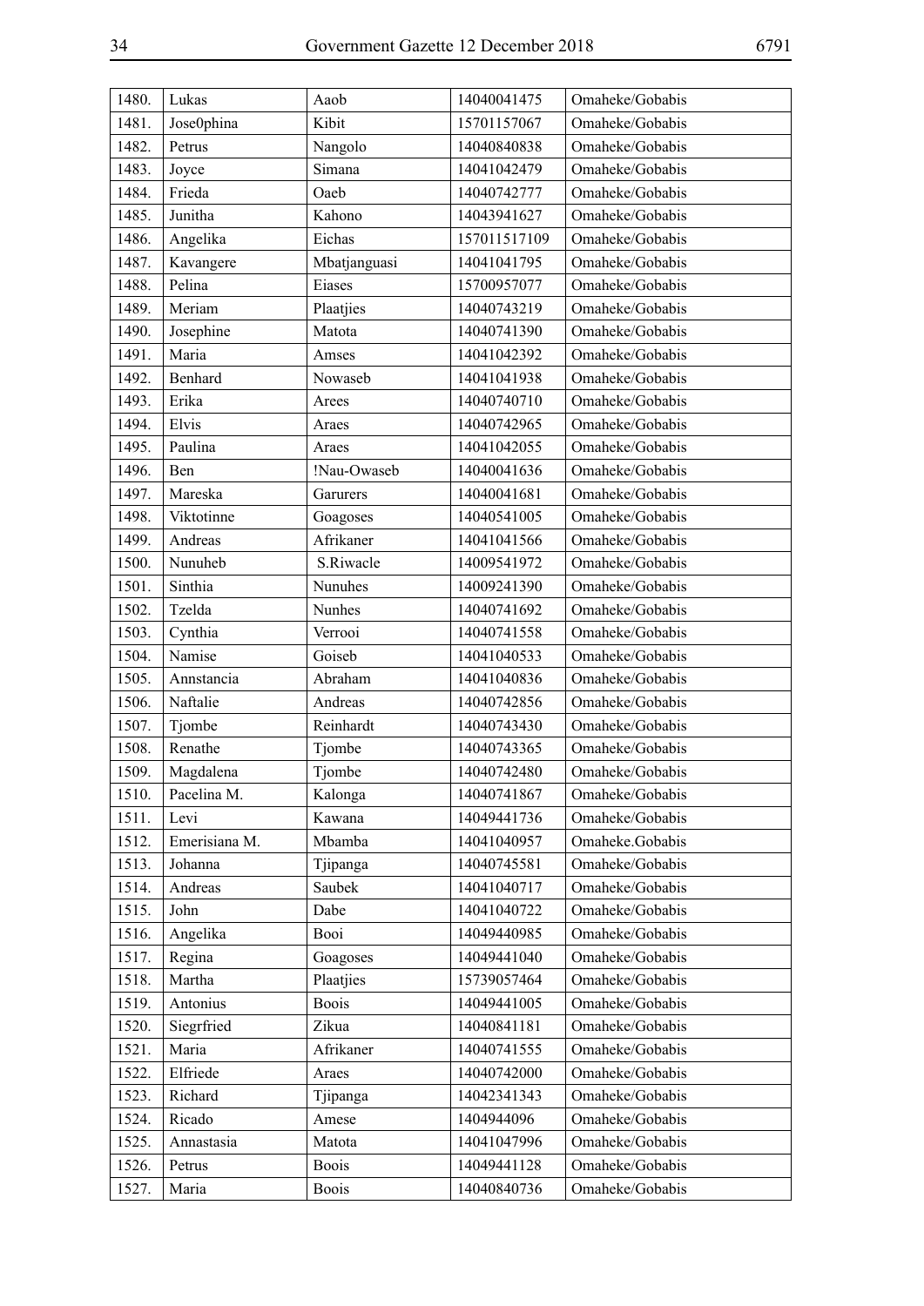| 1480. | Lukas | Aaob | 14040041475 | Omaheke/Gobabis |
|---|---|---|---|---|
| 1481. | Jose0phina | Kibit | 15701157067 | Omaheke/Gobabis |
| 1482. | Petrus | Nangolo | 14040840838 | Omaheke/Gobabis |
| 1483. | Joyce | Simana | 14041042479 | Omaheke/Gobabis |
| 1484. | Frieda | Oaeb | 14040742777 | Omaheke/Gobabis |
| 1485. | Junitha | Kahono | 14043941627 | Omaheke/Gobabis |
| 1486. | Angelika | Eichas | 157011517109 | Omaheke/Gobabis |
| 1487. | Kavangere | Mbatjanguasi | 14041041795 | Omaheke/Gobabis |
| 1488. | Pelina | Eiases | 15700957077 | Omaheke/Gobabis |
| 1489. | Meriam | Plaatjies | 14040743219 | Omaheke/Gobabis |
| 1490. | Josephine | Matota | 14040741390 | Omaheke/Gobabis |
| 1491. | Maria | Amses | 14041042392 | Omaheke/Gobabis |
| 1492. | Benhard | Nowaseb | 14041041938 | Omaheke/Gobabis |
| 1493. | Erika | Arees | 14040740710 | Omaheke/Gobabis |
| 1494. | Elvis | Araes | 14040742965 | Omaheke/Gobabis |
| 1495. | Paulina | Araes | 14041042055 | Omaheke/Gobabis |
| 1496. | Ben | !Nau-Owaseb | 14040041636 | Omaheke/Gobabis |
| 1497. | Mareska | Garurers | 14040041681 | Omaheke/Gobabis |
| 1498. | Viktotinne | Goagoses | 14040541005 | Omaheke/Gobabis |
| 1499. | Andreas | Afrikaner | 14041041566 | Omaheke/Gobabis |
| 1500. | Nunuheb | S.Riwacle | 14009541972 | Omaheke/Gobabis |
| 1501. | Sinthia | Nunuhes | 14009241390 | Omaheke/Gobabis |
| 1502. | Tzelda | Nunhes | 14040741692 | Omaheke/Gobabis |
| 1503. | Cynthia | Verrooi | 14040741558 | Omaheke/Gobabis |
| 1504. | Namise | Goiseb | 14041040533 | Omaheke/Gobabis |
| 1505. | Annstancia | Abraham | 14041040836 | Omaheke/Gobabis |
| 1506. | Naftalie | Andreas | 14040742856 | Omaheke/Gobabis |
| 1507. | Tjombe | Reinhardt | 14040743430 | Omaheke/Gobabis |
| 1508. | Renathe | Tjombe | 14040743365 | Omaheke/Gobabis |
| 1509. | Magdalena | Tjombe | 14040742480 | Omaheke/Gobabis |
| 1510. | Pacelina M. | Kalonga | 14040741867 | Omaheke/Gobabis |
| 1511. | Levi | Kawana | 14049441736 | Omaheke/Gobabis |
| 1512. | Emerisiana M. | Mbamba | 14041040957 | Omaheke.Gobabis |
| 1513. | Johanna | Tjipanga | 14040745581 | Omaheke/Gobabis |
| 1514. | Andreas | Saubek | 14041040717 | Omaheke/Gobabis |
| 1515. | John | Dabe | 14041040722 | Omaheke/Gobabis |
| 1516. | Angelika | Booi | 14049440985 | Omaheke/Gobabis |
| 1517. | Regina | Goagoses | 14049441040 | Omaheke/Gobabis |
| 1518. | Martha | Plaatjies | 15739057464 | Omaheke/Gobabis |
| 1519. | Antonius | Boois | 14049441005 | Omaheke/Gobabis |
| 1520. | Siegrfried | Zikua | 14040841181 | Omaheke/Gobabis |
| 1521. | Maria | Afrikaner | 14040741555 | Omaheke/Gobabis |
| 1522. | Elfriede | Araes | 14040742000 | Omaheke/Gobabis |
| 1523. | Richard | Tjipanga | 14042341343 | Omaheke/Gobabis |
| 1524. | Ricado | Amese | 1404944096 | Omaheke/Gobabis |
| 1525. | Annastasia | Matota | 14041047996 | Omaheke/Gobabis |
| 1526. | Petrus | Boois | 14049441128 | Omaheke/Gobabis |
| 1527. | Maria | Boois | 14040840736 | Omaheke/Gobabis |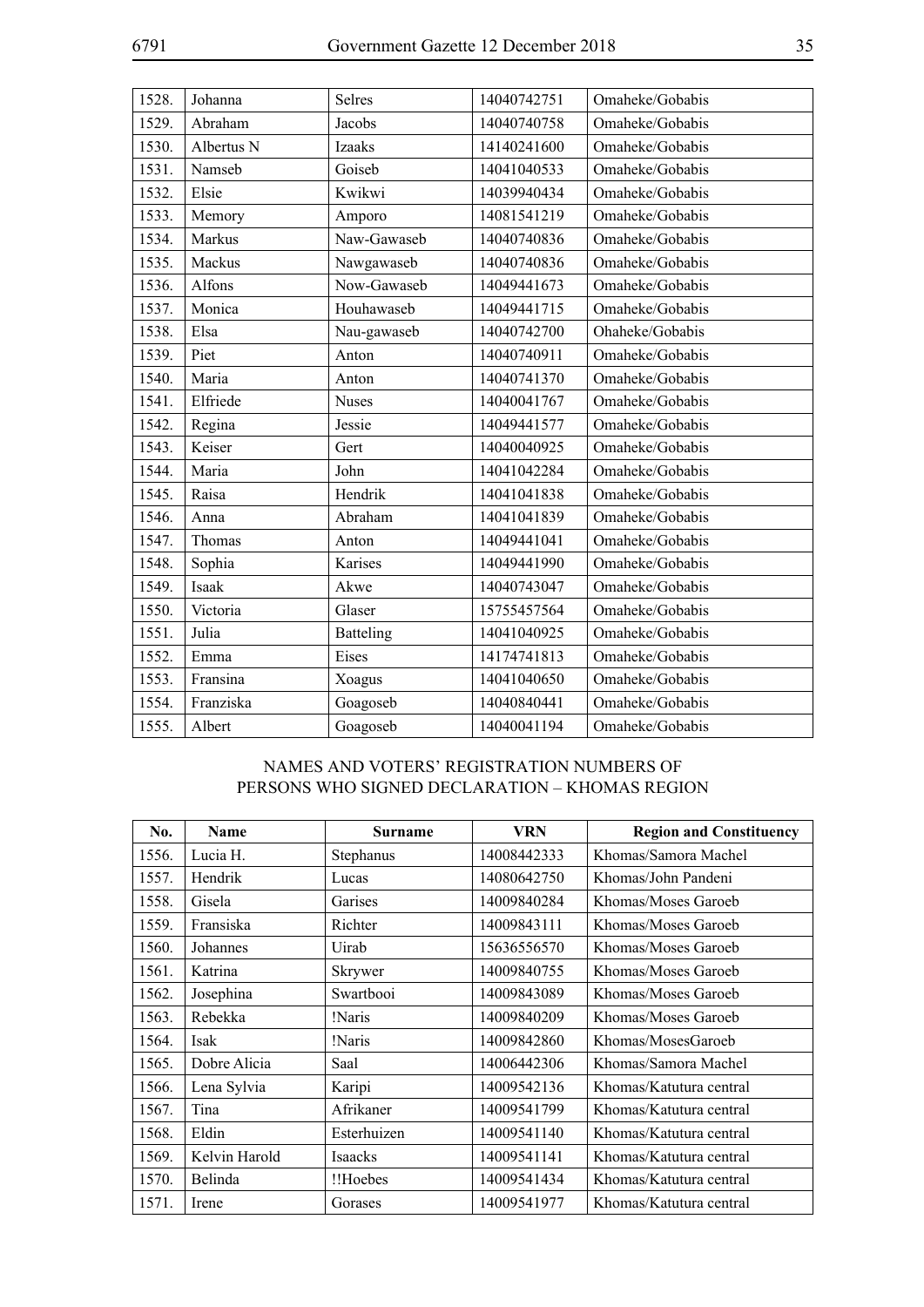| | | | | |
|---|---|---|---|---|
| 1528. | Johanna | Selres | 14040742751 | Omaheke/Gobabis |
| 1529. | Abraham | Jacobs | 14040740758 | Omaheke/Gobabis |
| 1530. | Albertus N | Izaaks | 14140241600 | Omaheke/Gobabis |
| 1531. | Namseb | Goiseb | 14041040533 | Omaheke/Gobabis |
| 1532. | Elsie | Kwikwi | 14039940434 | Omaheke/Gobabis |
| 1533. | Memory | Amporo | 14081541219 | Omaheke/Gobabis |
| 1534. | Markus | Naw-Gawaseb | 14040740836 | Omaheke/Gobabis |
| 1535. | Mackus | Nawgawaseb | 14040740836 | Omaheke/Gobabis |
| 1536. | Alfons | Now-Gawaseb | 14049441673 | Omaheke/Gobabis |
| 1537. | Monica | Houhawaseb | 14049441715 | Omaheke/Gobabis |
| 1538. | Elsa | Nau-gawaseb | 14040742700 | Ohaheke/Gobabis |
| 1539. | Piet | Anton | 14040740911 | Omaheke/Gobabis |
| 1540. | Maria | Anton | 14040741370 | Omaheke/Gobabis |
| 1541. | Elfriede | Nuses | 14040041767 | Omaheke/Gobabis |
| 1542. | Regina | Jessie | 14049441577 | Omaheke/Gobabis |
| 1543. | Keiser | Gert | 14040040925 | Omaheke/Gobabis |
| 1544. | Maria | John | 14041042284 | Omaheke/Gobabis |
| 1545. | Raisa | Hendrik | 14041041838 | Omaheke/Gobabis |
| 1546. | Anna | Abraham | 14041041839 | Omaheke/Gobabis |
| 1547. | Thomas | Anton | 14049441041 | Omaheke/Gobabis |
| 1548. | Sophia | Karises | 14049441990 | Omaheke/Gobabis |
| 1549. | Isaak | Akwe | 14040743047 | Omaheke/Gobabis |
| 1550. | Victoria | Glaser | 15755457564 | Omaheke/Gobabis |
| 1551. | Julia | Batteling | 14041040925 | Omaheke/Gobabis |
| 1552. | Emma | Eises | 14174741813 | Omaheke/Gobabis |
| 1553. | Fransina | Xoagus | 14041040650 | Omaheke/Gobabis |
| 1554. | Franziska | Goagoseb | 14040840441 | Omaheke/Gobabis |
| 1555. | Albert | Goagoseb | 14040041194 | Omaheke/Gobabis |

## NAMES AND VOTERS' REGISTRATION NUMBERS OF PERSONS WHO SIGNED DECLARATION – KHOMAS REGION

| No. | Name | Surname | VRN | Region and Constituency |
|---|---|---|---|---|
| 1556. | Lucia H. | Stephanus | 14008442333 | Khomas/Samora Machel |
| 1557. | Hendrik | Lucas | 14080642750 | Khomas/John Pandeni |
| 1558. | Gisela | Garises | 14009840284 | Khomas/Moses Garoeb |
| 1559. | Fransiska | Richter | 14009843111 | Khomas/Moses Garoeb |
| 1560. | Johannes | Uirab | 15636556570 | Khomas/Moses Garoeb |
| 1561. | Katrina | Skrywer | 14009840755 | Khomas/Moses Garoeb |
| 1562. | Josephina | Swartbooi | 14009843089 | Khomas/Moses Garoeb |
| 1563. | Rebekka | !Naris | 14009840209 | Khomas/Moses Garoeb |
| 1564. | Isak | !Naris | 14009842860 | Khomas/MosesGaroeb |
| 1565. | Dobre Alicia | Saal | 14006442306 | Khomas/Samora Machel |
| 1566. | Lena Sylvia | Karipi | 14009542136 | Khomas/Katutura central |
| 1567. | Tina | Afrikaner | 14009541799 | Khomas/Katutura central |
| 1568. | Eldin | Esterhuizen | 14009541140 | Khomas/Katutura central |
| 1569. | Kelvin Harold | Isaacks | 14009541141 | Khomas/Katutura central |
| 1570. | Belinda | !!Hoebes | 14009541434 | Khomas/Katutura central |
| 1571. | Irene | Gorases | 14009541977 | Khomas/Katutura central |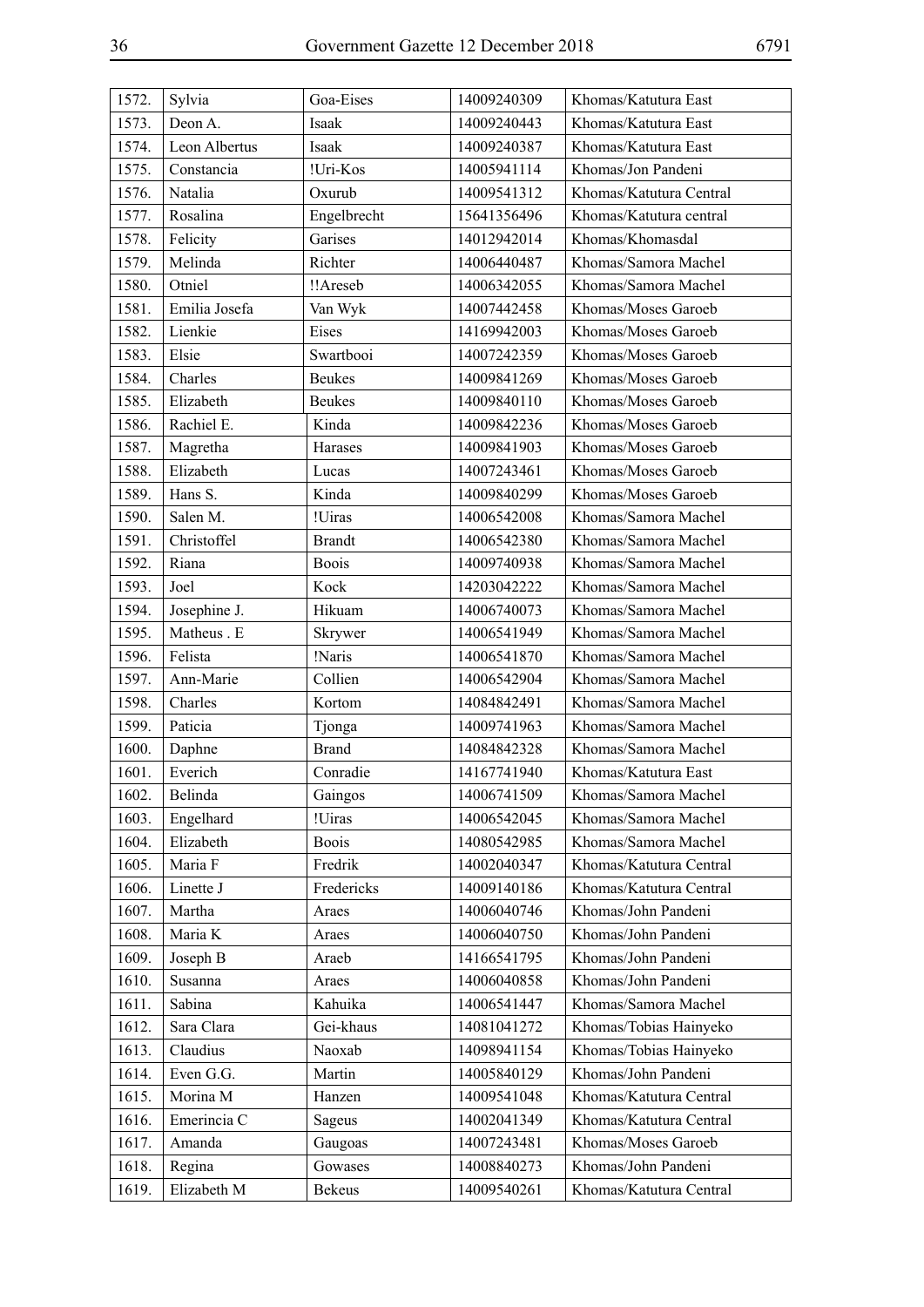| | | | | |
|---|---|---|---|---|
| 1572. | Sylvia | Goa-Eises | 14009240309 | Khomas/Katutura East |
| 1573. | Deon A. | Isaak | 14009240443 | Khomas/Katutura East |
| 1574. | Leon Albertus | Isaak | 14009240387 | Khomas/Katutura East |
| 1575. | Constancia | !Uri-Kos | 14005941114 | Khomas/Jon Pandeni |
| 1576. | Natalia | Oxurub | 14009541312 | Khomas/Katutura Central |
| 1577. | Rosalina | Engelbrecht | 15641356496 | Khomas/Katutura central |
| 1578. | Felicity | Garises | 14012942014 | Khomas/Khomasdal |
| 1579. | Melinda | Richter | 14006440487 | Khomas/Samora Machel |
| 1580. | Otniel | !!Areseb | 14006342055 | Khomas/Samora Machel |
| 1581. | Emilia Josefa | Van Wyk | 14007442458 | Khomas/Moses Garoeb |
| 1582. | Lienkie | Eises | 14169942003 | Khomas/Moses Garoeb |
| 1583. | Elsie | Swartbooi | 14007242359 | Khomas/Moses Garoeb |
| 1584. | Charles | Beukes | 14009841269 | Khomas/Moses Garoeb |
| 1585. | Elizabeth | Beukes | 14009840110 | Khomas/Moses Garoeb |
| 1586. | Rachiel E. | Kinda | 14009842236 | Khomas/Moses Garoeb |
| 1587. | Magretha | Harases | 14009841903 | Khomas/Moses Garoeb |
| 1588. | Elizabeth | Lucas | 14007243461 | Khomas/Moses Garoeb |
| 1589. | Hans S. | Kinda | 14009840299 | Khomas/Moses Garoeb |
| 1590. | Salen M. | !Uiras | 14006542008 | Khomas/Samora Machel |
| 1591. | Christoffel | Brandt | 14006542380 | Khomas/Samora Machel |
| 1592. | Riana | Boois | 14009740938 | Khomas/Samora Machel |
| 1593. | Joel | Kock | 14203042222 | Khomas/Samora Machel |
| 1594. | Josephine J. | Hikuam | 14006740073 | Khomas/Samora Machel |
| 1595. | Matheus . E | Skrywer | 14006541949 | Khomas/Samora Machel |
| 1596. | Felista | !Naris | 14006541870 | Khomas/Samora Machel |
| 1597. | Ann-Marie | Collien | 14006542904 | Khomas/Samora Machel |
| 1598. | Charles | Kortom | 14084842491 | Khomas/Samora Machel |
| 1599. | Paticia | Tjonga | 14009741963 | Khomas/Samora Machel |
| 1600. | Daphne | Brand | 14084842328 | Khomas/Samora Machel |
| 1601. | Everich | Conradie | 14167741940 | Khomas/Katutura East |
| 1602. | Belinda | Gaingos | 14006741509 | Khomas/Samora Machel |
| 1603. | Engelhard | !Uiras | 14006542045 | Khomas/Samora Machel |
| 1604. | Elizabeth | Boois | 14080542985 | Khomas/Samora Machel |
| 1605. | Maria F | Fredrik | 14002040347 | Khomas/Katutura Central |
| 1606. | Linette J | Fredericks | 14009140186 | Khomas/Katutura Central |
| 1607. | Martha | Araes | 14006040746 | Khomas/John Pandeni |
| 1608. | Maria K | Araes | 14006040750 | Khomas/John Pandeni |
| 1609. | Joseph B | Araeb | 14166541795 | Khomas/John Pandeni |
| 1610. | Susanna | Araes | 14006040858 | Khomas/John Pandeni |
| 1611. | Sabina | Kahuika | 14006541447 | Khomas/Samora Machel |
| 1612. | Sara Clara | Gei-khaus | 14081041272 | Khomas/Tobias Hainyeko |
| 1613. | Claudius | Naoxab | 14098941154 | Khomas/Tobias Hainyeko |
| 1614. | Even G.G. | Martin | 14005840129 | Khomas/John Pandeni |
| 1615. | Morina M | Hanzen | 14009541048 | Khomas/Katutura Central |
| 1616. | Emerincia C | Sageus | 14002041349 | Khomas/Katutura Central |
| 1617. | Amanda | Gaugoas | 14007243481 | Khomas/Moses Garoeb |
| 1618. | Regina | Gowases | 14008840273 | Khomas/John Pandeni |
| 1619. | Elizabeth M | Bekeus | 14009540261 | Khomas/Katutura Central |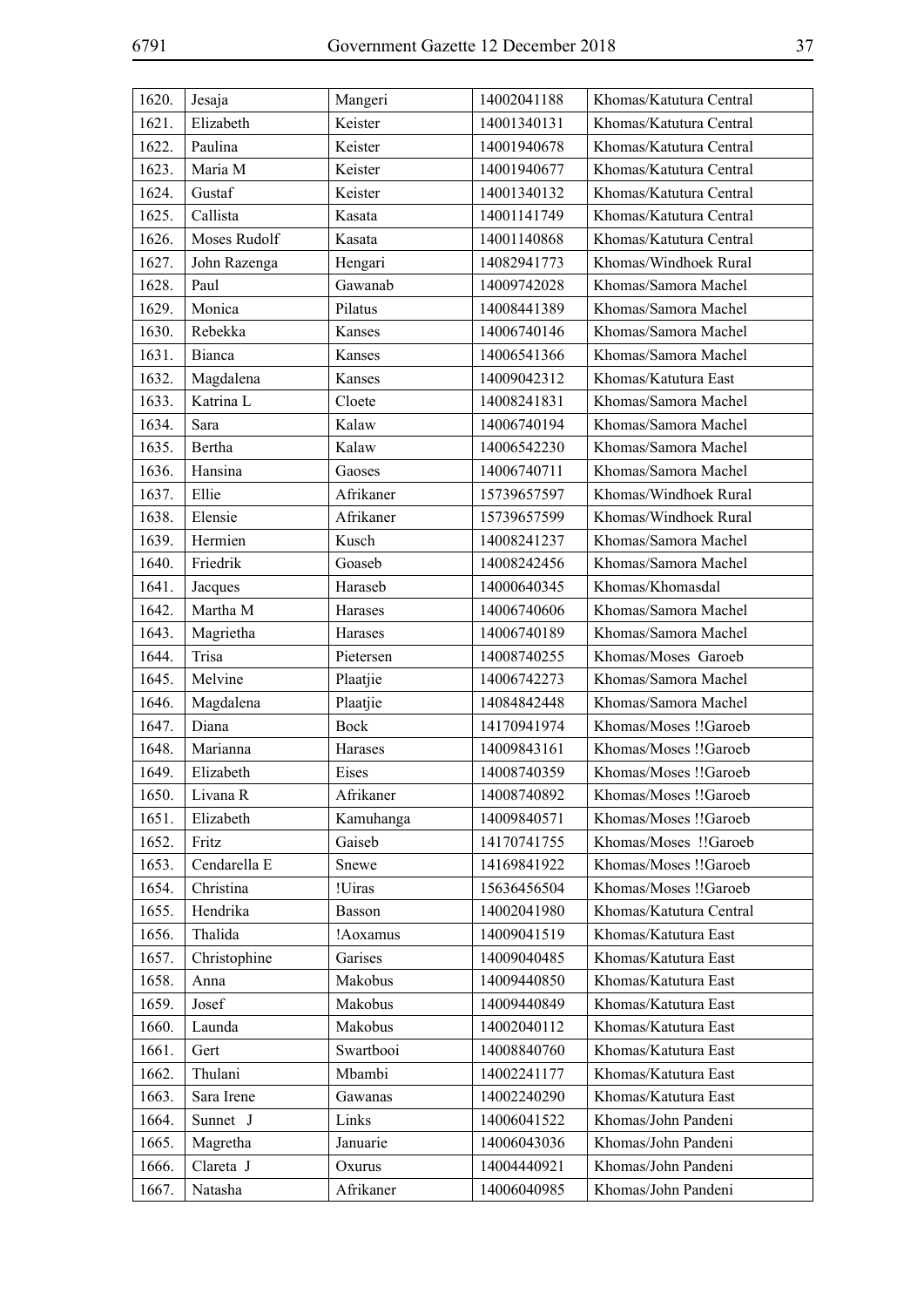| 1620. | Jesaja | Mangeri | 14002041188 | Khomas/Katutura Central |
|---|---|---|---|---|
| 1621. | Elizabeth | Keister | 14001340131 | Khomas/Katutura Central |
| 1622. | Paulina | Keister | 14001940678 | Khomas/Katutura Central |
| 1623. | Maria M | Keister | 14001940677 | Khomas/Katutura Central |
| 1624. | Gustaf | Keister | 14001340132 | Khomas/Katutura Central |
| 1625. | Callista | Kasata | 14001141749 | Khomas/Katutura Central |
| 1626. | Moses Rudolf | Kasata | 14001140868 | Khomas/Katutura Central |
| 1627. | John Razenga | Hengari | 14082941773 | Khomas/Windhoek Rural |
| 1628. | Paul | Gawanab | 14009742028 | Khomas/Samora Machel |
| 1629. | Monica | Pilatus | 14008441389 | Khomas/Samora Machel |
| 1630. | Rebekka | Kanses | 14006740146 | Khomas/Samora Machel |
| 1631. | Bianca | Kanses | 14006541366 | Khomas/Samora Machel |
| 1632. | Magdalena | Kanses | 14009042312 | Khomas/Katutura East |
| 1633. | Katrina L | Cloete | 14008241831 | Khomas/Samora Machel |
| 1634. | Sara | Kalaw | 14006740194 | Khomas/Samora Machel |
| 1635. | Bertha | Kalaw | 14006542230 | Khomas/Samora Machel |
| 1636. | Hansina | Gaoses | 14006740711 | Khomas/Samora Machel |
| 1637. | Ellie | Afrikaner | 15739657597 | Khomas/Windhoek Rural |
| 1638. | Elensie | Afrikaner | 15739657599 | Khomas/Windhoek Rural |
| 1639. | Hermien | Kusch | 14008241237 | Khomas/Samora Machel |
| 1640. | Friedrik | Goaseb | 14008242456 | Khomas/Samora Machel |
| 1641. | Jacques | Haraseb | 14000640345 | Khomas/Khomasdal |
| 1642. | Martha M | Harases | 14006740606 | Khomas/Samora Machel |
| 1643. | Magrietha | Harases | 14006740189 | Khomas/Samora Machel |
| 1644. | Trisa | Pietersen | 14008740255 | Khomas/Moses Garoeb |
| 1645. | Melvine | Plaatjie | 14006742273 | Khomas/Samora Machel |
| 1646. | Magdalena | Plaatjie | 14084842448 | Khomas/Samora Machel |
| 1647. | Diana | Bock | 14170941974 | Khomas/Moses !!Garoeb |
| 1648. | Marianna | Harases | 14009843161 | Khomas/Moses !!Garoeb |
| 1649. | Elizabeth | Eises | 14008740359 | Khomas/Moses !!Garoeb |
| 1650. | Livana R | Afrikaner | 14008740892 | Khomas/Moses !!Garoeb |
| 1651. | Elizabeth | Kamuhanga | 14009840571 | Khomas/Moses !!Garoeb |
| 1652. | Fritz | Gaiseb | 14170741755 | Khomas/Moses !!Garoeb |
| 1653. | Cendarella E | Snewe | 14169841922 | Khomas/Moses !!Garoeb |
| 1654. | Christina | !Uiras | 15636456504 | Khomas/Moses !!Garoeb |
| 1655. | Hendrika | Basson | 14002041980 | Khomas/Katutura Central |
| 1656. | Thalida | !Aoxamus | 14009041519 | Khomas/Katutura East |
| 1657. | Christophine | Garises | 14009040485 | Khomas/Katutura East |
| 1658. | Anna | Makobus | 14009440850 | Khomas/Katutura East |
| 1659. | Josef | Makobus | 14009440849 | Khomas/Katutura East |
| 1660. | Launda | Makobus | 14002040112 | Khomas/Katutura East |
| 1661. | Gert | Swartbooi | 14008840760 | Khomas/Katutura East |
| 1662. | Thulani | Mbambi | 14002241177 | Khomas/Katutura East |
| 1663. | Sara Irene | Gawanas | 14002240290 | Khomas/Katutura East |
| 1664. | Sunnet J | Links | 14006041522 | Khomas/John Pandeni |
| 1665. | Magretha | Januarie | 14006043036 | Khomas/John Pandeni |
| 1666. | Clareta J | Oxurus | 14004440921 | Khomas/John Pandeni |
| 1667. | Natasha | Afrikaner | 14006040985 | Khomas/John Pandeni |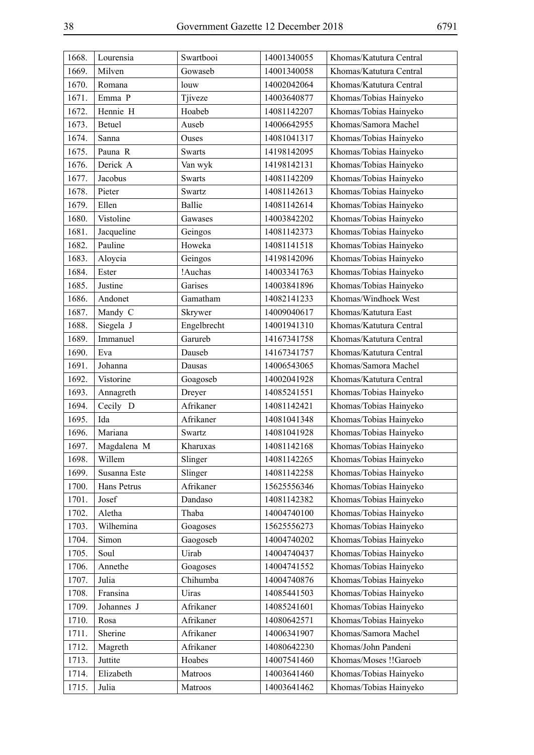| 1668. | Lourensia | Swartbooi | 14001340055 | Khomas/Katutura Central |
|---|---|---|---|---|
| 1669. | Milven | Gowaseb | 14001340058 | Khomas/Katutura Central |
| 1670. | Romana | louw | 14002042064 | Khomas/Katutura Central |
| 1671. | Emma P | Tjiveze | 14003640877 | Khomas/Tobias Hainyeko |
| 1672. | Hennie H | Hoabeb | 14081142207 | Khomas/Tobias Hainyeko |
| 1673. | Betuel | Auseb | 14006642955 | Khomas/Samora Machel |
| 1674. | Sanna | Ouses | 14081041317 | Khomas/Tobias Hainyeko |
| 1675. | Pauna R | Swarts | 14198142095 | Khomas/Tobias Hainyeko |
| 1676. | Derick A | Van wyk | 14198142131 | Khomas/Tobias Hainyeko |
| 1677. | Jacobus | Swarts | 14081142209 | Khomas/Tobias Hainyeko |
| 1678. | Pieter | Swartz | 14081142613 | Khomas/Tobias Hainyeko |
| 1679. | Ellen | Ballie | 14081142614 | Khomas/Tobias Hainyeko |
| 1680. | Vistoline | Gawases | 14003842202 | Khomas/Tobias Hainyeko |
| 1681. | Jacqueline | Geingos | 14081142373 | Khomas/Tobias Hainyeko |
| 1682. | Pauline | Howeka | 14081141518 | Khomas/Tobias Hainyeko |
| 1683. | Aloycia | Geingos | 14198142096 | Khomas/Tobias Hainyeko |
| 1684. | Ester | !Auchas | 14003341763 | Khomas/Tobias Hainyeko |
| 1685. | Justine | Garises | 14003841896 | Khomas/Tobias Hainyeko |
| 1686. | Andonet | Gamatham | 14082141233 | Khomas/Windhoek West |
| 1687. | Mandy C | Skrywer | 14009040617 | Khomas/Katutura East |
| 1688. | Siegela J | Engelbrecht | 14001941310 | Khomas/Katutura Central |
| 1689. | Immanuel | Garureb | 14167341758 | Khomas/Katutura Central |
| 1690. | Eva | Dauseb | 14167341757 | Khomas/Katutura Central |
| 1691. | Johanna | Dausas | 14006543065 | Khomas/Samora Machel |
| 1692. | Vistorine | Goagoseb | 14002041928 | Khomas/Katutura Central |
| 1693. | Annagreth | Dreyer | 14085241551 | Khomas/Tobias Hainyeko |
| 1694. | Cecily D | Afrikaner | 14081142421 | Khomas/Tobias Hainyeko |
| 1695. | Ida | Afrikaner | 14081041348 | Khomas/Tobias Hainyeko |
| 1696. | Mariana | Swartz | 14081041928 | Khomas/Tobias Hainyeko |
| 1697. | Magdalena M | Kharuxas | 14081142168 | Khomas/Tobias Hainyeko |
| 1698. | Willem | Slinger | 14081142265 | Khomas/Tobias Hainyeko |
| 1699. | Susanna Este | Slinger | 14081142258 | Khomas/Tobias Hainyeko |
| 1700. | Hans Petrus | Afrikaner | 15625556346 | Khomas/Tobias Hainyeko |
| 1701. | Josef | Dandaso | 14081142382 | Khomas/Tobias Hainyeko |
| 1702. | Aletha | Thaba | 14004740100 | Khomas/Tobias Hainyeko |
| 1703. | Wilhemina | Goagoses | 15625556273 | Khomas/Tobias Hainyeko |
| 1704. | Simon | Gaogoseb | 14004740202 | Khomas/Tobias Hainyeko |
| 1705. | Soul | Uirab | 14004740437 | Khomas/Tobias Hainyeko |
| 1706. | Annethe | Goagoses | 14004741552 | Khomas/Tobias Hainyeko |
| 1707. | Julia | Chihumba | 14004740876 | Khomas/Tobias Hainyeko |
| 1708. | Fransina | Uiras | 14085441503 | Khomas/Tobias Hainyeko |
| 1709. | Johannes J | Afrikaner | 14085241601 | Khomas/Tobias Hainyeko |
| 1710. | Rosa | Afrikaner | 14080642571 | Khomas/Tobias Hainyeko |
| 1711. | Sherine | Afrikaner | 14006341907 | Khomas/Samora Machel |
| 1712. | Magreth | Afrikaner | 14080642230 | Khomas/John Pandeni |
| 1713. | Juttite | Hoabes | 14007541460 | Khomas/Moses !!Garoeb |
| 1714. | Elizabeth | Matroos | 14003641460 | Khomas/Tobias Hainyeko |
| 1715. | Julia | Matroos | 14003641462 | Khomas/Tobias Hainyeko |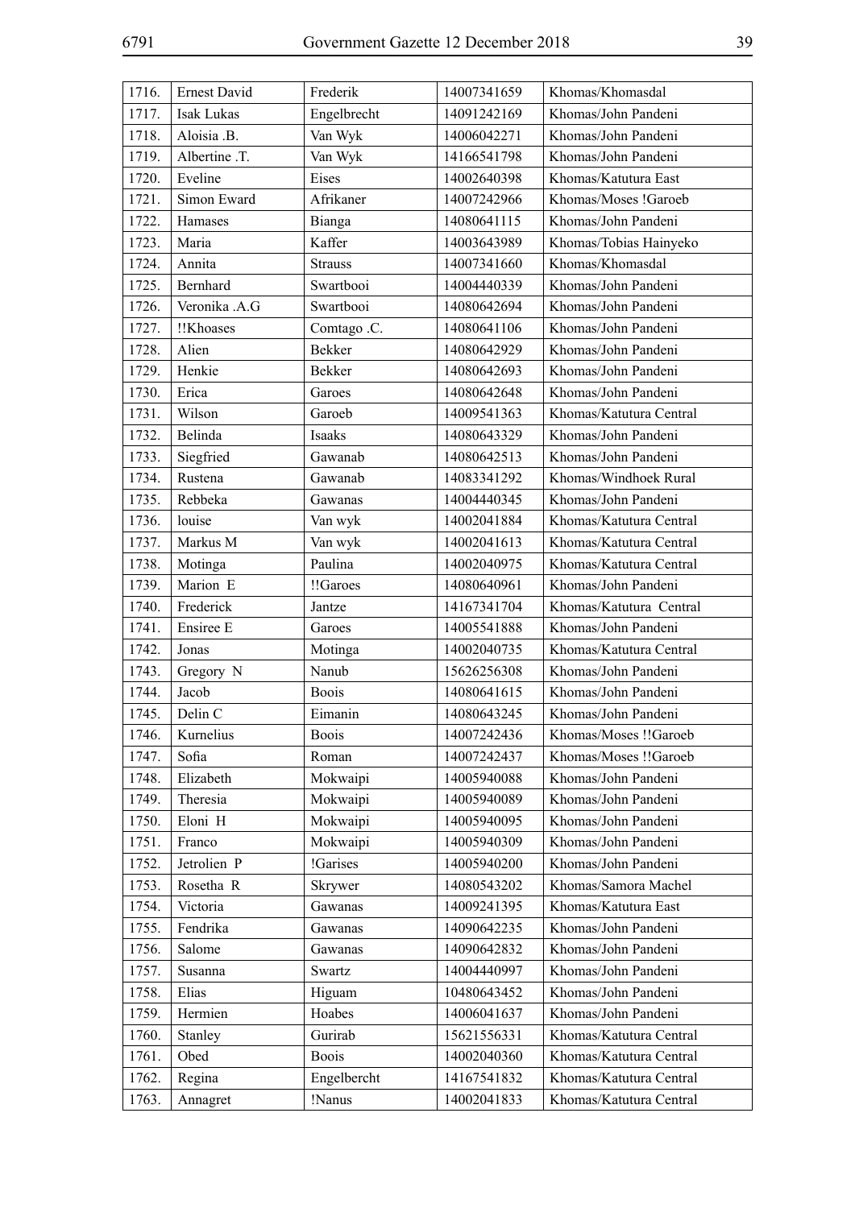| 1716. | Ernest David | Frederik | 14007341659 | Khomas/Khomasdal |
|---|---|---|---|---|
| 1717. | Isak Lukas | Engelbrecht | 14091242169 | Khomas/John Pandeni |
| 1718. | Aloisia .B. | Van Wyk | 14006042271 | Khomas/John Pandeni |
| 1719. | Albertine .T. | Van Wyk | 14166541798 | Khomas/John Pandeni |
| 1720. | Eveline | Eises | 14002640398 | Khomas/Katutura East |
| 1721. | Simon Eward | Afrikaner | 14007242966 | Khomas/Moses !Garoeb |
| 1722. | Hamases | Bianga | 14080641115 | Khomas/John Pandeni |
| 1723. | Maria | Kaffer | 14003643989 | Khomas/Tobias Hainyeko |
| 1724. | Annita | Strauss | 14007341660 | Khomas/Khomasdal |
| 1725. | Bernhard | Swartbooi | 14004440339 | Khomas/John Pandeni |
| 1726. | Veronika .A.G | Swartbooi | 14080642694 | Khomas/John Pandeni |
| 1727. | !!Khoases | Comtago .C. | 14080641106 | Khomas/John Pandeni |
| 1728. | Alien | Bekker | 14080642929 | Khomas/John Pandeni |
| 1729. | Henkie | Bekker | 14080642693 | Khomas/John Pandeni |
| 1730. | Erica | Garoes | 14080642648 | Khomas/John Pandeni |
| 1731. | Wilson | Garoeb | 14009541363 | Khomas/Katutura Central |
| 1732. | Belinda | Isaaks | 14080643329 | Khomas/John Pandeni |
| 1733. | Siegfried | Gawanab | 14080642513 | Khomas/John Pandeni |
| 1734. | Rustena | Gawanab | 14083341292 | Khomas/Windhoek Rural |
| 1735. | Rebbeka | Gawanas | 14004440345 | Khomas/John Pandeni |
| 1736. | louise | Van wyk | 14002041884 | Khomas/Katutura Central |
| 1737. | Markus M | Van wyk | 14002041613 | Khomas/Katutura Central |
| 1738. | Motinga | Paulina | 14002040975 | Khomas/Katutura Central |
| 1739. | Marion E | !!Garoes | 14080640961 | Khomas/John Pandeni |
| 1740. | Frederick | Jantze | 14167341704 | Khomas/Katutura Central |
| 1741. | Ensiree E | Garoes | 14005541888 | Khomas/John Pandeni |
| 1742. | Jonas | Motinga | 14002040735 | Khomas/Katutura Central |
| 1743. | Gregory N | Nanub | 15626256308 | Khomas/John Pandeni |
| 1744. | Jacob | Boois | 14080641615 | Khomas/John Pandeni |
| 1745. | Delin C | Eimanin | 14080643245 | Khomas/John Pandeni |
| 1746. | Kurnelius | Boois | 14007242436 | Khomas/Moses !!Garoeb |
| 1747. | Sofia | Roman | 14007242437 | Khomas/Moses !!Garoeb |
| 1748. | Elizabeth | Mokwaipi | 14005940088 | Khomas/John Pandeni |
| 1749. | Theresia | Mokwaipi | 14005940089 | Khomas/John Pandeni |
| 1750. | Eloni H | Mokwaipi | 14005940095 | Khomas/John Pandeni |
| 1751. | Franco | Mokwaipi | 14005940309 | Khomas/John Pandeni |
| 1752. | Jetrolien P | !Garises | 14005940200 | Khomas/John Pandeni |
| 1753. | Rosetha R | Skrywer | 14080543202 | Khomas/Samora Machel |
| 1754. | Victoria | Gawanas | 14009241395 | Khomas/Katutura East |
| 1755. | Fendrika | Gawanas | 14090642235 | Khomas/John Pandeni |
| 1756. | Salome | Gawanas | 14090642832 | Khomas/John Pandeni |
| 1757. | Susanna | Swartz | 14004440997 | Khomas/John Pandeni |
| 1758. | Elias | Higuam | 10480643452 | Khomas/John Pandeni |
| 1759. | Hermien | Hoabes | 14006041637 | Khomas/John Pandeni |
| 1760. | Stanley | Gurirab | 15621556331 | Khomas/Katutura Central |
| 1761. | Obed | Boois | 14002040360 | Khomas/Katutura Central |
| 1762. | Regina | Engelbercht | 14167541832 | Khomas/Katutura Central |
| 1763. | Annagret | !Nanus | 14002041833 | Khomas/Katutura Central |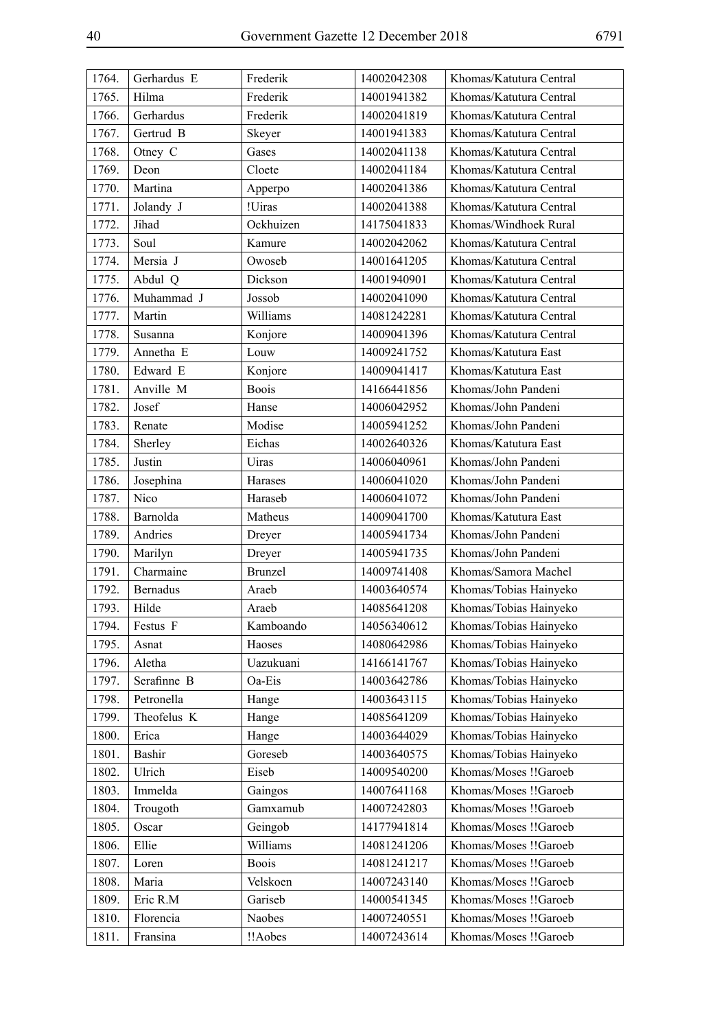| 1764. | Gerhardus E | Frederik | 14002042308 | Khomas/Katutura Central |
|---|---|---|---|---|
| 1765. | Hilma | Frederik | 14001941382 | Khomas/Katutura Central |
| 1766. | Gerhardus | Frederik | 14002041819 | Khomas/Katutura Central |
| 1767. | Gertrud B | Skeyer | 14001941383 | Khomas/Katutura Central |
| 1768. | Otney C | Gases | 14002041138 | Khomas/Katutura Central |
| 1769. | Deon | Cloete | 14002041184 | Khomas/Katutura Central |
| 1770. | Martina | Apperpo | 14002041386 | Khomas/Katutura Central |
| 1771. | Jolandy J | !Uiras | 14002041388 | Khomas/Katutura Central |
| 1772. | Jihad | Ockhuizen | 14175041833 | Khomas/Windhoek Rural |
| 1773. | Soul | Kamure | 14002042062 | Khomas/Katutura Central |
| 1774. | Mersia J | Owoseb | 14001641205 | Khomas/Katutura Central |
| 1775. | Abdul Q | Dickson | 14001940901 | Khomas/Katutura Central |
| 1776. | Muhammad J | Jossob | 14002041090 | Khomas/Katutura Central |
| 1777. | Martin | Williams | 14081242281 | Khomas/Katutura Central |
| 1778. | Susanna | Konjore | 14009041396 | Khomas/Katutura Central |
| 1779. | Annetha E | Louw | 14009241752 | Khomas/Katutura East |
| 1780. | Edward E | Konjore | 14009041417 | Khomas/Katutura East |
| 1781. | Anville M | Boois | 14166441856 | Khomas/John Pandeni |
| 1782. | Josef | Hanse | 14006042952 | Khomas/John Pandeni |
| 1783. | Renate | Modise | 14005941252 | Khomas/John Pandeni |
| 1784. | Sherley | Eichas | 14002640326 | Khomas/Katutura East |
| 1785. | Justin | Uiras | 14006040961 | Khomas/John Pandeni |
| 1786. | Josephina | Harases | 14006041020 | Khomas/John Pandeni |
| 1787. | Nico | Haraseb | 14006041072 | Khomas/John Pandeni |
| 1788. | Barnolda | Matheus | 14009041700 | Khomas/Katutura East |
| 1789. | Andries | Dreyer | 14005941734 | Khomas/John Pandeni |
| 1790. | Marilyn | Dreyer | 14005941735 | Khomas/John Pandeni |
| 1791. | Charmaine | Brunzel | 14009741408 | Khomas/Samora Machel |
| 1792. | Bernadus | Araeb | 14003640574 | Khomas/Tobias Hainyeko |
| 1793. | Hilde | Araeb | 14085641208 | Khomas/Tobias Hainyeko |
| 1794. | Festus F | Kamboando | 14056340612 | Khomas/Tobias Hainyeko |
| 1795. | Asnat | Haoses | 14080642986 | Khomas/Tobias Hainyeko |
| 1796. | Aletha | Uazukuani | 14166141767 | Khomas/Tobias Hainyeko |
| 1797. | Serafinne B | Oa-Eis | 14003642786 | Khomas/Tobias Hainyeko |
| 1798. | Petronella | Hange | 14003643115 | Khomas/Tobias Hainyeko |
| 1799. | Theofelus K | Hange | 14085641209 | Khomas/Tobias Hainyeko |
| 1800. | Erica | Hange | 14003644029 | Khomas/Tobias Hainyeko |
| 1801. | Bashir | Goreseb | 14003640575 | Khomas/Tobias Hainyeko |
| 1802. | Ulrich | Eiseb | 14009540200 | Khomas/Moses !!Garoeb |
| 1803. | Immelda | Gaingos | 14007641168 | Khomas/Moses !!Garoeb |
| 1804. | Trougoth | Gamxamub | 14007242803 | Khomas/Moses !!Garoeb |
| 1805. | Oscar | Geingob | 14177941814 | Khomas/Moses !!Garoeb |
| 1806. | Ellie | Williams | 14081241206 | Khomas/Moses !!Garoeb |
| 1807. | Loren | Boois | 14081241217 | Khomas/Moses !!Garoeb |
| 1808. | Maria | Velskoen | 14007243140 | Khomas/Moses !!Garoeb |
| 1809. | Eric R.M | Gariseb | 14000541345 | Khomas/Moses !!Garoeb |
| 1810. | Florencia | Naobes | 14007240551 | Khomas/Moses !!Garoeb |
| 1811. | Fransina | !!Aobes | 14007243614 | Khomas/Moses !!Garoeb |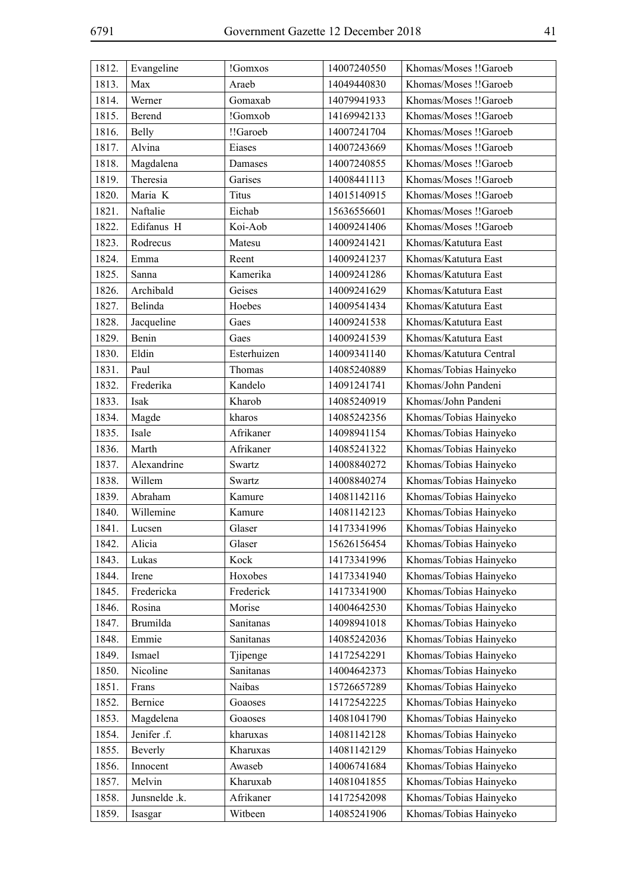| 1812. | Evangeline | !Gomxos | 14007240550 | Khomas/Moses !!Garoeb |
|---|---|---|---|---|
| 1813. | Max | Araeb | 14049440830 | Khomas/Moses !!Garoeb |
| 1814. | Werner | Gomaxab | 14079941933 | Khomas/Moses !!Garoeb |
| 1815. | Berend | !Gomxob | 14169942133 | Khomas/Moses !!Garoeb |
| 1816. | Belly | !!Garoeb | 14007241704 | Khomas/Moses !!Garoeb |
| 1817. | Alvina | Eiases | 14007243669 | Khomas/Moses !!Garoeb |
| 1818. | Magdalena | Damases | 14007240855 | Khomas/Moses !!Garoeb |
| 1819. | Theresia | Garises | 14008441113 | Khomas/Moses !!Garoeb |
| 1820. | Maria K | Titus | 14015140915 | Khomas/Moses !!Garoeb |
| 1821. | Naftalie | Eichab | 15636556601 | Khomas/Moses !!Garoeb |
| 1822. | Edifanus H | Koi-Aob | 14009241406 | Khomas/Moses !!Garoeb |
| 1823. | Rodrecus | Matesu | 14009241421 | Khomas/Katutura East |
| 1824. | Emma | Reent | 14009241237 | Khomas/Katutura East |
| 1825. | Sanna | Kamerika | 14009241286 | Khomas/Katutura East |
| 1826. | Archibald | Geises | 14009241629 | Khomas/Katutura East |
| 1827. | Belinda | Hoebes | 14009541434 | Khomas/Katutura East |
| 1828. | Jacqueline | Gaes | 14009241538 | Khomas/Katutura East |
| 1829. | Benin | Gaes | 14009241539 | Khomas/Katutura East |
| 1830. | Eldin | Esterhuizen | 14009341140 | Khomas/Katutura Central |
| 1831. | Paul | Thomas | 14085240889 | Khomas/Tobias Hainyeko |
| 1832. | Frederika | Kandelo | 14091241741 | Khomas/John Pandeni |
| 1833. | Isak | Kharob | 14085240919 | Khomas/John Pandeni |
| 1834. | Magde | kharos | 14085242356 | Khomas/Tobias Hainyeko |
| 1835. | Isale | Afrikaner | 14098941154 | Khomas/Tobias Hainyeko |
| 1836. | Marth | Afrikaner | 14085241322 | Khomas/Tobias Hainyeko |
| 1837. | Alexandrine | Swartz | 14008840272 | Khomas/Tobias Hainyeko |
| 1838. | Willem | Swartz | 14008840274 | Khomas/Tobias Hainyeko |
| 1839. | Abraham | Kamure | 14081142116 | Khomas/Tobias Hainyeko |
| 1840. | Willemine | Kamure | 14081142123 | Khomas/Tobias Hainyeko |
| 1841. | Lucsen | Glaser | 14173341996 | Khomas/Tobias Hainyeko |
| 1842. | Alicia | Glaser | 15626156454 | Khomas/Tobias Hainyeko |
| 1843. | Lukas | Kock | 14173341996 | Khomas/Tobias Hainyeko |
| 1844. | Irene | Hoxobes | 14173341940 | Khomas/Tobias Hainyeko |
| 1845. | Fredericka | Frederick | 14173341900 | Khomas/Tobias Hainyeko |
| 1846. | Rosina | Morise | 14004642530 | Khomas/Tobias Hainyeko |
| 1847. | Brumilda | Sanitanas | 14098941018 | Khomas/Tobias Hainyeko |
| 1848. | Emmie | Sanitanas | 14085242036 | Khomas/Tobias Hainyeko |
| 1849. | Ismael | Tjipenge | 14172542291 | Khomas/Tobias Hainyeko |
| 1850. | Nicoline | Sanitanas | 14004642373 | Khomas/Tobias Hainyeko |
| 1851. | Frans | Naibas | 15726657289 | Khomas/Tobias Hainyeko |
| 1852. | Bernice | Goaoses | 14172542225 | Khomas/Tobias Hainyeko |
| 1853. | Magdelena | Goaoses | 14081041790 | Khomas/Tobias Hainyeko |
| 1854. | Jenifer .f. | kharuxas | 14081142128 | Khomas/Tobias Hainyeko |
| 1855. | Beverly | Kharuxas | 14081142129 | Khomas/Tobias Hainyeko |
| 1856. | Innocent | Awaseb | 14006741684 | Khomas/Tobias Hainyeko |
| 1857. | Melvin | Kharuxab | 14081041855 | Khomas/Tobias Hainyeko |
| 1858. | Junsnelde .k. | Afrikaner | 14172542098 | Khomas/Tobias Hainyeko |
| 1859. | Isasgar | Witbeen | 14085241906 | Khomas/Tobias Hainyeko |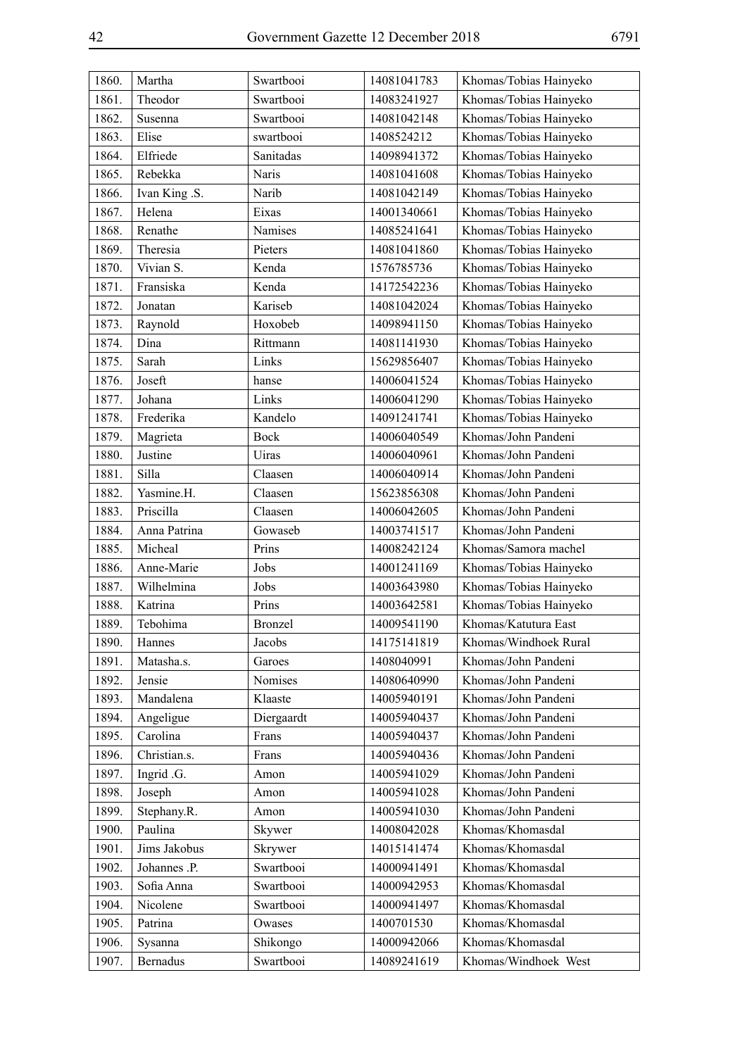| 1860. | Martha | Swartbooi | 14081041783 | Khomas/Tobias Hainyeko |
|---|---|---|---|---|
| 1861. | Theodor | Swartbooi | 14083241927 | Khomas/Tobias Hainyeko |
| 1862. | Susenna | Swartbooi | 14081042148 | Khomas/Tobias Hainyeko |
| 1863. | Elise | swartbooi | 1408524212 | Khomas/Tobias Hainyeko |
| 1864. | Elfriede | Sanitadas | 14098941372 | Khomas/Tobias Hainyeko |
| 1865. | Rebekka | Naris | 14081041608 | Khomas/Tobias Hainyeko |
| 1866. | Ivan King .S. | Narib | 14081042149 | Khomas/Tobias Hainyeko |
| 1867. | Helena | Eixas | 14001340661 | Khomas/Tobias Hainyeko |
| 1868. | Renathe | Namises | 14085241641 | Khomas/Tobias Hainyeko |
| 1869. | Theresia | Pieters | 14081041860 | Khomas/Tobias Hainyeko |
| 1870. | Vivian S. | Kenda | 1576785736 | Khomas/Tobias Hainyeko |
| 1871. | Fransiska | Kenda | 14172542236 | Khomas/Tobias Hainyeko |
| 1872. | Jonatan | Kariseb | 14081042024 | Khomas/Tobias Hainyeko |
| 1873. | Raynold | Hoxobeb | 14098941150 | Khomas/Tobias Hainyeko |
| 1874. | Dina | Rittmann | 14081141930 | Khomas/Tobias Hainyeko |
| 1875. | Sarah | Links | 15629856407 | Khomas/Tobias Hainyeko |
| 1876. | Joseft | hanse | 14006041524 | Khomas/Tobias Hainyeko |
| 1877. | Johana | Links | 14006041290 | Khomas/Tobias Hainyeko |
| 1878. | Frederika | Kandelo | 14091241741 | Khomas/Tobias Hainyeko |
| 1879. | Magrieta | Bock | 14006040549 | Khomas/John Pandeni |
| 1880. | Justine | Uiras | 14006040961 | Khomas/John Pandeni |
| 1881. | Silla | Claasen | 14006040914 | Khomas/John Pandeni |
| 1882. | Yasmine.H. | Claasen | 15623856308 | Khomas/John Pandeni |
| 1883. | Priscilla | Claasen | 14006042605 | Khomas/John Pandeni |
| 1884. | Anna Patrina | Gowaseb | 14003741517 | Khomas/John Pandeni |
| 1885. | Micheal | Prins | 14008242124 | Khomas/Samora machel |
| 1886. | Anne-Marie | Jobs | 14001241169 | Khomas/Tobias Hainyeko |
| 1887. | Wilhelmina | Jobs | 14003643980 | Khomas/Tobias Hainyeko |
| 1888. | Katrina | Prins | 14003642581 | Khomas/Tobias Hainyeko |
| 1889. | Tebohima | Bronzel | 14009541190 | Khomas/Katutura East |
| 1890. | Hannes | Jacobs | 14175141819 | Khomas/Windhoek Rural |
| 1891. | Matasha.s. | Garoes | 1408040991 | Khomas/John Pandeni |
| 1892. | Jensie | Nomises | 14080640990 | Khomas/John Pandeni |
| 1893. | Mandalena | Klaaste | 14005940191 | Khomas/John Pandeni |
| 1894. | Angeligue | Diergaardt | 14005940437 | Khomas/John Pandeni |
| 1895. | Carolina | Frans | 14005940437 | Khomas/John Pandeni |
| 1896. | Christian.s. | Frans | 14005940436 | Khomas/John Pandeni |
| 1897. | Ingrid .G. | Amon | 14005941029 | Khomas/John Pandeni |
| 1898. | Joseph | Amon | 14005941028 | Khomas/John Pandeni |
| 1899. | Stephany.R. | Amon | 14005941030 | Khomas/John Pandeni |
| 1900. | Paulina | Skywer | 14008042028 | Khomas/Khomasdal |
| 1901. | Jims Jakobus | Skrywer | 14015141474 | Khomas/Khomasdal |
| 1902. | Johannes .P. | Swartbooi | 14000941491 | Khomas/Khomasdal |
| 1903. | Sofia Anna | Swartbooi | 14000942953 | Khomas/Khomasdal |
| 1904. | Nicolene | Swartbooi | 14000941497 | Khomas/Khomasdal |
| 1905. | Patrina | Owases | 1400701530 | Khomas/Khomasdal |
| 1906. | Sysanna | Shikongo | 14000942066 | Khomas/Khomasdal |
| 1907. | Bernadus | Swartbooi | 14089241619 | Khomas/Windhoek West |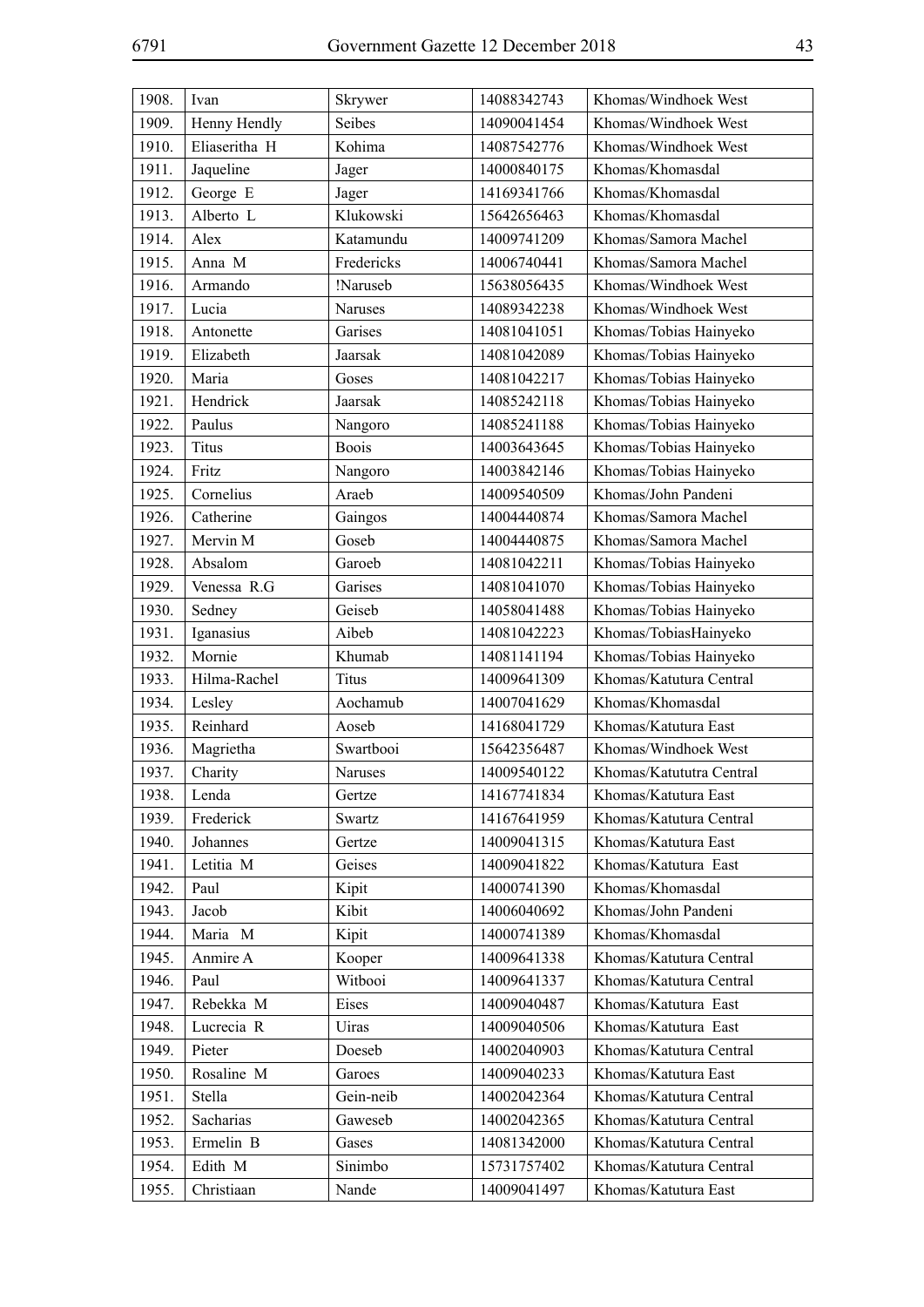| 1908. | Ivan | Skrywer | 14088342743 | Khomas/Windhoek West |
|---|---|---|---|---|
| 1909. | Henny Hendly | Seibes | 14090041454 | Khomas/Windhoek West |
| 1910. | Eliaseritha H | Kohima | 14087542776 | Khomas/Windhoek West |
| 1911. | Jaqueline | Jager | 14000840175 | Khomas/Khomasdal |
| 1912. | George E | Jager | 14169341766 | Khomas/Khomasdal |
| 1913. | Alberto L | Klukowski | 15642656463 | Khomas/Khomasdal |
| 1914. | Alex | Katamundu | 14009741209 | Khomas/Samora Machel |
| 1915. | Anna M | Fredericks | 14006740441 | Khomas/Samora Machel |
| 1916. | Armando | !Naruseb | 15638056435 | Khomas/Windhoek West |
| 1917. | Lucia | Naruses | 14089342238 | Khomas/Windhoek West |
| 1918. | Antonette | Garises | 14081041051 | Khomas/Tobias Hainyeko |
| 1919. | Elizabeth | Jaarsak | 14081042089 | Khomas/Tobias Hainyeko |
| 1920. | Maria | Goses | 14081042217 | Khomas/Tobias Hainyeko |
| 1921. | Hendrick | Jaarsak | 14085242118 | Khomas/Tobias Hainyeko |
| 1922. | Paulus | Nangoro | 14085241188 | Khomas/Tobias Hainyeko |
| 1923. | Titus | Boois | 14003643645 | Khomas/Tobias Hainyeko |
| 1924. | Fritz | Nangoro | 14003842146 | Khomas/Tobias Hainyeko |
| 1925. | Cornelius | Araeb | 14009540509 | Khomas/John Pandeni |
| 1926. | Catherine | Gaingos | 14004440874 | Khomas/Samora Machel |
| 1927. | Mervin M | Goseb | 14004440875 | Khomas/Samora Machel |
| 1928. | Absalom | Garoeb | 14081042211 | Khomas/Tobias Hainyeko |
| 1929. | Venessa R.G | Garises | 14081041070 | Khomas/Tobias Hainyeko |
| 1930. | Sedney | Geiseb | 14058041488 | Khomas/Tobias Hainyeko |
| 1931. | Iganasius | Aibeb | 14081042223 | Khomas/TobiasHainyeko |
| 1932. | Mornie | Khumab | 14081141194 | Khomas/Tobias Hainyeko |
| 1933. | Hilma-Rachel | Titus | 14009641309 | Khomas/Katutura Central |
| 1934. | Lesley | Aochamub | 14007041629 | Khomas/Khomasdal |
| 1935. | Reinhard | Aoseb | 14168041729 | Khomas/Katutura East |
| 1936. | Magrietha | Swartbooi | 15642356487 | Khomas/Windhoek West |
| 1937. | Charity | Naruses | 14009540122 | Khomas/Katututra Central |
| 1938. | Lenda | Gertze | 14167741834 | Khomas/Katutura East |
| 1939. | Frederick | Swartz | 14167641959 | Khomas/Katutura Central |
| 1940. | Johannes | Gertze | 14009041315 | Khomas/Katutura East |
| 1941. | Letitia M | Geises | 14009041822 | Khomas/Katutura East |
| 1942. | Paul | Kipit | 14000741390 | Khomas/Khomasdal |
| 1943. | Jacob | Kibit | 14006040692 | Khomas/John Pandeni |
| 1944. | Maria M | Kipit | 14000741389 | Khomas/Khomasdal |
| 1945. | Anmire A | Kooper | 14009641338 | Khomas/Katutura Central |
| 1946. | Paul | Witbooi | 14009641337 | Khomas/Katutura Central |
| 1947. | Rebekka M | Eises | 14009040487 | Khomas/Katutura East |
| 1948. | Lucrecia R | Uiras | 14009040506 | Khomas/Katutura East |
| 1949. | Pieter | Doeseb | 14002040903 | Khomas/Katutura Central |
| 1950. | Rosaline M | Garoes | 14009040233 | Khomas/Katutura East |
| 1951. | Stella | Gein-neib | 14002042364 | Khomas/Katutura Central |
| 1952. | Sacharias | Gaweseb | 14002042365 | Khomas/Katutura Central |
| 1953. | Ermelin B | Gases | 14081342000 | Khomas/Katutura Central |
| 1954. | Edith M | Sinimbo | 15731757402 | Khomas/Katutura Central |
| 1955. | Christiaan | Nande | 14009041497 | Khomas/Katutura East |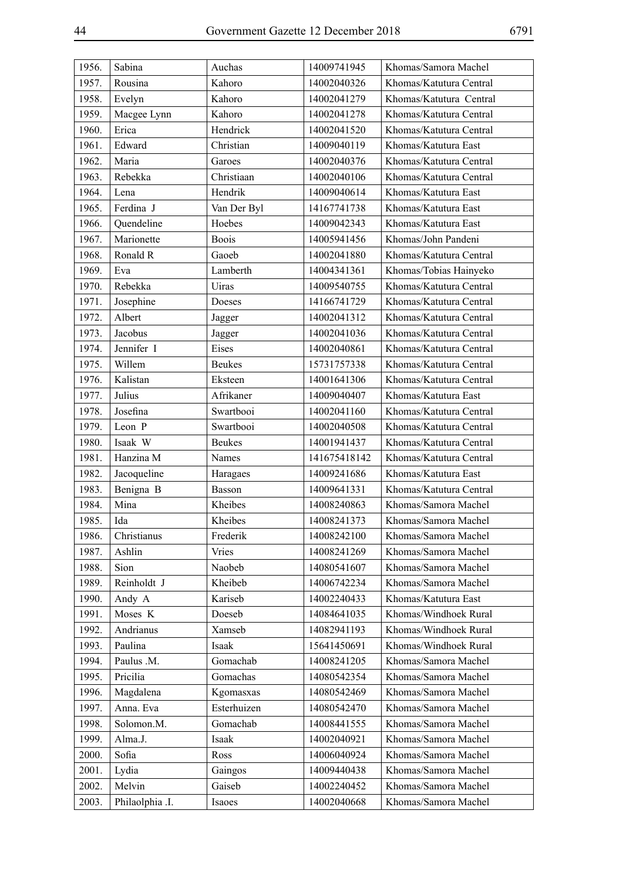| 1956. | Sabina | Auchas | 14009741945 | Khomas/Samora Machel |
|---|---|---|---|---|
| 1957. | Rousina | Kahoro | 14002040326 | Khomas/Katutura Central |
| 1958. | Evelyn | Kahoro | 14002041279 | Khomas/Katutura Central |
| 1959. | Macgee Lynn | Kahoro | 14002041278 | Khomas/Katutura Central |
| 1960. | Erica | Hendrick | 14002041520 | Khomas/Katutura Central |
| 1961. | Edward | Christian | 14009040119 | Khomas/Katutura East |
| 1962. | Maria | Garoes | 14002040376 | Khomas/Katutura Central |
| 1963. | Rebekka | Christiaan | 14002040106 | Khomas/Katutura Central |
| 1964. | Lena | Hendrik | 14009040614 | Khomas/Katutura East |
| 1965. | Ferdina J | Van Der Byl | 14167741738 | Khomas/Katutura East |
| 1966. | Quendeline | Hoebes | 14009042343 | Khomas/Katutura East |
| 1967. | Marionette | Boois | 14005941456 | Khomas/John Pandeni |
| 1968. | Ronald R | Gaoeb | 14002041880 | Khomas/Katutura Central |
| 1969. | Eva | Lamberth | 14004341361 | Khomas/Tobias Hainyeko |
| 1970. | Rebekka | Uiras | 14009540755 | Khomas/Katutura Central |
| 1971. | Josephine | Doeses | 14166741729 | Khomas/Katutura Central |
| 1972. | Albert | Jagger | 14002041312 | Khomas/Katutura Central |
| 1973. | Jacobus | Jagger | 14002041036 | Khomas/Katutura Central |
| 1974. | Jennifer I | Eises | 14002040861 | Khomas/Katutura Central |
| 1975. | Willem | Beukes | 15731757338 | Khomas/Katutura Central |
| 1976. | Kalistan | Eksteen | 14001641306 | Khomas/Katutura Central |
| 1977. | Julius | Afrikaner | 14009040407 | Khomas/Katutura East |
| 1978. | Josefina | Swartbooi | 14002041160 | Khomas/Katutura Central |
| 1979. | Leon P | Swartbooi | 14002040508 | Khomas/Katutura Central |
| 1980. | Isaak W | Beukes | 14001941437 | Khomas/Katutura Central |
| 1981. | Hanzina M | Names | 141675418142 | Khomas/Katutura Central |
| 1982. | Jacoqueline | Haragaes | 14009241686 | Khomas/Katutura East |
| 1983. | Benigna B | Basson | 14009641331 | Khomas/Katutura Central |
| 1984. | Mina | Kheibes | 14008240863 | Khomas/Samora Machel |
| 1985. | Ida | Kheibes | 14008241373 | Khomas/Samora Machel |
| 1986. | Christianus | Frederik | 14008242100 | Khomas/Samora Machel |
| 1987. | Ashlin | Vries | 14008241269 | Khomas/Samora Machel |
| 1988. | Sion | Naobeb | 14080541607 | Khomas/Samora Machel |
| 1989. | Reinholdt J | Kheibeb | 14006742234 | Khomas/Samora Machel |
| 1990. | Andy A | Kariseb | 14002240433 | Khomas/Katutura East |
| 1991. | Moses K | Doeseb | 14084641035 | Khomas/Windhoek Rural |
| 1992. | Andrianus | Xamseb | 14082941193 | Khomas/Windhoek Rural |
| 1993. | Paulina | Isaak | 15641450691 | Khomas/Windhoek Rural |
| 1994. | Paulus .M. | Gomachab | 14008241205 | Khomas/Samora Machel |
| 1995. | Pricilia | Gomachas | 14080542354 | Khomas/Samora Machel |
| 1996. | Magdalena | Kgomasxas | 14080542469 | Khomas/Samora Machel |
| 1997. | Anna. Eva | Esterhuizen | 14080542470 | Khomas/Samora Machel |
| 1998. | Solomon.M. | Gomachab | 14008441555 | Khomas/Samora Machel |
| 1999. | Alma.J. | Isaak | 14002040921 | Khomas/Samora Machel |
| 2000. | Sofia | Ross | 14006040924 | Khomas/Samora Machel |
| 2001. | Lydia | Gaingos | 14009440438 | Khomas/Samora Machel |
| 2002. | Melvin | Gaiseb | 14002240452 | Khomas/Samora Machel |
| 2003. | Philaolphia .I. | Isaoes | 14002040668 | Khomas/Samora Machel |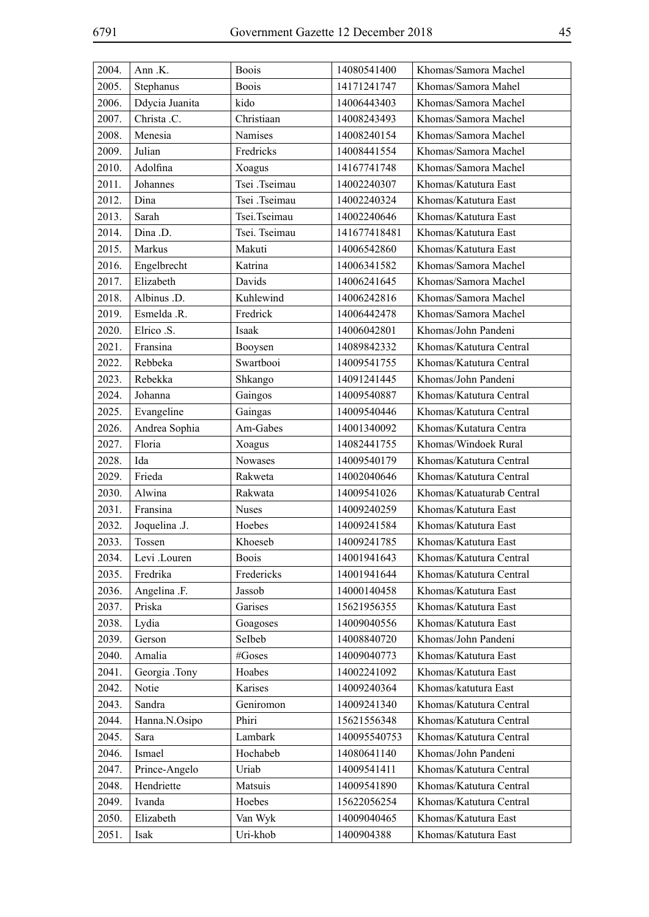| 2004. | Ann .K. | Boois | 14080541400 | Khomas/Samora Machel |
|---|---|---|---|---|
| 2005. | Stephanus | Boois | 14171241747 | Khomas/Samora Mahel |
| 2006. | Ddycia Juanita | kido | 14006443403 | Khomas/Samora Machel |
| 2007. | Christa .C. | Christiaan | 14008243493 | Khomas/Samora Machel |
| 2008. | Menesia | Namises | 14008240154 | Khomas/Samora Machel |
| 2009. | Julian | Fredricks | 14008441554 | Khomas/Samora Machel |
| 2010. | Adolfina | Xoagus | 14167741748 | Khomas/Samora Machel |
| 2011. | Johannes | Tsei .Tseimau | 14002240307 | Khomas/Katutura East |
| 2012. | Dina | Tsei .Tseimau | 14002240324 | Khomas/Katutura East |
| 2013. | Sarah | Tsei.Tseimau | 14002240646 | Khomas/Katutura East |
| 2014. | Dina .D. | Tsei. Tseimau | 141677418481 | Khomas/Katutura East |
| 2015. | Markus | Makuti | 14006542860 | Khomas/Katutura East |
| 2016. | Engelbrecht | Katrina | 14006341582 | Khomas/Samora Machel |
| 2017. | Elizabeth | Davids | 14006241645 | Khomas/Samora Machel |
| 2018. | Albinus .D. | Kuhlewind | 14006242816 | Khomas/Samora Machel |
| 2019. | Esmelda .R. | Fredrick | 14006442478 | Khomas/Samora Machel |
| 2020. | Elrico .S. | Isaak | 14006042801 | Khomas/John Pandeni |
| 2021. | Fransina | Booysen | 14089842332 | Khomas/Katutura Central |
| 2022. | Rebbeka | Swartbooi | 14009541755 | Khomas/Katutura Central |
| 2023. | Rebekka | Shkango | 14091241445 | Khomas/John Pandeni |
| 2024. | Johanna | Gaingos | 14009540887 | Khomas/Katutura Central |
| 2025. | Evangeline | Gaingas | 14009540446 | Khomas/Katutura Central |
| 2026. | Andrea Sophia | Am-Gabes | 14001340092 | Khomas/Kutatura Centra |
| 2027. | Floria | Xoagus | 14082441755 | Khomas/Windoek Rural |
| 2028. | Ida | Nowases | 14009540179 | Khomas/Katutura Central |
| 2029. | Frieda | Rakweta | 14002040646 | Khomas/Katutura Central |
| 2030. | Alwina | Rakwata | 14009541026 | Khomas/Katuaturab Central |
| 2031. | Fransina | Nuses | 14009240259 | Khomas/Katutura East |
| 2032. | Joquelina .J. | Hoebes | 14009241584 | Khomas/Katutura East |
| 2033. | Tossen | Khoeseb | 14009241785 | Khomas/Katutura East |
| 2034. | Levi .Louren | Boois | 14001941643 | Khomas/Katutura Central |
| 2035. | Fredrika | Fredericks | 14001941644 | Khomas/Katutura Central |
| 2036. | Angelina .F. | Jassob | 14000140458 | Khomas/Katutura East |
| 2037. | Priska | Garises | 15621956355 | Khomas/Katutura East |
| 2038. | Lydia | Goagoses | 14009040556 | Khomas/Katutura East |
| 2039. | Gerson | SeIbeb | 14008840720 | Khomas/John Pandeni |
| 2040. | Amalia | #Goses | 14009040773 | Khomas/Katutura East |
| 2041. | Georgia .Tony | Hoabes | 14002241092 | Khomas/Katutura East |
| 2042. | Notie | Karises | 14009240364 | Khomas/katutura East |
| 2043. | Sandra | Geniromon | 14009241340 | Khomas/Katutura Central |
| 2044. | Hanna.N.Osipo | Phiri | 15621556348 | Khomas/Katutura Central |
| 2045. | Sara | Lambark | 140095540753 | Khomas/Katutura Central |
| 2046. | Ismael | Hochabeb | 14080641140 | Khomas/John Pandeni |
| 2047. | Prince-Angelo | Uriab | 14009541411 | Khomas/Katutura Central |
| 2048. | Hendriette | Matsuis | 14009541890 | Khomas/Katutura Central |
| 2049. | Ivanda | Hoebes | 15622056254 | Khomas/Katutura Central |
| 2050. | Elizabeth | Van Wyk | 14009040465 | Khomas/Katutura East |
| 2051. | Isak | Uri-khob | 1400904388 | Khomas/Katutura East |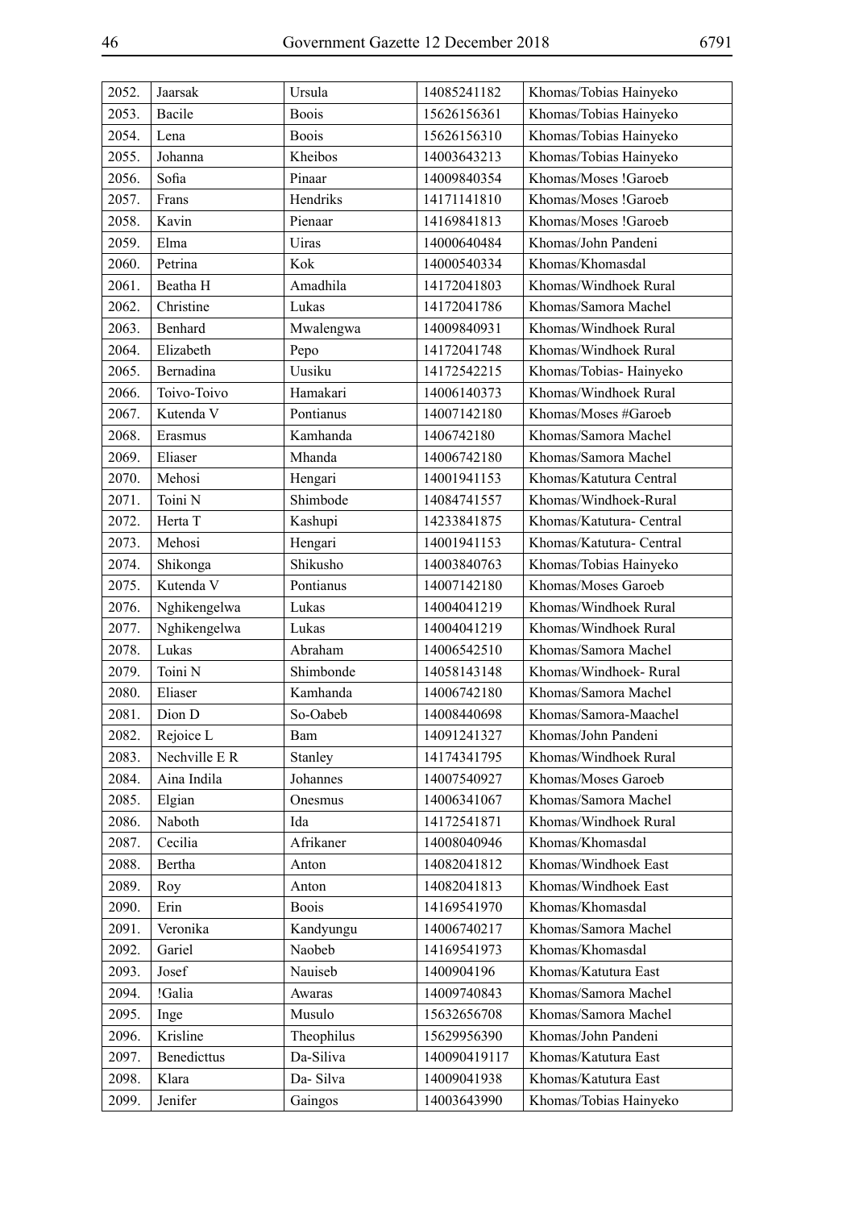| 2052. | Jaarsak | Ursula | 14085241182 | Khomas/Tobias Hainyeko |
|---|---|---|---|---|
| 2053. | Bacile | Boois | 15626156361 | Khomas/Tobias Hainyeko |
| 2054. | Lena | Boois | 15626156310 | Khomas/Tobias Hainyeko |
| 2055. | Johanna | Kheibos | 14003643213 | Khomas/Tobias Hainyeko |
| 2056. | Sofia | Pinaar | 14009840354 | Khomas/Moses !Garoeb |
| 2057. | Frans | Hendriks | 14171141810 | Khomas/Moses !Garoeb |
| 2058. | Kavin | Pienaar | 14169841813 | Khomas/Moses !Garoeb |
| 2059. | Elma | Uiras | 14000640484 | Khomas/John Pandeni |
| 2060. | Petrina | Kok | 14000540334 | Khomas/Khomasdal |
| 2061. | Beatha H | Amadhila | 14172041803 | Khomas/Windhoek Rural |
| 2062. | Christine | Lukas | 14172041786 | Khomas/Samora Machel |
| 2063. | Benhard | Mwalengwa | 14009840931 | Khomas/Windhoek Rural |
| 2064. | Elizabeth | Pepo | 14172041748 | Khomas/Windhoek Rural |
| 2065. | Bernadina | Uusiku | 14172542215 | Khomas/Tobias- Hainyeko |
| 2066. | Toivo-Toivo | Hamakari | 14006140373 | Khomas/Windhoek Rural |
| 2067. | Kutenda V | Pontianus | 14007142180 | Khomas/Moses #Garoeb |
| 2068. | Erasmus | Kamhanda | 1406742180 | Khomas/Samora Machel |
| 2069. | Eliaser | Mhanda | 14006742180 | Khomas/Samora Machel |
| 2070. | Mehosi | Hengari | 14001941153 | Khomas/Katutura Central |
| 2071. | Toini N | Shimbode | 14084741557 | Khomas/Windhoek-Rural |
| 2072. | Herta T | Kashupi | 14233841875 | Khomas/Katutura- Central |
| 2073. | Mehosi | Hengari | 14001941153 | Khomas/Katutura- Central |
| 2074. | Shikonga | Shikusho | 14003840763 | Khomas/Tobias Hainyeko |
| 2075. | Kutenda V | Pontianus | 14007142180 | Khomas/Moses Garoeb |
| 2076. | Nghikengelwa | Lukas | 14004041219 | Khomas/Windhoek Rural |
| 2077. | Nghikengelwa | Lukas | 14004041219 | Khomas/Windhoek Rural |
| 2078. | Lukas | Abraham | 14006542510 | Khomas/Samora Machel |
| 2079. | Toini N | Shimbonde | 14058143148 | Khomas/Windhoek- Rural |
| 2080. | Eliaser | Kamhanda | 14006742180 | Khomas/Samora Machel |
| 2081. | Dion D | So-Oabeb | 14008440698 | Khomas/Samora-Maachel |
| 2082. | Rejoice L | Bam | 14091241327 | Khomas/John Pandeni |
| 2083. | Nechville E R | Stanley | 14174341795 | Khomas/Windhoek Rural |
| 2084. | Aina Indila | Johannes | 14007540927 | Khomas/Moses Garoeb |
| 2085. | Elgian | Onesmus | 14006341067 | Khomas/Samora Machel |
| 2086. | Naboth | Ida | 14172541871 | Khomas/Windhoek Rural |
| 2087. | Cecilia | Afrikaner | 14008040946 | Khomas/Khomasdal |
| 2088. | Bertha | Anton | 14082041812 | Khomas/Windhoek East |
| 2089. | Roy | Anton | 14082041813 | Khomas/Windhoek East |
| 2090. | Erin | Boois | 14169541970 | Khomas/Khomasdal |
| 2091. | Veronika | Kandyungu | 14006740217 | Khomas/Samora Machel |
| 2092. | Gariel | Naobeb | 14169541973 | Khomas/Khomasdal |
| 2093. | Josef | Nauiseb | 1400904196 | Khomas/Katutura East |
| 2094. | !Galia | Awaras | 14009740843 | Khomas/Samora Machel |
| 2095. | Inge | Musulo | 15632656708 | Khomas/Samora Machel |
| 2096. | Krisline | Theophilus | 15629956390 | Khomas/John Pandeni |
| 2097. | Benedicttus | Da-Siliva | 140090419117 | Khomas/Katutura East |
| 2098. | Klara | Da- Silva | 14009041938 | Khomas/Katutura East |
| 2099. | Jenifer | Gaingos | 14003643990 | Khomas/Tobias Hainyeko |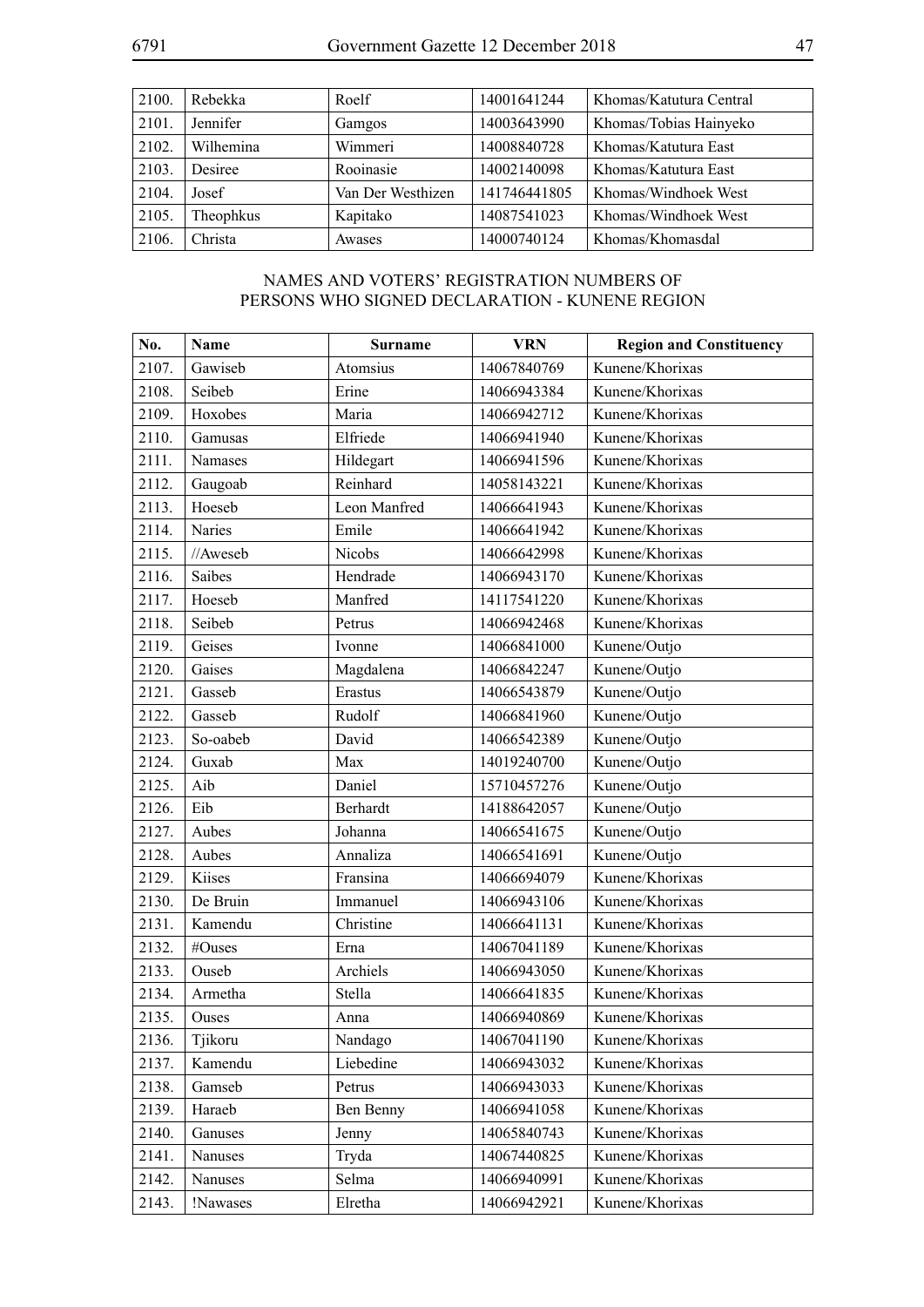| | | | | |
|---|---|---|---|---|
| 2100. | Rebekka | Roelf | 14001641244 | Khomas/Katutura Central |
| 2101. | Jennifer | Gamgos | 14003643990 | Khomas/Tobias Hainyeko |
| 2102. | Wilhemina | Wimmeri | 14008840728 | Khomas/Katutura East |
| 2103. | Desiree | Rooinasie | 14002140098 | Khomas/Katutura East |
| 2104. | Josef | Van Der Westhizen | 141746441805 | Khomas/Windhoek West |
| 2105. | Theophkus | Kapitako | 14087541023 | Khomas/Windhoek West |
| 2106. | Christa | Awases | 14000740124 | Khomas/Khomasdal |

NAMES AND VOTERS' REGISTRATION NUMBERS OF PERSONS WHO SIGNED DECLARATION - KUNENE REGION

| No. | Name | Surname | VRN | Region and Constituency |
|---|---|---|---|---|
| 2107. | Gawiseb | Atomsius | 14067840769 | Kunene/Khorixas |
| 2108. | Seibeb | Erine | 14066943384 | Kunene/Khorixas |
| 2109. | Hoxobes | Maria | 14066942712 | Kunene/Khorixas |
| 2110. | Gamusas | Elfriede | 14066941940 | Kunene/Khorixas |
| 2111. | Namases | Hildegart | 14066941596 | Kunene/Khorixas |
| 2112. | Gaugoab | Reinhard | 14058143221 | Kunene/Khorixas |
| 2113. | Hoeseb | Leon Manfred | 14066641943 | Kunene/Khorixas |
| 2114. | Naries | Emile | 14066641942 | Kunene/Khorixas |
| 2115. | //Aweseb | Nicobs | 14066642998 | Kunene/Khorixas |
| 2116. | Saibes | Hendrade | 14066943170 | Kunene/Khorixas |
| 2117. | Hoeseb | Manfred | 14117541220 | Kunene/Khorixas |
| 2118. | Seibeb | Petrus | 14066942468 | Kunene/Khorixas |
| 2119. | Geises | Ivonne | 14066841000 | Kunene/Outjo |
| 2120. | Gaises | Magdalena | 14066842247 | Kunene/Outjo |
| 2121. | Gasseb | Erastus | 14066543879 | Kunene/Outjo |
| 2122. | Gasseb | Rudolf | 14066841960 | Kunene/Outjo |
| 2123. | So-oabeb | David | 14066542389 | Kunene/Outjo |
| 2124. | Guxab | Max | 14019240700 | Kunene/Outjo |
| 2125. | Aib | Daniel | 15710457276 | Kunene/Outjo |
| 2126. | Eib | Berhardt | 14188642057 | Kunene/Outjo |
| 2127. | Aubes | Johanna | 14066541675 | Kunene/Outjo |
| 2128. | Aubes | Annaliza | 14066541691 | Kunene/Outjo |
| 2129. | Kiises | Fransina | 14066694079 | Kunene/Khorixas |
| 2130. | De Bruin | Immanuel | 14066943106 | Kunene/Khorixas |
| 2131. | Kamendu | Christine | 14066641131 | Kunene/Khorixas |
| 2132. | #Ouses | Erna | 14067041189 | Kunene/Khorixas |
| 2133. | Ouseb | Archiels | 14066943050 | Kunene/Khorixas |
| 2134. | Armetha | Stella | 14066641835 | Kunene/Khorixas |
| 2135. | Ouses | Anna | 14066940869 | Kunene/Khorixas |
| 2136. | Tjikoru | Nandago | 14067041190 | Kunene/Khorixas |
| 2137. | Kamendu | Liebedine | 14066943032 | Kunene/Khorixas |
| 2138. | Gamseb | Petrus | 14066943033 | Kunene/Khorixas |
| 2139. | Haraeb | Ben Benny | 14066941058 | Kunene/Khorixas |
| 2140. | Ganuses | Jenny | 14065840743 | Kunene/Khorixas |
| 2141. | Nanuses | Tryda | 14067440825 | Kunene/Khorixas |
| 2142. | Nanuses | Selma | 14066940991 | Kunene/Khorixas |
| 2143. | !Nawases | Elretha | 14066942921 | Kunene/Khorixas |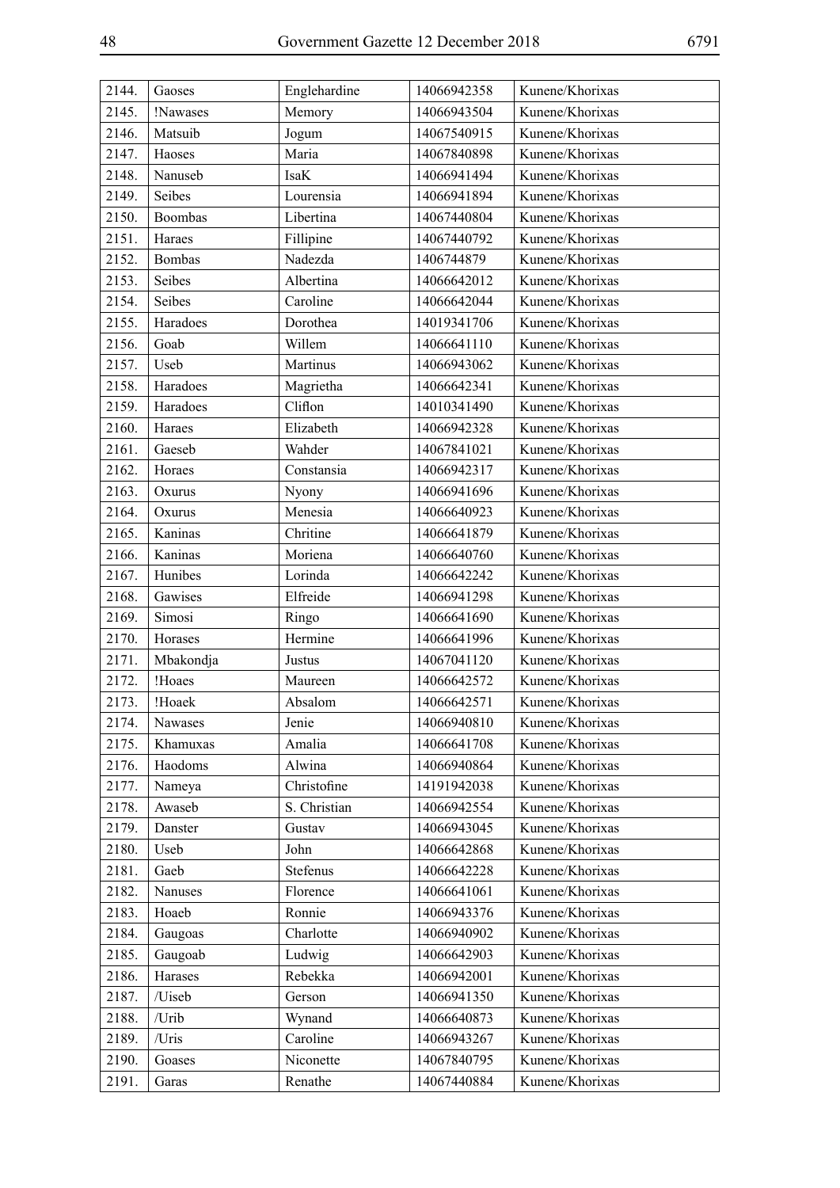| 2144. | Gaoses | Englehardine | 14066942358 | Kunene/Khorixas |
|---|---|---|---|---|
| 2145. | !Nawases | Memory | 14066943504 | Kunene/Khorixas |
| 2146. | Matsuib | Jogum | 14067540915 | Kunene/Khorixas |
| 2147. | Haoses | Maria | 14067840898 | Kunene/Khorixas |
| 2148. | Nanuseb | IsaK | 14066941494 | Kunene/Khorixas |
| 2149. | Seibes | Lourensia | 14066941894 | Kunene/Khorixas |
| 2150. | Boombas | Libertina | 14067440804 | Kunene/Khorixas |
| 2151. | Haraes | Fillipine | 14067440792 | Kunene/Khorixas |
| 2152. | Bombas | Nadezda | 1406744879 | Kunene/Khorixas |
| 2153. | Seibes | Albertina | 14066642012 | Kunene/Khorixas |
| 2154. | Seibes | Caroline | 14066642044 | Kunene/Khorixas |
| 2155. | Haradoes | Dorothea | 14019341706 | Kunene/Khorixas |
| 2156. | Goab | Willem | 14066641110 | Kunene/Khorixas |
| 2157. | Useb | Martinus | 14066943062 | Kunene/Khorixas |
| 2158. | Haradoes | Magrietha | 14066642341 | Kunene/Khorixas |
| 2159. | Haradoes | Cliflon | 14010341490 | Kunene/Khorixas |
| 2160. | Haraes | Elizabeth | 14066942328 | Kunene/Khorixas |
| 2161. | Gaeseb | Wahder | 14067841021 | Kunene/Khorixas |
| 2162. | Horaes | Constansia | 14066942317 | Kunene/Khorixas |
| 2163. | Oxurus | Nyony | 14066941696 | Kunene/Khorixas |
| 2164. | Oxurus | Menesia | 14066640923 | Kunene/Khorixas |
| 2165. | Kaninas | Chritine | 14066641879 | Kunene/Khorixas |
| 2166. | Kaninas | Moriena | 14066640760 | Kunene/Khorixas |
| 2167. | Hunibes | Lorinda | 14066642242 | Kunene/Khorixas |
| 2168. | Gawises | Elfreide | 14066941298 | Kunene/Khorixas |
| 2169. | Simosi | Ringo | 14066641690 | Kunene/Khorixas |
| 2170. | Horases | Hermine | 14066641996 | Kunene/Khorixas |
| 2171. | Mbakondja | Justus | 14067041120 | Kunene/Khorixas |
| 2172. | !Hoaes | Maureen | 14066642572 | Kunene/Khorixas |
| 2173. | !Hoaek | Absalom | 14066642571 | Kunene/Khorixas |
| 2174. | Nawases | Jenie | 14066940810 | Kunene/Khorixas |
| 2175. | Khamuxas | Amalia | 14066641708 | Kunene/Khorixas |
| 2176. | Haodoms | Alwina | 14066940864 | Kunene/Khorixas |
| 2177. | Nameya | Christofine | 14191942038 | Kunene/Khorixas |
| 2178. | Awaseb | S. Christian | 14066942554 | Kunene/Khorixas |
| 2179. | Danster | Gustav | 14066943045 | Kunene/Khorixas |
| 2180. | Useb | John | 14066642868 | Kunene/Khorixas |
| 2181. | Gaeb | Stefenus | 14066642228 | Kunene/Khorixas |
| 2182. | Nanuses | Florence | 14066641061 | Kunene/Khorixas |
| 2183. | Hoaeb | Ronnie | 14066943376 | Kunene/Khorixas |
| 2184. | Gaugoas | Charlotte | 14066940902 | Kunene/Khorixas |
| 2185. | Gaugoab | Ludwig | 14066642903 | Kunene/Khorixas |
| 2186. | Harases | Rebekka | 14066942001 | Kunene/Khorixas |
| 2187. | /Uiseb | Gerson | 14066941350 | Kunene/Khorixas |
| 2188. | /Urib | Wynand | 14066640873 | Kunene/Khorixas |
| 2189. | /Uris | Caroline | 14066943267 | Kunene/Khorixas |
| 2190. | Goases | Niconette | 14067840795 | Kunene/Khorixas |
| 2191. | Garas | Renathe | 14067440884 | Kunene/Khorixas |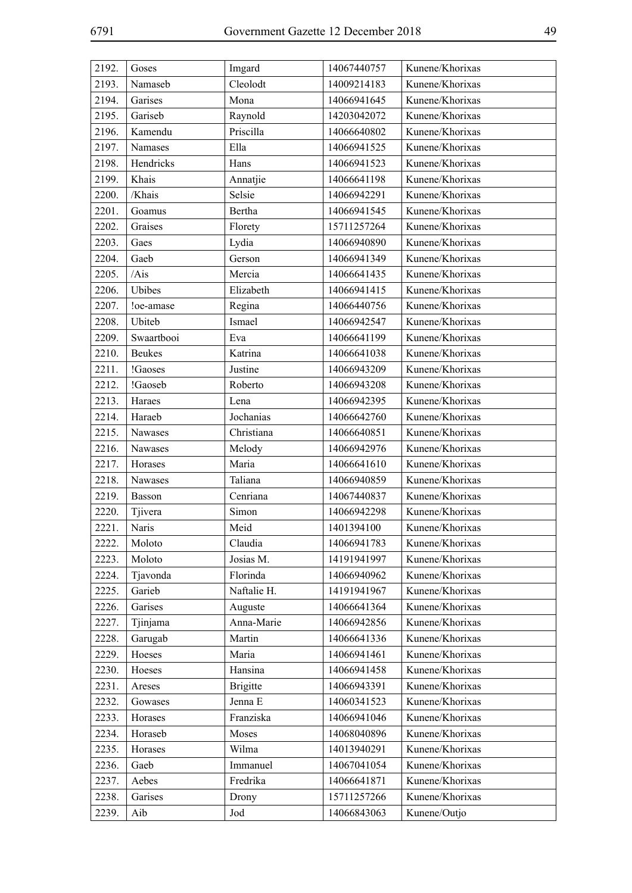| 2192. | Goses | Imgard | 14067440757 | Kunene/Khorixas |
|---|---|---|---|---|
| 2193. | Namaseb | Cleolodt | 14009214183 | Kunene/Khorixas |
| 2194. | Garises | Mona | 14066941645 | Kunene/Khorixas |
| 2195. | Gariseb | Raynold | 14203042072 | Kunene/Khorixas |
| 2196. | Kamendu | Priscilla | 14066640802 | Kunene/Khorixas |
| 2197. | Namases | Ella | 14066941525 | Kunene/Khorixas |
| 2198. | Hendricks | Hans | 14066941523 | Kunene/Khorixas |
| 2199. | Khais | Annatjie | 14066641198 | Kunene/Khorixas |
| 2200. | /Khais | Selsie | 14066942291 | Kunene/Khorixas |
| 2201. | Goamus | Bertha | 14066941545 | Kunene/Khorixas |
| 2202. | Graises | Florety | 15711257264 | Kunene/Khorixas |
| 2203. | Gaes | Lydia | 14066940890 | Kunene/Khorixas |
| 2204. | Gaeb | Gerson | 14066941349 | Kunene/Khorixas |
| 2205. | /Ais | Mercia | 14066641435 | Kunene/Khorixas |
| 2206. | Ubibes | Elizabeth | 14066941415 | Kunene/Khorixas |
| 2207. | !oe-amase | Regina | 14066440756 | Kunene/Khorixas |
| 2208. | Ubiteb | Ismael | 14066942547 | Kunene/Khorixas |
| 2209. | Swaartbooi | Eva | 14066641199 | Kunene/Khorixas |
| 2210. | Beukes | Katrina | 14066641038 | Kunene/Khorixas |
| 2211. | !Gaoses | Justine | 14066943209 | Kunene/Khorixas |
| 2212. | !Gaoseb | Roberto | 14066943208 | Kunene/Khorixas |
| 2213. | Haraes | Lena | 14066942395 | Kunene/Khorixas |
| 2214. | Haraeb | Jochanias | 14066642760 | Kunene/Khorixas |
| 2215. | Nawases | Christiana | 14066640851 | Kunene/Khorixas |
| 2216. | Nawases | Melody | 14066942976 | Kunene/Khorixas |
| 2217. | Horases | Maria | 14066641610 | Kunene/Khorixas |
| 2218. | Nawases | Taliana | 14066940859 | Kunene/Khorixas |
| 2219. | Basson | Cenriana | 14067440837 | Kunene/Khorixas |
| 2220. | Tjivera | Simon | 14066942298 | Kunene/Khorixas |
| 2221. | Naris | Meid | 1401394100 | Kunene/Khorixas |
| 2222. | Moloto | Claudia | 14066941783 | Kunene/Khorixas |
| 2223. | Moloto | Josias M. | 14191941997 | Kunene/Khorixas |
| 2224. | Tjavonda | Florinda | 14066940962 | Kunene/Khorixas |
| 2225. | Garieb | Naftalie H. | 14191941967 | Kunene/Khorixas |
| 2226. | Garises | Auguste | 14066641364 | Kunene/Khorixas |
| 2227. | Tjinjama | Anna-Marie | 14066942856 | Kunene/Khorixas |
| 2228. | Garugab | Martin | 14066641336 | Kunene/Khorixas |
| 2229. | Hoeses | Maria | 14066941461 | Kunene/Khorixas |
| 2230. | Hoeses | Hansina | 14066941458 | Kunene/Khorixas |
| 2231. | Areses | Brigitte | 14066943391 | Kunene/Khorixas |
| 2232. | Gowases | Jenna E | 14060341523 | Kunene/Khorixas |
| 2233. | Horases | Franziska | 14066941046 | Kunene/Khorixas |
| 2234. | Horaseb | Moses | 14068040896 | Kunene/Khorixas |
| 2235. | Horases | Wilma | 14013940291 | Kunene/Khorixas |
| 2236. | Gaeb | Immanuel | 14067041054 | Kunene/Khorixas |
| 2237. | Aebes | Fredrika | 14066641871 | Kunene/Khorixas |
| 2238. | Garises | Drony | 15711257266 | Kunene/Khorixas |
| 2239. | Aib | Jod | 14066843063 | Kunene/Outjo |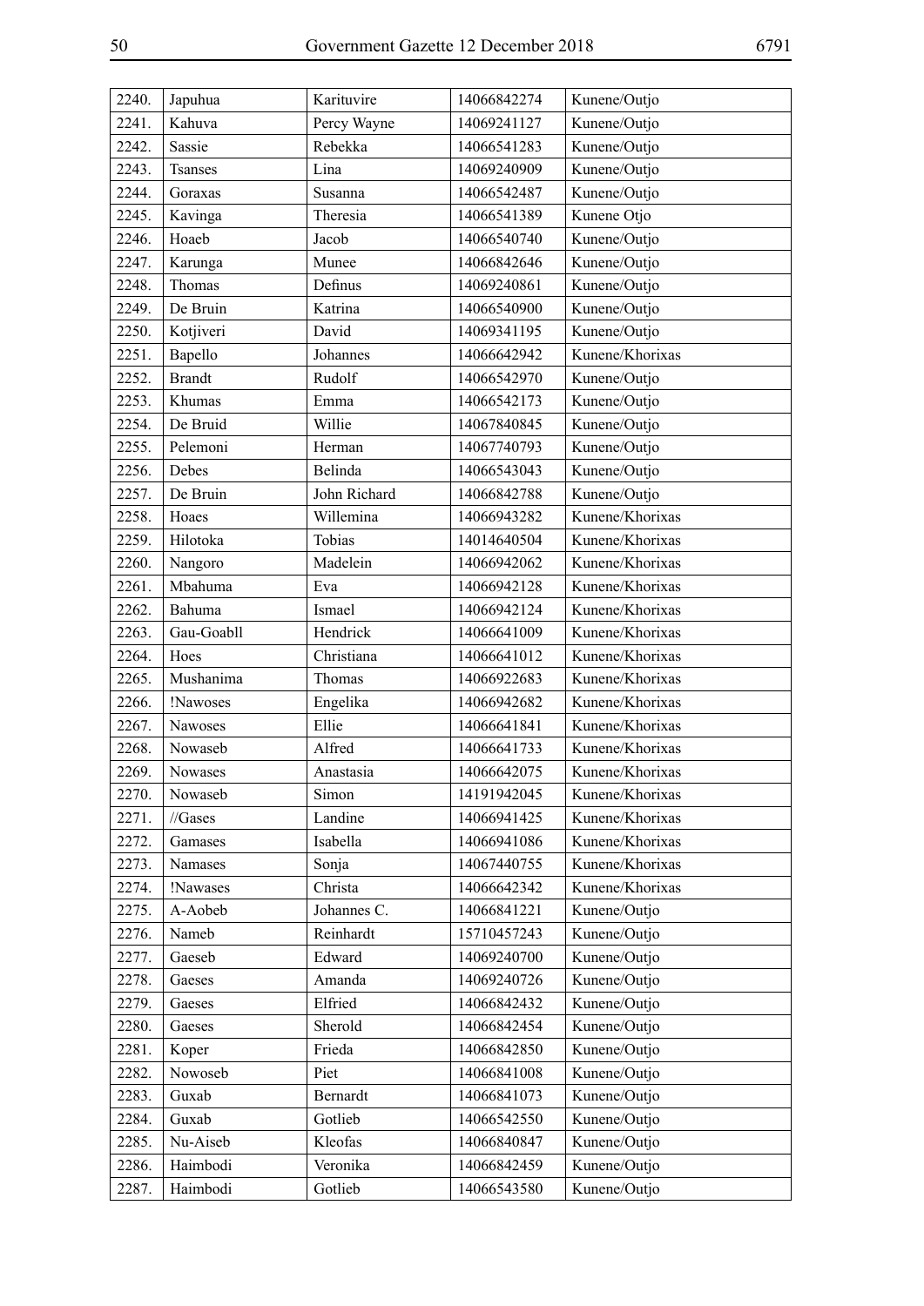| 2240. | Japuhua | Karituvire | 14066842274 | Kunene/Outjo |
|---|---|---|---|---|
| 2241. | Kahuva | Percy Wayne | 14069241127 | Kunene/Outjo |
| 2242. | Sassie | Rebekka | 14066541283 | Kunene/Outjo |
| 2243. | Tsanses | Lina | 14069240909 | Kunene/Outjo |
| 2244. | Goraxas | Susanna | 14066542487 | Kunene/Outjo |
| 2245. | Kavinga | Theresia | 14066541389 | Kunene Otjo |
| 2246. | Hoaeb | Jacob | 14066540740 | Kunene/Outjo |
| 2247. | Karunga | Munee | 14066842646 | Kunene/Outjo |
| 2248. | Thomas | Definus | 14069240861 | Kunene/Outjo |
| 2249. | De Bruin | Katrina | 14066540900 | Kunene/Outjo |
| 2250. | Kotjiveri | David | 14069341195 | Kunene/Outjo |
| 2251. | Bapello | Johannes | 14066642942 | Kunene/Khorixas |
| 2252. | Brandt | Rudolf | 14066542970 | Kunene/Outjo |
| 2253. | Khumas | Emma | 14066542173 | Kunene/Outjo |
| 2254. | De Bruid | Willie | 14067840845 | Kunene/Outjo |
| 2255. | Pelemoni | Herman | 14067740793 | Kunene/Outjo |
| 2256. | Debes | Belinda | 14066543043 | Kunene/Outjo |
| 2257. | De Bruin | John Richard | 14066842788 | Kunene/Outjo |
| 2258. | Hoaes | Willemina | 14066943282 | Kunene/Khorixas |
| 2259. | Hilotoka | Tobias | 14014640504 | Kunene/Khorixas |
| 2260. | Nangoro | Madelein | 14066942062 | Kunene/Khorixas |
| 2261. | Mbahuma | Eva | 14066942128 | Kunene/Khorixas |
| 2262. | Bahuma | Ismael | 14066942124 | Kunene/Khorixas |
| 2263. | Gau-Goabll | Hendrick | 14066641009 | Kunene/Khorixas |
| 2264. | Hoes | Christiana | 14066641012 | Kunene/Khorixas |
| 2265. | Mushanima | Thomas | 14066922683 | Kunene/Khorixas |
| 2266. | !Nawoses | Engelika | 14066942682 | Kunene/Khorixas |
| 2267. | Nawoses | Ellie | 14066641841 | Kunene/Khorixas |
| 2268. | Nowaseb | Alfred | 14066641733 | Kunene/Khorixas |
| 2269. | Nowases | Anastasia | 14066642075 | Kunene/Khorixas |
| 2270. | Nowaseb | Simon | 14191942045 | Kunene/Khorixas |
| 2271. | //Gases | Landine | 14066941425 | Kunene/Khorixas |
| 2272. | Gamases | Isabella | 14066941086 | Kunene/Khorixas |
| 2273. | Namases | Sonja | 14067440755 | Kunene/Khorixas |
| 2274. | !Nawases | Christa | 14066642342 | Kunene/Khorixas |
| 2275. | A-Aobeb | Johannes C. | 14066841221 | Kunene/Outjo |
| 2276. | Nameb | Reinhardt | 15710457243 | Kunene/Outjo |
| 2277. | Gaeseb | Edward | 14069240700 | Kunene/Outjo |
| 2278. | Gaeses | Amanda | 14069240726 | Kunene/Outjo |
| 2279. | Gaeses | Elfried | 14066842432 | Kunene/Outjo |
| 2280. | Gaeses | Sherold | 14066842454 | Kunene/Outjo |
| 2281. | Koper | Frieda | 14066842850 | Kunene/Outjo |
| 2282. | Nowoseb | Piet | 14066841008 | Kunene/Outjo |
| 2283. | Guxab | Bernardt | 14066841073 | Kunene/Outjo |
| 2284. | Guxab | Gotlieb | 14066542550 | Kunene/Outjo |
| 2285. | Nu-Aiseb | Kleofas | 14066840847 | Kunene/Outjo |
| 2286. | Haimbodi | Veronika | 14066842459 | Kunene/Outjo |
| 2287. | Haimbodi | Gotlieb | 14066543580 | Kunene/Outjo |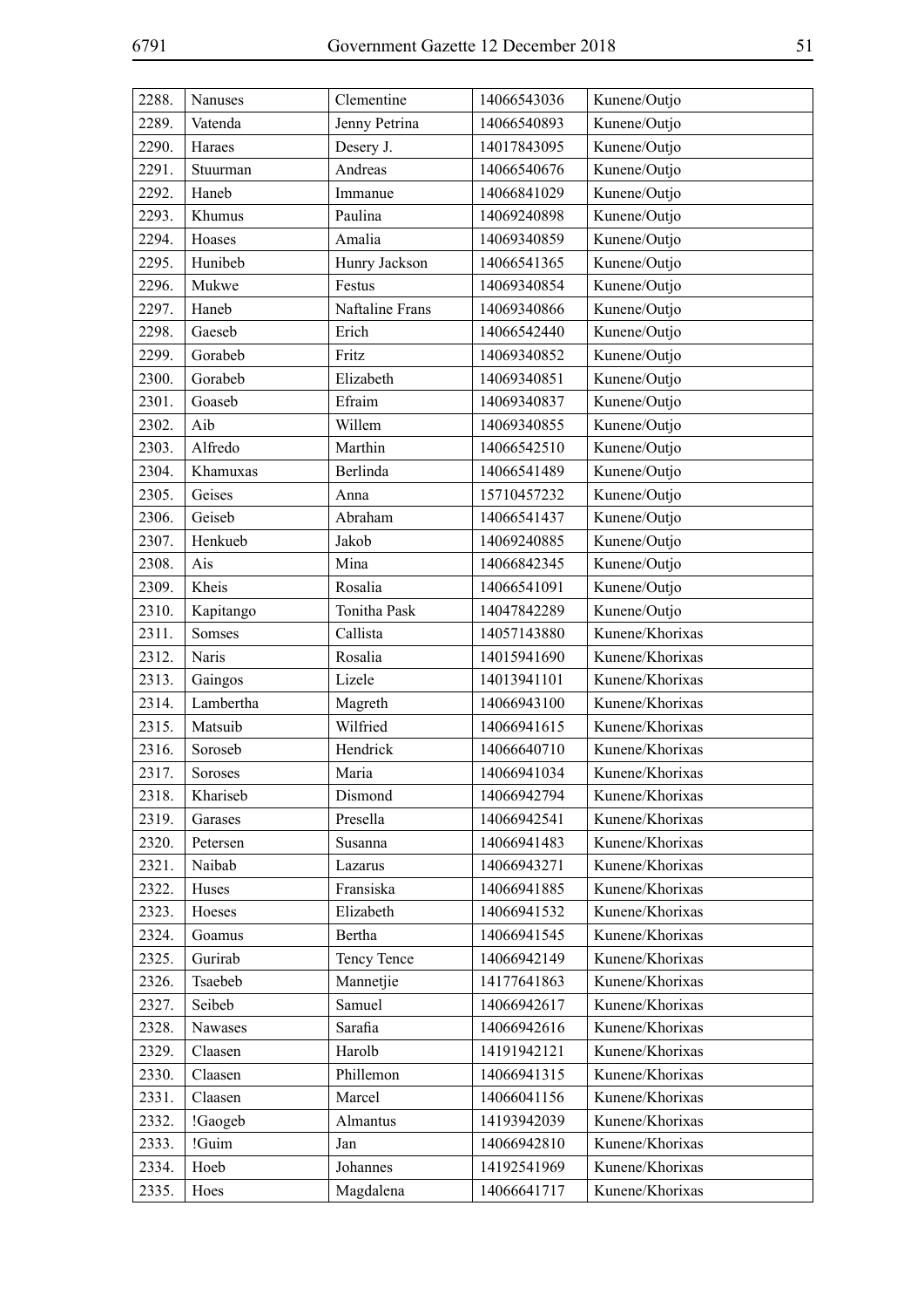| 2288. | Nanuses | Clementine | 14066543036 | Kunene/Outjo |
|---|---|---|---|---|
| 2289. | Vatenda | Jenny Petrina | 14066540893 | Kunene/Outjo |
| 2290. | Haraes | Desery J. | 14017843095 | Kunene/Outjo |
| 2291. | Stuurman | Andreas | 14066540676 | Kunene/Outjo |
| 2292. | Haneb | Immanue | 14066841029 | Kunene/Outjo |
| 2293. | Khumus | Paulina | 14069240898 | Kunene/Outjo |
| 2294. | Hoases | Amalia | 14069340859 | Kunene/Outjo |
| 2295. | Hunibeb | Hunry Jackson | 14066541365 | Kunene/Outjo |
| 2296. | Mukwe | Festus | 14069340854 | Kunene/Outjo |
| 2297. | Haneb | Naftaline Frans | 14069340866 | Kunene/Outjo |
| 2298. | Gaeseb | Erich | 14066542440 | Kunene/Outjo |
| 2299. | Gorabeb | Fritz | 14069340852 | Kunene/Outjo |
| 2300. | Gorabeb | Elizabeth | 14069340851 | Kunene/Outjo |
| 2301. | Goaseb | Efraim | 14069340837 | Kunene/Outjo |
| 2302. | Aib | Willem | 14069340855 | Kunene/Outjo |
| 2303. | Alfredo | Marthin | 14066542510 | Kunene/Outjo |
| 2304. | Khamuxas | Berlinda | 14066541489 | Kunene/Outjo |
| 2305. | Geises | Anna | 15710457232 | Kunene/Outjo |
| 2306. | Geiseb | Abraham | 14066541437 | Kunene/Outjo |
| 2307. | Henkueb | Jakob | 14069240885 | Kunene/Outjo |
| 2308. | Ais | Mina | 14066842345 | Kunene/Outjo |
| 2309. | Kheis | Rosalia | 14066541091 | Kunene/Outjo |
| 2310. | Kapitango | Tonitha Pask | 14047842289 | Kunene/Outjo |
| 2311. | Somses | Callista | 14057143880 | Kunene/Khorixas |
| 2312. | Naris | Rosalia | 14015941690 | Kunene/Khorixas |
| 2313. | Gaingos | Lizele | 14013941101 | Kunene/Khorixas |
| 2314. | Lambertha | Magreth | 14066943100 | Kunene/Khorixas |
| 2315. | Matsuib | Wilfried | 14066941615 | Kunene/Khorixas |
| 2316. | Soroseb | Hendrick | 14066640710 | Kunene/Khorixas |
| 2317. | Soroses | Maria | 14066941034 | Kunene/Khorixas |
| 2318. | Khariseb | Dismond | 14066942794 | Kunene/Khorixas |
| 2319. | Garases | Presella | 14066942541 | Kunene/Khorixas |
| 2320. | Petersen | Susanna | 14066941483 | Kunene/Khorixas |
| 2321. | Naibab | Lazarus | 14066943271 | Kunene/Khorixas |
| 2322. | Huses | Fransiska | 14066941885 | Kunene/Khorixas |
| 2323. | Hoeses | Elizabeth | 14066941532 | Kunene/Khorixas |
| 2324. | Goamus | Bertha | 14066941545 | Kunene/Khorixas |
| 2325. | Gurirab | Tency Tence | 14066942149 | Kunene/Khorixas |
| 2326. | Tsaebeb | Mannetjie | 14177641863 | Kunene/Khorixas |
| 2327. | Seibeb | Samuel | 14066942617 | Kunene/Khorixas |
| 2328. | Nawases | Sarafia | 14066942616 | Kunene/Khorixas |
| 2329. | Claasen | Harolb | 14191942121 | Kunene/Khorixas |
| 2330. | Claasen | Phillemon | 14066941315 | Kunene/Khorixas |
| 2331. | Claasen | Marcel | 14066041156 | Kunene/Khorixas |
| 2332. | !Gaogeb | Almantus | 14193942039 | Kunene/Khorixas |
| 2333. | !Guim | Jan | 14066942810 | Kunene/Khorixas |
| 2334. | Hoeb | Johannes | 14192541969 | Kunene/Khorixas |
| 2335. | Hoes | Magdalena | 14066641717 | Kunene/Khorixas |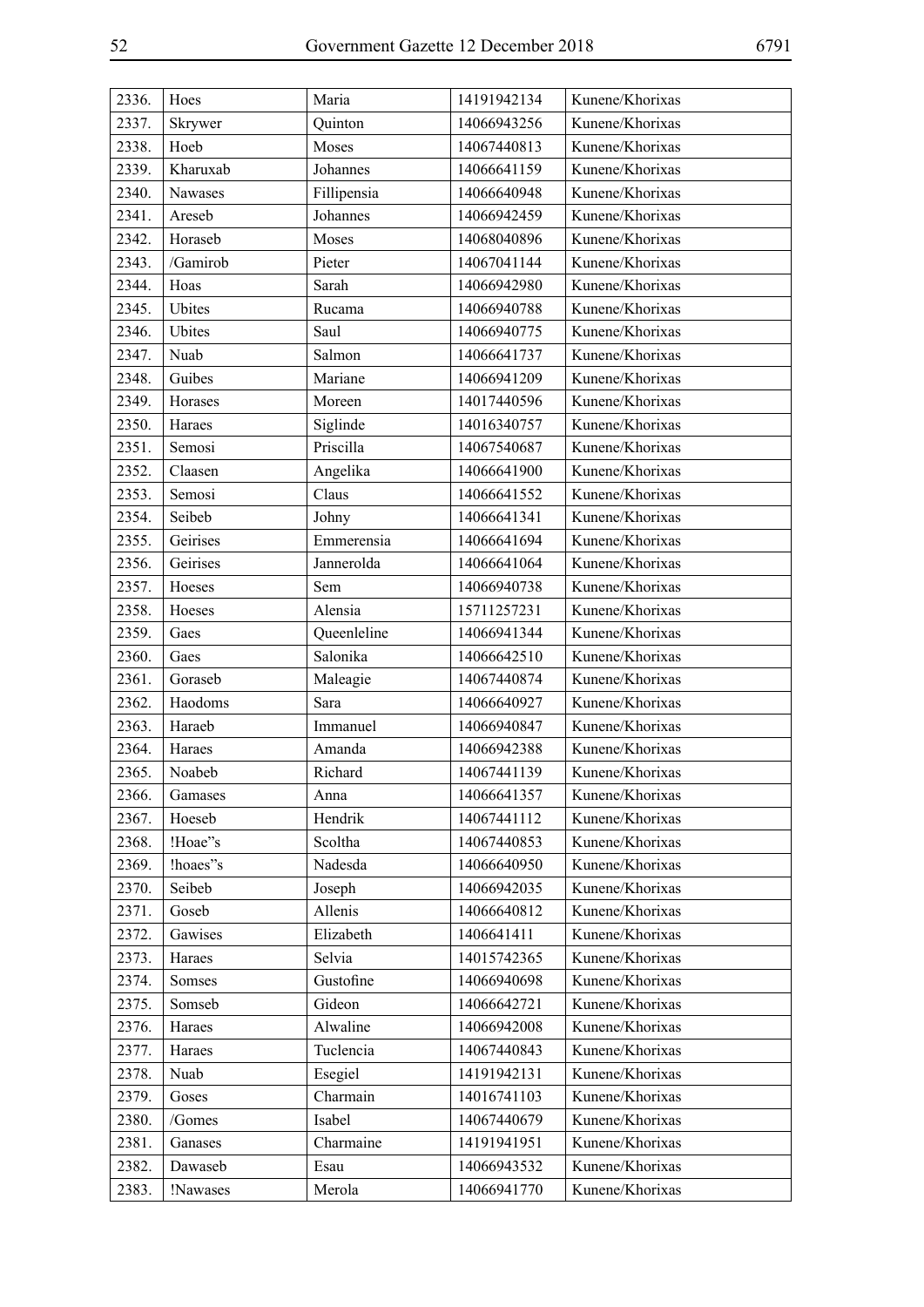| 2336. | Hoes | Maria | 14191942134 | Kunene/Khorixas |
|---|---|---|---|---|
| 2337. | Skrywer | Quinton | 14066943256 | Kunene/Khorixas |
| 2338. | Hoeb | Moses | 14067440813 | Kunene/Khorixas |
| 2339. | Kharuxab | Johannes | 14066641159 | Kunene/Khorixas |
| 2340. | Nawases | Fillipensia | 14066640948 | Kunene/Khorixas |
| 2341. | Areseb | Johannes | 14066942459 | Kunene/Khorixas |
| 2342. | Horaseb | Moses | 14068040896 | Kunene/Khorixas |
| 2343. | /Gamirob | Pieter | 14067041144 | Kunene/Khorixas |
| 2344. | Hoas | Sarah | 14066942980 | Kunene/Khorixas |
| 2345. | Ubites | Rucama | 14066940788 | Kunene/Khorixas |
| 2346. | Ubites | Saul | 14066940775 | Kunene/Khorixas |
| 2347. | Nuab | Salmon | 14066641737 | Kunene/Khorixas |
| 2348. | Guibes | Mariane | 14066941209 | Kunene/Khorixas |
| 2349. | Horases | Moreen | 14017440596 | Kunene/Khorixas |
| 2350. | Haraes | Siglinde | 14016340757 | Kunene/Khorixas |
| 2351. | Semosi | Priscilla | 14067540687 | Kunene/Khorixas |
| 2352. | Claasen | Angelika | 14066641900 | Kunene/Khorixas |
| 2353. | Semosi | Claus | 14066641552 | Kunene/Khorixas |
| 2354. | Seibeb | Johny | 14066641341 | Kunene/Khorixas |
| 2355. | Geirises | Emmerensia | 14066641694 | Kunene/Khorixas |
| 2356. | Geirises | Jannerolda | 14066641064 | Kunene/Khorixas |
| 2357. | Hoeses | Sem | 14066940738 | Kunene/Khorixas |
| 2358. | Hoeses | Alensia | 15711257231 | Kunene/Khorixas |
| 2359. | Gaes | Queenleline | 14066941344 | Kunene/Khorixas |
| 2360. | Gaes | Salonika | 14066642510 | Kunene/Khorixas |
| 2361. | Goraseb | Maleagie | 14067440874 | Kunene/Khorixas |
| 2362. | Haodoms | Sara | 14066640927 | Kunene/Khorixas |
| 2363. | Haraeb | Immanuel | 14066940847 | Kunene/Khorixas |
| 2364. | Haraes | Amanda | 14066942388 | Kunene/Khorixas |
| 2365. | Noabeb | Richard | 14067441139 | Kunene/Khorixas |
| 2366. | Gamases | Anna | 14066641357 | Kunene/Khorixas |
| 2367. | Hoeseb | Hendrik | 14067441112 | Kunene/Khorixas |
| 2368. | !Hoae"s | Scoltha | 14067440853 | Kunene/Khorixas |
| 2369. | !hoaes"s | Nadesda | 14066640950 | Kunene/Khorixas |
| 2370. | Seibeb | Joseph | 14066942035 | Kunene/Khorixas |
| 2371. | Goseb | Allenis | 14066640812 | Kunene/Khorixas |
| 2372. | Gawises | Elizabeth | 1406641411 | Kunene/Khorixas |
| 2373. | Haraes | Selvia | 14015742365 | Kunene/Khorixas |
| 2374. | Somses | Gustofine | 14066940698 | Kunene/Khorixas |
| 2375. | Somseb | Gideon | 14066642721 | Kunene/Khorixas |
| 2376. | Haraes | Alwaline | 14066942008 | Kunene/Khorixas |
| 2377. | Haraes | Tuclencia | 14067440843 | Kunene/Khorixas |
| 2378. | Nuab | Esegiel | 14191942131 | Kunene/Khorixas |
| 2379. | Goses | Charmain | 14016741103 | Kunene/Khorixas |
| 2380. | /Gomes | Isabel | 14067440679 | Kunene/Khorixas |
| 2381. | Ganases | Charmaine | 14191941951 | Kunene/Khorixas |
| 2382. | Dawaseb | Esau | 14066943532 | Kunene/Khorixas |
| 2383. | !Nawases | Merola | 14066941770 | Kunene/Khorixas |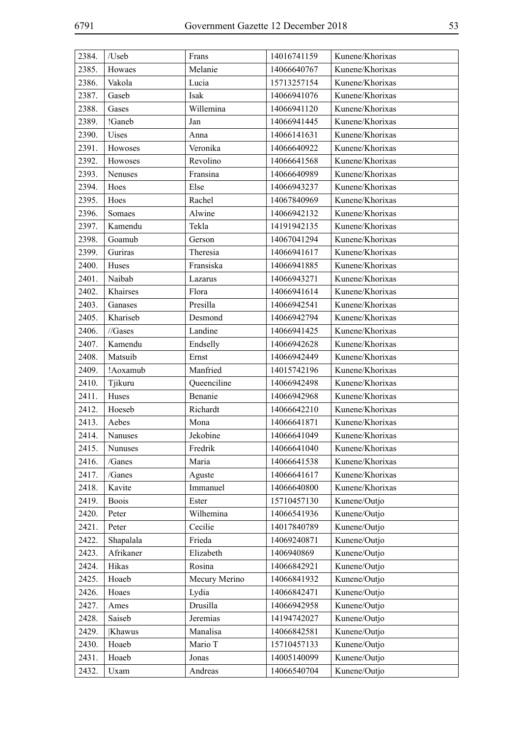| 2384. | /Useb | Frans | 14016741159 | Kunene/Khorixas |
|---|---|---|---|---|
| 2385. | Howaes | Melanie | 14066640767 | Kunene/Khorixas |
| 2386. | Vakola | Lucia | 15713257154 | Kunene/Khorixas |
| 2387. | Gaseb | Isak | 14066941076 | Kunene/Khorixas |
| 2388. | Gases | Willemina | 14066941120 | Kunene/Khorixas |
| 2389. | !Ganeb | Jan | 14066941445 | Kunene/Khorixas |
| 2390. | Uises | Anna | 14066141631 | Kunene/Khorixas |
| 2391. | Howoses | Veronika | 14066640922 | Kunene/Khorixas |
| 2392. | Howoses | Revolino | 14066641568 | Kunene/Khorixas |
| 2393. | Nenuses | Fransina | 14066640989 | Kunene/Khorixas |
| 2394. | Hoes | Else | 14066943237 | Kunene/Khorixas |
| 2395. | Hoes | Rachel | 14067840969 | Kunene/Khorixas |
| 2396. | Somaes | Alwine | 14066942132 | Kunene/Khorixas |
| 2397. | Kamendu | Tekla | 14191942135 | Kunene/Khorixas |
| 2398. | Goamub | Gerson | 14067041294 | Kunene/Khorixas |
| 2399. | Guriras | Theresia | 14066941617 | Kunene/Khorixas |
| 2400. | Huses | Fransiska | 14066941885 | Kunene/Khorixas |
| 2401. | Naibab | Lazarus | 14066943271 | Kunene/Khorixas |
| 2402. | Khairses | Flora | 14066941614 | Kunene/Khorixas |
| 2403. | Ganases | Presilla | 14066942541 | Kunene/Khorixas |
| 2405. | Khariseb | Desmond | 14066942794 | Kunene/Khorixas |
| 2406. | //Gases | Landine | 14066941425 | Kunene/Khorixas |
| 2407. | Kamendu | Endselly | 14066942628 | Kunene/Khorixas |
| 2408. | Matsuib | Ernst | 14066942449 | Kunene/Khorixas |
| 2409. | !Aoxamub | Manfried | 14015742196 | Kunene/Khorixas |
| 2410. | Tjikuru | Queenciline | 14066942498 | Kunene/Khorixas |
| 2411. | Huses | Benanie | 14066942968 | Kunene/Khorixas |
| 2412. | Hoeseb | Richardt | 14066642210 | Kunene/Khorixas |
| 2413. | Aebes | Mona | 14066641871 | Kunene/Khorixas |
| 2414. | Nanuses | Jekobine | 14066641049 | Kunene/Khorixas |
| 2415. | Nunuses | Fredrik | 14066641040 | Kunene/Khorixas |
| 2416. | /Ganes | Maria | 14066641538 | Kunene/Khorixas |
| 2417. | /Ganes | Aguste | 14066641617 | Kunene/Khorixas |
| 2418. | Kavite | Immanuel | 14066640800 | Kunene/Khorixas |
| 2419. | Boois | Ester | 15710457130 | Kunene/Outjo |
| 2420. | Peter | Wilhemina | 14066541936 | Kunene/Outjo |
| 2421. | Peter | Cecilie | 14017840789 | Kunene/Outjo |
| 2422. | Shapalala | Frieda | 14069240871 | Kunene/Outjo |
| 2423. | Afrikaner | Elizabeth | 1406940869 | Kunene/Outjo |
| 2424. | Hikas | Rosina | 14066842921 | Kunene/Outjo |
| 2425. | Hoaeb | Mecury Merino | 14066841932 | Kunene/Outjo |
| 2426. | Hoaes | Lydia | 14066842471 | Kunene/Outjo |
| 2427. | Ames | Drusilla | 14066942958 | Kunene/Outjo |
| 2428. | Saiseb | Jeremias | 14194742027 | Kunene/Outjo |
| 2429. | \|Khawus | Manalisa | 14066842581 | Kunene/Outjo |
| 2430. | Hoaeb | Mario T | 15710457133 | Kunene/Outjo |
| 2431. | Hoaeb | Jonas | 14005140099 | Kunene/Outjo |
| 2432. | Uxam | Andreas | 14066540704 | Kunene/Outjo |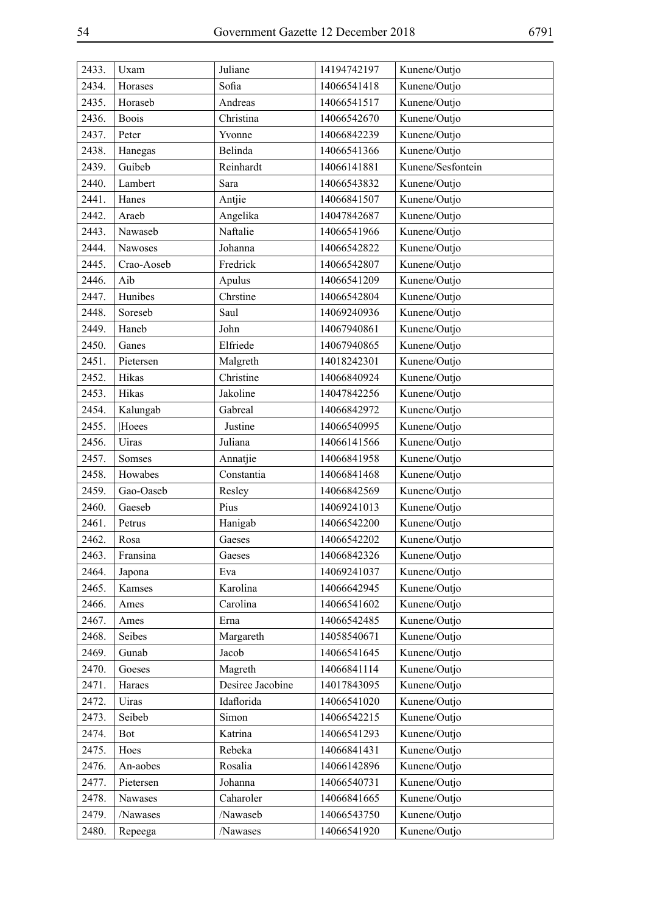| 2433. | Uxam | Juliane | 14194742197 | Kunene/Outjo |
|---|---|---|---|---|
| 2434. | Horases | Sofia | 14066541418 | Kunene/Outjo |
| 2435. | Horaseb | Andreas | 14066541517 | Kunene/Outjo |
| 2436. | Boois | Christina | 14066542670 | Kunene/Outjo |
| 2437. | Peter | Yvonne | 14066842239 | Kunene/Outjo |
| 2438. | Hanegas | Belinda | 14066541366 | Kunene/Outjo |
| 2439. | Guibeb | Reinhardt | 14066141881 | Kunene/Sesfontein |
| 2440. | Lambert | Sara | 14066543832 | Kunene/Outjo |
| 2441. | Hanes | Antjie | 14066841507 | Kunene/Outjo |
| 2442. | Araeb | Angelika | 14047842687 | Kunene/Outjo |
| 2443. | Nawaseb | Naftalie | 14066541966 | Kunene/Outjo |
| 2444. | Nawoses | Johanna | 14066542822 | Kunene/Outjo |
| 2445. | Crao-Aoseb | Fredrick | 14066542807 | Kunene/Outjo |
| 2446. | Aib | Apulus | 14066541209 | Kunene/Outjo |
| 2447. | Hunibes | Chrstine | 14066542804 | Kunene/Outjo |
| 2448. | Soreseb | Saul | 14069240936 | Kunene/Outjo |
| 2449. | Haneb | John | 14067940861 | Kunene/Outjo |
| 2450. | Ganes | Elfriede | 14067940865 | Kunene/Outjo |
| 2451. | Pietersen | Malgreth | 14018242301 | Kunene/Outjo |
| 2452. | Hikas | Christine | 14066840924 | Kunene/Outjo |
| 2453. | Hikas | Jakoline | 14047842256 | Kunene/Outjo |
| 2454. | Kalungab | Gabreal | 14066842972 | Kunene/Outjo |
| 2455. | \|Hoees | Justine | 14066540995 | Kunene/Outjo |
| 2456. | Uiras | Juliana | 14066141566 | Kunene/Outjo |
| 2457. | Somses | Annatjie | 14066841958 | Kunene/Outjo |
| 2458. | Howabes | Constantia | 14066841468 | Kunene/Outjo |
| 2459. | Gao-Oaseb | Resley | 14066842569 | Kunene/Outjo |
| 2460. | Gaeseb | Pius | 14069241013 | Kunene/Outjo |
| 2461. | Petrus | Hanigab | 14066542200 | Kunene/Outjo |
| 2462. | Rosa | Gaeses | 14066542202 | Kunene/Outjo |
| 2463. | Fransina | Gaeses | 14066842326 | Kunene/Outjo |
| 2464. | Japona | Eva | 14069241037 | Kunene/Outjo |
| 2465. | Kamses | Karolina | 14066642945 | Kunene/Outjo |
| 2466. | Ames | Carolina | 14066541602 | Kunene/Outjo |
| 2467. | Ames | Erna | 14066542485 | Kunene/Outjo |
| 2468. | Seibes | Margareth | 14058540671 | Kunene/Outjo |
| 2469. | Gunab | Jacob | 14066541645 | Kunene/Outjo |
| 2470. | Goeses | Magreth | 14066841114 | Kunene/Outjo |
| 2471. | Haraes | Desiree Jacobine | 14017843095 | Kunene/Outjo |
| 2472. | Uiras | Idaflorida | 14066541020 | Kunene/Outjo |
| 2473. | Seibeb | Simon | 14066542215 | Kunene/Outjo |
| 2474. | Bot | Katrina | 14066541293 | Kunene/Outjo |
| 2475. | Hoes | Rebeka | 14066841431 | Kunene/Outjo |
| 2476. | An-aobes | Rosalia | 14066142896 | Kunene/Outjo |
| 2477. | Pietersen | Johanna | 14066540731 | Kunene/Outjo |
| 2478. | Nawases | Caharoler | 14066841665 | Kunene/Outjo |
| 2479. | /Nawases | /Nawaseb | 14066543750 | Kunene/Outjo |
| 2480. | Repeega | /Nawases | 14066541920 | Kunene/Outjo |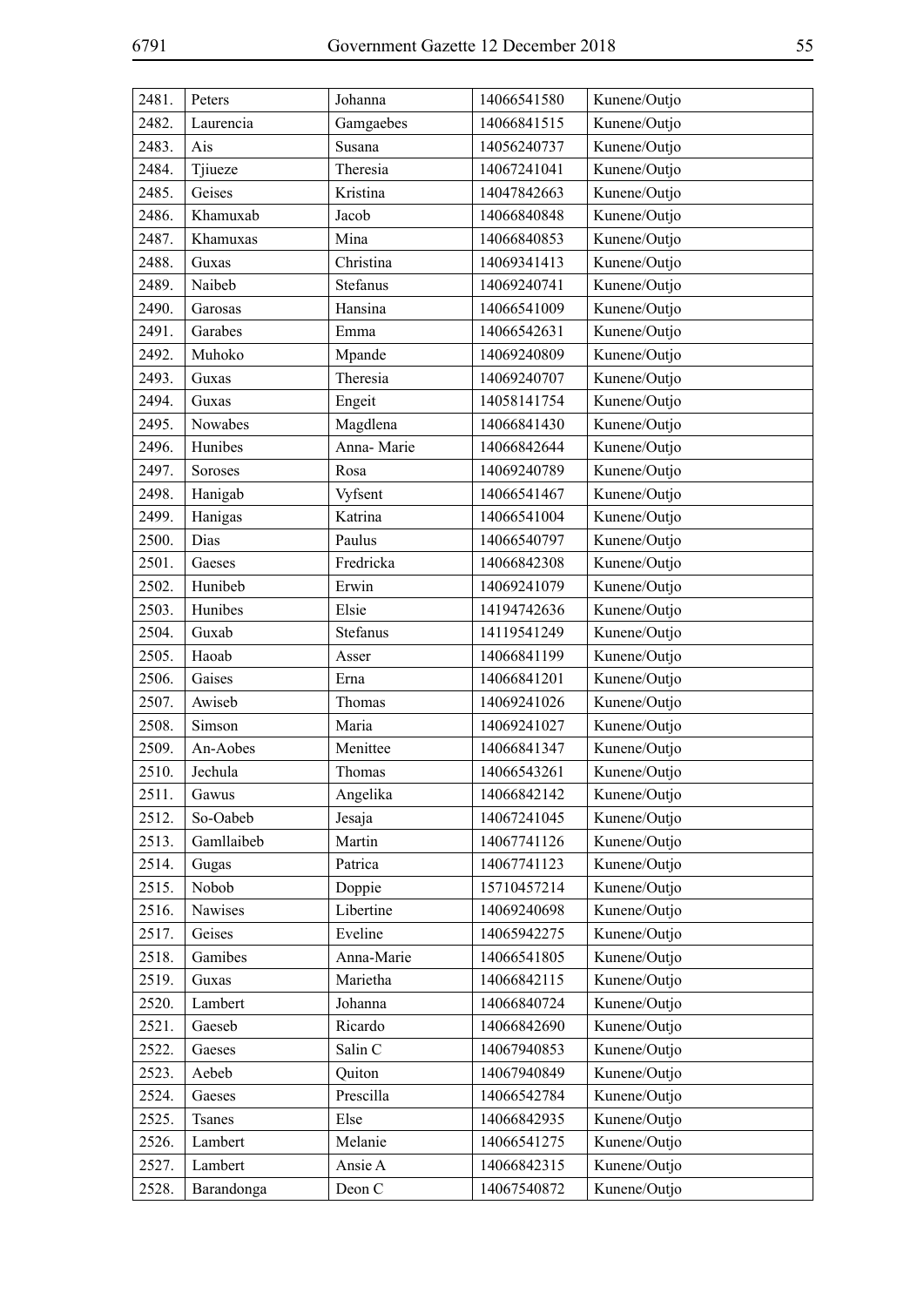| 2481. | Peters | Johanna | 14066541580 | Kunene/Outjo |
|---|---|---|---|---|
| 2482. | Laurencia | Gamgaebes | 14066841515 | Kunene/Outjo |
| 2483. | Ais | Susana | 14056240737 | Kunene/Outjo |
| 2484. | Tjiueze | Theresia | 14067241041 | Kunene/Outjo |
| 2485. | Geises | Kristina | 14047842663 | Kunene/Outjo |
| 2486. | Khamuxab | Jacob | 14066840848 | Kunene/Outjo |
| 2487. | Khamuxas | Mina | 14066840853 | Kunene/Outjo |
| 2488. | Guxas | Christina | 14069341413 | Kunene/Outjo |
| 2489. | Naibeb | Stefanus | 14069240741 | Kunene/Outjo |
| 2490. | Garosas | Hansina | 14066541009 | Kunene/Outjo |
| 2491. | Garabes | Emma | 14066542631 | Kunene/Outjo |
| 2492. | Muhoko | Mpande | 14069240809 | Kunene/Outjo |
| 2493. | Guxas | Theresia | 14069240707 | Kunene/Outjo |
| 2494. | Guxas | Engeit | 14058141754 | Kunene/Outjo |
| 2495. | Nowabes | Magdlena | 14066841430 | Kunene/Outjo |
| 2496. | Hunibes | Anna- Marie | 14066842644 | Kunene/Outjo |
| 2497. | Soroses | Rosa | 14069240789 | Kunene/Outjo |
| 2498. | Hanigab | Vyfsent | 14066541467 | Kunene/Outjo |
| 2499. | Hanigas | Katrina | 14066541004 | Kunene/Outjo |
| 2500. | Dias | Paulus | 14066540797 | Kunene/Outjo |
| 2501. | Gaeses | Fredricka | 14066842308 | Kunene/Outjo |
| 2502. | Hunibeb | Erwin | 14069241079 | Kunene/Outjo |
| 2503. | Hunibes | Elsie | 14194742636 | Kunene/Outjo |
| 2504. | Guxab | Stefanus | 14119541249 | Kunene/Outjo |
| 2505. | Haoab | Asser | 14066841199 | Kunene/Outjo |
| 2506. | Gaises | Erna | 14066841201 | Kunene/Outjo |
| 2507. | Awiseb | Thomas | 14069241026 | Kunene/Outjo |
| 2508. | Simson | Maria | 14069241027 | Kunene/Outjo |
| 2509. | An-Aobes | Menittee | 14066841347 | Kunene/Outjo |
| 2510. | Jechula | Thomas | 14066543261 | Kunene/Outjo |
| 2511. | Gawus | Angelika | 14066842142 | Kunene/Outjo |
| 2512. | So-Oabeb | Jesaja | 14067241045 | Kunene/Outjo |
| 2513. | Gamllaibeb | Martin | 14067741126 | Kunene/Outjo |
| 2514. | Gugas | Patrica | 14067741123 | Kunene/Outjo |
| 2515. | Nobob | Doppie | 15710457214 | Kunene/Outjo |
| 2516. | Nawises | Libertine | 14069240698 | Kunene/Outjo |
| 2517. | Geises | Eveline | 14065942275 | Kunene/Outjo |
| 2518. | Gamibes | Anna-Marie | 14066541805 | Kunene/Outjo |
| 2519. | Guxas | Marietha | 14066842115 | Kunene/Outjo |
| 2520. | Lambert | Johanna | 14066840724 | Kunene/Outjo |
| 2521. | Gaeseb | Ricardo | 14066842690 | Kunene/Outjo |
| 2522. | Gaeses | Salin C | 14067940853 | Kunene/Outjo |
| 2523. | Aebeb | Quiton | 14067940849 | Kunene/Outjo |
| 2524. | Gaeses | Prescilla | 14066542784 | Kunene/Outjo |
| 2525. | Tsanes | Else | 14066842935 | Kunene/Outjo |
| 2526. | Lambert | Melanie | 14066541275 | Kunene/Outjo |
| 2527. | Lambert | Ansie A | 14066842315 | Kunene/Outjo |
| 2528. | Barandonga | Deon C | 14067540872 | Kunene/Outjo |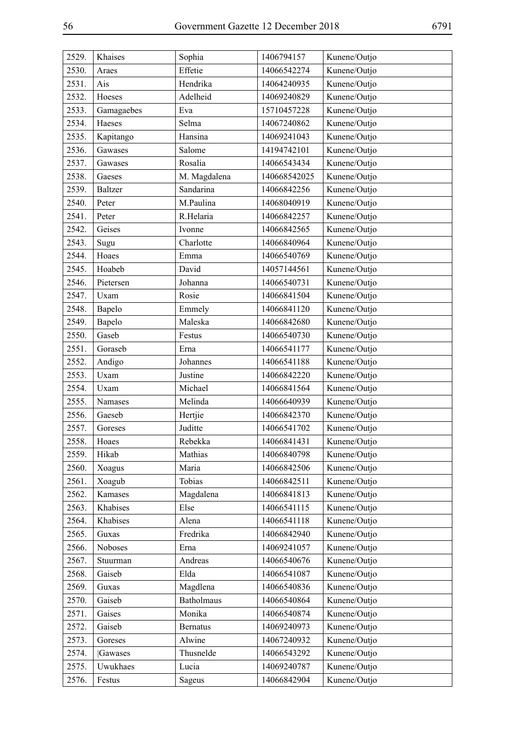| 2529. | Khaises | Sophia | 1406794157 | Kunene/Outjo |
|---|---|---|---|---|
| 2530. | Araes | Effetie | 14066542274 | Kunene/Outjo |
| 2531. | Ais | Hendrika | 14064240935 | Kunene/Outjo |
| 2532. | Hoeses | Adelheid | 14069240829 | Kunene/Outjo |
| 2533. | Gamagaebes | Eva | 15710457228 | Kunene/Outjo |
| 2534. | Haeses | Selma | 14067240862 | Kunene/Outjo |
| 2535. | Kapitango | Hansina | 14069241043 | Kunene/Outjo |
| 2536. | Gawases | Salome | 14194742101 | Kunene/Outjo |
| 2537. | Gawases | Rosalia | 14066543434 | Kunene/Outjo |
| 2538. | Gaeses | M. Magdalena | 140668542025 | Kunene/Outjo |
| 2539. | Baltzer | Sandarina | 14066842256 | Kunene/Outjo |
| 2540. | Peter | M.Paulina | 14068040919 | Kunene/Outjo |
| 2541. | Peter | R.Helaria | 14066842257 | Kunene/Outjo |
| 2542. | Geises | Ivonne | 14066842565 | Kunene/Outjo |
| 2543. | Sugu | Charlotte | 14066840964 | Kunene/Outjo |
| 2544. | Hoaes | Emma | 14066540769 | Kunene/Outjo |
| 2545. | Hoabeb | David | 14057144561 | Kunene/Outjo |
| 2546. | Pietersen | Johanna | 14066540731 | Kunene/Outjo |
| 2547. | Uxam | Rosie | 14066841504 | Kunene/Outjo |
| 2548. | Bapelo | Emmely | 14066841120 | Kunene/Outjo |
| 2549. | Bapelo | Maleska | 14066842680 | Kunene/Outjo |
| 2550. | Gaseb | Festus | 14066540730 | Kunene/Outjo |
| 2551. | Goraseb | Erna | 14066541177 | Kunene/Outjo |
| 2552. | Andigo | Johannes | 14066541188 | Kunene/Outjo |
| 2553. | Uxam | Justine | 14066842220 | Kunene/Outjo |
| 2554. | Uxam | Michael | 14066841564 | Kunene/Outjo |
| 2555. | Namases | Melinda | 14066640939 | Kunene/Outjo |
| 2556. | Gaeseb | Hertjie | 14066842370 | Kunene/Outjo |
| 2557. | Goreses | Juditte | 14066541702 | Kunene/Outjo |
| 2558. | Hoaes | Rebekka | 14066841431 | Kunene/Outjo |
| 2559. | Hikab | Mathias | 14066840798 | Kunene/Outjo |
| 2560. | Xoagus | Maria | 14066842506 | Kunene/Outjo |
| 2561. | Xoagub | Tobias | 14066842511 | Kunene/Outjo |
| 2562. | Kamases | Magdalena | 14066841813 | Kunene/Outjo |
| 2563. | Khabises | Else | 14066541115 | Kunene/Outjo |
| 2564. | Khabises | Alena | 14066541118 | Kunene/Outjo |
| 2565. | Guxas | Fredrika | 14066842940 | Kunene/Outjo |
| 2566. | Noboses | Erna | 14069241057 | Kunene/Outjo |
| 2567. | Stuurman | Andreas | 14066540676 | Kunene/Outjo |
| 2568. | Gaiseb | Elda | 14066541087 | Kunene/Outjo |
| 2569. | Guxas | Magdlena | 14066540836 | Kunene/Outjo |
| 2570. | Gaiseb | Batholmaus | 14066540864 | Kunene/Outjo |
| 2571. | Gaises | Monika | 14066540874 | Kunene/Outjo |
| 2572. | Gaiseb | Bernatus | 14069240973 | Kunene/Outjo |
| 2573. | Goreses | Alwine | 14067240932 | Kunene/Outjo |
| 2574. | &#124;Gawases | Thusnelde | 14066543292 | Kunene/Outjo |
| 2575. | Uwukhaes | Lucia | 14069240787 | Kunene/Outjo |
| 2576. | Festus | Sageus | 14066842904 | Kunene/Outjo |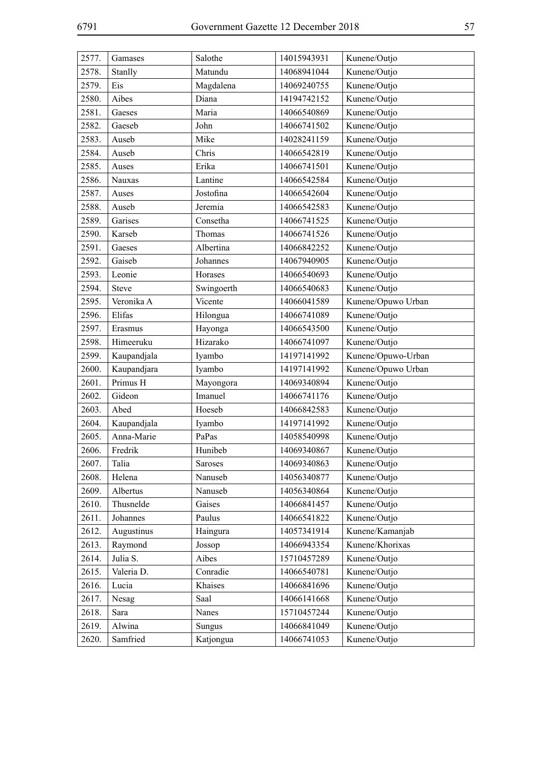| | | | | |
|---|---|---|---|---|
| 2577. | Gamases | Salothe | 14015943931 | Kunene/Outjo |
| 2578. | Stanlly | Matundu | 14068941044 | Kunene/Outjo |
| 2579. | Eis | Magdalena | 14069240755 | Kunene/Outjo |
| 2580. | Aibes | Diana | 14194742152 | Kunene/Outjo |
| 2581. | Gaeses | Maria | 14066540869 | Kunene/Outjo |
| 2582. | Gaeseb | John | 14066741502 | Kunene/Outjo |
| 2583. | Auseb | Mike | 14028241159 | Kunene/Outjo |
| 2584. | Auseb | Chris | 14066542819 | Kunene/Outjo |
| 2585. | Auses | Erika | 14066741501 | Kunene/Outjo |
| 2586. | Nauxas | Lantine | 14066542584 | Kunene/Outjo |
| 2587. | Auses | Jostofina | 14066542604 | Kunene/Outjo |
| 2588. | Auseb | Jeremia | 14066542583 | Kunene/Outjo |
| 2589. | Garises | Consetha | 14066741525 | Kunene/Outjo |
| 2590. | Karseb | Thomas | 14066741526 | Kunene/Outjo |
| 2591. | Gaeses | Albertina | 14066842252 | Kunene/Outjo |
| 2592. | Gaiseb | Johannes | 14067940905 | Kunene/Outjo |
| 2593. | Leonie | Horases | 14066540693 | Kunene/Outjo |
| 2594. | Steve | Swingoerth | 14066540683 | Kunene/Outjo |
| 2595. | Veronika A | Vicente | 14066041589 | Kunene/Opuwo Urban |
| 2596. | Elifas | Hilongua | 14066741089 | Kunene/Outjo |
| 2597. | Erasmus | Hayonga | 14066543500 | Kunene/Outjo |
| 2598. | Himeeruku | Hizarako | 14066741097 | Kunene/Outjo |
| 2599. | Kaupandjala | Iyambo | 14197141992 | Kunene/Opuwo-Urban |
| 2600. | Kaupandjara | Iyambo | 14197141992 | Kunene/Opuwo Urban |
| 2601. | Primus H | Mayongora | 14069340894 | Kunene/Outjo |
| 2602. | Gideon | Imanuel | 14066741176 | Kunene/Outjo |
| 2603. | Abed | Hoeseb | 14066842583 | Kunene/Outjo |
| 2604. | Kaupandjala | Iyambo | 14197141992 | Kunene/Outjo |
| 2605. | Anna-Marie | PaPas | 14058540998 | Kunene/Outjo |
| 2606. | Fredrik | Hunibeb | 14069340867 | Kunene/Outjo |
| 2607. | Talia | Saroses | 14069340863 | Kunene/Outjo |
| 2608. | Helena | Nanuseb | 14056340877 | Kunene/Outjo |
| 2609. | Albertus | Nanuseb | 14056340864 | Kunene/Outjo |
| 2610. | Thusnelde | Gaises | 14066841457 | Kunene/Outjo |
| 2611. | Johannes | Paulus | 14066541822 | Kunene/Outjo |
| 2612. | Augustinus | Haingura | 14057341914 | Kunene/Kamanjab |
| 2613. | Raymond | Jossop | 14066943354 | Kunene/Khorixas |
| 2614. | Julia S. | Aibes | 15710457289 | Kunene/Outjo |
| 2615. | Valeria D. | Conradie | 14066540781 | Kunene/Outjo |
| 2616. | Lucia | Khaises | 14066841696 | Kunene/Outjo |
| 2617. | Nesag | Saal | 14066141668 | Kunene/Outjo |
| 2618. | Sara | Nanes | 15710457244 | Kunene/Outjo |
| 2619. | Alwina | Sungus | 14066841049 | Kunene/Outjo |
| 2620. | Samfried | Katjongua | 14066741053 | Kunene/Outjo |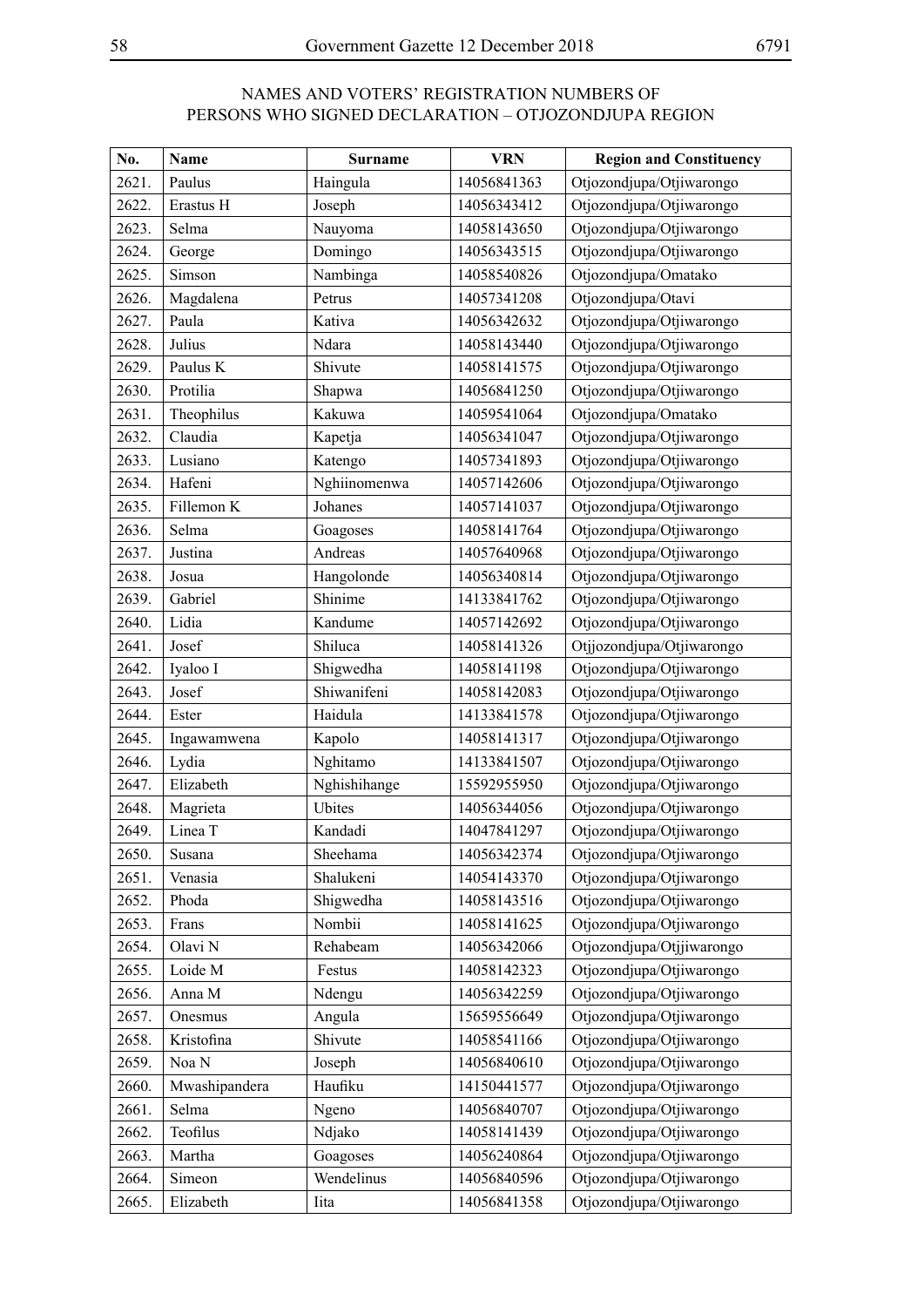NAMES AND VOTERS' REGISTRATION NUMBERS OF PERSONS WHO SIGNED DECLARATION – OTJOZONDJUPA REGION

| No. | Name | Surname | VRN | Region and Constituency |
|---|---|---|---|---|
| 2621. | Paulus | Haingula | 14056841363 | Otjozondjupa/Otjiwarongo |
| 2622. | Erastus H | Joseph | 14056343412 | Otjozondjupa/Otjiwarongo |
| 2623. | Selma | Nauyoma | 14058143650 | Otjozondjupa/Otjiwarongo |
| 2624. | George | Domingo | 14056343515 | Otjozondjupa/Otjiwarongo |
| 2625. | Simson | Nambinga | 14058540826 | Otjozondjupa/Omatako |
| 2626. | Magdalena | Petrus | 14057341208 | Otjozondjupa/Otavi |
| 2627. | Paula | Kativa | 14056342632 | Otjozondjupa/Otjiwarongo |
| 2628. | Julius | Ndara | 14058143440 | Otjozondjupa/Otjiwarongo |
| 2629. | Paulus K | Shivute | 14058141575 | Otjozondjupa/Otjiwarongo |
| 2630. | Protilia | Shapwa | 14056841250 | Otjozondjupa/Otjiwarongo |
| 2631. | Theophilus | Kakuwa | 14059541064 | Otjozondjupa/Omatako |
| 2632. | Claudia | Kapetja | 14056341047 | Otjozondjupa/Otjiwarongo |
| 2633. | Lusiano | Katengo | 14057341893 | Otjozondjupa/Otjiwarongo |
| 2634. | Hafeni | Nghiinomenwa | 14057142606 | Otjozondjupa/Otjiwarongo |
| 2635. | Fillemon K | Johanes | 14057141037 | Otjozondjupa/Otjiwarongo |
| 2636. | Selma | Goagoses | 14058141764 | Otjozondjupa/Otjiwarongo |
| 2637. | Justina | Andreas | 14057640968 | Otjozondjupa/Otjiwarongo |
| 2638. | Josua | Hangolonde | 14056340814 | Otjozondjupa/Otjiwarongo |
| 2639. | Gabriel | Shinime | 14133841762 | Otjozondjupa/Otjiwarongo |
| 2640. | Lidia | Kandume | 14057142692 | Otjozondjupa/Otjiwarongo |
| 2641. | Josef | Shiluca | 14058141326 | Otjjozondjupa/Otjiwarongo |
| 2642. | Iyaloo I | Shigwedha | 14058141198 | Otjozondjupa/Otjiwarongo |
| 2643. | Josef | Shiwanifeni | 14058142083 | Otjozondjupa/Otjiwarongo |
| 2644. | Ester | Haidula | 14133841578 | Otjozondjupa/Otjiwarongo |
| 2645. | Ingawamwena | Kapolo | 14058141317 | Otjozondjupa/Otjiwarongo |
| 2646. | Lydia | Nghitamo | 14133841507 | Otjozondjupa/Otjiwarongo |
| 2647. | Elizabeth | Nghishihange | 15592955950 | Otjozondjupa/Otjiwarongo |
| 2648. | Magrieta | Ubites | 14056344056 | Otjozondjupa/Otjiwarongo |
| 2649. | Linea T | Kandadi | 14047841297 | Otjozondjupa/Otjiwarongo |
| 2650. | Susana | Sheehama | 14056342374 | Otjozondjupa/Otjiwarongo |
| 2651. | Venasia | Shalukeni | 14054143370 | Otjozondjupa/Otjiwarongo |
| 2652. | Phoda | Shigwedha | 14058143516 | Otjozondjupa/Otjiwarongo |
| 2653. | Frans | Nombii | 14058141625 | Otjozondjupa/Otjiwarongo |
| 2654. | Olavi N | Rehabeam | 14056342066 | Otjozondjupa/Otjjiwarongo |
| 2655. | Loide M | Festus | 14058142323 | Otjozondjupa/Otjiwarongo |
| 2656. | Anna M | Ndengu | 14056342259 | Otjozondjupa/Otjiwarongo |
| 2657. | Onesmus | Angula | 15659556649 | Otjozondjupa/Otjiwarongo |
| 2658. | Kristofina | Shivute | 14058541166 | Otjozondjupa/Otjiwarongo |
| 2659. | Noa N | Joseph | 14056840610 | Otjozondjupa/Otjiwarongo |
| 2660. | Mwashipandera | Haufiku | 14150441577 | Otjozondjupa/Otjiwarongo |
| 2661. | Selma | Ngeno | 14056840707 | Otjozondjupa/Otjiwarongo |
| 2662. | Teofilus | Ndjako | 14058141439 | Otjozondjupa/Otjiwarongo |
| 2663. | Martha | Goagoses | 14056240864 | Otjozondjupa/Otjiwarongo |
| 2664. | Simeon | Wendelinus | 14056840596 | Otjozondjupa/Otjiwarongo |
| 2665. | Elizabeth | Iita | 14056841358 | Otjozondjupa/Otjiwarongo |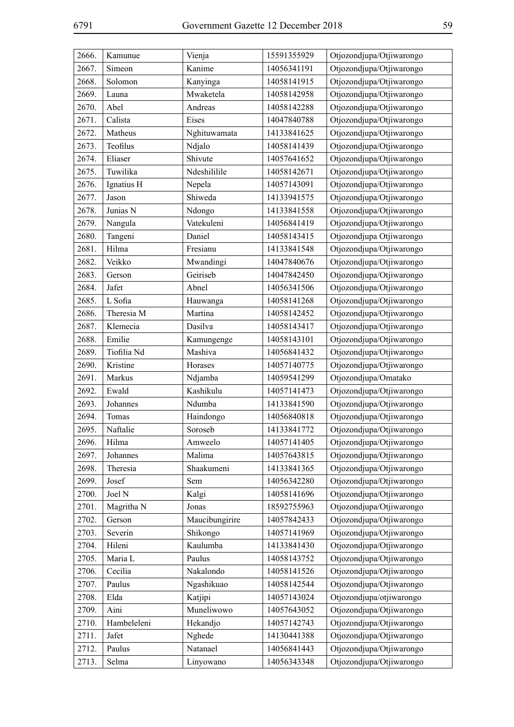| 2666. | Kamunue | Vienja | 15591355929 | Otjozondjupa/Otjiwarongo |
|---|---|---|---|---|
| 2667. | Simeon | Kanime | 14056341191 | Otjozondjupa/Otjiwarongo |
| 2668. | Solomon | Kanyinga | 14058141915 | Otjozondjupa/Otjiwarongo |
| 2669. | Launa | Mwaketela | 14058142958 | Otjozondjupa/Otjiwarongo |
| 2670. | Abel | Andreas | 14058142288 | Otjozondjupa/Otjiwarongo |
| 2671. | Calista | Eises | 14047840788 | Otjozondjupa/Otjiwarongo |
| 2672. | Matheus | Nghituwamata | 14133841625 | Otjozondjupa/Otjiwarongo |
| 2673. | Teofilus | Ndjalo | 14058141439 | Otjozondjupa/Otjiwarongo |
| 2674. | Eliaser | Shivute | 14057641652 | Otjozondjupa/Otjiwarongo |
| 2675. | Tuwilika | Ndeshililile | 14058142671 | Otjozondjupa/Otjiwarongo |
| 2676. | Ignatius H | Nepela | 14057143091 | Otjozondjupa/Otjiwarongo |
| 2677. | Jason | Shiweda | 14133941575 | Otjozondjupa/Otjiwarongo |
| 2678. | Junias N | Ndongo | 14133841558 | Otjozondjupa/Otjiwarongo |
| 2679. | Nangula | Vatekuleni | 14056841419 | Otjozondjupa/Otjiwarongo |
| 2680. | Tangeni | Daniel | 14058143415 | Otjozondjupa Otjiwarongo |
| 2681. | Hilma | Fresianu | 14133841548 | Otjozondjupa/Otjiwarongo |
| 2682. | Veikko | Mwandingi | 14047840676 | Otjozondjupa/Otjiwarongo |
| 2683. | Gerson | Geiriseb | 14047842450 | Otjozondjupa/Otjiwarongo |
| 2684. | Jafet | Abnel | 14056341506 | Otjozondjupa/Otjiwarongo |
| 2685. | L Sofia | Hauwanga | 14058141268 | Otjozondjupa/Otjiwarongo |
| 2686. | Theresia M | Martina | 14058142452 | Otjozondjupa/Otjiwarongo |
| 2687. | Klemecia | Dasilva | 14058143417 | Otjozondjupa/Otjiwarongo |
| 2688. | Emilie | Kamungenge | 14058143101 | Otjozondjupa/Otjiwarongo |
| 2689. | Tiofilia Nd | Mashiva | 14056841432 | Otjozondjupa/Otjiwarongo |
| 2690. | Kristine | Horases | 14057140775 | Otjozondjupa/Otjiwarongo |
| 2691. | Markus | Ndjamba | 14059541299 | Otjozondjupa/Omatako |
| 2692. | Ewald | Kashikulu | 14057141473 | Otjozondjupa/Otjiwarongo |
| 2693. | Johannes | Ndumba | 14133841590 | Otjozondjupa/Otjiwarongo |
| 2694. | Tomas | Haindongo | 14056840818 | Otjozondjupa/Otjiwarongo |
| 2695. | Naftalie | Soroseb | 14133841772 | Otjozondjupa/Otjiwarongo |
| 2696. | Hilma | Amweelo | 14057141405 | Otjozondjupa/Otjiwarongo |
| 2697. | Johannes | Malima | 14057643815 | Otjozondjupa/Otjiwarongo |
| 2698. | Theresia | Shaakumeni | 14133841365 | Otjozondjupa/Otjiwarongo |
| 2699. | Josef | Sem | 14056342280 | Otjozondjupa/Otjiwarongo |
| 2700. | Joel N | Kalgi | 14058141696 | Otjozondjupa/Otjiwarongo |
| 2701. | Magritha N | Jonas | 18592755963 | Otjozondjupa/Otjiwarongo |
| 2702. | Gerson | Maucibungirire | 14057842433 | Otjozondjupa/Otjiwarongo |
| 2703. | Severin | Shikongo | 14057141969 | Otjozondjupa/Otjiwarongo |
| 2704. | Hileni | Kaulumba | 14133841430 | Otjozondjupa/Otjiwarongo |
| 2705. | Maria L | Paulus | 14058143752 | Otjozondjupa/Otjiwarongo |
| 2706. | Cecilia | Nakalondo | 14058141526 | Otjozondjupa/Otjiwarongo |
| 2707. | Paulus | Ngashikuao | 14058142544 | Otjozondjupa/Otjiwarongo |
| 2708. | Elda | Katjipi | 14057143024 | Otjozondjupa/otjiwarongo |
| 2709. | Aini | Muneliwowo | 14057643052 | Otjozondjupa/Otjiwarongo |
| 2710. | Hambeleleni | Hekandjo | 14057142743 | Otjozondjupa/Otjiwarongo |
| 2711. | Jafet | Nghede | 14130441388 | Otjozondjupa/Otjiwarongo |
| 2712. | Paulus | Natanael | 14056841443 | Otjozondjupa/Otjiwarongo |
| 2713. | Selma | Linyowano | 14056343348 | Otjozondjupa/Otjiwarongo |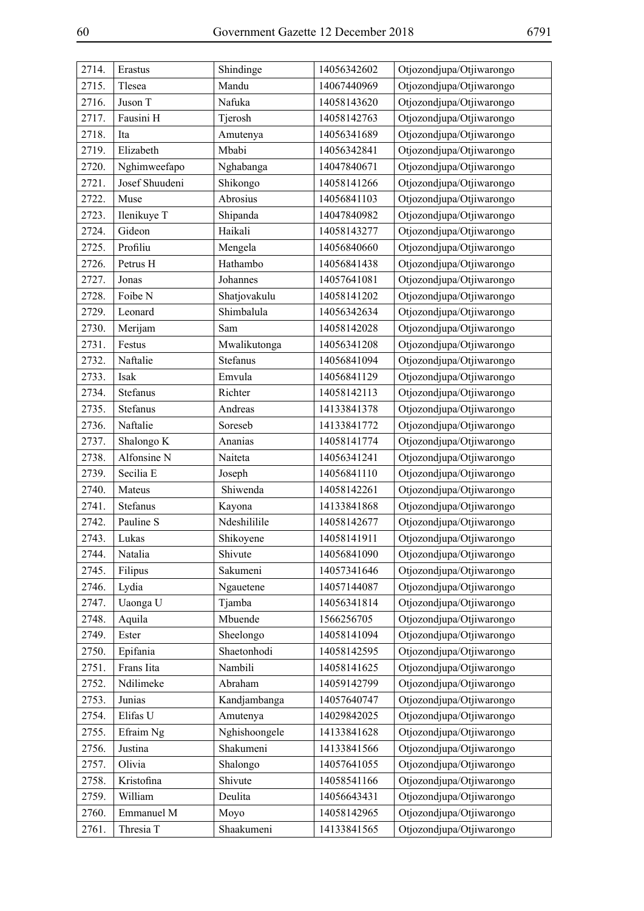| 2714. | Erastus | Shindinge | 14056342602 | Otjozondjupa/Otjiwarongo |
|---|---|---|---|---|
| 2715. | Tlesea | Mandu | 14067440969 | Otjozondjupa/Otjiwarongo |
| 2716. | Juson T | Nafuka | 14058143620 | Otjozondjupa/Otjiwarongo |
| 2717. | Fausini H | Tjerosh | 14058142763 | Otjozondjupa/Otjiwarongo |
| 2718. | Ita | Amutenya | 14056341689 | Otjozondjupa/Otjiwarongo |
| 2719. | Elizabeth | Mbabi | 14056342841 | Otjozondjupa/Otjiwarongo |
| 2720. | Nghimweefapo | Nghabanga | 14047840671 | Otjozondjupa/Otjiwarongo |
| 2721. | Josef Shuudeni | Shikongo | 14058141266 | Otjozondjupa/Otjiwarongo |
| 2722. | Muse | Abrosius | 14056841103 | Otjozondjupa/Otjiwarongo |
| 2723. | Ilenikuye T | Shipanda | 14047840982 | Otjozondjupa/Otjiwarongo |
| 2724. | Gideon | Haikali | 14058143277 | Otjozondjupa/Otjiwarongo |
| 2725. | Profiliu | Mengela | 14056840660 | Otjozondjupa/Otjiwarongo |
| 2726. | Petrus H | Hathambo | 14056841438 | Otjozondjupa/Otjiwarongo |
| 2727. | Jonas | Johannes | 14057641081 | Otjozondjupa/Otjiwarongo |
| 2728. | Foibe N | Shatjovakulu | 14058141202 | Otjozondjupa/Otjiwarongo |
| 2729. | Leonard | Shimbalula | 14056342634 | Otjozondjupa/Otjiwarongo |
| 2730. | Merijam | Sam | 14058142028 | Otjozondjupa/Otjiwarongo |
| 2731. | Festus | Mwalikutonga | 14056341208 | Otjozondjupa/Otjiwarongo |
| 2732. | Naftalie | Stefanus | 14056841094 | Otjozondjupa/Otjiwarongo |
| 2733. | Isak | Emvula | 14056841129 | Otjozondjupa/Otjiwarongo |
| 2734. | Stefanus | Richter | 14058142113 | Otjozondjupa/Otjiwarongo |
| 2735. | Stefanus | Andreas | 14133841378 | Otjozondjupa/Otjiwarongo |
| 2736. | Naftalie | Soreseb | 14133841772 | Otjozondjupa/Otjiwarongo |
| 2737. | Shalongo K | Ananias | 14058141774 | Otjozondjupa/Otjiwarongo |
| 2738. | Alfonsine N | Naiteta | 14056341241 | Otjozondjupa/Otjiwarongo |
| 2739. | Secilia E | Joseph | 14056841110 | Otjozondjupa/Otjiwarongo |
| 2740. | Mateus | Shiwenda | 14058142261 | Otjozondjupa/Otjiwarongo |
| 2741. | Stefanus | Kayona | 14133841868 | Otjozondjupa/Otjiwarongo |
| 2742. | Pauline S | Ndeshililile | 14058142677 | Otjozondjupa/Otjiwarongo |
| 2743. | Lukas | Shikoyene | 14058141911 | Otjozondjupa/Otjiwarongo |
| 2744. | Natalia | Shivute | 14056841090 | Otjozondjupa/Otjiwarongo |
| 2745. | Filipus | Sakumeni | 14057341646 | Otjozondjupa/Otjiwarongo |
| 2746. | Lydia | Ngauetene | 14057144087 | Otjozondjupa/Otjiwarongo |
| 2747. | Uaonga U | Tjamba | 14056341814 | Otjozondjupa/Otjiwarongo |
| 2748. | Aquila | Mbuende | 1566256705 | Otjozondjupa/Otjiwarongo |
| 2749. | Ester | Sheelongo | 14058141094 | Otjozondjupa/Otjiwarongo |
| 2750. | Epifania | Shaetonhodi | 14058142595 | Otjozondjupa/Otjiwarongo |
| 2751. | Frans Iita | Nambili | 14058141625 | Otjozondjupa/Otjiwarongo |
| 2752. | Ndilimeke | Abraham | 14059142799 | Otjozondjupa/Otjiwarongo |
| 2753. | Junias | Kandjambanga | 14057640747 | Otjozondjupa/Otjiwarongo |
| 2754. | Elifas U | Amutenya | 14029842025 | Otjozondjupa/Otjiwarongo |
| 2755. | Efraim Ng | Nghishoongele | 14133841628 | Otjozondjupa/Otjiwarongo |
| 2756. | Justina | Shakumeni | 14133841566 | Otjozondjupa/Otjiwarongo |
| 2757. | Olivia | Shalongo | 14057641055 | Otjozondjupa/Otjiwarongo |
| 2758. | Kristofina | Shivute | 14058541166 | Otjozondjupa/Otjiwarongo |
| 2759. | William | Deulita | 14056643431 | Otjozondjupa/Otjiwarongo |
| 2760. | Emmanuel M | Moyo | 14058142965 | Otjozondjupa/Otjiwarongo |
| 2761. | Thresia T | Shaakumeni | 14133841565 | Otjozondjupa/Otjiwarongo |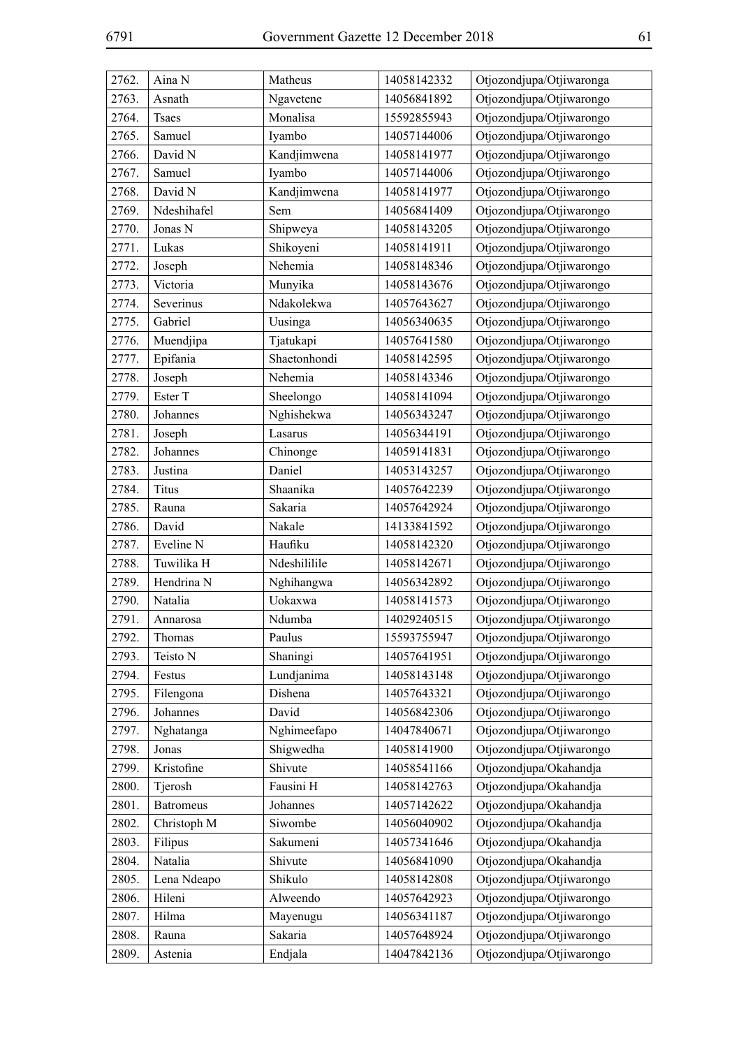| | | | | |
|---|---|---|---|---|
| 2762. | Aina N | Matheus | 14058142332 | Otjozondjupa/Otjiwaronga |
| 2763. | Asnath | Ngavetene | 14056841892 | Otjozondjupa/Otjiwarongo |
| 2764. | Tsaes | Monalisa | 15592855943 | Otjozondjupa/Otjiwarongo |
| 2765. | Samuel | Iyambo | 14057144006 | Otjozondjupa/Otjiwarongo |
| 2766. | David N | Kandjimwena | 14058141977 | Otjozondjupa/Otjiwarongo |
| 2767. | Samuel | Iyambo | 14057144006 | Otjozondjupa/Otjiwarongo |
| 2768. | David N | Kandjimwena | 14058141977 | Otjozondjupa/Otjiwarongo |
| 2769. | Ndeshihafel | Sem | 14056841409 | Otjozondjupa/Otjiwarongo |
| 2770. | Jonas N | Shipweya | 14058143205 | Otjozondjupa/Otjiwarongo |
| 2771. | Lukas | Shikoyeni | 14058141911 | Otjozondjupa/Otjiwarongo |
| 2772. | Joseph | Nehemia | 14058148346 | Otjozondjupa/Otjiwarongo |
| 2773. | Victoria | Munyika | 14058143676 | Otjozondjupa/Otjiwarongo |
| 2774. | Severinus | Ndakolekwa | 14057643627 | Otjozondjupa/Otjiwarongo |
| 2775. | Gabriel | Uusinga | 14056340635 | Otjozondjupa/Otjiwarongo |
| 2776. | Muendjipa | Tjatukapi | 14057641580 | Otjozondjupa/Otjiwarongo |
| 2777. | Epifania | Shaetonhondi | 14058142595 | Otjozondjupa/Otjiwarongo |
| 2778. | Joseph | Nehemia | 14058143346 | Otjozondjupa/Otjiwarongo |
| 2779. | Ester T | Sheelongo | 14058141094 | Otjozondjupa/Otjiwarongo |
| 2780. | Johannes | Nghishekwa | 14056343247 | Otjozondjupa/Otjiwarongo |
| 2781. | Joseph | Lasarus | 14056344191 | Otjozondjupa/Otjiwarongo |
| 2782. | Johannes | Chinonge | 14059141831 | Otjozondjupa/Otjiwarongo |
| 2783. | Justina | Daniel | 14053143257 | Otjozondjupa/Otjiwarongo |
| 2784. | Titus | Shaanika | 14057642239 | Otjozondjupa/Otjiwarongo |
| 2785. | Rauna | Sakaria | 14057642924 | Otjozondjupa/Otjiwarongo |
| 2786. | David | Nakale | 14133841592 | Otjozondjupa/Otjiwarongo |
| 2787. | Eveline N | Haufiku | 14058142320 | Otjozondjupa/Otjiwarongo |
| 2788. | Tuwilika H | Ndeshililile | 14058142671 | Otjozondjupa/Otjiwarongo |
| 2789. | Hendrina N | Nghihangwa | 14056342892 | Otjozondjupa/Otjiwarongo |
| 2790. | Natalia | Uokaxwa | 14058141573 | Otjozondjupa/Otjiwarongo |
| 2791. | Annarosa | Ndumba | 14029240515 | Otjozondjupa/Otjiwarongo |
| 2792. | Thomas | Paulus | 15593755947 | Otjozondjupa/Otjiwarongo |
| 2793. | Teisto N | Shaningi | 14057641951 | Otjozondjupa/Otjiwarongo |
| 2794. | Festus | Lundjanima | 14058143148 | Otjozondjupa/Otjiwarongo |
| 2795. | Filengona | Dishena | 14057643321 | Otjozondjupa/Otjiwarongo |
| 2796. | Johannes | David | 14056842306 | Otjozondjupa/Otjiwarongo |
| 2797. | Nghatanga | Nghimeefapo | 14047840671 | Otjozondjupa/Otjiwarongo |
| 2798. | Jonas | Shigwedha | 14058141900 | Otjozondjupa/Otjiwarongo |
| 2799. | Kristofine | Shivute | 14058541166 | Otjozondjupa/Okahandja |
| 2800. | Tjerosh | Fausini H | 14058142763 | Otjozondjupa/Okahandja |
| 2801. | Batromeus | Johannes | 14057142622 | Otjozondjupa/Okahandja |
| 2802. | Christoph M | Siwombe | 14056040902 | Otjozondjupa/Okahandja |
| 2803. | Filipus | Sakumeni | 14057341646 | Otjozondjupa/Okahandja |
| 2804. | Natalia | Shivute | 14056841090 | Otjozondjupa/Okahandja |
| 2805. | Lena Ndeapo | Shikulo | 14058142808 | Otjozondjupa/Otjiwarongo |
| 2806. | Hileni | Alweendo | 14057642923 | Otjozondjupa/Otjiwarongo |
| 2807. | Hilma | Mayenugu | 14056341187 | Otjozondjupa/Otjiwarongo |
| 2808. | Rauna | Sakaria | 14057648924 | Otjozondjupa/Otjiwarongo |
| 2809. | Astenia | Endjala | 14047842136 | Otjozondjupa/Otjiwarongo |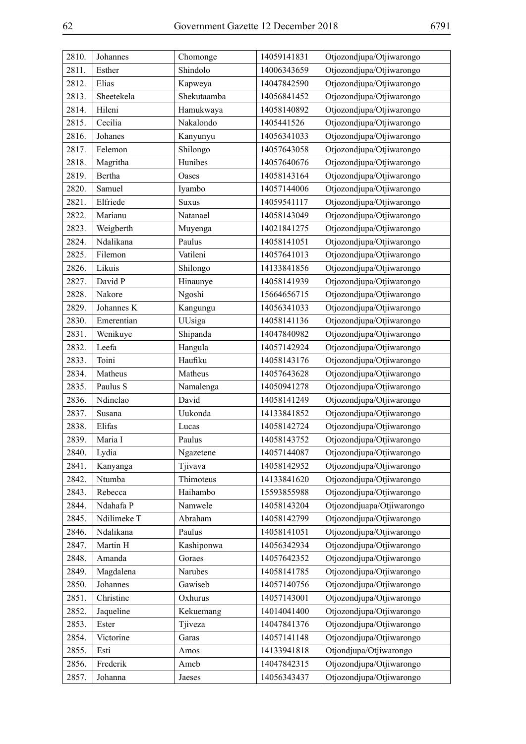| 2810. | Johannes | Chomonge | 14059141831 | Otjozondjupa/Otjiwarongo |
|---|---|---|---|---|
| 2811. | Esther | Shindolo | 14006343659 | Otjozondjupa/Otjiwarongo |
| 2812. | Elias | Kapweya | 14047842590 | Otjozondjupa/Otjiwarongo |
| 2813. | Sheetekela | Shekutaamba | 14056841452 | Otjozondjupa/Otjiwarongo |
| 2814. | Hileni | Hamukwaya | 14058140892 | Otjozondjupa/Otjiwarongo |
| 2815. | Cecilia | Nakalondo | 1405441526 | Otjozondjupa/Otjiwarongo |
| 2816. | Johanes | Kanyunyu | 14056341033 | Otjozondjupa/Otjiwarongo |
| 2817. | Felemon | Shilongo | 14057643058 | Otjozondjupa/Otjiwarongo |
| 2818. | Magritha | Hunibes | 14057640676 | Otjozondjupa/Otjiwarongo |
| 2819. | Bertha | Oases | 14058143164 | Otjozondjupa/Otjiwarongo |
| 2820. | Samuel | Iyambo | 14057144006 | Otjozondjupa/Otjiwarongo |
| 2821. | Elfriede | Suxus | 14059541117 | Otjozondjupa/Otjiwarongo |
| 2822. | Marianu | Natanael | 14058143049 | Otjozondjupa/Otjiwarongo |
| 2823. | Weigberth | Muyenga | 14021841275 | Otjozondjupa/Otjiwarongo |
| 2824. | Ndalikana | Paulus | 14058141051 | Otjozondjupa/Otjiwarongo |
| 2825. | Filemon | Vatileni | 14057641013 | Otjozondjupa/Otjiwarongo |
| 2826. | Likuis | Shilongo | 14133841856 | Otjozondjupa/Otjiwarongo |
| 2827. | David P | Hinaunye | 14058141939 | Otjozondjupa/Otjiwarongo |
| 2828. | Nakore | Ngoshi | 15664656715 | Otjozondjupa/Otjiwarongo |
| 2829. | Johannes K | Kangungu | 14056341033 | Otjozondjupa/Otjiwarongo |
| 2830. | Emerentian | UUsiga | 14058141136 | Otjozondjupa/Otjiwarongo |
| 2831. | Wenikuye | Shipanda | 14047840982 | Otjozondjupa/Otjiwarongo |
| 2832. | Leefa | Hangula | 14057142924 | Otjozondjupa/Otjiwarongo |
| 2833. | Toini | Haufiku | 14058143176 | Otjozondjupa/Otjiwarongo |
| 2834. | Matheus | Matheus | 14057643628 | Otjozondjupa/Otjiwarongo |
| 2835. | Paulus S | Namalenga | 14050941278 | Otjozondjupa/Otjiwarongo |
| 2836. | Ndinelao | David | 14058141249 | Otjozondjupa/Otjiwarongo |
| 2837. | Susana | Uukonda | 14133841852 | Otjozondjupa/Otjiwarongo |
| 2838. | Elifas | Lucas | 14058142724 | Otjozondjupa/Otjiwarongo |
| 2839. | Maria I | Paulus | 14058143752 | Otjozondjupa/Otjiwarongo |
| 2840. | Lydia | Ngazetene | 14057144087 | Otjozondjupa/Otjiwarongo |
| 2841. | Kanyanga | Tjivava | 14058142952 | Otjozondjupa/Otjiwarongo |
| 2842. | Ntumba | Thimoteus | 14133841620 | Otjozondjupa/Otjiwarongo |
| 2843. | Rebecca | Haihambo | 15593855988 | Otjozondjupa/Otjiwarongo |
| 2844. | Ndahafa P | Namwele | 14058143204 | Otjozondjuapa/Otjiwarongo |
| 2845. | Ndilimeke T | Abraham | 14058142799 | Otjozondjupa/Otjiwarongo |
| 2846. | Ndalikana | Paulus | 14058141051 | Otjozondjupa/Otjiwarongo |
| 2847. | Martin H | Kashiponwa | 14056342934 | Otjozondjupa/Otjiwarongo |
| 2848. | Amanda | Goraes | 14057642352 | Otjozondjupa/Otjiwarongo |
| 2849. | Magdalena | Narubes | 14058141785 | Otjozondjupa/Otjiwarongo |
| 2850. | Johannes | Gawiseb | 14057140756 | Otjozondjupa/Otjiwarongo |
| 2851. | Christine | Oxhurus | 14057143001 | Otjozondjupa/Otjiwarongo |
| 2852. | Jaqueline | Kekuemang | 14014041400 | Otjozondjupa/Otjiwarongo |
| 2853. | Ester | Tjiveza | 14047841376 | Otjozondjupa/Otjiwarongo |
| 2854. | Victorine | Garas | 14057141148 | Otjozondjupa/Otjiwarongo |
| 2855. | Esti | Amos | 14133941818 | Otjondjupa/Otjiwarongo |
| 2856. | Frederik | Ameb | 14047842315 | Otjozondjupa/Otjiwarongo |
| 2857. | Johanna | Jaeses | 14056343437 | Otjozondjupa/Otjiwarongo |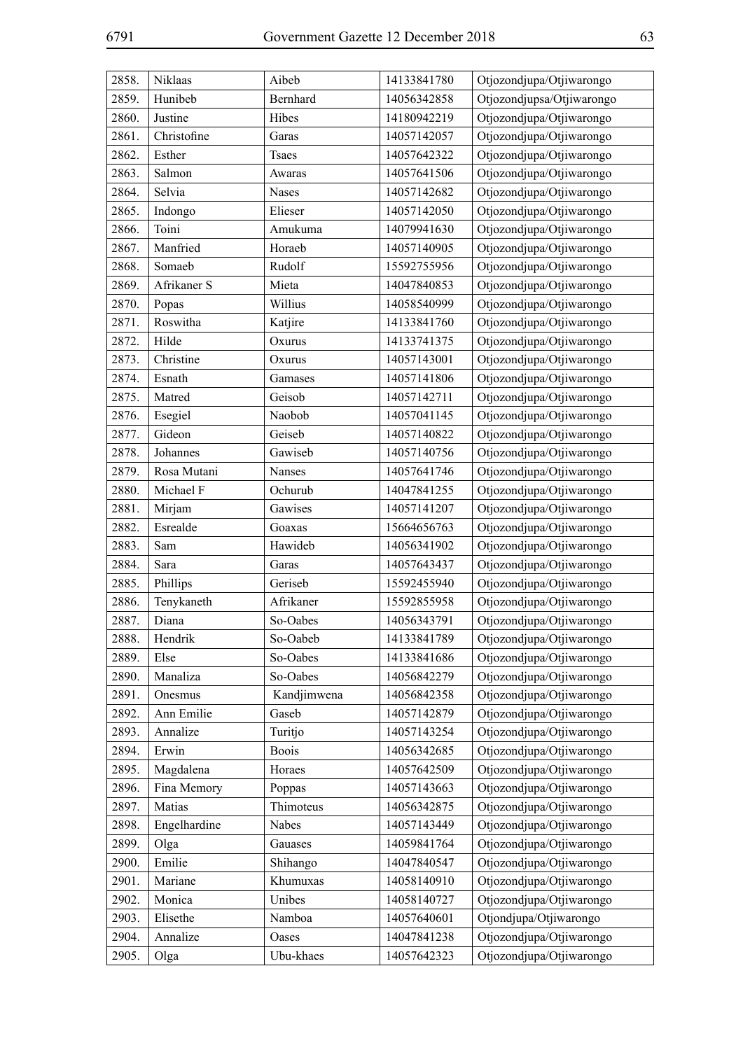| 2858. | Niklaas | Aibeb | 14133841780 | Otjozondjupa/Otjiwarongo |
|---|---|---|---|---|
| 2859. | Hunibeb | Bernhard | 14056342858 | Otjozondjupsa/Otjiwarongo |
| 2860. | Justine | Hibes | 14180942219 | Otjozondjupa/Otjiwarongo |
| 2861. | Christofine | Garas | 14057142057 | Otjozondjupa/Otjiwarongo |
| 2862. | Esther | Tsaes | 14057642322 | Otjozondjupa/Otjiwarongo |
| 2863. | Salmon | Awaras | 14057641506 | Otjozondjupa/Otjiwarongo |
| 2864. | Selvia | Nases | 14057142682 | Otjozondjupa/Otjiwarongo |
| 2865. | Indongo | Elieser | 14057142050 | Otjozondjupa/Otjiwarongo |
| 2866. | Toini | Amukuma | 14079941630 | Otjozondjupa/Otjiwarongo |
| 2867. | Manfried | Horaeb | 14057140905 | Otjozondjupa/Otjiwarongo |
| 2868. | Somaeb | Rudolf | 15592755956 | Otjozondjupa/Otjiwarongo |
| 2869. | Afrikaner S | Mieta | 14047840853 | Otjozondjupa/Otjiwarongo |
| 2870. | Popas | Willius | 14058540999 | Otjozondjupa/Otjiwarongo |
| 2871. | Roswitha | Katjire | 14133841760 | Otjozondjupa/Otjiwarongo |
| 2872. | Hilde | Oxurus | 14133741375 | Otjozondjupa/Otjiwarongo |
| 2873. | Christine | Oxurus | 14057143001 | Otjozondjupa/Otjiwarongo |
| 2874. | Esnath | Gamases | 14057141806 | Otjozondjupa/Otjiwarongo |
| 2875. | Matred | Geisob | 14057142711 | Otjozondjupa/Otjiwarongo |
| 2876. | Esegiel | Naobob | 14057041145 | Otjozondjupa/Otjiwarongo |
| 2877. | Gideon | Geiseb | 14057140822 | Otjozondjupa/Otjiwarongo |
| 2878. | Johannes | Gawiseb | 14057140756 | Otjozondjupa/Otjiwarongo |
| 2879. | Rosa Mutani | Nanses | 14057641746 | Otjozondjupa/Otjiwarongo |
| 2880. | Michael F | Ochurub | 14047841255 | Otjozondjupa/Otjiwarongo |
| 2881. | Mirjam | Gawises | 14057141207 | Otjozondjupa/Otjiwarongo |
| 2882. | Esrealde | Goaxas | 15664656763 | Otjozondjupa/Otjiwarongo |
| 2883. | Sam | Hawideb | 14056341902 | Otjozondjupa/Otjiwarongo |
| 2884. | Sara | Garas | 14057643437 | Otjozondjupa/Otjiwarongo |
| 2885. | Phillips | Geriseb | 15592455940 | Otjozondjupa/Otjiwarongo |
| 2886. | Tenykaneth | Afrikaner | 15592855958 | Otjozondjupa/Otjiwarongo |
| 2887. | Diana | So-Oabes | 14056343791 | Otjozondjupa/Otjiwarongo |
| 2888. | Hendrik | So-Oabeb | 14133841789 | Otjozondjupa/Otjiwarongo |
| 2889. | Else | So-Oabes | 14133841686 | Otjozondjupa/Otjiwarongo |
| 2890. | Manaliza | So-Oabes | 14056842279 | Otjozondjupa/Otjiwarongo |
| 2891. | Onesmus | Kandjimwena | 14056842358 | Otjozondjupa/Otjiwarongo |
| 2892. | Ann Emilie | Gaseb | 14057142879 | Otjozondjupa/Otjiwarongo |
| 2893. | Annalize | Turitjo | 14057143254 | Otjozondjupa/Otjiwarongo |
| 2894. | Erwin | Boois | 14056342685 | Otjozondjupa/Otjiwarongo |
| 2895. | Magdalena | Horaes | 14057642509 | Otjozondjupa/Otjiwarongo |
| 2896. | Fina Memory | Poppas | 14057143663 | Otjozondjupa/Otjiwarongo |
| 2897. | Matias | Thimoteus | 14056342875 | Otjozondjupa/Otjiwarongo |
| 2898. | Engelhardine | Nabes | 14057143449 | Otjozondjupa/Otjiwarongo |
| 2899. | Olga | Gauases | 14059841764 | Otjozondjupa/Otjiwarongo |
| 2900. | Emilie | Shihango | 14047840547 | Otjozondjupa/Otjiwarongo |
| 2901. | Mariane | Khumuxas | 14058140910 | Otjozondjupa/Otjiwarongo |
| 2902. | Monica | Unibes | 14058140727 | Otjozondjupa/Otjiwarongo |
| 2903. | Elisethe | Namboa | 14057640601 | Otjondjupa/Otjiwarongo |
| 2904. | Annalize | Oases | 14047841238 | Otjozondjupa/Otjiwarongo |
| 2905. | Olga | Ubu-khaes | 14057642323 | Otjozondjupa/Otjiwarongo |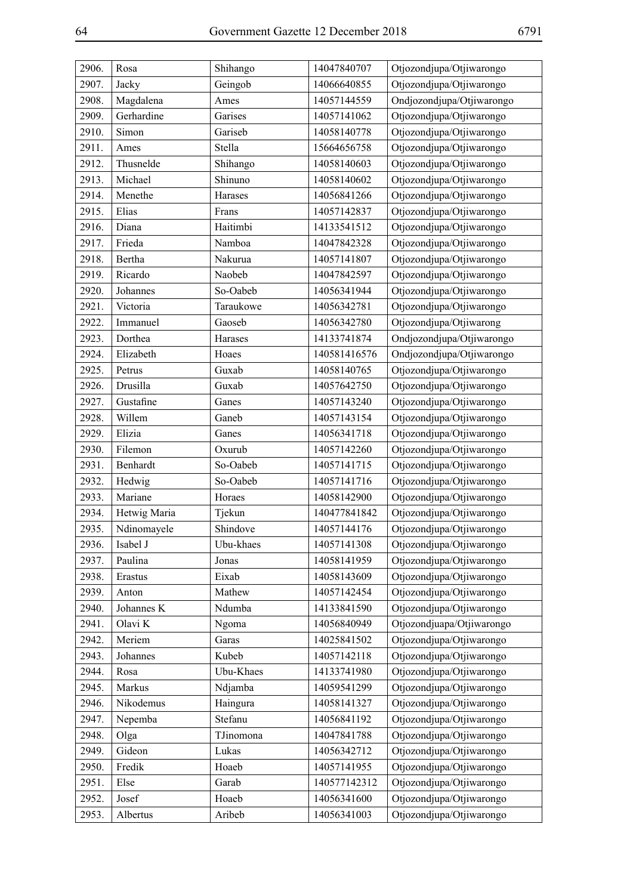| 2906. | Rosa | Shihango | 14047840707 | Otjozondjupa/Otjiwarongo |
|---|---|---|---|---|
| 2907. | Jacky | Geingob | 14066640855 | Otjozondjupa/Otjiwarongo |
| 2908. | Magdalena | Ames | 14057144559 | Ondjozondjupa/Otjiwarongo |
| 2909. | Gerhardine | Garises | 14057141062 | Otjozondjupa/Otjiwarongo |
| 2910. | Simon | Gariseb | 14058140778 | Otjozondjupa/Otjiwarongo |
| 2911. | Ames | Stella | 15664656758 | Otjozondjupa/Otjiwarongo |
| 2912. | Thusnelde | Shihango | 14058140603 | Otjozondjupa/Otjiwarongo |
| 2913. | Michael | Shinuno | 14058140602 | Otjozondjupa/Otjiwarongo |
| 2914. | Menethe | Harases | 14056841266 | Otjozondjupa/Otjiwarongo |
| 2915. | Elias | Frans | 14057142837 | Otjozondjupa/Otjiwarongo |
| 2916. | Diana | Haitimbi | 14133541512 | Otjozondjupa/Otjiwarongo |
| 2917. | Frieda | Namboa | 14047842328 | Otjozondjupa/Otjiwarongo |
| 2918. | Bertha | Nakurua | 14057141807 | Otjozondjupa/Otjiwarongo |
| 2919. | Ricardo | Naobeb | 14047842597 | Otjozondjupa/Otjiwarongo |
| 2920. | Johannes | So-Oabeb | 14056341944 | Otjozondjupa/Otjiwarongo |
| 2921. | Victoria | Taraukowe | 14056342781 | Otjozondjupa/Otjiwarongo |
| 2922. | Immanuel | Gaoseb | 14056342780 | Otjozondjupa/Otjiwarong |
| 2923. | Dorthea | Harases | 14133741874 | Ondjozondjupa/Otjiwarongo |
| 2924. | Elizabeth | Hoaes | 140581416576 | Ondjozondjupa/Otjiwarongo |
| 2925. | Petrus | Guxab | 14058140765 | Otjozondjupa/Otjiwarongo |
| 2926. | Drusilla | Guxab | 14057642750 | Otjozondjupa/Otjiwarongo |
| 2927. | Gustafine | Ganes | 14057143240 | Otjozondjupa/Otjiwarongo |
| 2928. | Willem | Ganeb | 14057143154 | Otjozondjupa/Otjiwarongo |
| 2929. | Elizia | Ganes | 14056341718 | Otjozondjupa/Otjiwarongo |
| 2930. | Filemon | Oxurub | 14057142260 | Otjozondjupa/Otjiwarongo |
| 2931. | Benhardt | So-Oabeb | 14057141715 | Otjozondjupa/Otjiwarongo |
| 2932. | Hedwig | So-Oabeb | 14057141716 | Otjozondjupa/Otjiwarongo |
| 2933. | Mariane | Horaes | 14058142900 | Otjozondjupa/Otjiwarongo |
| 2934. | Hetwig Maria | Tjekun | 140477841842 | Otjozondjupa/Otjiwarongo |
| 2935. | Ndinomayele | Shindove | 14057144176 | Otjozondjupa/Otjiwarongo |
| 2936. | Isabel J | Ubu-khaes | 14057141308 | Otjozondjupa/Otjiwarongo |
| 2937. | Paulina | Jonas | 14058141959 | Otjozondjupa/Otjiwarongo |
| 2938. | Erastus | Eixab | 14058143609 | Otjozondjupa/Otjiwarongo |
| 2939. | Anton | Mathew | 14057142454 | Otjozondjupa/Otjiwarongo |
| 2940. | Johannes K | Ndumba | 14133841590 | Otjozondjupa/Otjiwarongo |
| 2941. | Olavi K | Ngoma | 14056840949 | Otjozondjuapa/Otjiwarongo |
| 2942. | Meriem | Garas | 14025841502 | Otjozondjupa/Otjiwarongo |
| 2943. | Johannes | Kubeb | 14057142118 | Otjozondjupa/Otjiwarongo |
| 2944. | Rosa | Ubu-Khaes | 14133741980 | Otjozondjupa/Otjiwarongo |
| 2945. | Markus | Ndjamba | 14059541299 | Otjozondjupa/Otjiwarongo |
| 2946. | Nikodemus | Haingura | 14058141327 | Otjozondjupa/Otjiwarongo |
| 2947. | Nepemba | Stefanu | 14056841192 | Otjozondjupa/Otjiwarongo |
| 2948. | Olga | TJinomona | 14047841788 | Otjozondjupa/Otjiwarongo |
| 2949. | Gideon | Lukas | 14056342712 | Otjozondjupa/Otjiwarongo |
| 2950. | Fredik | Hoaeb | 14057141955 | Otjozondjupa/Otjiwarongo |
| 2951. | Else | Garab | 140577142312 | Otjozondjupa/Otjiwarongo |
| 2952. | Josef | Hoaeb | 14056341600 | Otjozondjupa/Otjiwarongo |
| 2953. | Albertus | Aribeb | 14056341003 | Otjozondjupa/Otjiwarongo |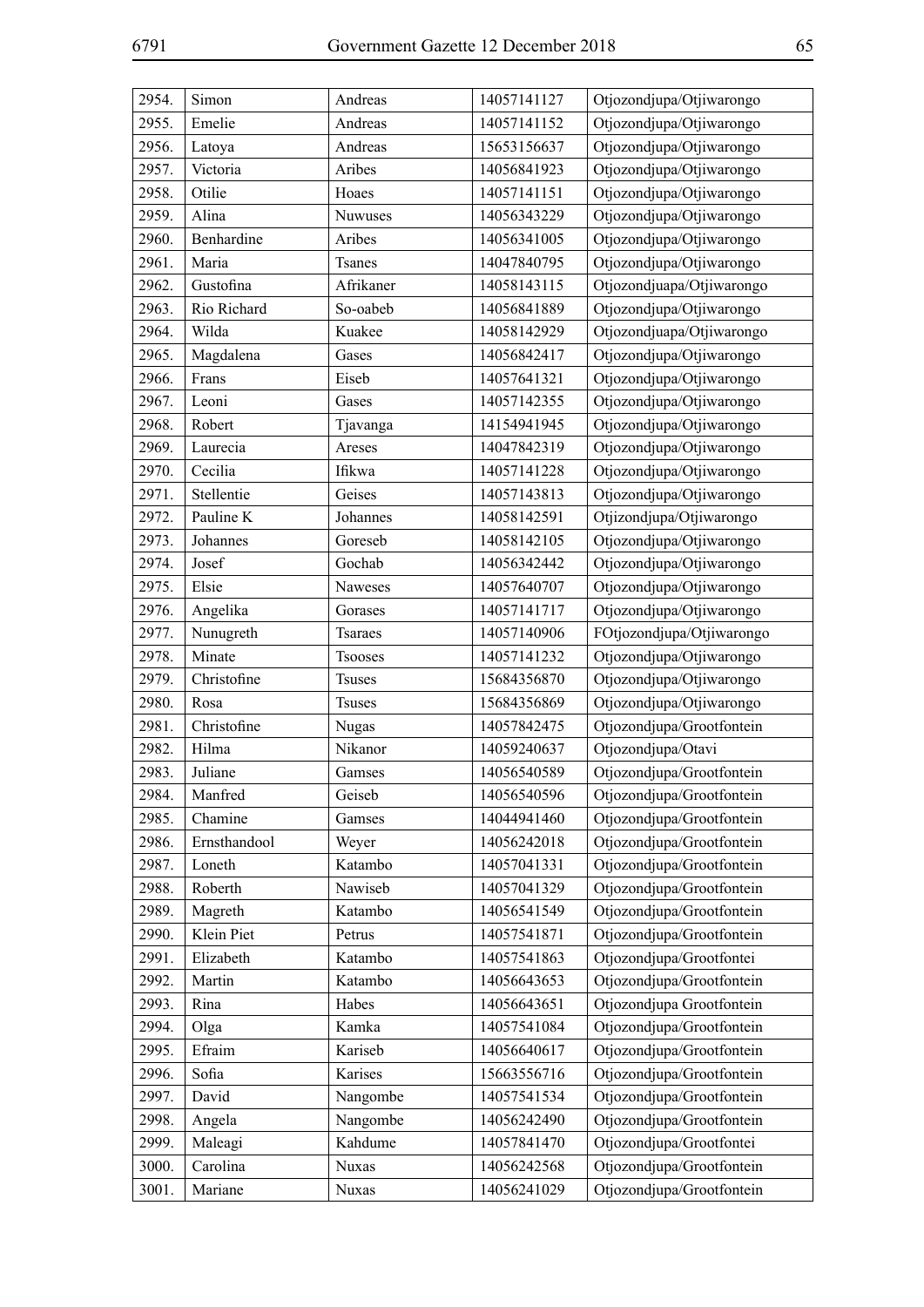| 2954. | Simon | Andreas | 14057141127 | Otjozondjupa/Otjiwarongo |
|---|---|---|---|---|
| 2955. | Emelie | Andreas | 14057141152 | Otjozondjupa/Otjiwarongo |
| 2956. | Latoya | Andreas | 15653156637 | Otjozondjupa/Otjiwarongo |
| 2957. | Victoria | Aribes | 14056841923 | Otjozondjupa/Otjiwarongo |
| 2958. | Otilie | Hoaes | 14057141151 | Otjozondjupa/Otjiwarongo |
| 2959. | Alina | Nuwuses | 14056343229 | Otjozondjupa/Otjiwarongo |
| 2960. | Benhardine | Aribes | 14056341005 | Otjozondjupa/Otjiwarongo |
| 2961. | Maria | Tsanes | 14047840795 | Otjozondjupa/Otjiwarongo |
| 2962. | Gustofina | Afrikaner | 14058143115 | Otjozondjuapa/Otjiwarongo |
| 2963. | Rio Richard | So-oabeb | 14056841889 | Otjozondjupa/Otjiwarongo |
| 2964. | Wilda | Kuakee | 14058142929 | Otjozondjuapa/Otjiwarongo |
| 2965. | Magdalena | Gases | 14056842417 | Otjozondjupa/Otjiwarongo |
| 2966. | Frans | Eiseb | 14057641321 | Otjozondjupa/Otjiwarongo |
| 2967. | Leoni | Gases | 14057142355 | Otjozondjupa/Otjiwarongo |
| 2968. | Robert | Tjavanga | 14154941945 | Otjozondjupa/Otjiwarongo |
| 2969. | Laurecia | Areses | 14047842319 | Otjozondjupa/Otjiwarongo |
| 2970. | Cecilia | Ifikwa | 14057141228 | Otjozondjupa/Otjiwarongo |
| 2971. | Stellentie | Geises | 14057143813 | Otjozondjupa/Otjiwarongo |
| 2972. | Pauline K | Johannes | 14058142591 | Otjizondjupa/Otjiwarongo |
| 2973. | Johannes | Goreseb | 14058142105 | Otjozondjupa/Otjiwarongo |
| 2974. | Josef | Gochab | 14056342442 | Otjozondjupa/Otjiwarongo |
| 2975. | Elsie | Naweses | 14057640707 | Otjozondjupa/Otjiwarongo |
| 2976. | Angelika | Gorases | 14057141717 | Otjozondjupa/Otjiwarongo |
| 2977. | Nunugreth | Tsaraes | 14057140906 | FOtjozondjupa/Otjiwarongo |
| 2978. | Minate | Tsooses | 14057141232 | Otjozondjupa/Otjiwarongo |
| 2979. | Christofine | Tsuses | 15684356870 | Otjozondjupa/Otjiwarongo |
| 2980. | Rosa | Tsuses | 15684356869 | Otjozondjupa/Otjiwarongo |
| 2981. | Christofine | Nugas | 14057842475 | Otjozondjupa/Grootfontein |
| 2982. | Hilma | Nikanor | 14059240637 | Otjozondjupa/Otavi |
| 2983. | Juliane | Gamses | 14056540589 | Otjozondjupa/Grootfontein |
| 2984. | Manfred | Geiseb | 14056540596 | Otjozondjupa/Grootfontein |
| 2985. | Chamine | Gamses | 14044941460 | Otjozondjupa/Grootfontein |
| 2986. | Ernsthandool | Weyer | 14056242018 | Otjozondjupa/Grootfontein |
| 2987. | Loneth | Katambo | 14057041331 | Otjozondjupa/Grootfontein |
| 2988. | Roberth | Nawiseb | 14057041329 | Otjozondjupa/Grootfontein |
| 2989. | Magreth | Katambo | 14056541549 | Otjozondjupa/Grootfontein |
| 2990. | Klein Piet | Petrus | 14057541871 | Otjozondjupa/Grootfontein |
| 2991. | Elizabeth | Katambo | 14057541863 | Otjozondjupa/Grootfontei |
| 2992. | Martin | Katambo | 14056643653 | Otjozondjupa/Grootfontein |
| 2993. | Rina | Habes | 14056643651 | Otjozondjupa Grootfontein |
| 2994. | Olga | Kamka | 14057541084 | Otjozondjupa/Grootfontein |
| 2995. | Efraim | Kariseb | 14056640617 | Otjozondjupa/Grootfontein |
| 2996. | Sofia | Karises | 15663556716 | Otjozondjupa/Grootfontein |
| 2997. | David | Nangombe | 14057541534 | Otjozondjupa/Grootfontein |
| 2998. | Angela | Nangombe | 14056242490 | Otjozondjupa/Grootfontein |
| 2999. | Maleagi | Kahdume | 14057841470 | Otjozondjupa/Grootfontei |
| 3000. | Carolina | Nuxas | 14056242568 | Otjozondjupa/Grootfontein |
| 3001. | Mariane | Nuxas | 14056241029 | Otjozondjupa/Grootfontein |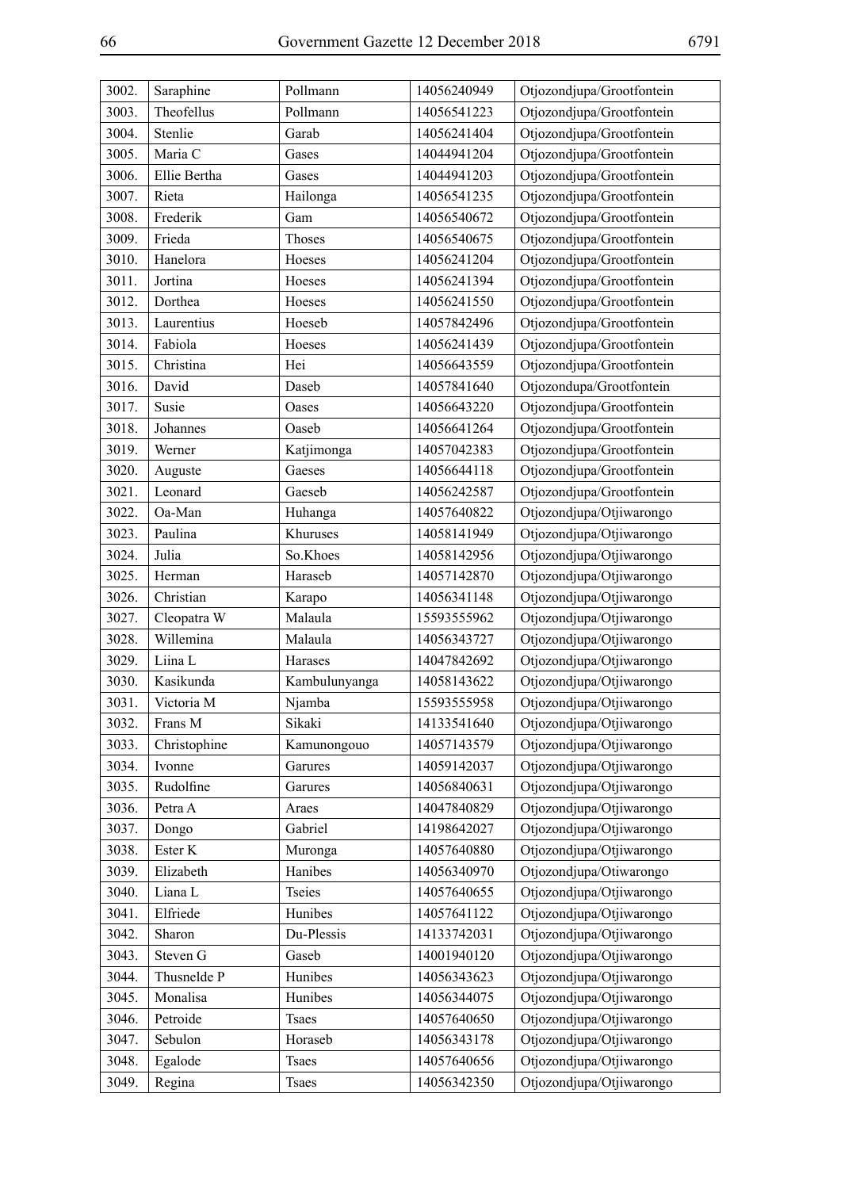| 3002. | Saraphine | Pollmann | 14056240949 | Otjozondjupa/Grootfontein |
|---|---|---|---|---|
| 3003. | Theofellus | Pollmann | 14056541223 | Otjozondjupa/Grootfontein |
| 3004. | Stenlie | Garab | 14056241404 | Otjozondjupa/Grootfontein |
| 3005. | Maria C | Gases | 14044941204 | Otjozondjupa/Grootfontein |
| 3006. | Ellie Bertha | Gases | 14044941203 | Otjozondjupa/Grootfontein |
| 3007. | Rieta | Hailonga | 14056541235 | Otjozondjupa/Grootfontein |
| 3008. | Frederik | Gam | 14056540672 | Otjozondjupa/Grootfontein |
| 3009. | Frieda | Thoses | 14056540675 | Otjozondjupa/Grootfontein |
| 3010. | Hanelora | Hoeses | 14056241204 | Otjozondjupa/Grootfontein |
| 3011. | Jortina | Hoeses | 14056241394 | Otjozondjupa/Grootfontein |
| 3012. | Dorthea | Hoeses | 14056241550 | Otjozondjupa/Grootfontein |
| 3013. | Laurentius | Hoeseb | 14057842496 | Otjozondjupa/Grootfontein |
| 3014. | Fabiola | Hoeses | 14056241439 | Otjozondjupa/Grootfontein |
| 3015. | Christina | Hei | 14056643559 | Otjozondjupa/Grootfontein |
| 3016. | David | Daseb | 14057841640 | Otjozondupa/Grootfontein |
| 3017. | Susie | Oases | 14056643220 | Otjozondjupa/Grootfontein |
| 3018. | Johannes | Oaseb | 14056641264 | Otjozondjupa/Grootfontein |
| 3019. | Werner | Katjimonga | 14057042383 | Otjozondjupa/Grootfontein |
| 3020. | Auguste | Gaeses | 14056644118 | Otjozondjupa/Grootfontein |
| 3021. | Leonard | Gaeseb | 14056242587 | Otjozondjupa/Grootfontein |
| 3022. | Oa-Man | Huhanga | 14057640822 | Otjozondjupa/Otjiwarongo |
| 3023. | Paulina | Khuruses | 14058141949 | Otjozondjupa/Otjiwarongo |
| 3024. | Julia | So.Khoes | 14058142956 | Otjozondjupa/Otjiwarongo |
| 3025. | Herman | Haraseb | 14057142870 | Otjozondjupa/Otjiwarongo |
| 3026. | Christian | Karapo | 14056341148 | Otjozondjupa/Otjiwarongo |
| 3027. | Cleopatra W | Malaula | 15593555962 | Otjozondjupa/Otjiwarongo |
| 3028. | Willemina | Malaula | 14056343727 | Otjozondjupa/Otjiwarongo |
| 3029. | Liina L | Harases | 14047842692 | Otjozondjupa/Otjiwarongo |
| 3030. | Kasikunda | Kambulunyanga | 14058143622 | Otjozondjupa/Otjiwarongo |
| 3031. | Victoria M | Njamba | 15593555958 | Otjozondjupa/Otjiwarongo |
| 3032. | Frans M | Sikaki | 14133541640 | Otjozondjupa/Otjiwarongo |
| 3033. | Christophine | Kamunongouo | 14057143579 | Otjozondjupa/Otjiwarongo |
| 3034. | Ivonne | Garures | 14059142037 | Otjozondjupa/Otjiwarongo |
| 3035. | Rudolfine | Garures | 14056840631 | Otjozondjupa/Otjiwarongo |
| 3036. | Petra A | Araes | 14047840829 | Otjozondjupa/Otjiwarongo |
| 3037. | Dongo | Gabriel | 14198642027 | Otjozondjupa/Otjiwarongo |
| 3038. | Ester K | Muronga | 14057640880 | Otjozondjupa/Otjiwarongo |
| 3039. | Elizabeth | Hanibes | 14056340970 | Otjozondjupa/Otiwarongo |
| 3040. | Liana L | Tseies | 14057640655 | Otjozondjupa/Otjiwarongo |
| 3041. | Elfriede | Hunibes | 14057641122 | Otjozondjupa/Otjiwarongo |
| 3042. | Sharon | Du-Plessis | 14133742031 | Otjozondjupa/Otjiwarongo |
| 3043. | Steven G | Gaseb | 14001940120 | Otjozondjupa/Otjiwarongo |
| 3044. | Thusnelde P | Hunibes | 14056343623 | Otjozondjupa/Otjiwarongo |
| 3045. | Monalisa | Hunibes | 14056344075 | Otjozondjupa/Otjiwarongo |
| 3046. | Petroide | Tsaes | 14057640650 | Otjozondjupa/Otjiwarongo |
| 3047. | Sebulon | Horaseb | 14056343178 | Otjozondjupa/Otjiwarongo |
| 3048. | Egalode | Tsaes | 14057640656 | Otjozondjupa/Otjiwarongo |
| 3049. | Regina | Tsaes | 14056342350 | Otjozondjupa/Otjiwarongo |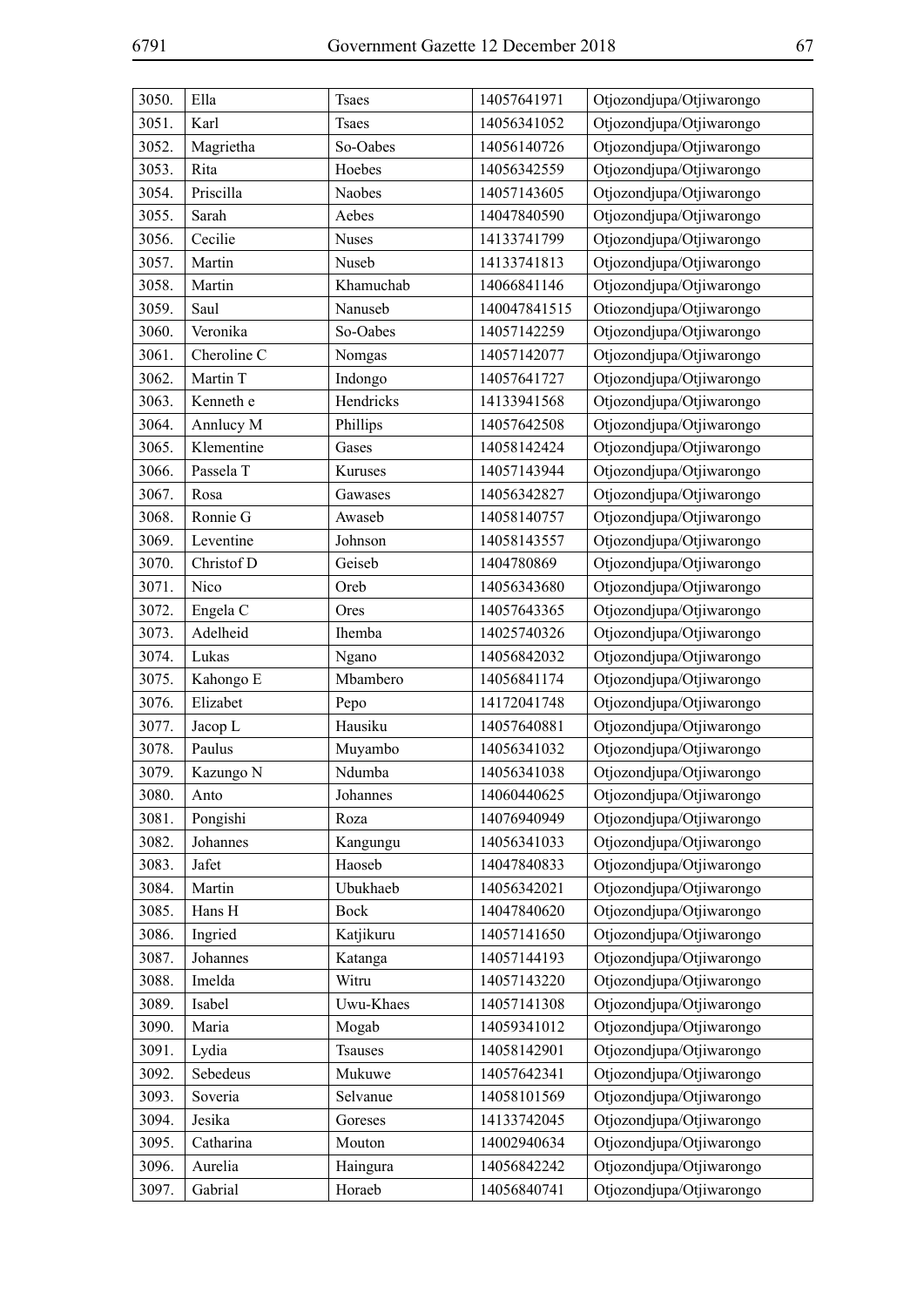| 3050. | Ella | Tsaes | 14057641971 | Otjozondjupa/Otjiwarongo |
|---|---|---|---|---|
| 3051. | Karl | Tsaes | 14056341052 | Otjozondjupa/Otjiwarongo |
| 3052. | Magrietha | So-Oabes | 14056140726 | Otjozondjupa/Otjiwarongo |
| 3053. | Rita | Hoebes | 14056342559 | Otjozondjupa/Otjiwarongo |
| 3054. | Priscilla | Naobes | 14057143605 | Otjozondjupa/Otjiwarongo |
| 3055. | Sarah | Aebes | 14047840590 | Otjozondjupa/Otjiwarongo |
| 3056. | Cecilie | Nuses | 14133741799 | Otjozondjupa/Otjiwarongo |
| 3057. | Martin | Nuseb | 14133741813 | Otjozondjupa/Otjiwarongo |
| 3058. | Martin | Khamuchab | 14066841146 | Otjozondjupa/Otjiwarongo |
| 3059. | Saul | Nanuseb | 140047841515 | Otiozondjupa/Otjiwarongo |
| 3060. | Veronika | So-Oabes | 14057142259 | Otjozondjupa/Otjiwarongo |
| 3061. | Cheroline C | Nomgas | 14057142077 | Otjozondjupa/Otjiwarongo |
| 3062. | Martin T | Indongo | 14057641727 | Otjozondjupa/Otjiwarongo |
| 3063. | Kenneth e | Hendricks | 14133941568 | Otjozondjupa/Otjiwarongo |
| 3064. | Annlucy M | Phillips | 14057642508 | Otjozondjupa/Otjiwarongo |
| 3065. | Klementine | Gases | 14058142424 | Otjozondjupa/Otjiwarongo |
| 3066. | Passela T | Kuruses | 14057143944 | Otjozondjupa/Otjiwarongo |
| 3067. | Rosa | Gawases | 14056342827 | Otjozondjupa/Otjiwarongo |
| 3068. | Ronnie G | Awaseb | 14058140757 | Otjozondjupa/Otjiwarongo |
| 3069. | Leventine | Johnson | 14058143557 | Otjozondjupa/Otjiwarongo |
| 3070. | Christof D | Geiseb | 1404780869 | Otjozondjupa/Otjiwarongo |
| 3071. | Nico | Oreb | 14056343680 | Otjozondjupa/Otjiwarongo |
| 3072. | Engela C | Ores | 14057643365 | Otjozondjupa/Otjiwarongo |
| 3073. | Adelheid | Ihemba | 14025740326 | Otjozondjupa/Otjiwarongo |
| 3074. | Lukas | Ngano | 14056842032 | Otjozondjupa/Otjiwarongo |
| 3075. | Kahongo E | Mbambero | 14056841174 | Otjozondjupa/Otjiwarongo |
| 3076. | Elizabet | Pepo | 14172041748 | Otjozondjupa/Otjiwarongo |
| 3077. | Jacop L | Hausiku | 14057640881 | Otjozondjupa/Otjiwarongo |
| 3078. | Paulus | Muyambo | 14056341032 | Otjozondjupa/Otjiwarongo |
| 3079. | Kazungo N | Ndumba | 14056341038 | Otjozondjupa/Otjiwarongo |
| 3080. | Anto | Johannes | 14060440625 | Otjozondjupa/Otjiwarongo |
| 3081. | Pongishi | Roza | 14076940949 | Otjozondjupa/Otjiwarongo |
| 3082. | Johannes | Kangungu | 14056341033 | Otjozondjupa/Otjiwarongo |
| 3083. | Jafet | Haoseb | 14047840833 | Otjozondjupa/Otjiwarongo |
| 3084. | Martin | Ubukhaeb | 14056342021 | Otjozondjupa/Otjiwarongo |
| 3085. | Hans H | Bock | 14047840620 | Otjozondjupa/Otjiwarongo |
| 3086. | Ingried | Katjikuru | 14057141650 | Otjozondjupa/Otjiwarongo |
| 3087. | Johannes | Katanga | 14057144193 | Otjozondjupa/Otjiwarongo |
| 3088. | Imelda | Witru | 14057143220 | Otjozondjupa/Otjiwarongo |
| 3089. | Isabel | Uwu-Khaes | 14057141308 | Otjozondjupa/Otjiwarongo |
| 3090. | Maria | Mogab | 14059341012 | Otjozondjupa/Otjiwarongo |
| 3091. | Lydia | Tsauses | 14058142901 | Otjozondjupa/Otjiwarongo |
| 3092. | Sebedeus | Mukuwe | 14057642341 | Otjozondjupa/Otjiwarongo |
| 3093. | Soveria | Selvanue | 14058101569 | Otjozondjupa/Otjiwarongo |
| 3094. | Jesika | Goreses | 14133742045 | Otjozondjupa/Otjiwarongo |
| 3095. | Catharina | Mouton | 14002940634 | Otjozondjupa/Otjiwarongo |
| 3096. | Aurelia | Haingura | 14056842242 | Otjozondjupa/Otjiwarongo |
| 3097. | Gabrial | Horaeb | 14056840741 | Otjozondjupa/Otjiwarongo |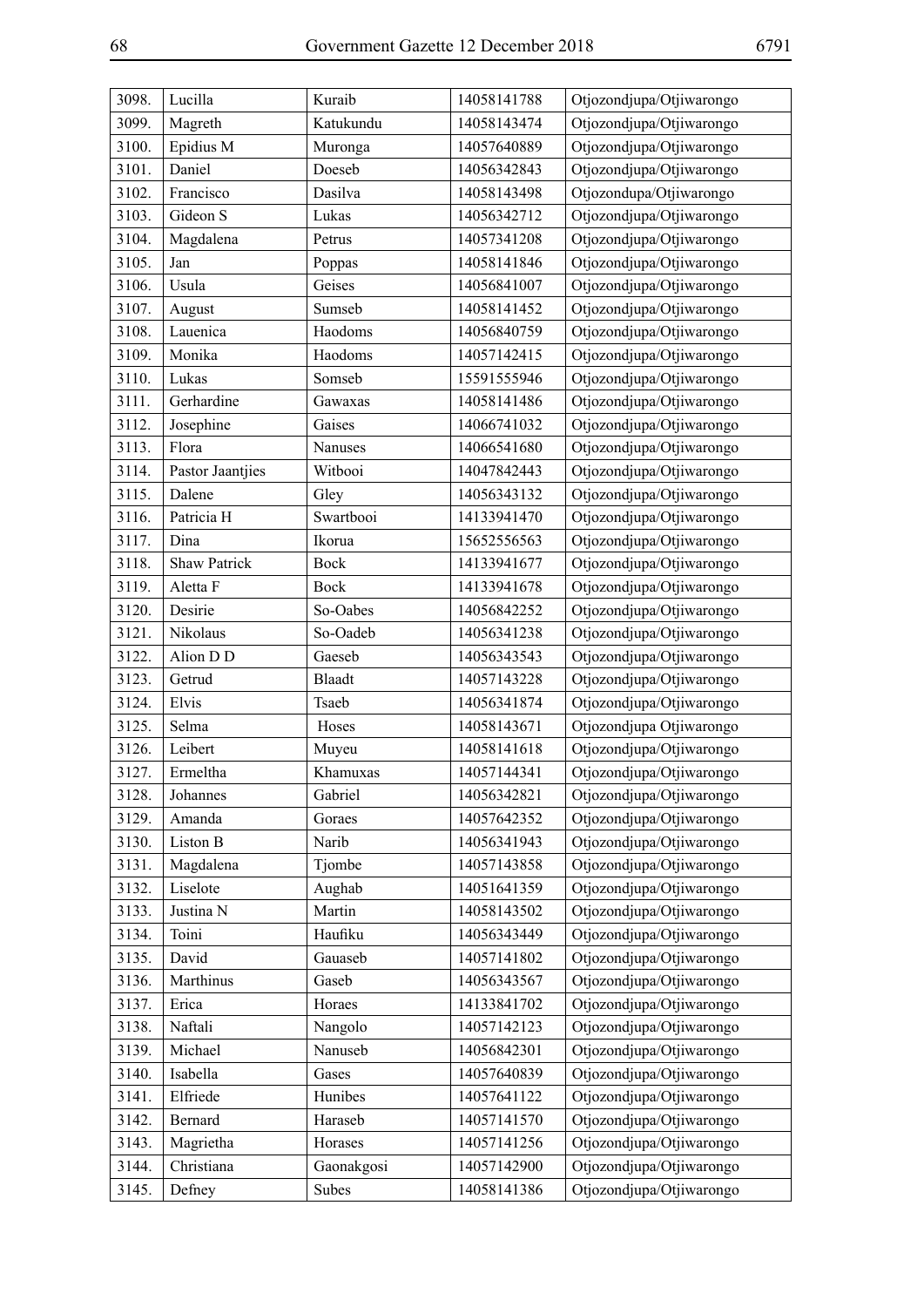| 3098. | Lucilla | Kuraib | 14058141788 | Otjozondjupa/Otjiwarongo |
|---|---|---|---|---|
| 3099. | Magreth | Katukundu | 14058143474 | Otjozondjupa/Otjiwarongo |
| 3100. | Epidius M | Muronga | 14057640889 | Otjozondjupa/Otjiwarongo |
| 3101. | Daniel | Doeseb | 14056342843 | Otjozondjupa/Otjiwarongo |
| 3102. | Francisco | Dasilva | 14058143498 | Otjozondupa/Otjiwarongo |
| 3103. | Gideon S | Lukas | 14056342712 | Otjozondjupa/Otjiwarongo |
| 3104. | Magdalena | Petrus | 14057341208 | Otjozondjupa/Otjiwarongo |
| 3105. | Jan | Poppas | 14058141846 | Otjozondjupa/Otjiwarongo |
| 3106. | Usula | Geises | 14056841007 | Otjozondjupa/Otjiwarongo |
| 3107. | August | Sumseb | 14058141452 | Otjozondjupa/Otjiwarongo |
| 3108. | Lauenica | Haodoms | 14056840759 | Otjozondjupa/Otjiwarongo |
| 3109. | Monika | Haodoms | 14057142415 | Otjozondjupa/Otjiwarongo |
| 3110. | Lukas | Somseb | 15591555946 | Otjozondjupa/Otjiwarongo |
| 3111. | Gerhardine | Gawaxas | 14058141486 | Otjozondjupa/Otjiwarongo |
| 3112. | Josephine | Gaises | 14066741032 | Otjozondjupa/Otjiwarongo |
| 3113. | Flora | Nanuses | 14066541680 | Otjozondjupa/Otjiwarongo |
| 3114. | Pastor Jaantjies | Witbooi | 14047842443 | Otjozondjupa/Otjiwarongo |
| 3115. | Dalene | Gley | 14056343132 | Otjozondjupa/Otjiwarongo |
| 3116. | Patricia H | Swartbooi | 14133941470 | Otjozondjupa/Otjiwarongo |
| 3117. | Dina | Ikorua | 15652556563 | Otjozondjupa/Otjiwarongo |
| 3118. | Shaw Patrick | Bock | 14133941677 | Otjozondjupa/Otjiwarongo |
| 3119. | Aletta F | Bock | 14133941678 | Otjozondjupa/Otjiwarongo |
| 3120. | Desirie | So-Oabes | 14056842252 | Otjozondjupa/Otjiwarongo |
| 3121. | Nikolaus | So-Oadeb | 14056341238 | Otjozondjupa/Otjiwarongo |
| 3122. | Alion D D | Gaeseb | 14056343543 | Otjozondjupa/Otjiwarongo |
| 3123. | Getrud | Blaadt | 14057143228 | Otjozondjupa/Otjiwarongo |
| 3124. | Elvis | Tsaeb | 14056341874 | Otjozondjupa/Otjiwarongo |
| 3125. | Selma | Hoses | 14058143671 | Otjozondjupa Otjiwarongo |
| 3126. | Leibert | Muyeu | 14058141618 | Otjozondjupa/Otjiwarongo |
| 3127. | Ermeltha | Khamuxas | 14057144341 | Otjozondjupa/Otjiwarongo |
| 3128. | Johannes | Gabriel | 14056342821 | Otjozondjupa/Otjiwarongo |
| 3129. | Amanda | Goraes | 14057642352 | Otjozondjupa/Otjiwarongo |
| 3130. | Liston B | Narib | 14056341943 | Otjozondjupa/Otjiwarongo |
| 3131. | Magdalena | Tjombe | 14057143858 | Otjozondjupa/Otjiwarongo |
| 3132. | Liselote | Aughab | 14051641359 | Otjozondjupa/Otjiwarongo |
| 3133. | Justina N | Martin | 14058143502 | Otjozondjupa/Otjiwarongo |
| 3134. | Toini | Haufiku | 14056343449 | Otjozondjupa/Otjiwarongo |
| 3135. | David | Gauaseb | 14057141802 | Otjozondjupa/Otjiwarongo |
| 3136. | Marthinus | Gaseb | 14056343567 | Otjozondjupa/Otjiwarongo |
| 3137. | Erica | Horaes | 14133841702 | Otjozondjupa/Otjiwarongo |
| 3138. | Naftali | Nangolo | 14057142123 | Otjozondjupa/Otjiwarongo |
| 3139. | Michael | Nanuseb | 14056842301 | Otjozondjupa/Otjiwarongo |
| 3140. | Isabella | Gases | 14057640839 | Otjozondjupa/Otjiwarongo |
| 3141. | Elfriede | Hunibes | 14057641122 | Otjozondjupa/Otjiwarongo |
| 3142. | Bernard | Haraseb | 14057141570 | Otjozondjupa/Otjiwarongo |
| 3143. | Magrietha | Horases | 14057141256 | Otjozondjupa/Otjiwarongo |
| 3144. | Christiana | Gaonakgosi | 14057142900 | Otjozondjupa/Otjiwarongo |
| 3145. | Defney | Subes | 14058141386 | Otjozondjupa/Otjiwarongo |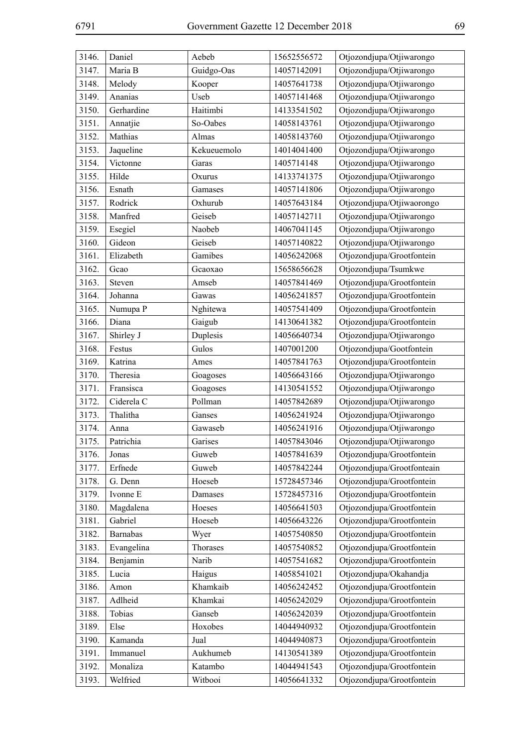| 3146. | Daniel | Aebeb | 15652556572 | Otjozondjupa/Otjiwarongo |
|---|---|---|---|---|
| 3147. | Maria B | Guidgo-Oas | 14057142091 | Otjozondjupa/Otjiwarongo |
| 3148. | Melody | Kooper | 14057641738 | Otjozondjupa/Otjiwarongo |
| 3149. | Ananias | Useb | 14057141468 | Otjozondjupa/Otjiwarongo |
| 3150. | Gerhardine | Haitimbi | 14133541502 | Otjozondjupa/Otjiwarongo |
| 3151. | Annatjie | So-Oabes | 14058143761 | Otjozondjupa/Otjiwarongo |
| 3152. | Mathias | Almas | 14058143760 | Otjozondjupa/Otjiwarongo |
| 3153. | Jaqueline | Kekueuemolo | 14014041400 | Otjozondjupa/Otjiwarongo |
| 3154. | Victonne | Garas | 1405714148 | Otjozondjupa/Otjiwarongo |
| 3155. | Hilde | Oxurus | 14133741375 | Otjozondjupa/Otjiwarongo |
| 3156. | Esnath | Gamases | 14057141806 | Otjozondjupa/Otjiwarongo |
| 3157. | Rodrick | Oxhurub | 14057643184 | Otjozondjupa/Otjiwaorongo |
| 3158. | Manfred | Geiseb | 14057142711 | Otjozondjupa/Otjiwarongo |
| 3159. | Esegiel | Naobeb | 14067041145 | Otjozondjupa/Otjiwarongo |
| 3160. | Gideon | Geiseb | 14057140822 | Otjozondjupa/Otjiwarongo |
| 3161. | Elizabeth | Gamibes | 14056242068 | Otjozondjupa/Grootfontein |
| 3162. | Gcao | Gcaoxao | 15658656628 | Otjozondjupa/Tsumkwe |
| 3163. | Steven | Amseb | 14057841469 | Otjozondjupa/Grootfontein |
| 3164. | Johanna | Gawas | 14056241857 | Otjozondjupa/Grootfontein |
| 3165. | Numupa P | Nghitewa | 14057541409 | Otjozondjupa/Grootfontein |
| 3166. | Diana | Gaigub | 14130641382 | Otjozondjupa/Grootfontein |
| 3167. | Shirley J | Duplesis | 14056640734 | Otjozondjupa/Otjiwarongo |
| 3168. | Festus | Gulos | 1407001200 | Otjozondjupa/Gootfontein |
| 3169. | Katrina | Ames | 14057841763 | Otjozondjupa/Grootfontein |
| 3170. | Theresia | Goagoses | 14056643166 | Otjozondjupa/Otjiwarongo |
| 3171. | Fransisca | Goagoses | 14130541552 | Otjozondjupa/Otjiwarongo |
| 3172. | Ciderela C | Pollman | 14057842689 | Otjozondjupa/Otjiwarongo |
| 3173. | Thalitha | Ganses | 14056241924 | Otjozondjupa/Otjiwarongo |
| 3174. | Anna | Gawaseb | 14056241916 | Otjozondjupa/Otjiwarongo |
| 3175. | Patrichia | Garises | 14057843046 | Otjozondjupa/Otjiwarongo |
| 3176. | Jonas | Guweb | 14057841639 | Otjozondjupa/Grootfontein |
| 3177. | Erfnede | Guweb | 14057842244 | Otjozondjupa/Grootfonteain |
| 3178. | G. Denn | Hoeseb | 15728457346 | Otjozondjupa/Grootfontein |
| 3179. | Ivonne E | Damases | 15728457316 | Otjozondjupa/Grootfontein |
| 3180. | Magdalena | Hoeses | 14056641503 | Otjozondjupa/Grootfontein |
| 3181. | Gabriel | Hoeseb | 14056643226 | Otjozondjupa/Grootfontein |
| 3182. | Barnabas | Wyer | 14057540850 | Otjozondjupa/Grootfontein |
| 3183. | Evangelina | Thorases | 14057540852 | Otjozondjupa/Grootfontein |
| 3184. | Benjamin | Narib | 14057541682 | Otjozondjupa/Grootfontein |
| 3185. | Lucia | Haigus | 14058541021 | Otjozondjupa/Okahandja |
| 3186. | Amon | Khamkaib | 14056242452 | Otjozondjupa/Grootfontein |
| 3187. | Adlheid | Khamkai | 14056242029 | Otjozondjupa/Grootfontein |
| 3188. | Tobias | Ganseb | 14056242039 | Otjozondjupa/Grootfontein |
| 3189. | Else | Hoxobes | 14044940932 | Otjozondjupa/Grootfontein |
| 3190. | Kamanda | Jual | 14044940873 | Otjozondjupa/Grootfontein |
| 3191. | Immanuel | Aukhumeb | 14130541389 | Otjozondjupa/Grootfontein |
| 3192. | Monaliza | Katambo | 14044941543 | Otjozondjupa/Grootfontein |
| 3193. | Welfried | Witbooi | 14056641332 | Otjozondjupa/Grootfontein |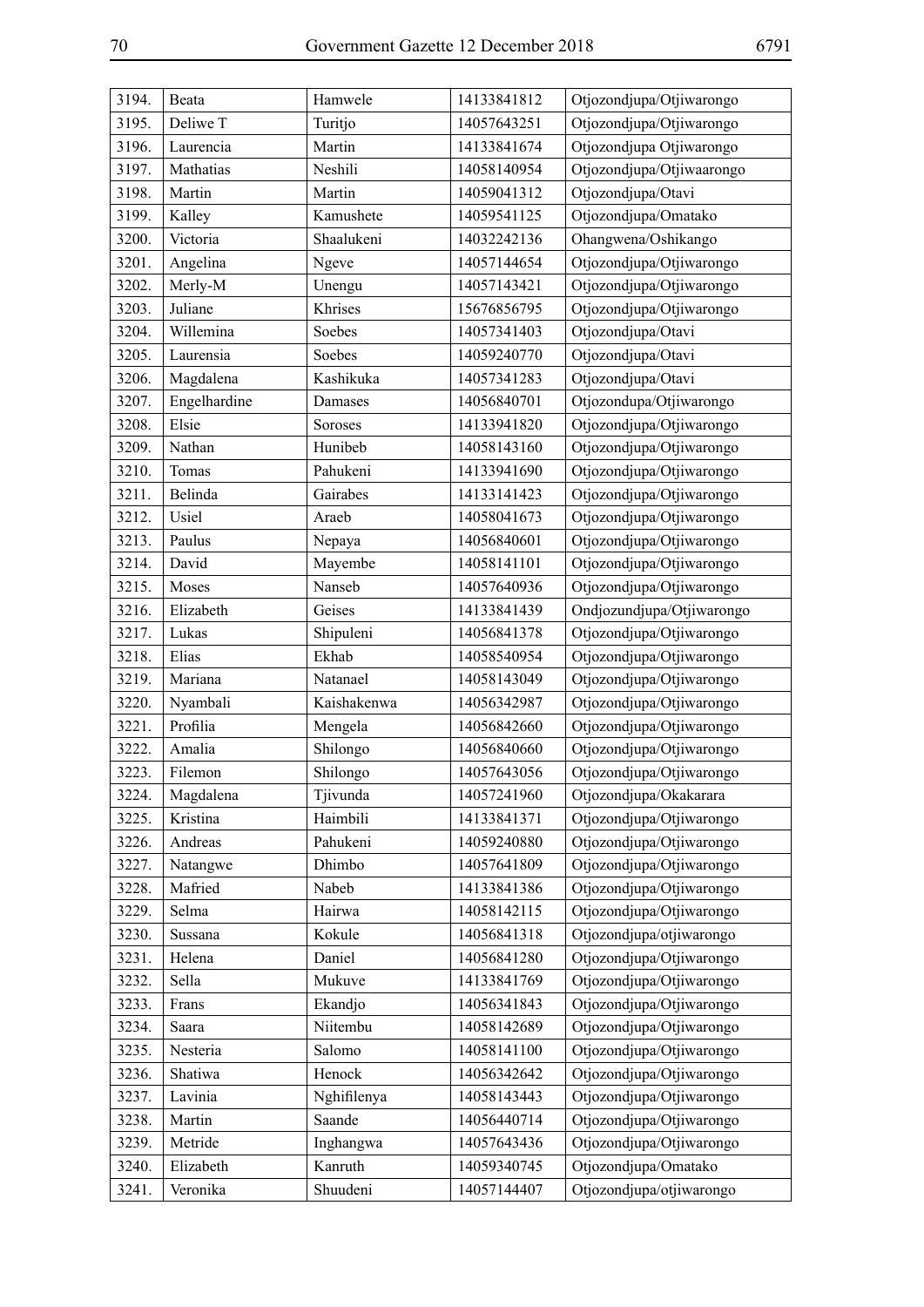| 3194. | Beata | Hamwele | 14133841812 | Otjozondjupa/Otjiwarongo |
|---|---|---|---|---|
| 3195. | Deliwe T | Turitjo | 14057643251 | Otjozondjupa/Otjiwarongo |
| 3196. | Laurencia | Martin | 14133841674 | Otjozondjupa Otjiwarongo |
| 3197. | Mathatias | Neshili | 14058140954 | Otjozondjupa/Otjiwaarongo |
| 3198. | Martin | Martin | 14059041312 | Otjozondjupa/Otavi |
| 3199. | Kalley | Kamushete | 14059541125 | Otjozondjupa/Omatako |
| 3200. | Victoria | Shaalukeni | 14032242136 | Ohangwena/Oshikango |
| 3201. | Angelina | Ngeve | 14057144654 | Otjozondjupa/Otjiwarongo |
| 3202. | Merly-M | Unengu | 14057143421 | Otjozondjupa/Otjiwarongo |
| 3203. | Juliane | Khrises | 15676856795 | Otjozondjupa/Otjiwarongo |
| 3204. | Willemina | Soebes | 14057341403 | Otjozondjupa/Otavi |
| 3205. | Laurensia | Soebes | 14059240770 | Otjozondjupa/Otavi |
| 3206. | Magdalena | Kashikuka | 14057341283 | Otjozondjupa/Otavi |
| 3207. | Engelhardine | Damases | 14056840701 | Otjozondupa/Otjiwarongo |
| 3208. | Elsie | Soroses | 14133941820 | Otjozondjupa/Otjiwarongo |
| 3209. | Nathan | Hunibeb | 14058143160 | Otjozondjupa/Otjiwarongo |
| 3210. | Tomas | Pahukeni | 14133941690 | Otjozondjupa/Otjiwarongo |
| 3211. | Belinda | Gairabes | 14133141423 | Otjozondjupa/Otjiwarongo |
| 3212. | Usiel | Araeb | 14058041673 | Otjozondjupa/Otjiwarongo |
| 3213. | Paulus | Nepaya | 14056840601 | Otjozondjupa/Otjiwarongo |
| 3214. | David | Mayembe | 14058141101 | Otjozondjupa/Otjiwarongo |
| 3215. | Moses | Nanseb | 14057640936 | Otjozondjupa/Otjiwarongo |
| 3216. | Elizabeth | Geises | 14133841439 | Ondjozundjupa/Otjiwarongo |
| 3217. | Lukas | Shipuleni | 14056841378 | Otjozondjupa/Otjiwarongo |
| 3218. | Elias | Ekhab | 14058540954 | Otjozondjupa/Otjiwarongo |
| 3219. | Mariana | Natanael | 14058143049 | Otjozondjupa/Otjiwarongo |
| 3220. | Nyambali | Kaishakenwa | 14056342987 | Otjozondjupa/Otjiwarongo |
| 3221. | Profilia | Mengela | 14056842660 | Otjozondjupa/Otjiwarongo |
| 3222. | Amalia | Shilongo | 14056840660 | Otjozondjupa/Otjiwarongo |
| 3223. | Filemon | Shilongo | 14057643056 | Otjozondjupa/Otjiwarongo |
| 3224. | Magdalena | Tjivunda | 14057241960 | Otjozondjupa/Okakarara |
| 3225. | Kristina | Haimbili | 14133841371 | Otjozondjupa/Otjiwarongo |
| 3226. | Andreas | Pahukeni | 14059240880 | Otjozondjupa/Otjiwarongo |
| 3227. | Natangwe | Dhimbo | 14057641809 | Otjozondjupa/Otjiwarongo |
| 3228. | Mafried | Nabeb | 14133841386 | Otjozondjupa/Otjiwarongo |
| 3229. | Selma | Hairwa | 14058142115 | Otjozondjupa/Otjiwarongo |
| 3230. | Sussana | Kokule | 14056841318 | Otjozondjupa/otjiwarongo |
| 3231. | Helena | Daniel | 14056841280 | Otjozondjupa/Otjiwarongo |
| 3232. | Sella | Mukuve | 14133841769 | Otjozondjupa/Otjiwarongo |
| 3233. | Frans | Ekandjo | 14056341843 | Otjozondjupa/Otjiwarongo |
| 3234. | Saara | Niitembu | 14058142689 | Otjozondjupa/Otjiwarongo |
| 3235. | Nesteria | Salomo | 14058141100 | Otjozondjupa/Otjiwarongo |
| 3236. | Shatiwa | Henock | 14056342642 | Otjozondjupa/Otjiwarongo |
| 3237. | Lavinia | Nghifilenya | 14058143443 | Otjozondjupa/Otjiwarongo |
| 3238. | Martin | Saande | 14056440714 | Otjozondjupa/Otjiwarongo |
| 3239. | Metride | Inghangwa | 14057643436 | Otjozondjupa/Otjiwarongo |
| 3240. | Elizabeth | Kanruth | 14059340745 | Otjozondjupa/Omatako |
| 3241. | Veronika | Shuudeni | 14057144407 | Otjozondjupa/otjiwarongo |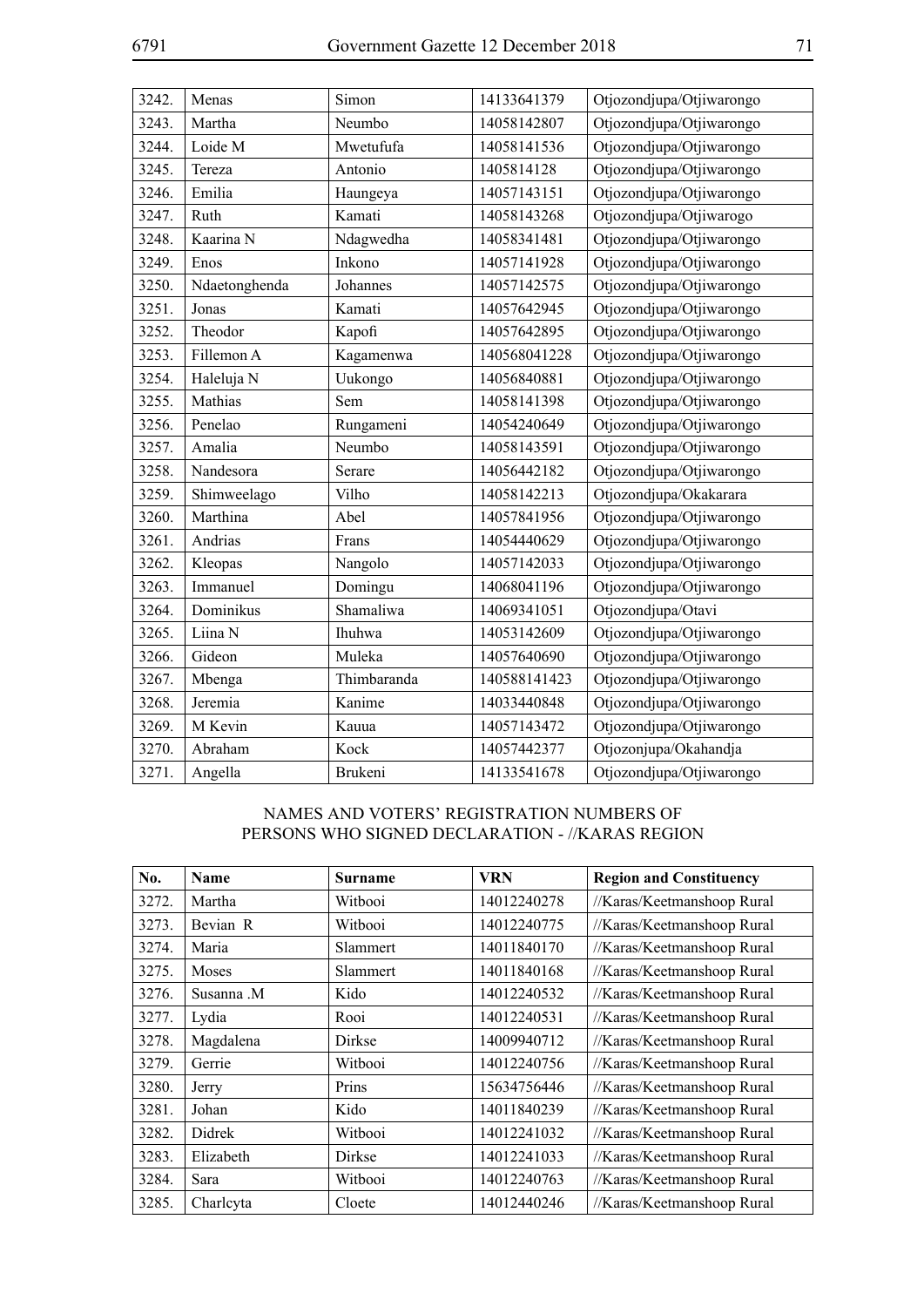| | | | | |
|---|---|---|---|---|
| 3242. | Menas | Simon | 14133641379 | Otjozondjupa/Otjiwarongo |
| 3243. | Martha | Neumbo | 14058142807 | Otjozondjupa/Otjiwarongo |
| 3244. | Loide M | Mwetufufa | 14058141536 | Otjozondjupa/Otjiwarongo |
| 3245. | Tereza | Antonio | 1405814128 | Otjozondjupa/Otjiwarongo |
| 3246. | Emilia | Haungeya | 14057143151 | Otjozondjupa/Otjiwarongo |
| 3247. | Ruth | Kamati | 14058143268 | Otjozondjupa/Otjiwarogo |
| 3248. | Kaarina N | Ndagwedha | 14058341481 | Otjozondjupa/Otjiwarongo |
| 3249. | Enos | Inkono | 14057141928 | Otjozondjupa/Otjiwarongo |
| 3250. | Ndaetonghenda | Johannes | 14057142575 | Otjozondjupa/Otjiwarongo |
| 3251. | Jonas | Kamati | 14057642945 | Otjozondjupa/Otjiwarongo |
| 3252. | Theodor | Kapofi | 14057642895 | Otjozondjupa/Otjiwarongo |
| 3253. | Fillemon A | Kagamenwa | 140568041228 | Otjozondjupa/Otjiwarongo |
| 3254. | Haleluja N | Uukongo | 14056840881 | Otjozondjupa/Otjiwarongo |
| 3255. | Mathias | Sem | 14058141398 | Otjozondjupa/Otjiwarongo |
| 3256. | Penelao | Rungameni | 14054240649 | Otjozondjupa/Otjiwarongo |
| 3257. | Amalia | Neumbo | 14058143591 | Otjozondjupa/Otjiwarongo |
| 3258. | Nandesora | Serare | 14056442182 | Otjozondjupa/Otjiwarongo |
| 3259. | Shimweelago | Vilho | 14058142213 | Otjozondjupa/Okakarara |
| 3260. | Marthina | Abel | 14057841956 | Otjozondjupa/Otjiwarongo |
| 3261. | Andrias | Frans | 14054440629 | Otjozondjupa/Otjiwarongo |
| 3262. | Kleopas | Nangolo | 14057142033 | Otjozondjupa/Otjiwarongo |
| 3263. | Immanuel | Domingu | 14068041196 | Otjozondjupa/Otjiwarongo |
| 3264. | Dominikus | Shamaliwa | 14069341051 | Otjozondjupa/Otavi |
| 3265. | Liina N | Ihuhwa | 14053142609 | Otjozondjupa/Otjiwarongo |
| 3266. | Gideon | Muleka | 14057640690 | Otjozondjupa/Otjiwarongo |
| 3267. | Mbenga | Thimbaranda | 140588141423 | Otjozondjupa/Otjiwarongo |
| 3268. | Jeremia | Kanime | 14033440848 | Otjozondjupa/Otjiwarongo |
| 3269. | M Kevin | Kauua | 14057143472 | Otjozondjupa/Otjiwarongo |
| 3270. | Abraham | Kock | 14057442377 | Otjozonjupa/Okahandja |
| 3271. | Angella | Brukeni | 14133541678 | Otjozondjupa/Otjiwarongo |

## NAMES AND VOTERS' REGISTRATION NUMBERS OF PERSONS WHO SIGNED DECLARATION - //KARAS REGION

| No. | Name | Surname | VRN | Region and Constituency |
|---|---|---|---|---|
| 3272. | Martha | Witbooi | 14012240278 | //Karas/Keetmanshoop Rural |
| 3273. | Bevian R | Witbooi | 14012240775 | //Karas/Keetmanshoop Rural |
| 3274. | Maria | Slammert | 14011840170 | //Karas/Keetmanshoop Rural |
| 3275. | Moses | Slammert | 14011840168 | //Karas/Keetmanshoop Rural |
| 3276. | Susanna .M | Kido | 14012240532 | //Karas/Keetmanshoop Rural |
| 3277. | Lydia | Rooi | 14012240531 | //Karas/Keetmanshoop Rural |
| 3278. | Magdalena | Dirkse | 14009940712 | //Karas/Keetmanshoop Rural |
| 3279. | Gerrie | Witbooi | 14012240756 | //Karas/Keetmanshoop Rural |
| 3280. | Jerry | Prins | 15634756446 | //Karas/Keetmanshoop Rural |
| 3281. | Johan | Kido | 14011840239 | //Karas/Keetmanshoop Rural |
| 3282. | Didrek | Witbooi | 14012241032 | //Karas/Keetmanshoop Rural |
| 3283. | Elizabeth | Dirkse | 14012241033 | //Karas/Keetmanshoop Rural |
| 3284. | Sara | Witbooi | 14012240763 | //Karas/Keetmanshoop Rural |
| 3285. | Charlcyta | Cloete | 14012440246 | //Karas/Keetmanshoop Rural |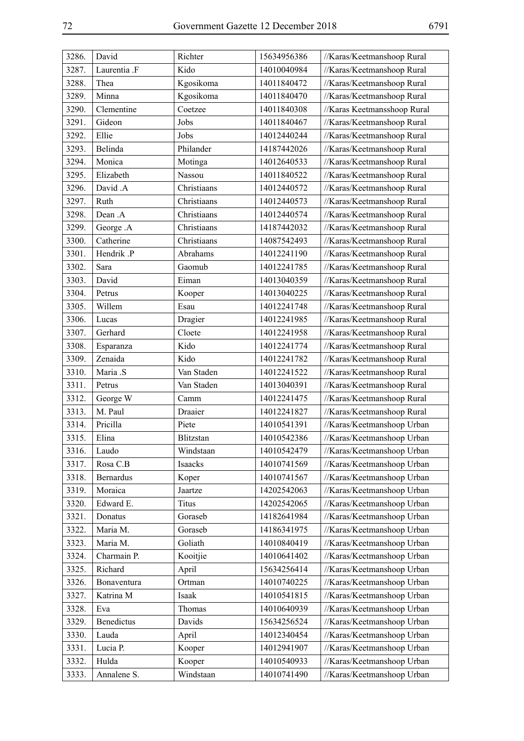| 3286. | David | Richter | 15634956386 | //Karas/Keetmanshoop Rural |
|---|---|---|---|---|
| 3287. | Laurentia .F | Kido | 14010040984 | //Karas/Keetmanshoop Rural |
| 3288. | Thea | Kgosikoma | 14011840472 | //Karas/Keetmanshoop Rural |
| 3289. | Minna | Kgosikoma | 14011840470 | //Karas/Keetmanshoop Rural |
| 3290. | Clementine | Coetzee | 14011840308 | //Karas Keetmansshoop Rural |
| 3291. | Gideon | Jobs | 14011840467 | //Karas/Keetmanshoop Rural |
| 3292. | Ellie | Jobs | 14012440244 | //Karas/Keetmanshoop Rural |
| 3293. | Belinda | Philander | 14187442026 | //Karas/Keetmanshoop Rural |
| 3294. | Monica | Motinga | 14012640533 | //Karas/Keetmanshoop Rural |
| 3295. | Elizabeth | Nassou | 14011840522 | //Karas/Keetmanshoop Rural |
| 3296. | David .A | Christiaans | 14012440572 | //Karas/Keetmanshoop Rural |
| 3297. | Ruth | Christiaans | 14012440573 | //Karas/Keetmanshoop Rural |
| 3298. | Dean .A | Christiaans | 14012440574 | //Karas/Keetmanshoop Rural |
| 3299. | George .A | Christiaans | 14187442032 | //Karas/Keetmanshoop Rural |
| 3300. | Catherine | Christiaans | 14087542493 | //Karas/Keetmanshoop Rural |
| 3301. | Hendrik .P | Abrahams | 14012241190 | //Karas/Keetmanshoop Rural |
| 3302. | Sara | Gaomub | 14012241785 | //Karas/Keetmanshoop Rural |
| 3303. | David | Eiman | 14013040359 | //Karas/Keetmanshoop Rural |
| 3304. | Petrus | Kooper | 14013040225 | //Karas/Keetmanshoop Rural |
| 3305. | Willem | Esau | 14012241748 | //Karas/Keetmanshoop Rural |
| 3306. | Lucas | Dragier | 14012241985 | //Karas/Keetmanshoop Rural |
| 3307. | Gerhard | Cloete | 14012241958 | //Karas/Keetmanshoop Rural |
| 3308. | Esparanza | Kido | 14012241774 | //Karas/Keetmanshoop Rural |
| 3309. | Zenaida | Kido | 14012241782 | //Karas/Keetmanshoop Rural |
| 3310. | Maria .S | Van Staden | 14012241522 | //Karas/Keetmanshoop Rural |
| 3311. | Petrus | Van Staden | 14013040391 | //Karas/Keetmanshoop Rural |
| 3312. | George W | Camm | 14012241475 | //Karas/Keetmanshoop Rural |
| 3313. | M. Paul | Draaier | 14012241827 | //Karas/Keetmanshoop Rural |
| 3314. | Pricilla | Piete | 14010541391 | //Karas/Keetmanshoop Urban |
| 3315. | Elina | Blitzstan | 14010542386 | //Karas/Keetmanshoop Urban |
| 3316. | Laudo | Windstaan | 14010542479 | //Karas/Keetmanshoop Urban |
| 3317. | Rosa C.B | Isaacks | 14010741569 | //Karas/Keetmanshoop Urban |
| 3318. | Bernardus | Koper | 14010741567 | //Karas/Keetmanshoop Urban |
| 3319. | Moraica | Jaartze | 14202542063 | //Karas/Keetmanshoop Urban |
| 3320. | Edward E. | Titus | 14202542065 | //Karas/Keetmanshoop Urban |
| 3321. | Donatus | Goraseb | 14182641984 | //Karas/Keetmanshoop Urban |
| 3322. | Maria M. | Goraseb | 14186341975 | //Karas/Keetmanshoop Urban |
| 3323. | Maria M. | Goliath | 14010840419 | //Karas/Keetmanshoop Urban |
| 3324. | Charmain P. | Kooitjie | 14010641402 | //Karas/Keetmanshoop Urban |
| 3325. | Richard | April | 15634256414 | //Karas/Keetmanshoop Urban |
| 3326. | Bonaventura | Ortman | 14010740225 | //Karas/Keetmanshoop Urban |
| 3327. | Katrina M | Isaak | 14010541815 | //Karas/Keetmanshoop Urban |
| 3328. | Eva | Thomas | 14010640939 | //Karas/Keetmanshoop Urban |
| 3329. | Benedictus | Davids | 15634256524 | //Karas/Keetmanshoop Urban |
| 3330. | Lauda | April | 14012340454 | //Karas/Keetmanshoop Urban |
| 3331. | Lucia P. | Kooper | 14012941907 | //Karas/Keetmanshoop Urban |
| 3332. | Hulda | Kooper | 14010540933 | //Karas/Keetmanshoop Urban |
| 3333. | Annalene S. | Windstaan | 14010741490 | //Karas/Keetmanshoop Urban |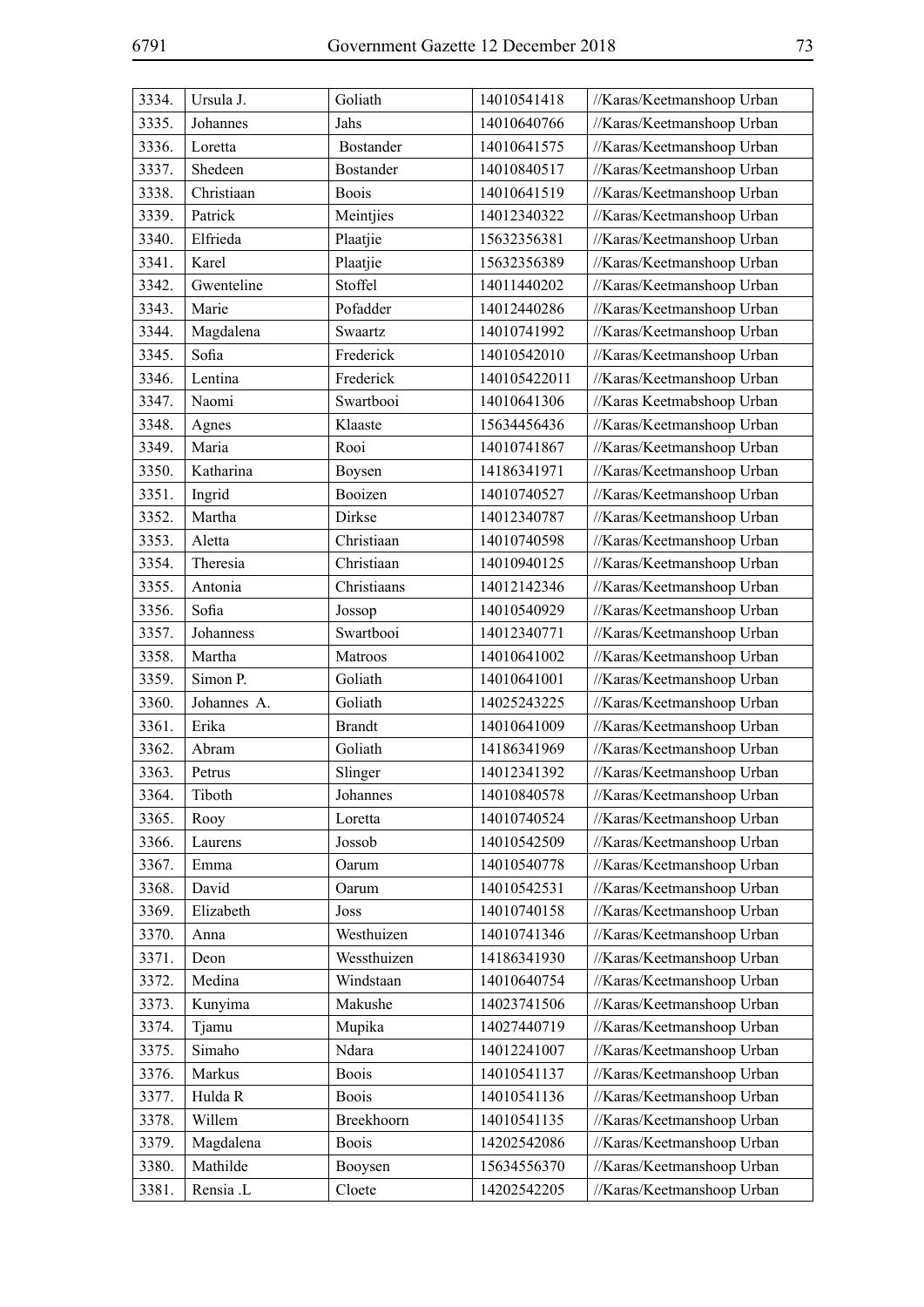| | | | | |
|---|---|---|---|---|
| 3334. | Ursula J. | Goliath | 14010541418 | //Karas/Keetmanshoop Urban |
| 3335. | Johannes | Jahs | 14010640766 | //Karas/Keetmanshoop Urban |
| 3336. | Loretta | Bostander | 14010641575 | //Karas/Keetmanshoop Urban |
| 3337. | Shedeen | Bostander | 14010840517 | //Karas/Keetmanshoop Urban |
| 3338. | Christiaan | Boois | 14010641519 | //Karas/Keetmanshoop Urban |
| 3339. | Patrick | Meintjies | 14012340322 | //Karas/Keetmanshoop Urban |
| 3340. | Elfrieda | Plaatjie | 15632356381 | //Karas/Keetmanshoop Urban |
| 3341. | Karel | Plaatjie | 15632356389 | //Karas/Keetmanshoop Urban |
| 3342. | Gwenteline | Stoffel | 14011440202 | //Karas/Keetmanshoop Urban |
| 3343. | Marie | Pofadder | 14012440286 | //Karas/Keetmanshoop Urban |
| 3344. | Magdalena | Swaartz | 14010741992 | //Karas/Keetmanshoop Urban |
| 3345. | Sofia | Frederick | 14010542010 | //Karas/Keetmanshoop Urban |
| 3346. | Lentina | Frederick | 140105422011 | //Karas/Keetmanshoop Urban |
| 3347. | Naomi | Swartbooi | 14010641306 | //Karas Keetmabshoop Urban |
| 3348. | Agnes | Klaaste | 15634456436 | //Karas/Keetmanshoop Urban |
| 3349. | Maria | Rooi | 14010741867 | //Karas/Keetmanshoop Urban |
| 3350. | Katharina | Boysen | 14186341971 | //Karas/Keetmanshoop Urban |
| 3351. | Ingrid | Booizen | 14010740527 | //Karas/Keetmanshoop Urban |
| 3352. | Martha | Dirkse | 14012340787 | //Karas/Keetmanshoop Urban |
| 3353. | Aletta | Christiaan | 14010740598 | //Karas/Keetmanshoop Urban |
| 3354. | Theresia | Christiaan | 14010940125 | //Karas/Keetmanshoop Urban |
| 3355. | Antonia | Christiaans | 14012142346 | //Karas/Keetmanshoop Urban |
| 3356. | Sofia | Jossop | 14010540929 | //Karas/Keetmanshoop Urban |
| 3357. | Johanness | Swartbooi | 14012340771 | //Karas/Keetmanshoop Urban |
| 3358. | Martha | Matroos | 14010641002 | //Karas/Keetmanshoop Urban |
| 3359. | Simon P. | Goliath | 14010641001 | //Karas/Keetmanshoop Urban |
| 3360. | Johannes A. | Goliath | 14025243225 | //Karas/Keetmanshoop Urban |
| 3361. | Erika | Brandt | 14010641009 | //Karas/Keetmanshoop Urban |
| 3362. | Abram | Goliath | 14186341969 | //Karas/Keetmanshoop Urban |
| 3363. | Petrus | Slinger | 14012341392 | //Karas/Keetmanshoop Urban |
| 3364. | Tiboth | Johannes | 14010840578 | //Karas/Keetmanshoop Urban |
| 3365. | Rooy | Loretta | 14010740524 | //Karas/Keetmanshoop Urban |
| 3366. | Laurens | Jossob | 14010542509 | //Karas/Keetmanshoop Urban |
| 3367. | Emma | Oarum | 14010540778 | //Karas/Keetmanshoop Urban |
| 3368. | David | Oarum | 14010542531 | //Karas/Keetmanshoop Urban |
| 3369. | Elizabeth | Joss | 14010740158 | //Karas/Keetmanshoop Urban |
| 3370. | Anna | Westhuizen | 14010741346 | //Karas/Keetmanshoop Urban |
| 3371. | Deon | Wessthuizen | 14186341930 | //Karas/Keetmanshoop Urban |
| 3372. | Medina | Windstaan | 14010640754 | //Karas/Keetmanshoop Urban |
| 3373. | Kunyima | Makushe | 14023741506 | //Karas/Keetmanshoop Urban |
| 3374. | Tjamu | Mupika | 14027440719 | //Karas/Keetmanshoop Urban |
| 3375. | Simaho | Ndara | 14012241007 | //Karas/Keetmanshoop Urban |
| 3376. | Markus | Boois | 14010541137 | //Karas/Keetmanshoop Urban |
| 3377. | Hulda R | Boois | 14010541136 | //Karas/Keetmanshoop Urban |
| 3378. | Willem | Breekhoorn | 14010541135 | //Karas/Keetmanshoop Urban |
| 3379. | Magdalena | Boois | 14202542086 | //Karas/Keetmanshoop Urban |
| 3380. | Mathilde | Booysen | 15634556370 | //Karas/Keetmanshoop Urban |
| 3381. | Rensia .L | Cloete | 14202542205 | //Karas/Keetmanshoop Urban |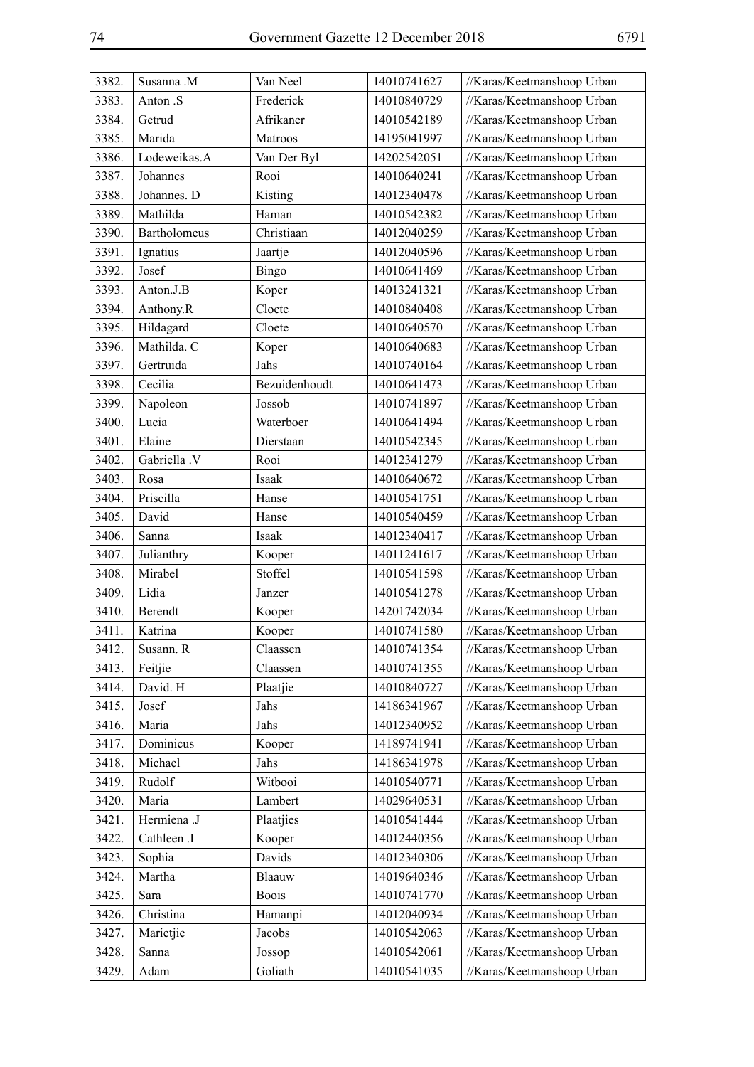| 3382. | Susanna .M | Van Neel | 14010741627 | //Karas/Keetmanshoop Urban |
|---|---|---|---|---|
| 3383. | Anton .S | Frederick | 14010840729 | //Karas/Keetmanshoop Urban |
| 3384. | Getrud | Afrikaner | 14010542189 | //Karas/Keetmanshoop Urban |
| 3385. | Marida | Matroos | 14195041997 | //Karas/Keetmanshoop Urban |
| 3386. | Lodeweikas.A | Van Der Byl | 14202542051 | //Karas/Keetmanshoop Urban |
| 3387. | Johannes | Rooi | 14010640241 | //Karas/Keetmanshoop Urban |
| 3388. | Johannes. D | Kisting | 14012340478 | //Karas/Keetmanshoop Urban |
| 3389. | Mathilda | Haman | 14010542382 | //Karas/Keetmanshoop Urban |
| 3390. | Bartholomeus | Christiaan | 14012040259 | //Karas/Keetmanshoop Urban |
| 3391. | Ignatius | Jaartje | 14012040596 | //Karas/Keetmanshoop Urban |
| 3392. | Josef | Bingo | 14010641469 | //Karas/Keetmanshoop Urban |
| 3393. | Anton.J.B | Koper | 14013241321 | //Karas/Keetmanshoop Urban |
| 3394. | Anthony.R | Cloete | 14010840408 | //Karas/Keetmanshoop Urban |
| 3395. | Hildagard | Cloete | 14010640570 | //Karas/Keetmanshoop Urban |
| 3396. | Mathilda. C | Koper | 14010640683 | //Karas/Keetmanshoop Urban |
| 3397. | Gertruida | Jahs | 14010740164 | //Karas/Keetmanshoop Urban |
| 3398. | Cecilia | Bezuidenhoudt | 14010641473 | //Karas/Keetmanshoop Urban |
| 3399. | Napoleon | Jossob | 14010741897 | //Karas/Keetmanshoop Urban |
| 3400. | Lucia | Waterboer | 14010641494 | //Karas/Keetmanshoop Urban |
| 3401. | Elaine | Dierstaan | 14010542345 | //Karas/Keetmanshoop Urban |
| 3402. | Gabriella .V | Rooi | 14012341279 | //Karas/Keetmanshoop Urban |
| 3403. | Rosa | Isaak | 14010640672 | //Karas/Keetmanshoop Urban |
| 3404. | Priscilla | Hanse | 14010541751 | //Karas/Keetmanshoop Urban |
| 3405. | David | Hanse | 14010540459 | //Karas/Keetmanshoop Urban |
| 3406. | Sanna | Isaak | 14012340417 | //Karas/Keetmanshoop Urban |
| 3407. | Julianthry | Kooper | 14011241617 | //Karas/Keetmanshoop Urban |
| 3408. | Mirabel | Stoffel | 14010541598 | //Karas/Keetmanshoop Urban |
| 3409. | Lidia | Janzer | 14010541278 | //Karas/Keetmanshoop Urban |
| 3410. | Berendt | Kooper | 14201742034 | //Karas/Keetmanshoop Urban |
| 3411. | Katrina | Kooper | 14010741580 | //Karas/Keetmanshoop Urban |
| 3412. | Susann. R | Claassen | 14010741354 | //Karas/Keetmanshoop Urban |
| 3413. | Feitjie | Claassen | 14010741355 | //Karas/Keetmanshoop Urban |
| 3414. | David. H | Plaatjie | 14010840727 | //Karas/Keetmanshoop Urban |
| 3415. | Josef | Jahs | 14186341967 | //Karas/Keetmanshoop Urban |
| 3416. | Maria | Jahs | 14012340952 | //Karas/Keetmanshoop Urban |
| 3417. | Dominicus | Kooper | 14189741941 | //Karas/Keetmanshoop Urban |
| 3418. | Michael | Jahs | 14186341978 | //Karas/Keetmanshoop Urban |
| 3419. | Rudolf | Witbooi | 14010540771 | //Karas/Keetmanshoop Urban |
| 3420. | Maria | Lambert | 14029640531 | //Karas/Keetmanshoop Urban |
| 3421. | Hermiena .J | Plaatjies | 14010541444 | //Karas/Keetmanshoop Urban |
| 3422. | Cathleen .I | Kooper | 14012440356 | //Karas/Keetmanshoop Urban |
| 3423. | Sophia | Davids | 14012340306 | //Karas/Keetmanshoop Urban |
| 3424. | Martha | Blaauw | 14019640346 | //Karas/Keetmanshoop Urban |
| 3425. | Sara | Boois | 14010741770 | //Karas/Keetmanshoop Urban |
| 3426. | Christina | Hamanpi | 14012040934 | //Karas/Keetmanshoop Urban |
| 3427. | Marietjie | Jacobs | 14010542063 | //Karas/Keetmanshoop Urban |
| 3428. | Sanna | Jossop | 14010542061 | //Karas/Keetmanshoop Urban |
| 3429. | Adam | Goliath | 14010541035 | //Karas/Keetmanshoop Urban |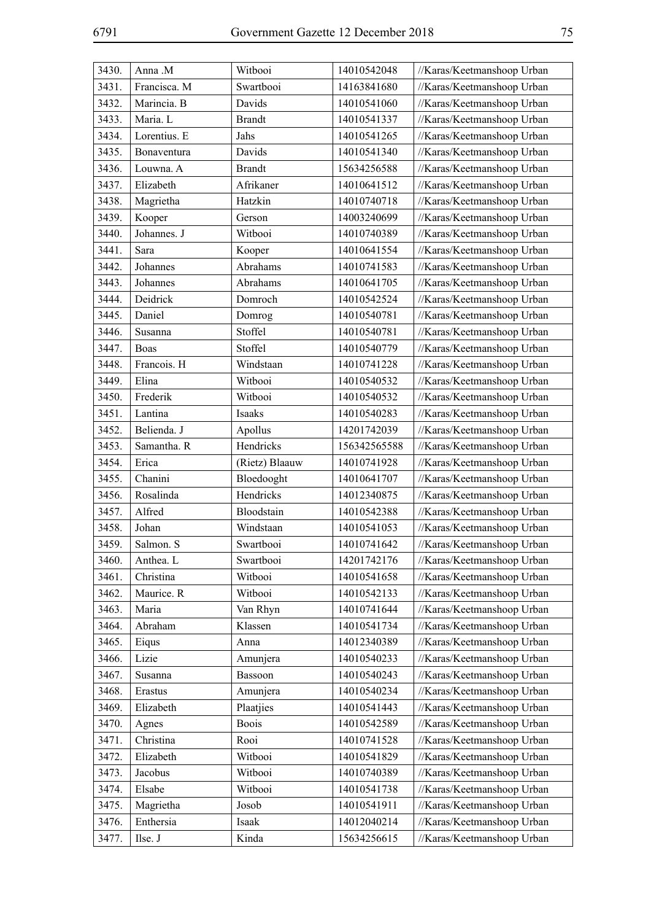| 3430. | Anna .M | Witbooi | 14010542048 | //Karas/Keetmanshoop Urban |
|---|---|---|---|---|
| 3431. | Francisca. M | Swartbooi | 14163841680 | //Karas/Keetmanshoop Urban |
| 3432. | Marincia. B | Davids | 14010541060 | //Karas/Keetmanshoop Urban |
| 3433. | Maria. L | Brandt | 14010541337 | //Karas/Keetmanshoop Urban |
| 3434. | Lorentius. E | Jahs | 14010541265 | //Karas/Keetmanshoop Urban |
| 3435. | Bonaventura | Davids | 14010541340 | //Karas/Keetmanshoop Urban |
| 3436. | Louwna. A | Brandt | 15634256588 | //Karas/Keetmanshoop Urban |
| 3437. | Elizabeth | Afrikaner | 14010641512 | //Karas/Keetmanshoop Urban |
| 3438. | Magrietha | Hatzkin | 14010740718 | //Karas/Keetmanshoop Urban |
| 3439. | Kooper | Gerson | 14003240699 | //Karas/Keetmanshoop Urban |
| 3440. | Johannes. J | Witbooi | 14010740389 | //Karas/Keetmanshoop Urban |
| 3441. | Sara | Kooper | 14010641554 | //Karas/Keetmanshoop Urban |
| 3442. | Johannes | Abrahams | 14010741583 | //Karas/Keetmanshoop Urban |
| 3443. | Johannes | Abrahams | 14010641705 | //Karas/Keetmanshoop Urban |
| 3444. | Deidrick | Domroch | 14010542524 | //Karas/Keetmanshoop Urban |
| 3445. | Daniel | Domrog | 14010540781 | //Karas/Keetmanshoop Urban |
| 3446. | Susanna | Stoffel | 14010540781 | //Karas/Keetmanshoop Urban |
| 3447. | Boas | Stoffel | 14010540779 | //Karas/Keetmanshoop Urban |
| 3448. | Francois. H | Windstaan | 14010741228 | //Karas/Keetmanshoop Urban |
| 3449. | Elina | Witbooi | 14010540532 | //Karas/Keetmanshoop Urban |
| 3450. | Frederik | Witbooi | 14010540532 | //Karas/Keetmanshoop Urban |
| 3451. | Lantina | Isaaks | 14010540283 | //Karas/Keetmanshoop Urban |
| 3452. | Belienda. J | Apollus | 14201742039 | //Karas/Keetmanshoop Urban |
| 3453. | Samantha. R | Hendricks | 156342565588 | //Karas/Keetmanshoop Urban |
| 3454. | Erica | (Rietz) Blaauw | 14010741928 | //Karas/Keetmanshoop Urban |
| 3455. | Chanini | Bloedooght | 14010641707 | //Karas/Keetmanshoop Urban |
| 3456. | Rosalinda | Hendricks | 14012340875 | //Karas/Keetmanshoop Urban |
| 3457. | Alfred | Bloodstain | 14010542388 | //Karas/Keetmanshoop Urban |
| 3458. | Johan | Windstaan | 14010541053 | //Karas/Keetmanshoop Urban |
| 3459. | Salmon. S | Swartbooi | 14010741642 | //Karas/Keetmanshoop Urban |
| 3460. | Anthea. L | Swartbooi | 14201742176 | //Karas/Keetmanshoop Urban |
| 3461. | Christina | Witbooi | 14010541658 | //Karas/Keetmanshoop Urban |
| 3462. | Maurice. R | Witbooi | 14010542133 | //Karas/Keetmanshoop Urban |
| 3463. | Maria | Van Rhyn | 14010741644 | //Karas/Keetmanshoop Urban |
| 3464. | Abraham | Klassen | 14010541734 | //Karas/Keetmanshoop Urban |
| 3465. | Eiqus | Anna | 14012340389 | //Karas/Keetmanshoop Urban |
| 3466. | Lizie | Amunjera | 14010540233 | //Karas/Keetmanshoop Urban |
| 3467. | Susanna | Bassoon | 14010540243 | //Karas/Keetmanshoop Urban |
| 3468. | Erastus | Amunjera | 14010540234 | //Karas/Keetmanshoop Urban |
| 3469. | Elizabeth | Plaatjies | 14010541443 | //Karas/Keetmanshoop Urban |
| 3470. | Agnes | Boois | 14010542589 | //Karas/Keetmanshoop Urban |
| 3471. | Christina | Rooi | 14010741528 | //Karas/Keetmanshoop Urban |
| 3472. | Elizabeth | Witbooi | 14010541829 | //Karas/Keetmanshoop Urban |
| 3473. | Jacobus | Witbooi | 14010740389 | //Karas/Keetmanshoop Urban |
| 3474. | Elsabe | Witbooi | 14010541738 | //Karas/Keetmanshoop Urban |
| 3475. | Magrietha | Josob | 14010541911 | //Karas/Keetmanshoop Urban |
| 3476. | Enthersia | Isaak | 14012040214 | //Karas/Keetmanshoop Urban |
| 3477. | Ilse. J | Kinda | 15634256615 | //Karas/Keetmanshoop Urban |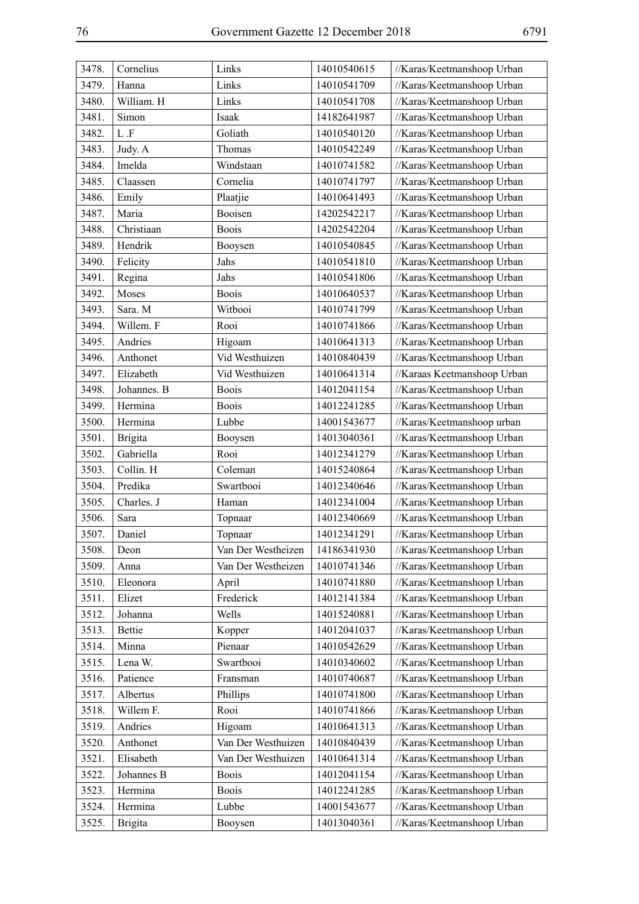| 3478. | Cornelius | Links | 14010540615 | //Karas/Keetmanshoop Urban |
|---|---|---|---|---|
| 3479. | Hanna | Links | 14010541709 | //Karas/Keetmanshoop Urban |
| 3480. | William. H | Links | 14010541708 | //Karas/Keetmanshoop Urban |
| 3481. | Simon | Isaak | 14182641987 | //Karas/Keetmanshoop Urban |
| 3482. | L .F | Goliath | 14010540120 | //Karas/Keetmanshoop Urban |
| 3483. | Judy. A | Thomas | 14010542249 | //Karas/Keetmanshoop Urban |
| 3484. | Imelda | Windstaan | 14010741582 | //Karas/Keetmanshoop Urban |
| 3485. | Claassen | Cornelia | 14010741797 | //Karas/Keetmanshoop Urban |
| 3486. | Emily | Plaatjie | 14010641493 | //Karas/Keetmanshoop Urban |
| 3487. | Maria | Booisen | 14202542217 | //Karas/Keetmanshoop Urban |
| 3488. | Christiaan | Boois | 14202542204 | //Karas/Keetmanshoop Urban |
| 3489. | Hendrik | Booysen | 14010540845 | //Karas/Keetmanshoop Urban |
| 3490. | Felicity | Jahs | 14010541810 | //Karas/Keetmanshoop Urban |
| 3491. | Regina | Jahs | 14010541806 | //Karas/Keetmanshoop Urban |
| 3492. | Moses | Boois | 14010640537 | //Karas/Keetmanshoop Urban |
| 3493. | Sara. M | Witbooi | 14010741799 | //Karas/Keetmanshoop Urban |
| 3494. | Willem. F | Rooi | 14010741866 | //Karas/Keetmanshoop Urban |
| 3495. | Andries | Higoam | 14010641313 | //Karas/Keetmanshoop Urban |
| 3496. | Anthonet | Vid Westhuizen | 14010840439 | //Karas/Keetmanshoop Urban |
| 3497. | Elizabeth | Vid Westhuizen | 14010641314 | //Karaas Keetmanshoop Urban |
| 3498. | Johannes. B | Boois | 14012041154 | //Karas/Keetmanshoop Urban |
| 3499. | Hermina | Boois | 14012241285 | //Karas/Keetmanshoop Urban |
| 3500. | Hermina | Lubbe | 14001543677 | //Karas/Keetmanshoop urban |
| 3501. | Brigita | Booysen | 14013040361 | //Karas/Keetmanshoop Urban |
| 3502. | Gabriella | Rooi | 14012341279 | //Karas/Keetmanshoop Urban |
| 3503. | Collin. H | Coleman | 14015240864 | //Karas/Keetmanshoop Urban |
| 3504. | Predika | Swartbooi | 14012340646 | //Karas/Keetmanshoop Urban |
| 3505. | Charles. J | Haman | 14012341004 | //Karas/Keetmanshoop Urban |
| 3506. | Sara | Topnaar | 14012340669 | //Karas/Keetmanshoop Urban |
| 3507. | Daniel | Topnaar | 14012341291 | //Karas/Keetmanshoop Urban |
| 3508. | Deon | Van Der Westheizen | 14186341930 | //Karas/Keetmanshoop Urban |
| 3509. | Anna | Van Der Westheizen | 14010741346 | //Karas/Keetmanshoop Urban |
| 3510. | Eleonora | April | 14010741880 | //Karas/Keetmanshoop Urban |
| 3511. | Elizet | Frederick | 14012141384 | //Karas/Keetmanshoop Urban |
| 3512. | Johanna | Wells | 14015240881 | //Karas/Keetmanshoop Urban |
| 3513. | Bettie | Kopper | 14012041037 | //Karas/Keetmanshoop Urban |
| 3514. | Minna | Pienaar | 14010542629 | //Karas/Keetmanshoop Urban |
| 3515. | Lena W. | Swartbooi | 14010340602 | //Karas/Keetmanshoop Urban |
| 3516. | Patience | Fransman | 14010740687 | //Karas/Keetmanshoop Urban |
| 3517. | Albertus | Phillips | 14010741800 | //Karas/Keetmanshoop Urban |
| 3518. | Willem F. | Rooi | 14010741866 | //Karas/Keetmanshoop Urban |
| 3519. | Andries | Higoam | 14010641313 | //Karas/Keetmanshoop Urban |
| 3520. | Anthonet | Van Der Westhuizen | 14010840439 | //Karas/Keetmanshoop Urban |
| 3521. | Elisabeth | Van Der Westhuizen | 14010641314 | //Karas/Keetmanshoop Urban |
| 3522. | Johannes B | Boois | 14012041154 | //Karas/Keetmanshoop Urban |
| 3523. | Hermina | Boois | 14012241285 | //Karas/Keetmanshoop Urban |
| 3524. | Hermina | Lubbe | 14001543677 | //Karas/Keetmanshoop Urban |
| 3525. | Brigita | Booysen | 14013040361 | //Karas/Keetmanshoop Urban |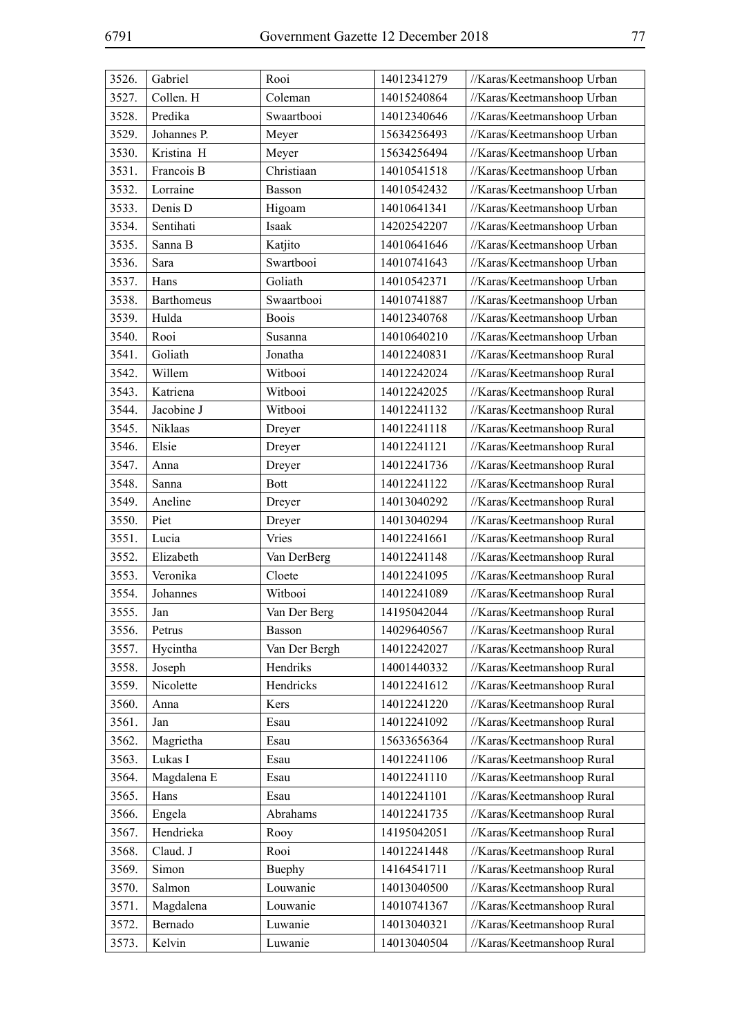| 3526. | Gabriel | Rooi | 14012341279 | //Karas/Keetmanshoop Urban |
|---|---|---|---|---|
| 3527. | Collen. H | Coleman | 14015240864 | //Karas/Keetmanshoop Urban |
| 3528. | Predika | Swaartbooi | 14012340646 | //Karas/Keetmanshoop Urban |
| 3529. | Johannes P. | Meyer | 15634256493 | //Karas/Keetmanshoop Urban |
| 3530. | Kristina H | Meyer | 15634256494 | //Karas/Keetmanshoop Urban |
| 3531. | Francois B | Christiaan | 14010541518 | //Karas/Keetmanshoop Urban |
| 3532. | Lorraine | Basson | 14010542432 | //Karas/Keetmanshoop Urban |
| 3533. | Denis D | Higoam | 14010641341 | //Karas/Keetmanshoop Urban |
| 3534. | Sentihati | Isaak | 14202542207 | //Karas/Keetmanshoop Urban |
| 3535. | Sanna B | Katjito | 14010641646 | //Karas/Keetmanshoop Urban |
| 3536. | Sara | Swartbooi | 14010741643 | //Karas/Keetmanshoop Urban |
| 3537. | Hans | Goliath | 14010542371 | //Karas/Keetmanshoop Urban |
| 3538. | Barthomeus | Swaartbooi | 14010741887 | //Karas/Keetmanshoop Urban |
| 3539. | Hulda | Boois | 14012340768 | //Karas/Keetmanshoop Urban |
| 3540. | Rooi | Susanna | 14010640210 | //Karas/Keetmanshoop Urban |
| 3541. | Goliath | Jonatha | 14012240831 | //Karas/Keetmanshoop Rural |
| 3542. | Willem | Witbooi | 14012242024 | //Karas/Keetmanshoop Rural |
| 3543. | Katriena | Witbooi | 14012242025 | //Karas/Keetmanshoop Rural |
| 3544. | Jacobine J | Witbooi | 14012241132 | //Karas/Keetmanshoop Rural |
| 3545. | Niklaas | Dreyer | 14012241118 | //Karas/Keetmanshoop Rural |
| 3546. | Elsie | Dreyer | 14012241121 | //Karas/Keetmanshoop Rural |
| 3547. | Anna | Dreyer | 14012241736 | //Karas/Keetmanshoop Rural |
| 3548. | Sanna | Bott | 14012241122 | //Karas/Keetmanshoop Rural |
| 3549. | Aneline | Dreyer | 14013040292 | //Karas/Keetmanshoop Rural |
| 3550. | Piet | Dreyer | 14013040294 | //Karas/Keetmanshoop Rural |
| 3551. | Lucia | Vries | 14012241661 | //Karas/Keetmanshoop Rural |
| 3552. | Elizabeth | Van DerBerg | 14012241148 | //Karas/Keetmanshoop Rural |
| 3553. | Veronika | Cloete | 14012241095 | //Karas/Keetmanshoop Rural |
| 3554. | Johannes | Witbooi | 14012241089 | //Karas/Keetmanshoop Rural |
| 3555. | Jan | Van Der Berg | 14195042044 | //Karas/Keetmanshoop Rural |
| 3556. | Petrus | Basson | 14029640567 | //Karas/Keetmanshoop Rural |
| 3557. | Hycintha | Van Der Bergh | 14012242027 | //Karas/Keetmanshoop Rural |
| 3558. | Joseph | Hendriks | 14001440332 | //Karas/Keetmanshoop Rural |
| 3559. | Nicolette | Hendricks | 14012241612 | //Karas/Keetmanshoop Rural |
| 3560. | Anna | Kers | 14012241220 | //Karas/Keetmanshoop Rural |
| 3561. | Jan | Esau | 14012241092 | //Karas/Keetmanshoop Rural |
| 3562. | Magrietha | Esau | 15633656364 | //Karas/Keetmanshoop Rural |
| 3563. | Lukas I | Esau | 14012241106 | //Karas/Keetmanshoop Rural |
| 3564. | Magdalena E | Esau | 14012241110 | //Karas/Keetmanshoop Rural |
| 3565. | Hans | Esau | 14012241101 | //Karas/Keetmanshoop Rural |
| 3566. | Engela | Abrahams | 14012241735 | //Karas/Keetmanshoop Rural |
| 3567. | Hendrieka | Rooy | 14195042051 | //Karas/Keetmanshoop Rural |
| 3568. | Claud. J | Rooi | 14012241448 | //Karas/Keetmanshoop Rural |
| 3569. | Simon | Buephy | 14164541711 | //Karas/Keetmanshoop Rural |
| 3570. | Salmon | Louwanie | 14013040500 | //Karas/Keetmanshoop Rural |
| 3571. | Magdalena | Louwanie | 14010741367 | //Karas/Keetmanshoop Rural |
| 3572. | Bernado | Luwanie | 14013040321 | //Karas/Keetmanshoop Rural |
| 3573. | Kelvin | Luwanie | 14013040504 | //Karas/Keetmanshoop Rural |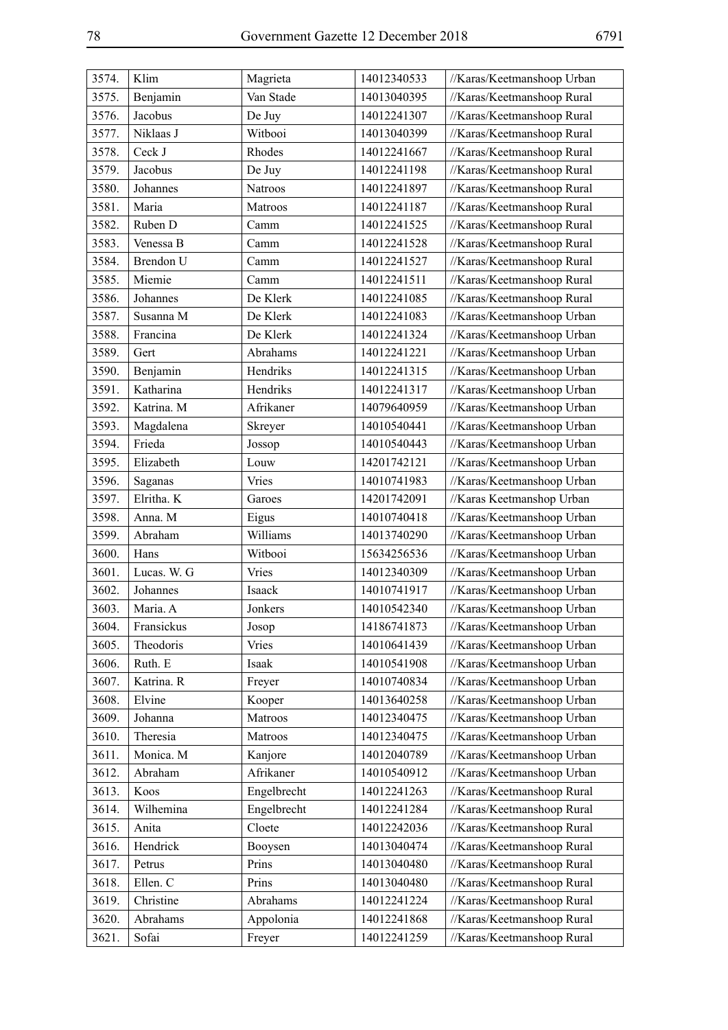| | | | | |
|---|---|---|---|---|
| 3574. | Klim | Magrieta | 14012340533 | //Karas/Keetmanshoop Urban |
| 3575. | Benjamin | Van Stade | 14013040395 | //Karas/Keetmanshoop Rural |
| 3576. | Jacobus | De Juy | 14012241307 | //Karas/Keetmanshoop Rural |
| 3577. | Niklaas J | Witbooi | 14013040399 | //Karas/Keetmanshoop Rural |
| 3578. | Ceck J | Rhodes | 14012241667 | //Karas/Keetmanshoop Rural |
| 3579. | Jacobus | De Juy | 14012241198 | //Karas/Keetmanshoop Rural |
| 3580. | Johannes | Natroos | 14012241897 | //Karas/Keetmanshoop Rural |
| 3581. | Maria | Matroos | 14012241187 | //Karas/Keetmanshoop Rural |
| 3582. | Ruben D | Camm | 14012241525 | //Karas/Keetmanshoop Rural |
| 3583. | Venessa B | Camm | 14012241528 | //Karas/Keetmanshoop Rural |
| 3584. | Brendon U | Camm | 14012241527 | //Karas/Keetmanshoop Rural |
| 3585. | Miemie | Camm | 14012241511 | //Karas/Keetmanshoop Rural |
| 3586. | Johannes | De Klerk | 14012241085 | //Karas/Keetmanshoop Rural |
| 3587. | Susanna M | De Klerk | 14012241083 | //Karas/Keetmanshoop Urban |
| 3588. | Francina | De Klerk | 14012241324 | //Karas/Keetmanshoop Urban |
| 3589. | Gert | Abrahams | 14012241221 | //Karas/Keetmanshoop Urban |
| 3590. | Benjamin | Hendriks | 14012241315 | //Karas/Keetmanshoop Urban |
| 3591. | Katharina | Hendriks | 14012241317 | //Karas/Keetmanshoop Urban |
| 3592. | Katrina. M | Afrikaner | 14079640959 | //Karas/Keetmanshoop Urban |
| 3593. | Magdalena | Skreyer | 14010540441 | //Karas/Keetmanshoop Urban |
| 3594. | Frieda | Jossop | 14010540443 | //Karas/Keetmanshoop Urban |
| 3595. | Elizabeth | Louw | 14201742121 | //Karas/Keetmanshoop Urban |
| 3596. | Saganas | Vries | 14010741983 | //Karas/Keetmanshoop Urban |
| 3597. | Elritha. K | Garoes | 14201742091 | //Karas Keetmanshop Urban |
| 3598. | Anna. M | Eigus | 14010740418 | //Karas/Keetmanshoop Urban |
| 3599. | Abraham | Williams | 14013740290 | //Karas/Keetmanshoop Urban |
| 3600. | Hans | Witbooi | 15634256536 | //Karas/Keetmanshoop Urban |
| 3601. | Lucas. W. G | Vries | 14012340309 | //Karas/Keetmanshoop Urban |
| 3602. | Johannes | Isaack | 14010741917 | //Karas/Keetmanshoop Urban |
| 3603. | Maria. A | Jonkers | 14010542340 | //Karas/Keetmanshoop Urban |
| 3604. | Fransickus | Josop | 14186741873 | //Karas/Keetmanshoop Urban |
| 3605. | Theodoris | Vries | 14010641439 | //Karas/Keetmanshoop Urban |
| 3606. | Ruth. E | Isaak | 14010541908 | //Karas/Keetmanshoop Urban |
| 3607. | Katrina. R | Freyer | 14010740834 | //Karas/Keetmanshoop Urban |
| 3608. | Elvine | Kooper | 14013640258 | //Karas/Keetmanshoop Urban |
| 3609. | Johanna | Matroos | 14012340475 | //Karas/Keetmanshoop Urban |
| 3610. | Theresia | Matroos | 14012340475 | //Karas/Keetmanshoop Urban |
| 3611. | Monica. M | Kanjore | 14012040789 | //Karas/Keetmanshoop Urban |
| 3612. | Abraham | Afrikaner | 14010540912 | //Karas/Keetmanshoop Urban |
| 3613. | Koos | Engelbrecht | 14012241263 | //Karas/Keetmanshoop Rural |
| 3614. | Wilhemina | Engelbrecht | 14012241284 | //Karas/Keetmanshoop Rural |
| 3615. | Anita | Cloete | 14012242036 | //Karas/Keetmanshoop Rural |
| 3616. | Hendrick | Booysen | 14013040474 | //Karas/Keetmanshoop Rural |
| 3617. | Petrus | Prins | 14013040480 | //Karas/Keetmanshoop Rural |
| 3618. | Ellen. C | Prins | 14013040480 | //Karas/Keetmanshoop Rural |
| 3619. | Christine | Abrahams | 14012241224 | //Karas/Keetmanshoop Rural |
| 3620. | Abrahams | Appolonia | 14012241868 | //Karas/Keetmanshoop Rural |
| 3621. | Sofai | Freyer | 14012241259 | //Karas/Keetmanshoop Rural |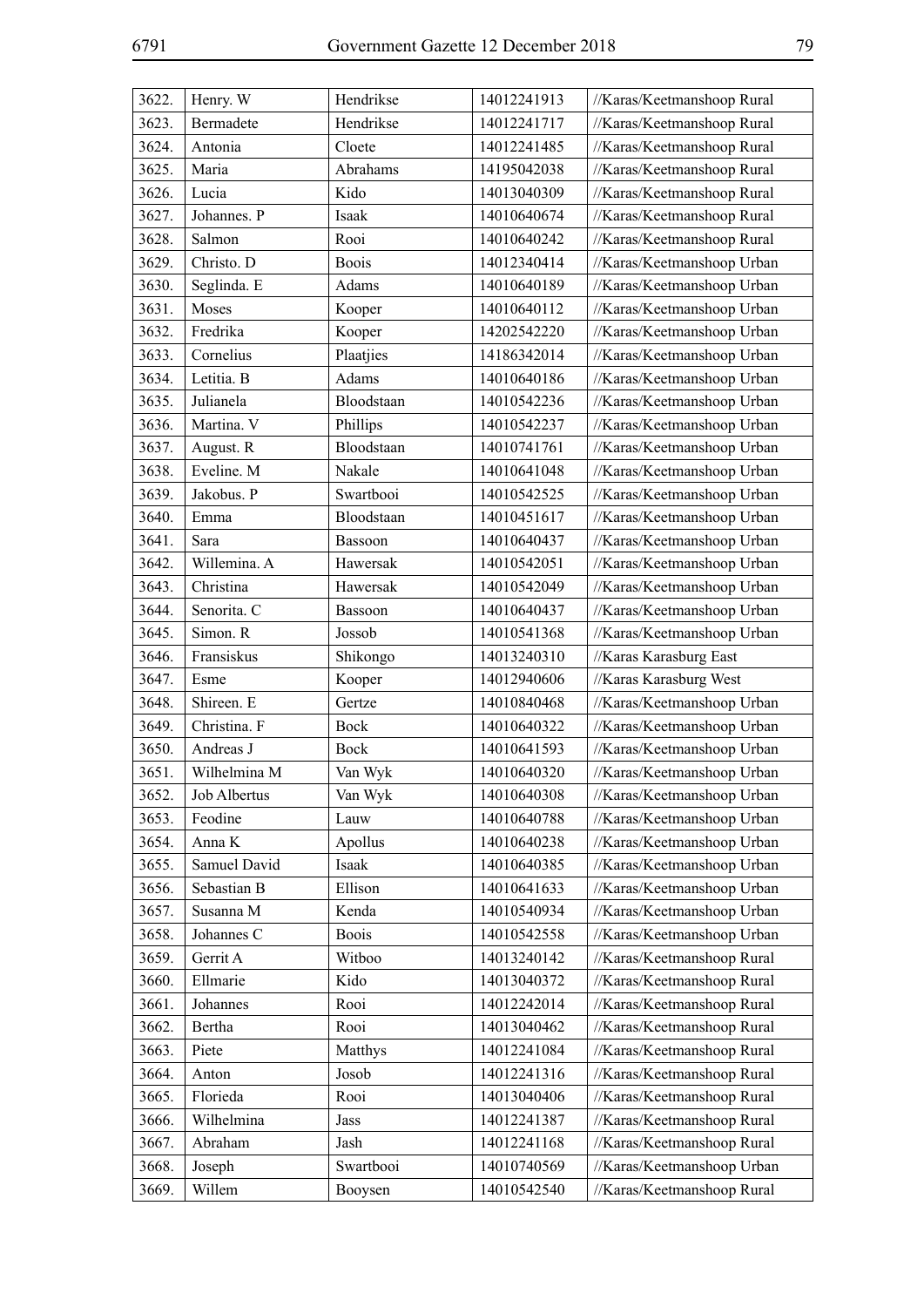| 3622. | Henry. W | Hendrikse | 14012241913 | //Karas/Keetmanshoop Rural |
|---|---|---|---|---|
| 3623. | Bermadete | Hendrikse | 14012241717 | //Karas/Keetmanshoop Rural |
| 3624. | Antonia | Cloete | 14012241485 | //Karas/Keetmanshoop Rural |
| 3625. | Maria | Abrahams | 14195042038 | //Karas/Keetmanshoop Rural |
| 3626. | Lucia | Kido | 14013040309 | //Karas/Keetmanshoop Rural |
| 3627. | Johannes. P | Isaak | 14010640674 | //Karas/Keetmanshoop Rural |
| 3628. | Salmon | Rooi | 14010640242 | //Karas/Keetmanshoop Rural |
| 3629. | Christo. D | Boois | 14012340414 | //Karas/Keetmanshoop Urban |
| 3630. | Seglinda. E | Adams | 14010640189 | //Karas/Keetmanshoop Urban |
| 3631. | Moses | Kooper | 14010640112 | //Karas/Keetmanshoop Urban |
| 3632. | Fredrika | Kooper | 14202542220 | //Karas/Keetmanshoop Urban |
| 3633. | Cornelius | Plaatjies | 14186342014 | //Karas/Keetmanshoop Urban |
| 3634. | Letitia. B | Adams | 14010640186 | //Karas/Keetmanshoop Urban |
| 3635. | Julianela | Bloodstaan | 14010542236 | //Karas/Keetmanshoop Urban |
| 3636. | Martina. V | Phillips | 14010542237 | //Karas/Keetmanshoop Urban |
| 3637. | August. R | Bloodstaan | 14010741761 | //Karas/Keetmanshoop Urban |
| 3638. | Eveline. M | Nakale | 14010641048 | //Karas/Keetmanshoop Urban |
| 3639. | Jakobus. P | Swartbooi | 14010542525 | //Karas/Keetmanshoop Urban |
| 3640. | Emma | Bloodstaan | 14010451617 | //Karas/Keetmanshoop Urban |
| 3641. | Sara | Bassoon | 14010640437 | //Karas/Keetmanshoop Urban |
| 3642. | Willemina. A | Hawersak | 14010542051 | //Karas/Keetmanshoop Urban |
| 3643. | Christina | Hawersak | 14010542049 | //Karas/Keetmanshoop Urban |
| 3644. | Senorita. C | Bassoon | 14010640437 | //Karas/Keetmanshoop Urban |
| 3645. | Simon. R | Jossob | 14010541368 | //Karas/Keetmanshoop Urban |
| 3646. | Fransiskus | Shikongo | 14013240310 | //Karas Karasburg East |
| 3647. | Esme | Kooper | 14012940606 | //Karas Karasburg West |
| 3648. | Shireen. E | Gertze | 14010840468 | //Karas/Keetmanshoop Urban |
| 3649. | Christina. F | Bock | 14010640322 | //Karas/Keetmanshoop Urban |
| 3650. | Andreas J | Bock | 14010641593 | //Karas/Keetmanshoop Urban |
| 3651. | Wilhelmina M | Van Wyk | 14010640320 | //Karas/Keetmanshoop Urban |
| 3652. | Job Albertus | Van Wyk | 14010640308 | //Karas/Keetmanshoop Urban |
| 3653. | Feodine | Lauw | 14010640788 | //Karas/Keetmanshoop Urban |
| 3654. | Anna K | Apollus | 14010640238 | //Karas/Keetmanshoop Urban |
| 3655. | Samuel David | Isaak | 14010640385 | //Karas/Keetmanshoop Urban |
| 3656. | Sebastian B | Ellison | 14010641633 | //Karas/Keetmanshoop Urban |
| 3657. | Susanna M | Kenda | 14010540934 | //Karas/Keetmanshoop Urban |
| 3658. | Johannes C | Boois | 14010542558 | //Karas/Keetmanshoop Urban |
| 3659. | Gerrit A | Witboo | 14013240142 | //Karas/Keetmanshoop Rural |
| 3660. | Ellmarie | Kido | 14013040372 | //Karas/Keetmanshoop Rural |
| 3661. | Johannes | Rooi | 14012242014 | //Karas/Keetmanshoop Rural |
| 3662. | Bertha | Rooi | 14013040462 | //Karas/Keetmanshoop Rural |
| 3663. | Piete | Matthys | 14012241084 | //Karas/Keetmanshoop Rural |
| 3664. | Anton | Josob | 14012241316 | //Karas/Keetmanshoop Rural |
| 3665. | Florieda | Rooi | 14013040406 | //Karas/Keetmanshoop Rural |
| 3666. | Wilhelmina | Jass | 14012241387 | //Karas/Keetmanshoop Rural |
| 3667. | Abraham | Jash | 14012241168 | //Karas/Keetmanshoop Rural |
| 3668. | Joseph | Swartbooi | 14010740569 | //Karas/Keetmanshoop Urban |
| 3669. | Willem | Booysen | 14010542540 | //Karas/Keetmanshoop Rural |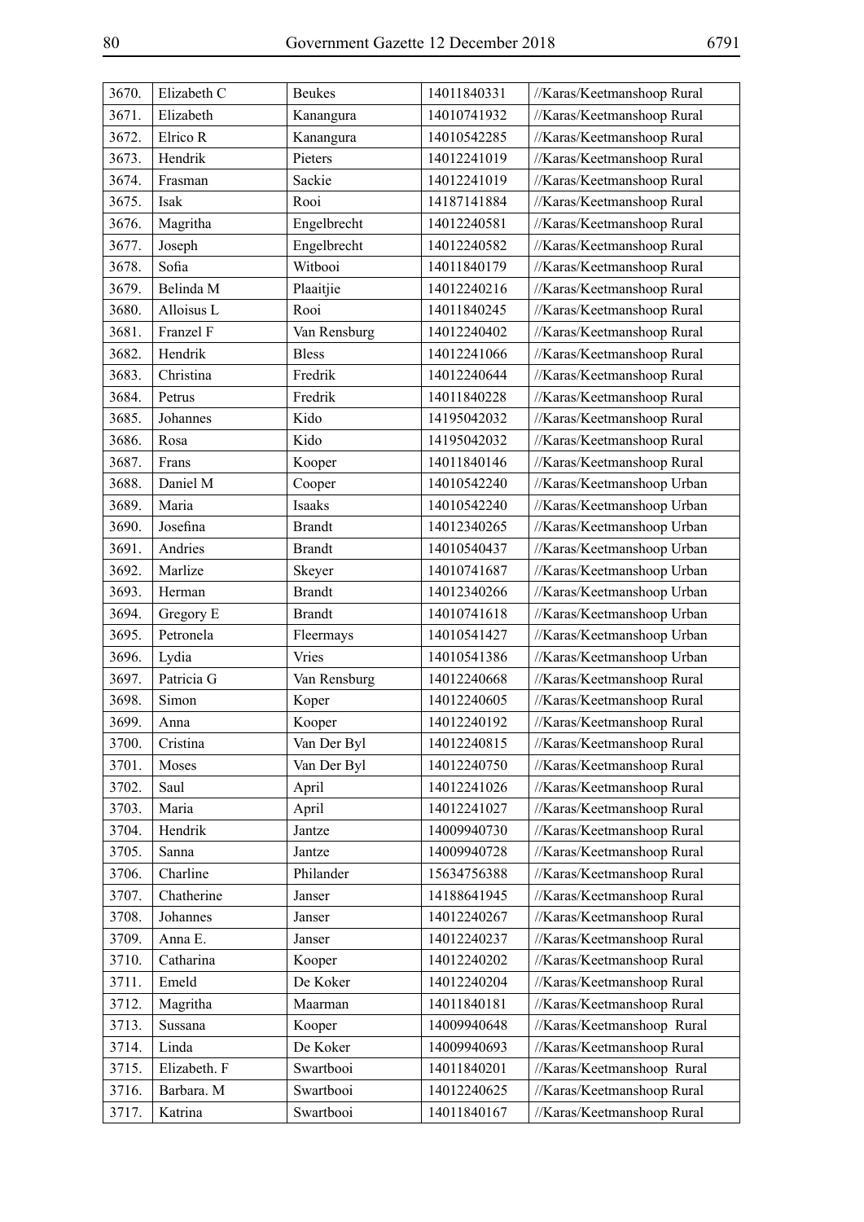| 3670. | Elizabeth C | Beukes | 14011840331 | //Karas/Keetmanshoop Rural |
|---|---|---|---|---|
| 3671. | Elizabeth | Kanangura | 14010741932 | //Karas/Keetmanshoop Rural |
| 3672. | Elrico R | Kanangura | 14010542285 | //Karas/Keetmanshoop Rural |
| 3673. | Hendrik | Pieters | 14012241019 | //Karas/Keetmanshoop Rural |
| 3674. | Frasman | Sackie | 14012241019 | //Karas/Keetmanshoop Rural |
| 3675. | Isak | Rooi | 14187141884 | //Karas/Keetmanshoop Rural |
| 3676. | Magritha | Engelbrecht | 14012240581 | //Karas/Keetmanshoop Rural |
| 3677. | Joseph | Engelbrecht | 14012240582 | //Karas/Keetmanshoop Rural |
| 3678. | Sofia | Witbooi | 14011840179 | //Karas/Keetmanshoop Rural |
| 3679. | Belinda M | Plaaitjie | 14012240216 | //Karas/Keetmanshoop Rural |
| 3680. | Alloisus L | Rooi | 14011840245 | //Karas/Keetmanshoop Rural |
| 3681. | Franzel F | Van Rensburg | 14012240402 | //Karas/Keetmanshoop Rural |
| 3682. | Hendrik | Bless | 14012241066 | //Karas/Keetmanshoop Rural |
| 3683. | Christina | Fredrik | 14012240644 | //Karas/Keetmanshoop Rural |
| 3684. | Petrus | Fredrik | 14011840228 | //Karas/Keetmanshoop Rural |
| 3685. | Johannes | Kido | 14195042032 | //Karas/Keetmanshoop Rural |
| 3686. | Rosa | Kido | 14195042032 | //Karas/Keetmanshoop Rural |
| 3687. | Frans | Kooper | 14011840146 | //Karas/Keetmanshoop Rural |
| 3688. | Daniel M | Cooper | 14010542240 | //Karas/Keetmanshoop Urban |
| 3689. | Maria | Isaaks | 14010542240 | //Karas/Keetmanshoop Urban |
| 3690. | Josefina | Brandt | 14012340265 | //Karas/Keetmanshoop Urban |
| 3691. | Andries | Brandt | 14010540437 | //Karas/Keetmanshoop Urban |
| 3692. | Marlize | Skeyer | 14010741687 | //Karas/Keetmanshoop Urban |
| 3693. | Herman | Brandt | 14012340266 | //Karas/Keetmanshoop Urban |
| 3694. | Gregory E | Brandt | 14010741618 | //Karas/Keetmanshoop Urban |
| 3695. | Petronela | Fleermays | 14010541427 | //Karas/Keetmanshoop Urban |
| 3696. | Lydia | Vries | 14010541386 | //Karas/Keetmanshoop Urban |
| 3697. | Patricia G | Van Rensburg | 14012240668 | //Karas/Keetmanshoop Rural |
| 3698. | Simon | Koper | 14012240605 | //Karas/Keetmanshoop Rural |
| 3699. | Anna | Kooper | 14012240192 | //Karas/Keetmanshoop Rural |
| 3700. | Cristina | Van Der Byl | 14012240815 | //Karas/Keetmanshoop Rural |
| 3701. | Moses | Van Der Byl | 14012240750 | //Karas/Keetmanshoop Rural |
| 3702. | Saul | April | 14012241026 | //Karas/Keetmanshoop Rural |
| 3703. | Maria | April | 14012241027 | //Karas/Keetmanshoop Rural |
| 3704. | Hendrik | Jantze | 14009940730 | //Karas/Keetmanshoop Rural |
| 3705. | Sanna | Jantze | 14009940728 | //Karas/Keetmanshoop Rural |
| 3706. | Charline | Philander | 15634756388 | //Karas/Keetmanshoop Rural |
| 3707. | Chatherine | Janser | 14188641945 | //Karas/Keetmanshoop Rural |
| 3708. | Johannes | Janser | 14012240267 | //Karas/Keetmanshoop Rural |
| 3709. | Anna E. | Janser | 14012240237 | //Karas/Keetmanshoop Rural |
| 3710. | Catharina | Kooper | 14012240202 | //Karas/Keetmanshoop Rural |
| 3711. | Emeld | De Koker | 14012240204 | //Karas/Keetmanshoop Rural |
| 3712. | Magritha | Maarman | 14011840181 | //Karas/Keetmanshoop Rural |
| 3713. | Sussana | Kooper | 14009940648 | //Karas/Keetmanshoop Rural |
| 3714. | Linda | De Koker | 14009940693 | //Karas/Keetmanshoop Rural |
| 3715. | Elizabeth. F | Swartbooi | 14011840201 | //Karas/Keetmanshoop Rural |
| 3716. | Barbara. M | Swartbooi | 14012240625 | //Karas/Keetmanshoop Rural |
| 3717. | Katrina | Swartbooi | 14011840167 | //Karas/Keetmanshoop Rural |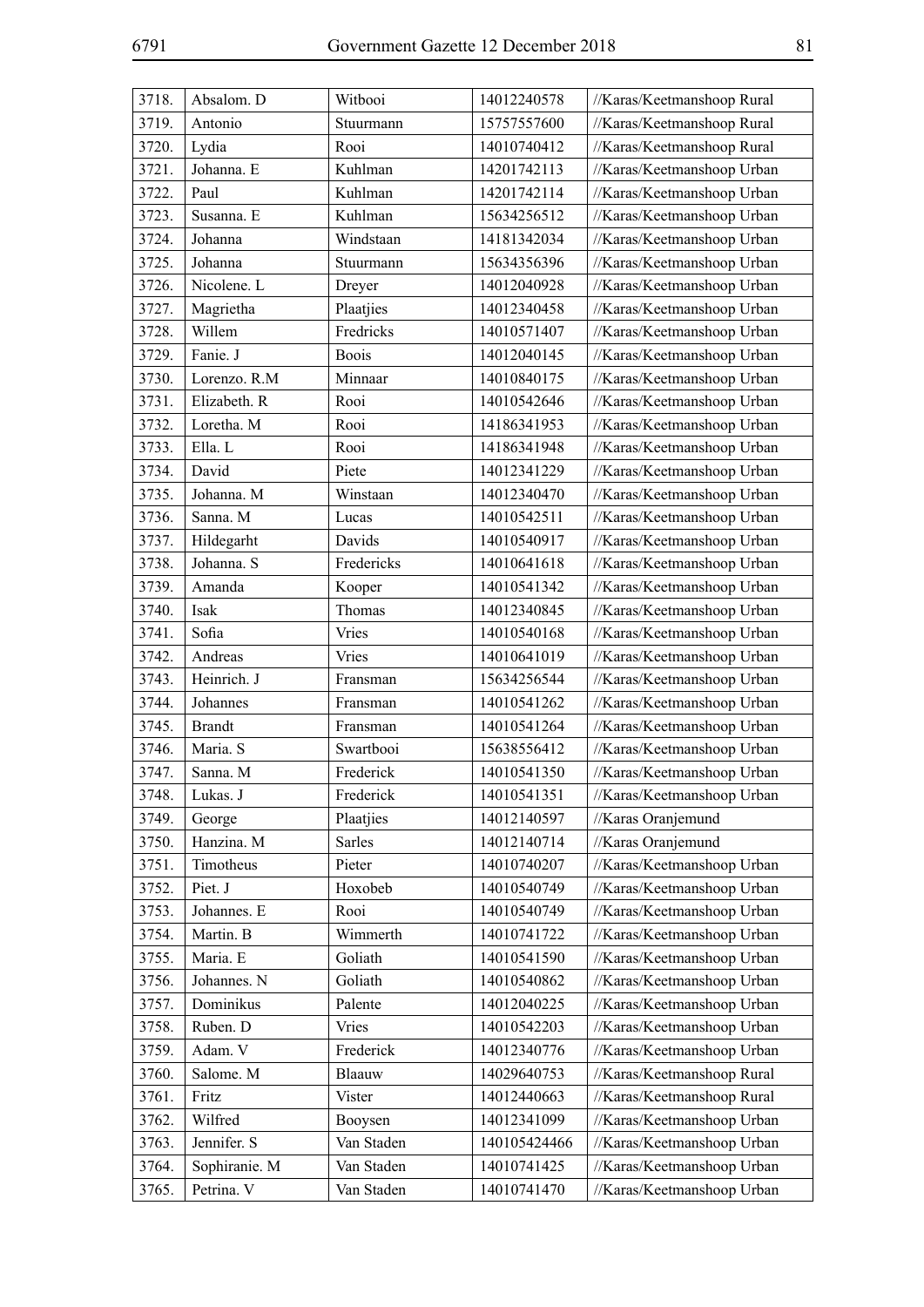| 3718. | Absalom. D | Witbooi | 14012240578 | //Karas/Keetmanshoop Rural |
|---|---|---|---|---|
| 3719. | Antonio | Stuurmann | 15757557600 | //Karas/Keetmanshoop Rural |
| 3720. | Lydia | Rooi | 14010740412 | //Karas/Keetmanshoop Rural |
| 3721. | Johanna. E | Kuhlman | 14201742113 | //Karas/Keetmanshoop Urban |
| 3722. | Paul | Kuhlman | 14201742114 | //Karas/Keetmanshoop Urban |
| 3723. | Susanna. E | Kuhlman | 15634256512 | //Karas/Keetmanshoop Urban |
| 3724. | Johanna | Windstaan | 14181342034 | //Karas/Keetmanshoop Urban |
| 3725. | Johanna | Stuurmann | 15634356396 | //Karas/Keetmanshoop Urban |
| 3726. | Nicolene. L | Dreyer | 14012040928 | //Karas/Keetmanshoop Urban |
| 3727. | Magrietha | Plaatjies | 14012340458 | //Karas/Keetmanshoop Urban |
| 3728. | Willem | Fredricks | 14010571407 | //Karas/Keetmanshoop Urban |
| 3729. | Fanie. J | Boois | 14012040145 | //Karas/Keetmanshoop Urban |
| 3730. | Lorenzo. R.M | Minnaar | 14010840175 | //Karas/Keetmanshoop Urban |
| 3731. | Elizabeth. R | Rooi | 14010542646 | //Karas/Keetmanshoop Urban |
| 3732. | Loretha. M | Rooi | 14186341953 | //Karas/Keetmanshoop Urban |
| 3733. | Ella. L | Rooi | 14186341948 | //Karas/Keetmanshoop Urban |
| 3734. | David | Piete | 14012341229 | //Karas/Keetmanshoop Urban |
| 3735. | Johanna. M | Winstaan | 14012340470 | //Karas/Keetmanshoop Urban |
| 3736. | Sanna. M | Lucas | 14010542511 | //Karas/Keetmanshoop Urban |
| 3737. | Hildegarht | Davids | 14010540917 | //Karas/Keetmanshoop Urban |
| 3738. | Johanna. S | Fredericks | 14010641618 | //Karas/Keetmanshoop Urban |
| 3739. | Amanda | Kooper | 14010541342 | //Karas/Keetmanshoop Urban |
| 3740. | Isak | Thomas | 14012340845 | //Karas/Keetmanshoop Urban |
| 3741. | Sofia | Vries | 14010540168 | //Karas/Keetmanshoop Urban |
| 3742. | Andreas | Vries | 14010641019 | //Karas/Keetmanshoop Urban |
| 3743. | Heinrich. J | Fransman | 15634256544 | //Karas/Keetmanshoop Urban |
| 3744. | Johannes | Fransman | 14010541262 | //Karas/Keetmanshoop Urban |
| 3745. | Brandt | Fransman | 14010541264 | //Karas/Keetmanshoop Urban |
| 3746. | Maria. S | Swartbooi | 15638556412 | //Karas/Keetmanshoop Urban |
| 3747. | Sanna. M | Frederick | 14010541350 | //Karas/Keetmanshoop Urban |
| 3748. | Lukas. J | Frederick | 14010541351 | //Karas/Keetmanshoop Urban |
| 3749. | George | Plaatjies | 14012140597 | //Karas Oranjemund |
| 3750. | Hanzina. M | Sarles | 14012140714 | //Karas Oranjemund |
| 3751. | Timotheus | Pieter | 14010740207 | //Karas/Keetmanshoop Urban |
| 3752. | Piet. J | Hoxobeb | 14010540749 | //Karas/Keetmanshoop Urban |
| 3753. | Johannes. E | Rooi | 14010540749 | //Karas/Keetmanshoop Urban |
| 3754. | Martin. B | Wimmerth | 14010741722 | //Karas/Keetmanshoop Urban |
| 3755. | Maria. E | Goliath | 14010541590 | //Karas/Keetmanshoop Urban |
| 3756. | Johannes. N | Goliath | 14010540862 | //Karas/Keetmanshoop Urban |
| 3757. | Dominikus | Palente | 14012040225 | //Karas/Keetmanshoop Urban |
| 3758. | Ruben. D | Vries | 14010542203 | //Karas/Keetmanshoop Urban |
| 3759. | Adam. V | Frederick | 14012340776 | //Karas/Keetmanshoop Urban |
| 3760. | Salome. M | Blaauw | 14029640753 | //Karas/Keetmanshoop Rural |
| 3761. | Fritz | Vister | 14012440663 | //Karas/Keetmanshoop Rural |
| 3762. | Wilfred | Booysen | 14012341099 | //Karas/Keetmanshoop Urban |
| 3763. | Jennifer. S | Van Staden | 140105424466 | //Karas/Keetmanshoop Urban |
| 3764. | Sophiranie. M | Van Staden | 14010741425 | //Karas/Keetmanshoop Urban |
| 3765. | Petrina. V | Van Staden | 14010741470 | //Karas/Keetmanshoop Urban |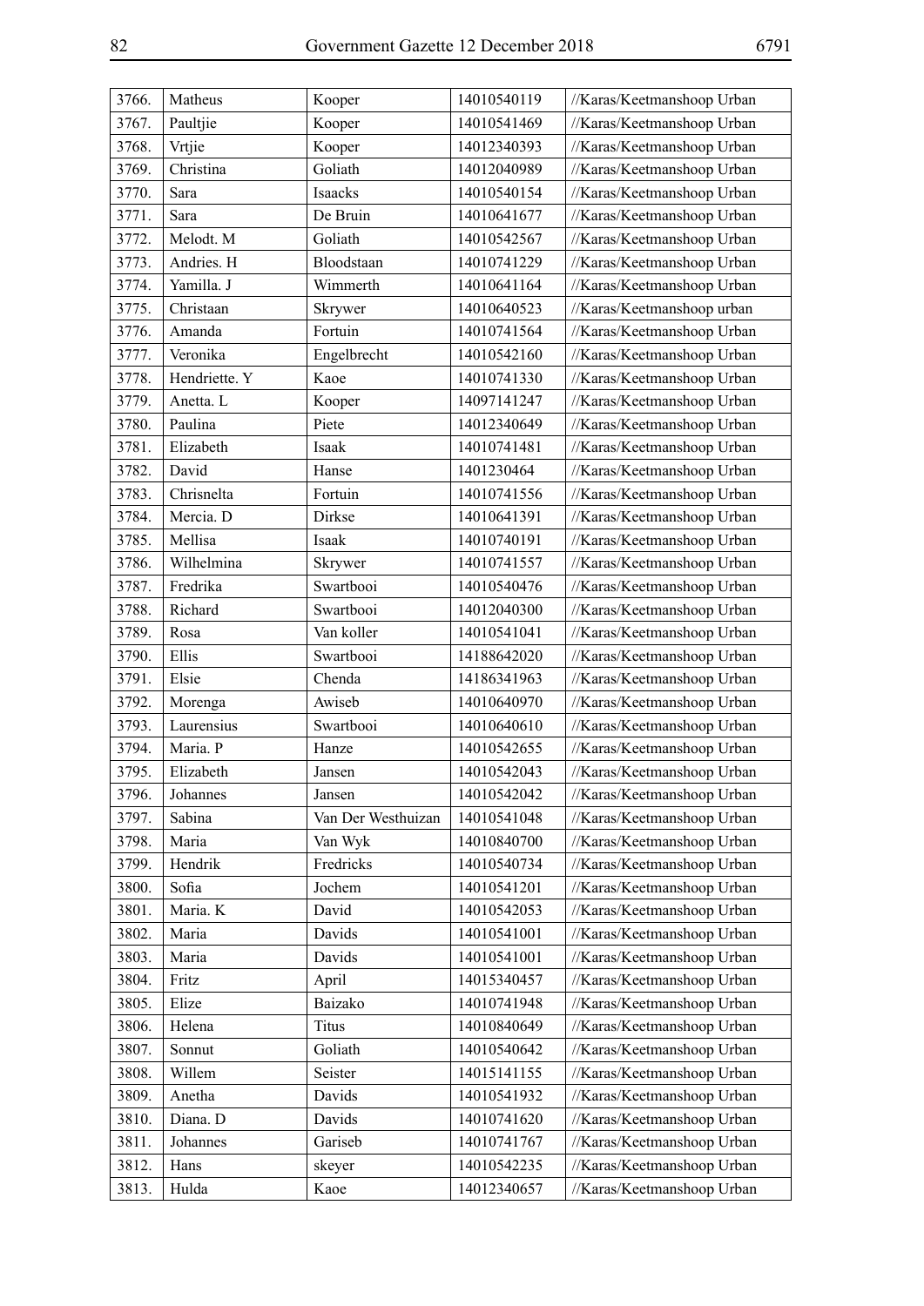| 3766. | Matheus | Kooper | 14010540119 | //Karas/Keetmanshoop Urban |
|---|---|---|---|---|
| 3767. | Paultjie | Kooper | 14010541469 | //Karas/Keetmanshoop Urban |
| 3768. | Vrtjie | Kooper | 14012340393 | //Karas/Keetmanshoop Urban |
| 3769. | Christina | Goliath | 14012040989 | //Karas/Keetmanshoop Urban |
| 3770. | Sara | Isaacks | 14010540154 | //Karas/Keetmanshoop Urban |
| 3771. | Sara | De Bruin | 14010641677 | //Karas/Keetmanshoop Urban |
| 3772. | Melodt. M | Goliath | 14010542567 | //Karas/Keetmanshoop Urban |
| 3773. | Andries. H | Bloodstaan | 14010741229 | //Karas/Keetmanshoop Urban |
| 3774. | Yamilla. J | Wimmerth | 14010641164 | //Karas/Keetmanshoop Urban |
| 3775. | Christaan | Skrywer | 14010640523 | //Karas/Keetmanshoop urban |
| 3776. | Amanda | Fortuin | 14010741564 | //Karas/Keetmanshoop Urban |
| 3777. | Veronika | Engelbrecht | 14010542160 | //Karas/Keetmanshoop Urban |
| 3778. | Hendriette. Y | Kaoe | 14010741330 | //Karas/Keetmanshoop Urban |
| 3779. | Anetta. L | Kooper | 14097141247 | //Karas/Keetmanshoop Urban |
| 3780. | Paulina | Piete | 14012340649 | //Karas/Keetmanshoop Urban |
| 3781. | Elizabeth | Isaak | 14010741481 | //Karas/Keetmanshoop Urban |
| 3782. | David | Hanse | 1401230464 | //Karas/Keetmanshoop Urban |
| 3783. | Chrisnelta | Fortuin | 14010741556 | //Karas/Keetmanshoop Urban |
| 3784. | Mercia. D | Dirkse | 14010641391 | //Karas/Keetmanshoop Urban |
| 3785. | Mellisa | Isaak | 14010740191 | //Karas/Keetmanshoop Urban |
| 3786. | Wilhelmina | Skrywer | 14010741557 | //Karas/Keetmanshoop Urban |
| 3787. | Fredrika | Swartbooi | 14010540476 | //Karas/Keetmanshoop Urban |
| 3788. | Richard | Swartbooi | 14012040300 | //Karas/Keetmanshoop Urban |
| 3789. | Rosa | Van koller | 14010541041 | //Karas/Keetmanshoop Urban |
| 3790. | Ellis | Swartbooi | 14188642020 | //Karas/Keetmanshoop Urban |
| 3791. | Elsie | Chenda | 14186341963 | //Karas/Keetmanshoop Urban |
| 3792. | Morenga | Awiseb | 14010640970 | //Karas/Keetmanshoop Urban |
| 3793. | Laurensius | Swartbooi | 14010640610 | //Karas/Keetmanshoop Urban |
| 3794. | Maria. P | Hanze | 14010542655 | //Karas/Keetmanshoop Urban |
| 3795. | Elizabeth | Jansen | 14010542043 | //Karas/Keetmanshoop Urban |
| 3796. | Johannes | Jansen | 14010542042 | //Karas/Keetmanshoop Urban |
| 3797. | Sabina | Van Der Westhuizan | 14010541048 | //Karas/Keetmanshoop Urban |
| 3798. | Maria | Van Wyk | 14010840700 | //Karas/Keetmanshoop Urban |
| 3799. | Hendrik | Fredricks | 14010540734 | //Karas/Keetmanshoop Urban |
| 3800. | Sofia | Jochem | 14010541201 | //Karas/Keetmanshoop Urban |
| 3801. | Maria. K | David | 14010542053 | //Karas/Keetmanshoop Urban |
| 3802. | Maria | Davids | 14010541001 | //Karas/Keetmanshoop Urban |
| 3803. | Maria | Davids | 14010541001 | //Karas/Keetmanshoop Urban |
| 3804. | Fritz | April | 14015340457 | //Karas/Keetmanshoop Urban |
| 3805. | Elize | Baizako | 14010741948 | //Karas/Keetmanshoop Urban |
| 3806. | Helena | Titus | 14010840649 | //Karas/Keetmanshoop Urban |
| 3807. | Sonnut | Goliath | 14010540642 | //Karas/Keetmanshoop Urban |
| 3808. | Willem | Seister | 14015141155 | //Karas/Keetmanshoop Urban |
| 3809. | Anetha | Davids | 14010541932 | //Karas/Keetmanshoop Urban |
| 3810. | Diana. D | Davids | 14010741620 | //Karas/Keetmanshoop Urban |
| 3811. | Johannes | Gariseb | 14010741767 | //Karas/Keetmanshoop Urban |
| 3812. | Hans | skeyer | 14010542235 | //Karas/Keetmanshoop Urban |
| 3813. | Hulda | Kaoe | 14012340657 | //Karas/Keetmanshoop Urban |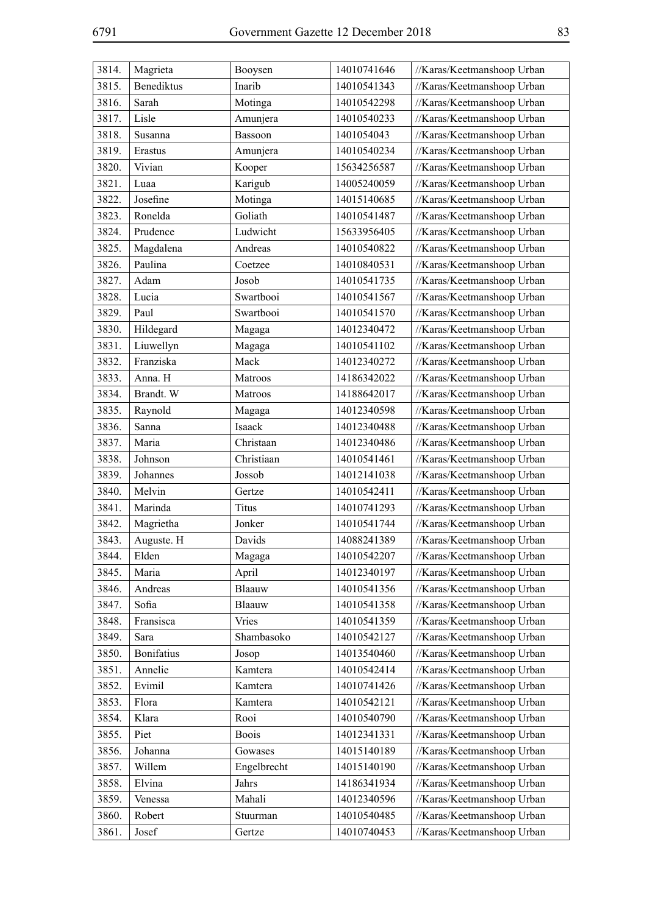| 3814. | Magrieta | Booysen | 14010741646 | //Karas/Keetmanshoop Urban |
|---|---|---|---|---|
| 3815. | Benediktus | Inarib | 14010541343 | //Karas/Keetmanshoop Urban |
| 3816. | Sarah | Motinga | 14010542298 | //Karas/Keetmanshoop Urban |
| 3817. | Lisle | Amunjera | 14010540233 | //Karas/Keetmanshoop Urban |
| 3818. | Susanna | Bassoon | 1401054043 | //Karas/Keetmanshoop Urban |
| 3819. | Erastus | Amunjera | 14010540234 | //Karas/Keetmanshoop Urban |
| 3820. | Vivian | Kooper | 15634256587 | //Karas/Keetmanshoop Urban |
| 3821. | Luaa | Karigub | 14005240059 | //Karas/Keetmanshoop Urban |
| 3822. | Josefine | Motinga | 14015140685 | //Karas/Keetmanshoop Urban |
| 3823. | Ronelda | Goliath | 14010541487 | //Karas/Keetmanshoop Urban |
| 3824. | Prudence | Ludwicht | 15633956405 | //Karas/Keetmanshoop Urban |
| 3825. | Magdalena | Andreas | 14010540822 | //Karas/Keetmanshoop Urban |
| 3826. | Paulina | Coetzee | 14010840531 | //Karas/Keetmanshoop Urban |
| 3827. | Adam | Josob | 14010541735 | //Karas/Keetmanshoop Urban |
| 3828. | Lucia | Swartbooi | 14010541567 | //Karas/Keetmanshoop Urban |
| 3829. | Paul | Swartbooi | 14010541570 | //Karas/Keetmanshoop Urban |
| 3830. | Hildegard | Magaga | 14012340472 | //Karas/Keetmanshoop Urban |
| 3831. | Liuwellyn | Magaga | 14010541102 | //Karas/Keetmanshoop Urban |
| 3832. | Franziska | Mack | 14012340272 | //Karas/Keetmanshoop Urban |
| 3833. | Anna. H | Matroos | 14186342022 | //Karas/Keetmanshoop Urban |
| 3834. | Brandt. W | Matroos | 14188642017 | //Karas/Keetmanshoop Urban |
| 3835. | Raynold | Magaga | 14012340598 | //Karas/Keetmanshoop Urban |
| 3836. | Sanna | Isaack | 14012340488 | //Karas/Keetmanshoop Urban |
| 3837. | Maria | Christaan | 14012340486 | //Karas/Keetmanshoop Urban |
| 3838. | Johnson | Christiaan | 14010541461 | //Karas/Keetmanshoop Urban |
| 3839. | Johannes | Jossob | 14012141038 | //Karas/Keetmanshoop Urban |
| 3840. | Melvin | Gertze | 14010542411 | //Karas/Keetmanshoop Urban |
| 3841. | Marinda | Titus | 14010741293 | //Karas/Keetmanshoop Urban |
| 3842. | Magrietha | Jonker | 14010541744 | //Karas/Keetmanshoop Urban |
| 3843. | Auguste. H | Davids | 14088241389 | //Karas/Keetmanshoop Urban |
| 3844. | Elden | Magaga | 14010542207 | //Karas/Keetmanshoop Urban |
| 3845. | Maria | April | 14012340197 | //Karas/Keetmanshoop Urban |
| 3846. | Andreas | Blaauw | 14010541356 | //Karas/Keetmanshoop Urban |
| 3847. | Sofia | Blaauw | 14010541358 | //Karas/Keetmanshoop Urban |
| 3848. | Fransisca | Vries | 14010541359 | //Karas/Keetmanshoop Urban |
| 3849. | Sara | Shambasoko | 14010542127 | //Karas/Keetmanshoop Urban |
| 3850. | Bonifatius | Josop | 14013540460 | //Karas/Keetmanshoop Urban |
| 3851. | Annelie | Kamtera | 14010542414 | //Karas/Keetmanshoop Urban |
| 3852. | Evimil | Kamtera | 14010741426 | //Karas/Keetmanshoop Urban |
| 3853. | Flora | Kamtera | 14010542121 | //Karas/Keetmanshoop Urban |
| 3854. | Klara | Rooi | 14010540790 | //Karas/Keetmanshoop Urban |
| 3855. | Piet | Boois | 14012341331 | //Karas/Keetmanshoop Urban |
| 3856. | Johanna | Gowases | 14015140189 | //Karas/Keetmanshoop Urban |
| 3857. | Willem | Engelbrecht | 14015140190 | //Karas/Keetmanshoop Urban |
| 3858. | Elvina | Jahrs | 14186341934 | //Karas/Keetmanshoop Urban |
| 3859. | Venessa | Mahali | 14012340596 | //Karas/Keetmanshoop Urban |
| 3860. | Robert | Stuurman | 14010540485 | //Karas/Keetmanshoop Urban |
| 3861. | Josef | Gertze | 14010740453 | //Karas/Keetmanshoop Urban |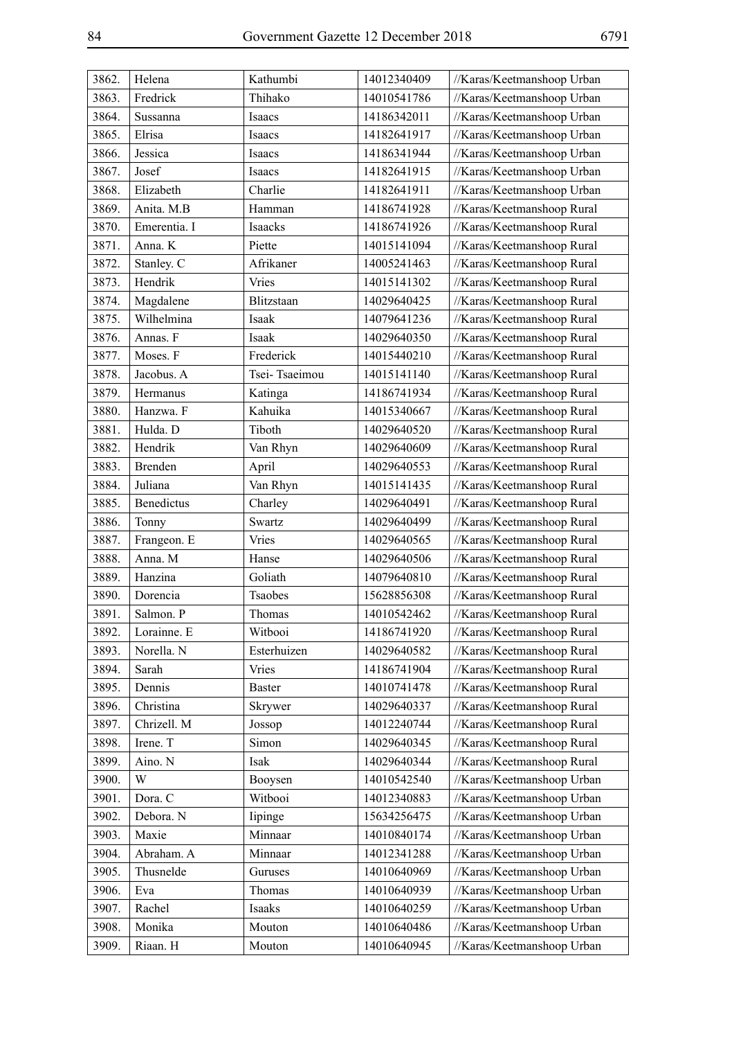| | | | | |
|---|---|---|---|---|
| 3862. | Helena | Kathumbi | 14012340409 | //Karas/Keetmanshoop Urban |
| 3863. | Fredrick | Thihako | 14010541786 | //Karas/Keetmanshoop Urban |
| 3864. | Sussanna | Isaacs | 14186342011 | //Karas/Keetmanshoop Urban |
| 3865. | Elrisa | Isaacs | 14182641917 | //Karas/Keetmanshoop Urban |
| 3866. | Jessica | Isaacs | 14186341944 | //Karas/Keetmanshoop Urban |
| 3867. | Josef | Isaacs | 14182641915 | //Karas/Keetmanshoop Urban |
| 3868. | Elizabeth | Charlie | 14182641911 | //Karas/Keetmanshoop Urban |
| 3869. | Anita. M.B | Hamman | 14186741928 | //Karas/Keetmanshoop Rural |
| 3870. | Emerentia. I | Isaacks | 14186741926 | //Karas/Keetmanshoop Rural |
| 3871. | Anna. K | Piette | 14015141094 | //Karas/Keetmanshoop Rural |
| 3872. | Stanley. C | Afrikaner | 14005241463 | //Karas/Keetmanshoop Rural |
| 3873. | Hendrik | Vries | 14015141302 | //Karas/Keetmanshoop Rural |
| 3874. | Magdalene | Blitzstaan | 14029640425 | //Karas/Keetmanshoop Rural |
| 3875. | Wilhelmina | Isaak | 14079641236 | //Karas/Keetmanshoop Rural |
| 3876. | Annas. F | Isaak | 14029640350 | //Karas/Keetmanshoop Rural |
| 3877. | Moses. F | Frederick | 14015440210 | //Karas/Keetmanshoop Rural |
| 3878. | Jacobus. A | Tsei- Tsaeimou | 14015141140 | //Karas/Keetmanshoop Rural |
| 3879. | Hermanus | Katinga | 14186741934 | //Karas/Keetmanshoop Rural |
| 3880. | Hanzwa. F | Kahuika | 14015340667 | //Karas/Keetmanshoop Rural |
| 3881. | Hulda. D | Tiboth | 14029640520 | //Karas/Keetmanshoop Rural |
| 3882. | Hendrik | Van Rhyn | 14029640609 | //Karas/Keetmanshoop Rural |
| 3883. | Brenden | April | 14029640553 | //Karas/Keetmanshoop Rural |
| 3884. | Juliana | Van Rhyn | 14015141435 | //Karas/Keetmanshoop Rural |
| 3885. | Benedictus | Charley | 14029640491 | //Karas/Keetmanshoop Rural |
| 3886. | Tonny | Swartz | 14029640499 | //Karas/Keetmanshoop Rural |
| 3887. | Frangeon. E | Vries | 14029640565 | //Karas/Keetmanshoop Rural |
| 3888. | Anna. M | Hanse | 14029640506 | //Karas/Keetmanshoop Rural |
| 3889. | Hanzina | Goliath | 14079640810 | //Karas/Keetmanshoop Rural |
| 3890. | Dorencia | Tsaobes | 15628856308 | //Karas/Keetmanshoop Rural |
| 3891. | Salmon. P | Thomas | 14010542462 | //Karas/Keetmanshoop Rural |
| 3892. | Lorainne. E | Witbooi | 14186741920 | //Karas/Keetmanshoop Rural |
| 3893. | Norella. N | Esterhuizen | 14029640582 | //Karas/Keetmanshoop Rural |
| 3894. | Sarah | Vries | 14186741904 | //Karas/Keetmanshoop Rural |
| 3895. | Dennis | Baster | 14010741478 | //Karas/Keetmanshoop Rural |
| 3896. | Christina | Skrywer | 14029640337 | //Karas/Keetmanshoop Rural |
| 3897. | Chrizell. M | Jossop | 14012240744 | //Karas/Keetmanshoop Rural |
| 3898. | Irene. T | Simon | 14029640345 | //Karas/Keetmanshoop Rural |
| 3899. | Aino. N | Isak | 14029640344 | //Karas/Keetmanshoop Rural |
| 3900. | W | Booysen | 14010542540 | //Karas/Keetmanshoop Urban |
| 3901. | Dora. C | Witbooi | 14012340883 | //Karas/Keetmanshoop Urban |
| 3902. | Debora. N | Iipinge | 15634256475 | //Karas/Keetmanshoop Urban |
| 3903. | Maxie | Minnaar | 14010840174 | //Karas/Keetmanshoop Urban |
| 3904. | Abraham. A | Minnaar | 14012341288 | //Karas/Keetmanshoop Urban |
| 3905. | Thusnelde | Guruses | 14010640969 | //Karas/Keetmanshoop Urban |
| 3906. | Eva | Thomas | 14010640939 | //Karas/Keetmanshoop Urban |
| 3907. | Rachel | Isaaks | 14010640259 | //Karas/Keetmanshoop Urban |
| 3908. | Monika | Mouton | 14010640486 | //Karas/Keetmanshoop Urban |
| 3909. | Riaan. H | Mouton | 14010640945 | //Karas/Keetmanshoop Urban |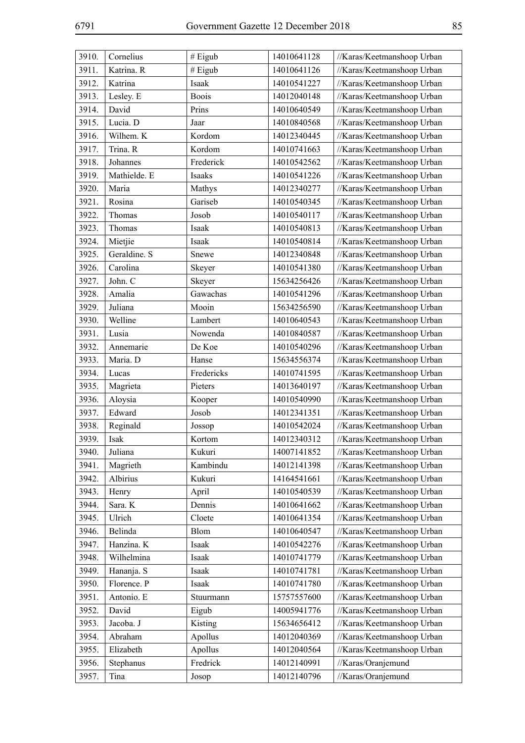| | | | | |
|---|---|---|---|---|
| 3910. | Cornelius | # Eigub | 14010641128 | //Karas/Keetmanshoop Urban |
| 3911. | Katrina. R | # Eigub | 14010641126 | //Karas/Keetmanshoop Urban |
| 3912. | Katrina | Isaak | 14010541227 | //Karas/Keetmanshoop Urban |
| 3913. | Lesley. E | Boois | 14012040148 | //Karas/Keetmanshoop Urban |
| 3914. | David | Prins | 14010640549 | //Karas/Keetmanshoop Urban |
| 3915. | Lucia. D | Jaar | 14010840568 | //Karas/Keetmanshoop Urban |
| 3916. | Wilhem. K | Kordom | 14012340445 | //Karas/Keetmanshoop Urban |
| 3917. | Trina. R | Kordom | 14010741663 | //Karas/Keetmanshoop Urban |
| 3918. | Johannes | Frederick | 14010542562 | //Karas/Keetmanshoop Urban |
| 3919. | Mathielde. E | Isaaks | 14010541226 | //Karas/Keetmanshoop Urban |
| 3920. | Maria | Mathys | 14012340277 | //Karas/Keetmanshoop Urban |
| 3921. | Rosina | Gariseb | 14010540345 | //Karas/Keetmanshoop Urban |
| 3922. | Thomas | Josob | 14010540117 | //Karas/Keetmanshoop Urban |
| 3923. | Thomas | Isaak | 14010540813 | //Karas/Keetmanshoop Urban |
| 3924. | Mietjie | Isaak | 14010540814 | //Karas/Keetmanshoop Urban |
| 3925. | Geraldine. S | Snewe | 14012340848 | //Karas/Keetmanshoop Urban |
| 3926. | Carolina | Skeyer | 14010541380 | //Karas/Keetmanshoop Urban |
| 3927. | John. C | Skeyer | 15634256426 | //Karas/Keetmanshoop Urban |
| 3928. | Amalia | Gawachas | 14010541296 | //Karas/Keetmanshoop Urban |
| 3929. | Juliana | Mooin | 15634256590 | //Karas/Keetmanshoop Urban |
| 3930. | Welline | Lambert | 14010640543 | //Karas/Keetmanshoop Urban |
| 3931. | Lusia | Nowenda | 14010840587 | //Karas/Keetmanshoop Urban |
| 3932. | Annemarie | De Koe | 14010540296 | //Karas/Keetmanshoop Urban |
| 3933. | Maria. D | Hanse | 15634556374 | //Karas/Keetmanshoop Urban |
| 3934. | Lucas | Fredericks | 14010741595 | //Karas/Keetmanshoop Urban |
| 3935. | Magrieta | Pieters | 14013640197 | //Karas/Keetmanshoop Urban |
| 3936. | Aloysia | Kooper | 14010540990 | //Karas/Keetmanshoop Urban |
| 3937. | Edward | Josob | 14012341351 | //Karas/Keetmanshoop Urban |
| 3938. | Reginald | Jossop | 14010542024 | //Karas/Keetmanshoop Urban |
| 3939. | Isak | Kortom | 14012340312 | //Karas/Keetmanshoop Urban |
| 3940. | Juliana | Kukuri | 14007141852 | //Karas/Keetmanshoop Urban |
| 3941. | Magrieth | Kambindu | 14012141398 | //Karas/Keetmanshoop Urban |
| 3942. | Albirius | Kukuri | 14164541661 | //Karas/Keetmanshoop Urban |
| 3943. | Henry | April | 14010540539 | //Karas/Keetmanshoop Urban |
| 3944. | Sara. K | Dennis | 14010641662 | //Karas/Keetmanshoop Urban |
| 3945. | Ulrich | Cloete | 14010641354 | //Karas/Keetmanshoop Urban |
| 3946. | Belinda | Blom | 14010640547 | //Karas/Keetmanshoop Urban |
| 3947. | Hanzina. K | Isaak | 14010542276 | //Karas/Keetmanshoop Urban |
| 3948. | Wilhelmina | Isaak | 14010741779 | //Karas/Keetmanshoop Urban |
| 3949. | Hananja. S | Isaak | 14010741781 | //Karas/Keetmanshoop Urban |
| 3950. | Florence. P | Isaak | 14010741780 | //Karas/Keetmanshoop Urban |
| 3951. | Antonio. E | Stuurmann | 15757557600 | //Karas/Keetmanshoop Urban |
| 3952. | David | Eigub | 14005941776 | //Karas/Keetmanshoop Urban |
| 3953. | Jacoba. J | Kisting | 15634656412 | //Karas/Keetmanshoop Urban |
| 3954. | Abraham | Apollus | 14012040369 | //Karas/Keetmanshoop Urban |
| 3955. | Elizabeth | Apollus | 14012040564 | //Karas/Keetmanshoop Urban |
| 3956. | Stephanus | Fredrick | 14012140991 | //Karas/Oranjemund |
| 3957. | Tina | Josop | 14012140796 | //Karas/Oranjemund |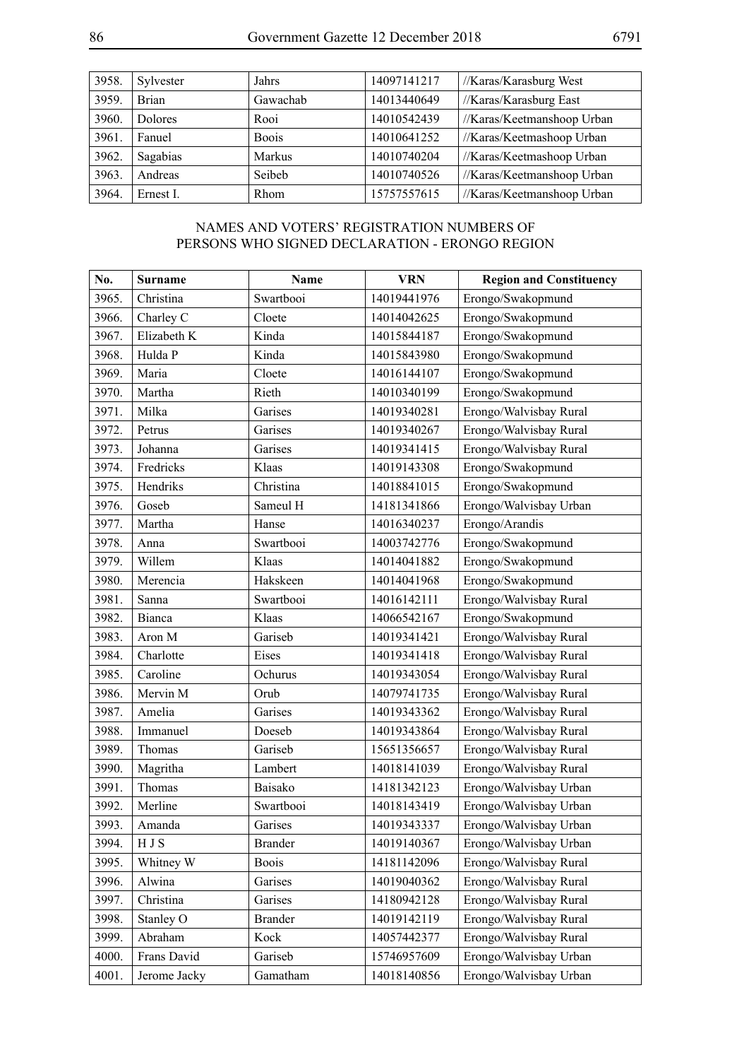| | | | | |
|---|---|---|---|---|
| 3958. | Sylvester | Jahrs | 14097141217 | //Karas/Karasburg West |
| 3959. | Brian | Gawachab | 14013440649 | //Karas/Karasburg East |
| 3960. | Dolores | Rooi | 14010542439 | //Karas/Keetmanshoop Urban |
| 3961. | Fanuel | Boois | 14010641252 | //Karas/Keetmashoop Urban |
| 3962. | Sagabias | Markus | 14010740204 | //Karas/Keetmashoop Urban |
| 3963. | Andreas | Seibeb | 14010740526 | //Karas/Keetmanshoop Urban |
| 3964. | Ernest I. | Rhom | 15757557615 | //Karas/Keetmanshoop Urban |

NAMES AND VOTERS' REGISTRATION NUMBERS OF PERSONS WHO SIGNED DECLARATION - ERONGO REGION

| No. | Surname | Name | VRN | Region and Constituency |
|---|---|---|---|---|
| 3965. | Christina | Swartbooi | 14019441976 | Erongo/Swakopmund |
| 3966. | Charley C | Cloete | 14014042625 | Erongo/Swakopmund |
| 3967. | Elizabeth K | Kinda | 14015844187 | Erongo/Swakopmund |
| 3968. | Hulda P | Kinda | 14015843980 | Erongo/Swakopmund |
| 3969. | Maria | Cloete | 14016144107 | Erongo/Swakopmund |
| 3970. | Martha | Rieth | 14010340199 | Erongo/Swakopmund |
| 3971. | Milka | Garises | 14019340281 | Erongo/Walvisbay Rural |
| 3972. | Petrus | Garises | 14019340267 | Erongo/Walvisbay Rural |
| 3973. | Johanna | Garises | 14019341415 | Erongo/Walvisbay Rural |
| 3974. | Fredricks | Klaas | 14019143308 | Erongo/Swakopmund |
| 3975. | Hendriks | Christina | 14018841015 | Erongo/Swakopmund |
| 3976. | Goseb | Sameul H | 14181341866 | Erongo/Walvisbay Urban |
| 3977. | Martha | Hanse | 14016340237 | Erongo/Arandis |
| 3978. | Anna | Swartbooi | 14003742776 | Erongo/Swakopmund |
| 3979. | Willem | Klaas | 14014041882 | Erongo/Swakopmund |
| 3980. | Merencia | Hakskeen | 14014041968 | Erongo/Swakopmund |
| 3981. | Sanna | Swartbooi | 14016142111 | Erongo/Walvisbay Rural |
| 3982. | Bianca | Klaas | 14066542167 | Erongo/Swakopmund |
| 3983. | Aron M | Gariseb | 14019341421 | Erongo/Walvisbay Rural |
| 3984. | Charlotte | Eises | 14019341418 | Erongo/Walvisbay Rural |
| 3985. | Caroline | Ochurus | 14019343054 | Erongo/Walvisbay Rural |
| 3986. | Mervin M | Orub | 14079741735 | Erongo/Walvisbay Rural |
| 3987. | Amelia | Garises | 14019343362 | Erongo/Walvisbay Rural |
| 3988. | Immanuel | Doeseb | 14019343864 | Erongo/Walvisbay Rural |
| 3989. | Thomas | Gariseb | 15651356657 | Erongo/Walvisbay Rural |
| 3990. | Magritha | Lambert | 14018141039 | Erongo/Walvisbay Rural |
| 3991. | Thomas | Baisako | 14181342123 | Erongo/Walvisbay Urban |
| 3992. | Merline | Swartbooi | 14018143419 | Erongo/Walvisbay Urban |
| 3993. | Amanda | Garises | 14019343337 | Erongo/Walvisbay Urban |
| 3994. | H J S | Brander | 14019140367 | Erongo/Walvisbay Urban |
| 3995. | Whitney W | Boois | 14181142096 | Erongo/Walvisbay Rural |
| 3996. | Alwina | Garises | 14019040362 | Erongo/Walvisbay Rural |
| 3997. | Christina | Garises | 14180942128 | Erongo/Walvisbay Rural |
| 3998. | Stanley O | Brander | 14019142119 | Erongo/Walvisbay Rural |
| 3999. | Abraham | Kock | 14057442377 | Erongo/Walvisbay Rural |
| 4000. | Frans David | Gariseb | 15746957609 | Erongo/Walvisbay Urban |
| 4001. | Jerome Jacky | Gamatham | 14018140856 | Erongo/Walvisbay Urban |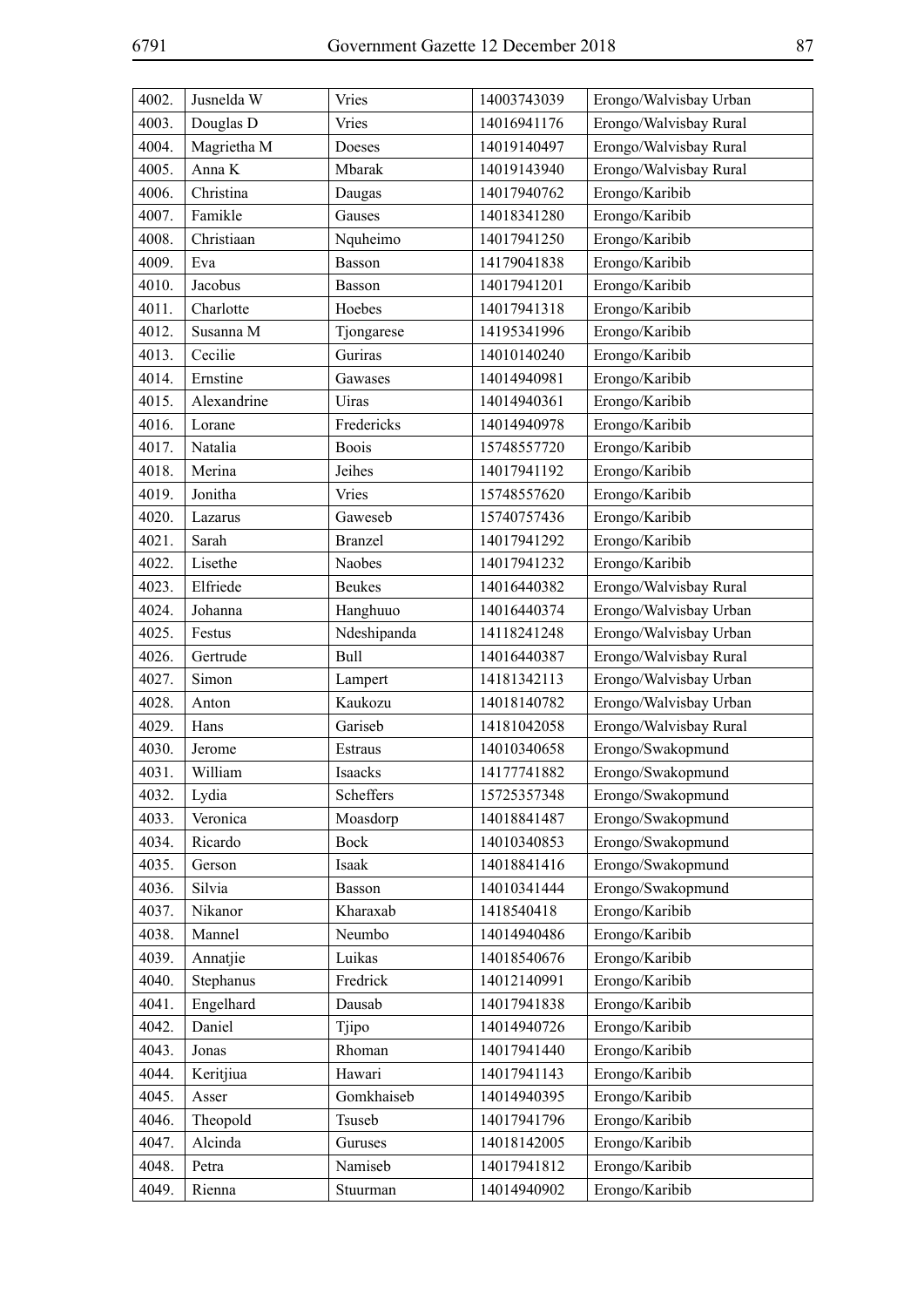| 4002. | Jusnelda W | Vries | 14003743039 | Erongo/Walvisbay Urban |
|---|---|---|---|---|
| 4003. | Douglas D | Vries | 14016941176 | Erongo/Walvisbay Rural |
| 4004. | Magrietha M | Doeses | 14019140497 | Erongo/Walvisbay Rural |
| 4005. | Anna K | Mbarak | 14019143940 | Erongo/Walvisbay Rural |
| 4006. | Christina | Daugas | 14017940762 | Erongo/Karibib |
| 4007. | Famikle | Gauses | 14018341280 | Erongo/Karibib |
| 4008. | Christiaan | Nquheimo | 14017941250 | Erongo/Karibib |
| 4009. | Eva | Basson | 14179041838 | Erongo/Karibib |
| 4010. | Jacobus | Basson | 14017941201 | Erongo/Karibib |
| 4011. | Charlotte | Hoebes | 14017941318 | Erongo/Karibib |
| 4012. | Susanna M | Tjongarese | 14195341996 | Erongo/Karibib |
| 4013. | Cecilie | Guriras | 14010140240 | Erongo/Karibib |
| 4014. | Ernstine | Gawases | 14014940981 | Erongo/Karibib |
| 4015. | Alexandrine | Uiras | 14014940361 | Erongo/Karibib |
| 4016. | Lorane | Fredericks | 14014940978 | Erongo/Karibib |
| 4017. | Natalia | Boois | 15748557720 | Erongo/Karibib |
| 4018. | Merina | Jeihes | 14017941192 | Erongo/Karibib |
| 4019. | Jonitha | Vries | 15748557620 | Erongo/Karibib |
| 4020. | Lazarus | Gaweseb | 15740757436 | Erongo/Karibib |
| 4021. | Sarah | Branzel | 14017941292 | Erongo/Karibib |
| 4022. | Lisethe | Naobes | 14017941232 | Erongo/Karibib |
| 4023. | Elfriede | Beukes | 14016440382 | Erongo/Walvisbay Rural |
| 4024. | Johanna | Hanghuuo | 14016440374 | Erongo/Walvisbay Urban |
| 4025. | Festus | Ndeshipanda | 14118241248 | Erongo/Walvisbay Urban |
| 4026. | Gertrude | Bull | 14016440387 | Erongo/Walvisbay Rural |
| 4027. | Simon | Lampert | 14181342113 | Erongo/Walvisbay Urban |
| 4028. | Anton | Kaukozu | 14018140782 | Erongo/Walvisbay Urban |
| 4029. | Hans | Gariseb | 14181042058 | Erongo/Walvisbay Rural |
| 4030. | Jerome | Estraus | 14010340658 | Erongo/Swakopmund |
| 4031. | William | Isaacks | 14177741882 | Erongo/Swakopmund |
| 4032. | Lydia | Scheffers | 15725357348 | Erongo/Swakopmund |
| 4033. | Veronica | Moasdorp | 14018841487 | Erongo/Swakopmund |
| 4034. | Ricardo | Bock | 14010340853 | Erongo/Swakopmund |
| 4035. | Gerson | Isaak | 14018841416 | Erongo/Swakopmund |
| 4036. | Silvia | Basson | 14010341444 | Erongo/Swakopmund |
| 4037. | Nikanor | Kharaxab | 1418540418 | Erongo/Karibib |
| 4038. | Mannel | Neumbo | 14014940486 | Erongo/Karibib |
| 4039. | Annatjie | Luikas | 14018540676 | Erongo/Karibib |
| 4040. | Stephanus | Fredrick | 14012140991 | Erongo/Karibib |
| 4041. | Engelhard | Dausab | 14017941838 | Erongo/Karibib |
| 4042. | Daniel | Tjipo | 14014940726 | Erongo/Karibib |
| 4043. | Jonas | Rhoman | 14017941440 | Erongo/Karibib |
| 4044. | Keritjiua | Hawari | 14017941143 | Erongo/Karibib |
| 4045. | Asser | Gomkhaiseb | 14014940395 | Erongo/Karibib |
| 4046. | Theopold | Tsuseb | 14017941796 | Erongo/Karibib |
| 4047. | Alcinda | Guruses | 14018142005 | Erongo/Karibib |
| 4048. | Petra | Namiseb | 14017941812 | Erongo/Karibib |
| 4049. | Rienna | Stuurman | 14014940902 | Erongo/Karibib |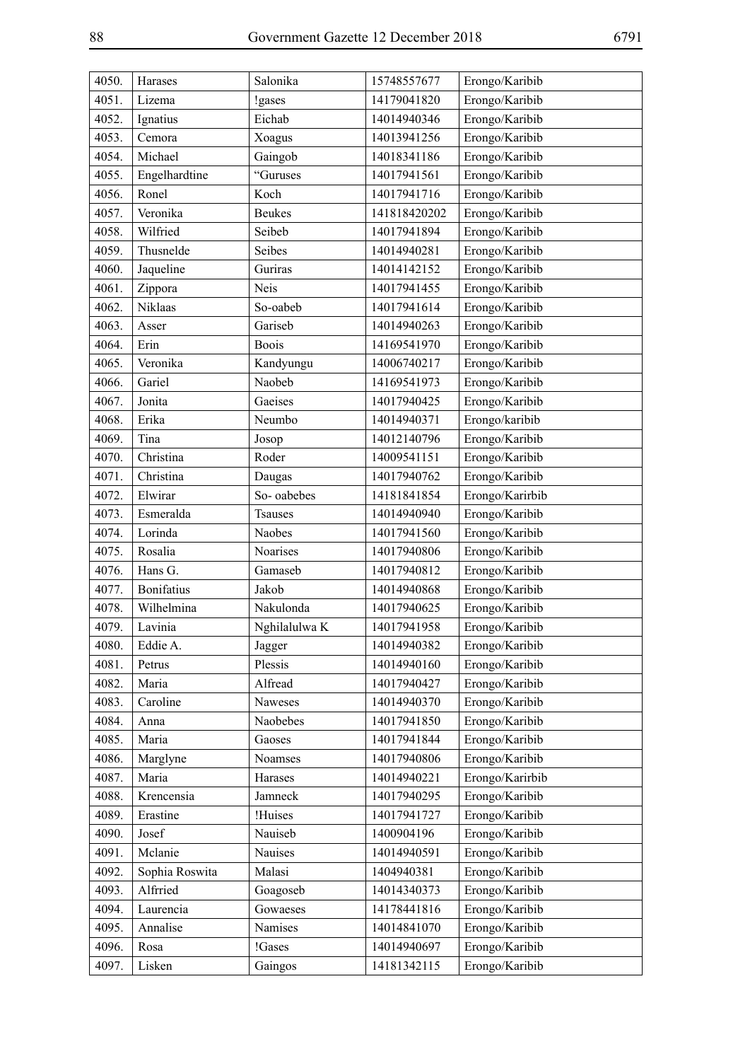| 4050. | Harases | Salonika | 15748557677 | Erongo/Karibib |
|---|---|---|---|---|
| 4051. | Lizema | !gases | 14179041820 | Erongo/Karibib |
| 4052. | Ignatius | Eichab | 14014940346 | Erongo/Karibib |
| 4053. | Cemora | Xoagus | 14013941256 | Erongo/Karibib |
| 4054. | Michael | Gaingob | 14018341186 | Erongo/Karibib |
| 4055. | Engelhardtine | "Guruses | 14017941561 | Erongo/Karibib |
| 4056. | Ronel | Koch | 14017941716 | Erongo/Karibib |
| 4057. | Veronika | Beukes | 141818420202 | Erongo/Karibib |
| 4058. | Wilfried | Seibeb | 14017941894 | Erongo/Karibib |
| 4059. | Thusnelde | Seibes | 14014940281 | Erongo/Karibib |
| 4060. | Jaqueline | Guriras | 14014142152 | Erongo/Karibib |
| 4061. | Zippora | Neis | 14017941455 | Erongo/Karibib |
| 4062. | Niklaas | So-oabeb | 14017941614 | Erongo/Karibib |
| 4063. | Asser | Gariseb | 14014940263 | Erongo/Karibib |
| 4064. | Erin | Boois | 14169541970 | Erongo/Karibib |
| 4065. | Veronika | Kandyungu | 14006740217 | Erongo/Karibib |
| 4066. | Gariel | Naobeb | 14169541973 | Erongo/Karibib |
| 4067. | Jonita | Gaeises | 14017940425 | Erongo/Karibib |
| 4068. | Erika | Neumbo | 14014940371 | Erongo/karibib |
| 4069. | Tina | Josop | 14012140796 | Erongo/Karibib |
| 4070. | Christina | Roder | 14009541151 | Erongo/Karibib |
| 4071. | Christina | Daugas | 14017940762 | Erongo/Karibib |
| 4072. | Elwirar | So- oabebes | 14181841854 | Erongo/Karirbib |
| 4073. | Esmeralda | Tsauses | 14014940940 | Erongo/Karibib |
| 4074. | Lorinda | Naobes | 14017941560 | Erongo/Karibib |
| 4075. | Rosalia | Noarises | 14017940806 | Erongo/Karibib |
| 4076. | Hans G. | Gamaseb | 14017940812 | Erongo/Karibib |
| 4077. | Bonifatius | Jakob | 14014940868 | Erongo/Karibib |
| 4078. | Wilhelmina | Nakulonda | 14017940625 | Erongo/Karibib |
| 4079. | Lavinia | Nghilalulwa K | 14017941958 | Erongo/Karibib |
| 4080. | Eddie A. | Jagger | 14014940382 | Erongo/Karibib |
| 4081. | Petrus | Plessis | 14014940160 | Erongo/Karibib |
| 4082. | Maria | Alfread | 14017940427 | Erongo/Karibib |
| 4083. | Caroline | Naweses | 14014940370 | Erongo/Karibib |
| 4084. | Anna | Naobebes | 14017941850 | Erongo/Karibib |
| 4085. | Maria | Gaoses | 14017941844 | Erongo/Karibib |
| 4086. | Marglyne | Noamses | 14017940806 | Erongo/Karibib |
| 4087. | Maria | Harases | 14014940221 | Erongo/Karirbib |
| 4088. | Krencensia | Jamneck | 14017940295 | Erongo/Karibib |
| 4089. | Erastine | !Huises | 14017941727 | Erongo/Karibib |
| 4090. | Josef | Nauiseb | 1400904196 | Erongo/Karibib |
| 4091. | Mclanie | Nauises | 14014940591 | Erongo/Karibib |
| 4092. | Sophia Roswita | Malasi | 1404940381 | Erongo/Karibib |
| 4093. | Alfrried | Goagoseb | 14014340373 | Erongo/Karibib |
| 4094. | Laurencia | Gowaeses | 14178441816 | Erongo/Karibib |
| 4095. | Annalise | Namises | 14014841070 | Erongo/Karibib |
| 4096. | Rosa | !Gases | 14014940697 | Erongo/Karibib |
| 4097. | Lisken | Gaingos | 14181342115 | Erongo/Karibib |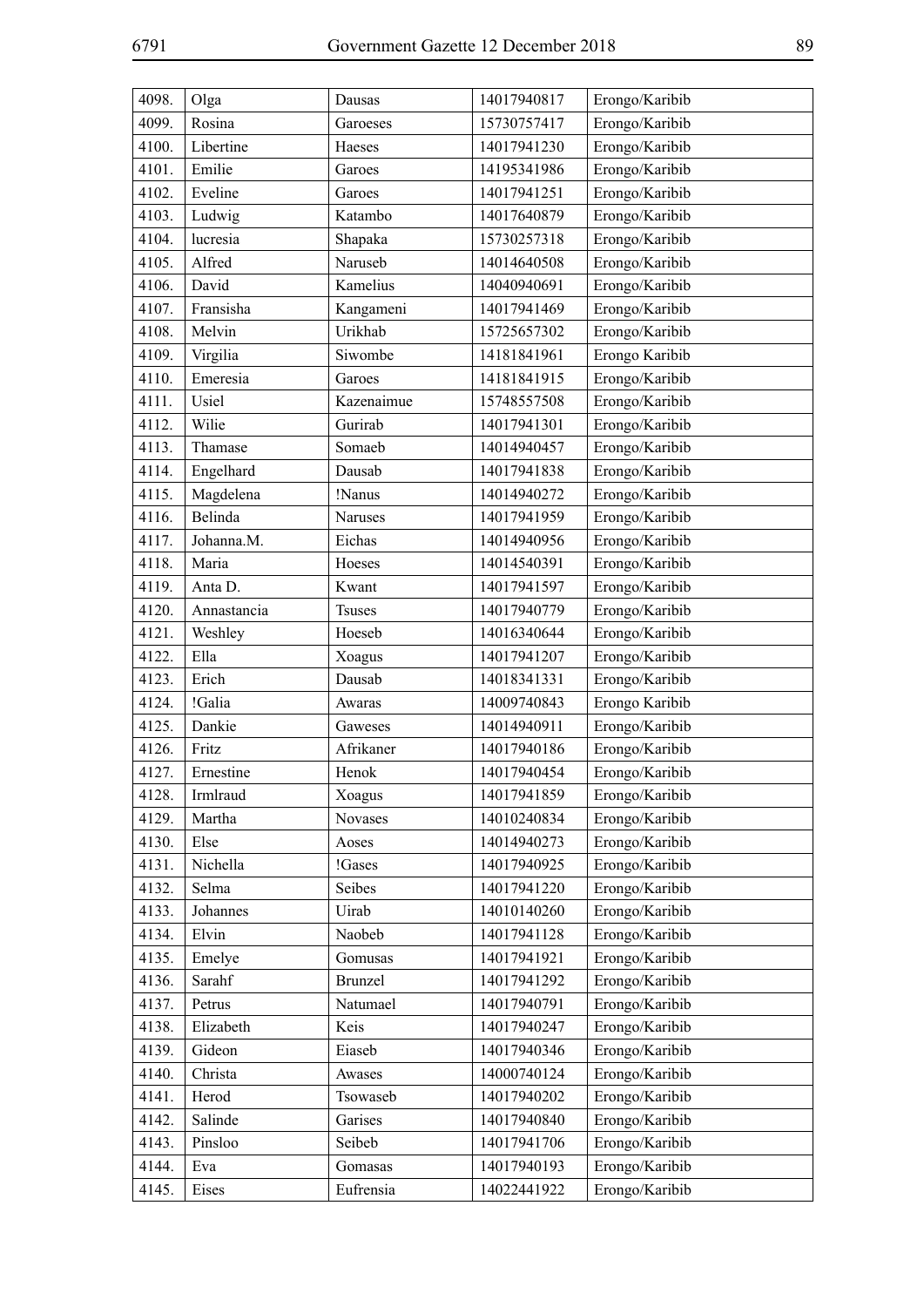| 4098. | Olga | Dausas | 14017940817 | Erongo/Karibib |
|---|---|---|---|---|
| 4099. | Rosina | Garoeses | 15730757417 | Erongo/Karibib |
| 4100. | Libertine | Haeses | 14017941230 | Erongo/Karibib |
| 4101. | Emilie | Garoes | 14195341986 | Erongo/Karibib |
| 4102. | Eveline | Garoes | 14017941251 | Erongo/Karibib |
| 4103. | Ludwig | Katambo | 14017640879 | Erongo/Karibib |
| 4104. | lucresia | Shapaka | 15730257318 | Erongo/Karibib |
| 4105. | Alfred | Naruseb | 14014640508 | Erongo/Karibib |
| 4106. | David | Kamelius | 14040940691 | Erongo/Karibib |
| 4107. | Fransisha | Kangameni | 14017941469 | Erongo/Karibib |
| 4108. | Melvin | Urikhab | 15725657302 | Erongo/Karibib |
| 4109. | Virgilia | Siwombe | 14181841961 | Erongo Karibib |
| 4110. | Emeresia | Garoes | 14181841915 | Erongo/Karibib |
| 4111. | Usiel | Kazenaimue | 15748557508 | Erongo/Karibib |
| 4112. | Wilie | Gurirab | 14017941301 | Erongo/Karibib |
| 4113. | Thamase | Somaeb | 14014940457 | Erongo/Karibib |
| 4114. | Engelhard | Dausab | 14017941838 | Erongo/Karibib |
| 4115. | Magdelena | !Nanus | 14014940272 | Erongo/Karibib |
| 4116. | Belinda | Naruses | 14017941959 | Erongo/Karibib |
| 4117. | Johanna.M. | Eichas | 14014940956 | Erongo/Karibib |
| 4118. | Maria | Hoeses | 14014540391 | Erongo/Karibib |
| 4119. | Anta D. | Kwant | 14017941597 | Erongo/Karibib |
| 4120. | Annastancia | Tsuses | 14017940779 | Erongo/Karibib |
| 4121. | Weshley | Hoeseb | 14016340644 | Erongo/Karibib |
| 4122. | Ella | Xoagus | 14017941207 | Erongo/Karibib |
| 4123. | Erich | Dausab | 14018341331 | Erongo/Karibib |
| 4124. | !Galia | Awaras | 14009740843 | Erongo Karibib |
| 4125. | Dankie | Gaweses | 14014940911 | Erongo/Karibib |
| 4126. | Fritz | Afrikaner | 14017940186 | Erongo/Karibib |
| 4127. | Ernestine | Henok | 14017940454 | Erongo/Karibib |
| 4128. | Irmlraud | Xoagus | 14017941859 | Erongo/Karibib |
| 4129. | Martha | Novases | 14010240834 | Erongo/Karibib |
| 4130. | Else | Aoses | 14014940273 | Erongo/Karibib |
| 4131. | Nichella | !Gases | 14017940925 | Erongo/Karibib |
| 4132. | Selma | Seibes | 14017941220 | Erongo/Karibib |
| 4133. | Johannes | Uirab | 14010140260 | Erongo/Karibib |
| 4134. | Elvin | Naobeb | 14017941128 | Erongo/Karibib |
| 4135. | Emelye | Gomusas | 14017941921 | Erongo/Karibib |
| 4136. | Sarahf | Brunzel | 14017941292 | Erongo/Karibib |
| 4137. | Petrus | Natumael | 14017940791 | Erongo/Karibib |
| 4138. | Elizabeth | Keis | 14017940247 | Erongo/Karibib |
| 4139. | Gideon | Eiaseb | 14017940346 | Erongo/Karibib |
| 4140. | Christa | Awases | 14000740124 | Erongo/Karibib |
| 4141. | Herod | Tsowaseb | 14017940202 | Erongo/Karibib |
| 4142. | Salinde | Garises | 14017940840 | Erongo/Karibib |
| 4143. | Pinsloo | Seibeb | 14017941706 | Erongo/Karibib |
| 4144. | Eva | Gomasas | 14017940193 | Erongo/Karibib |
| 4145. | Eises | Eufrensia | 14022441922 | Erongo/Karibib |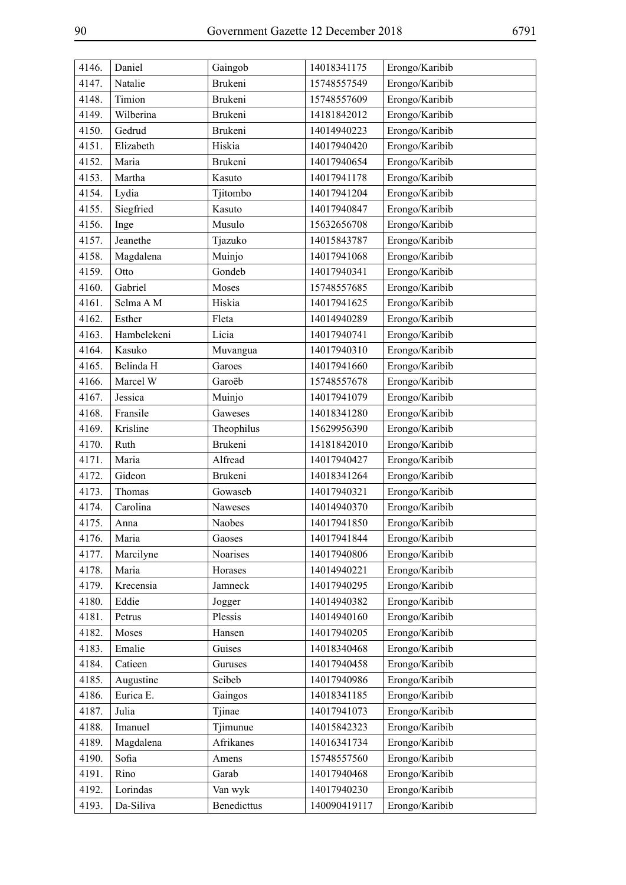| 4146. | Daniel | Gaingob | 14018341175 | Erongo/Karibib |
|---|---|---|---|---|
| 4147. | Natalie | Brukeni | 15748557549 | Erongo/Karibib |
| 4148. | Timion | Brukeni | 15748557609 | Erongo/Karibib |
| 4149. | Wilberina | Brukeni | 14181842012 | Erongo/Karibib |
| 4150. | Gedrud | Brukeni | 14014940223 | Erongo/Karibib |
| 4151. | Elizabeth | Hiskia | 14017940420 | Erongo/Karibib |
| 4152. | Maria | Brukeni | 14017940654 | Erongo/Karibib |
| 4153. | Martha | Kasuto | 14017941178 | Erongo/Karibib |
| 4154. | Lydia | Tjitombo | 14017941204 | Erongo/Karibib |
| 4155. | Siegfried | Kasuto | 14017940847 | Erongo/Karibib |
| 4156. | Inge | Musulo | 15632656708 | Erongo/Karibib |
| 4157. | Jeanethe | Tjazuko | 14015843787 | Erongo/Karibib |
| 4158. | Magdalena | Muinjo | 14017941068 | Erongo/Karibib |
| 4159. | Otto | Gondeb | 14017940341 | Erongo/Karibib |
| 4160. | Gabriel | Moses | 15748557685 | Erongo/Karibib |
| 4161. | Selma A M | Hiskia | 14017941625 | Erongo/Karibib |
| 4162. | Esther | Fleta | 14014940289 | Erongo/Karibib |
| 4163. | Hambelekeni | Licia | 14017940741 | Erongo/Karibib |
| 4164. | Kasuko | Muvangua | 14017940310 | Erongo/Karibib |
| 4165. | Belinda H | Garoes | 14017941660 | Erongo/Karibib |
| 4166. | Marcel W | Garoëb | 15748557678 | Erongo/Karibib |
| 4167. | Jessica | Muinjo | 14017941079 | Erongo/Karibib |
| 4168. | Fransile | Gaweses | 14018341280 | Erongo/Karibib |
| 4169. | Krisline | Theophilus | 15629956390 | Erongo/Karibib |
| 4170. | Ruth | Brukeni | 14181842010 | Erongo/Karibib |
| 4171. | Maria | Alfread | 14017940427 | Erongo/Karibib |
| 4172. | Gideon | Brukeni | 14018341264 | Erongo/Karibib |
| 4173. | Thomas | Gowaseb | 14017940321 | Erongo/Karibib |
| 4174. | Carolina | Naweses | 14014940370 | Erongo/Karibib |
| 4175. | Anna | Naobes | 14017941850 | Erongo/Karibib |
| 4176. | Maria | Gaoses | 14017941844 | Erongo/Karibib |
| 4177. | Marcilyne | Noarises | 14017940806 | Erongo/Karibib |
| 4178. | Maria | Horases | 14014940221 | Erongo/Karibib |
| 4179. | Krecensia | Jamneck | 14017940295 | Erongo/Karibib |
| 4180. | Eddie | Jogger | 14014940382 | Erongo/Karibib |
| 4181. | Petrus | Plessis | 14014940160 | Erongo/Karibib |
| 4182. | Moses | Hansen | 14017940205 | Erongo/Karibib |
| 4183. | Emalie | Guises | 14018340468 | Erongo/Karibib |
| 4184. | Catieen | Guruses | 14017940458 | Erongo/Karibib |
| 4185. | Augustine | Seibeb | 14017940986 | Erongo/Karibib |
| 4186. | Eurica E. | Gaingos | 14018341185 | Erongo/Karibib |
| 4187. | Julia | Tjinae | 14017941073 | Erongo/Karibib |
| 4188. | Imanuel | Tjimunue | 14015842323 | Erongo/Karibib |
| 4189. | Magdalena | Afrikanes | 14016341734 | Erongo/Karibib |
| 4190. | Sofia | Amens | 15748557560 | Erongo/Karibib |
| 4191. | Rino | Garab | 14017940468 | Erongo/Karibib |
| 4192. | Lorindas | Van wyk | 14017940230 | Erongo/Karibib |
| 4193. | Da-Siliva | Benedicttus | 140090419117 | Erongo/Karibib |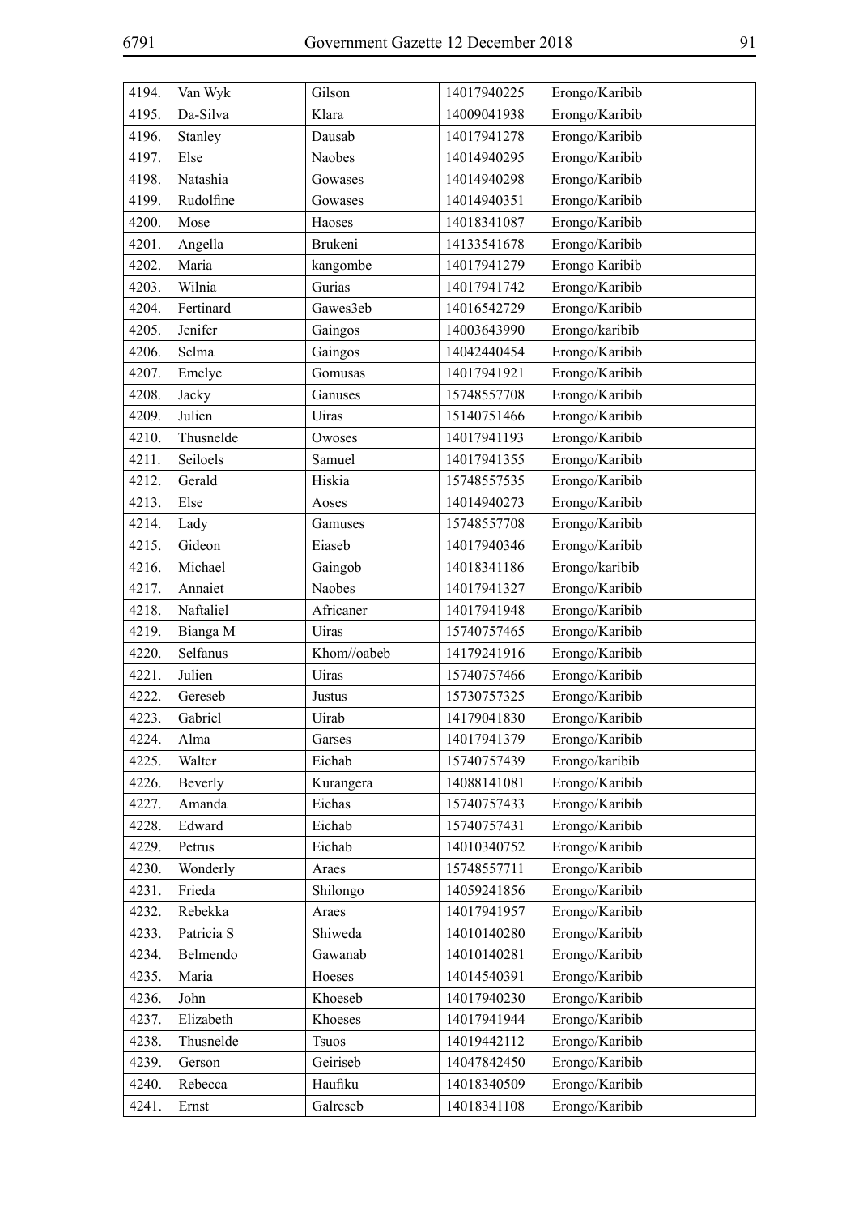| 4194. | Van Wyk | Gilson | 14017940225 | Erongo/Karibib |
|---|---|---|---|---|
| 4195. | Da-Silva | Klara | 14009041938 | Erongo/Karibib |
| 4196. | Stanley | Dausab | 14017941278 | Erongo/Karibib |
| 4197. | Else | Naobes | 14014940295 | Erongo/Karibib |
| 4198. | Natashia | Gowases | 14014940298 | Erongo/Karibib |
| 4199. | Rudolfine | Gowases | 14014940351 | Erongo/Karibib |
| 4200. | Mose | Haoses | 14018341087 | Erongo/Karibib |
| 4201. | Angella | Brukeni | 14133541678 | Erongo/Karibib |
| 4202. | Maria | kangombe | 14017941279 | Erongo Karibib |
| 4203. | Wilnia | Gurias | 14017941742 | Erongo/Karibib |
| 4204. | Fertinard | Gawes3eb | 14016542729 | Erongo/Karibib |
| 4205. | Jenifer | Gaingos | 14003643990 | Erongo/karibib |
| 4206. | Selma | Gaingos | 14042440454 | Erongo/Karibib |
| 4207. | Emelye | Gomusas | 14017941921 | Erongo/Karibib |
| 4208. | Jacky | Ganuses | 15748557708 | Erongo/Karibib |
| 4209. | Julien | Uiras | 15140751466 | Erongo/Karibib |
| 4210. | Thusnelde | Owoses | 14017941193 | Erongo/Karibib |
| 4211. | Seiloels | Samuel | 14017941355 | Erongo/Karibib |
| 4212. | Gerald | Hiskia | 15748557535 | Erongo/Karibib |
| 4213. | Else | Aoses | 14014940273 | Erongo/Karibib |
| 4214. | Lady | Gamuses | 15748557708 | Erongo/Karibib |
| 4215. | Gideon | Eiaseb | 14017940346 | Erongo/Karibib |
| 4216. | Michael | Gaingob | 14018341186 | Erongo/karibib |
| 4217. | Annaiet | Naobes | 14017941327 | Erongo/Karibib |
| 4218. | Naftaliel | Africaner | 14017941948 | Erongo/Karibib |
| 4219. | Bianga M | Uiras | 15740757465 | Erongo/Karibib |
| 4220. | Selfanus | Khom//oabeb | 14179241916 | Erongo/Karibib |
| 4221. | Julien | Uiras | 15740757466 | Erongo/Karibib |
| 4222. | Gereseb | Justus | 15730757325 | Erongo/Karibib |
| 4223. | Gabriel | Uirab | 14179041830 | Erongo/Karibib |
| 4224. | Alma | Garses | 14017941379 | Erongo/Karibib |
| 4225. | Walter | Eichab | 15740757439 | Erongo/karibib |
| 4226. | Beverly | Kurangera | 14088141081 | Erongo/Karibib |
| 4227. | Amanda | Eiehas | 15740757433 | Erongo/Karibib |
| 4228. | Edward | Eichab | 15740757431 | Erongo/Karibib |
| 4229. | Petrus | Eichab | 14010340752 | Erongo/Karibib |
| 4230. | Wonderly | Araes | 15748557711 | Erongo/Karibib |
| 4231. | Frieda | Shilongo | 14059241856 | Erongo/Karibib |
| 4232. | Rebekka | Araes | 14017941957 | Erongo/Karibib |
| 4233. | Patricia S | Shiweda | 14010140280 | Erongo/Karibib |
| 4234. | Belmendo | Gawanab | 14010140281 | Erongo/Karibib |
| 4235. | Maria | Hoeses | 14014540391 | Erongo/Karibib |
| 4236. | John | Khoeseb | 14017940230 | Erongo/Karibib |
| 4237. | Elizabeth | Khoeses | 14017941944 | Erongo/Karibib |
| 4238. | Thusnelde | Tsuos | 14019442112 | Erongo/Karibib |
| 4239. | Gerson | Geiriseb | 14047842450 | Erongo/Karibib |
| 4240. | Rebecca | Haufiku | 14018340509 | Erongo/Karibib |
| 4241. | Ernst | Galreseb | 14018341108 | Erongo/Karibib |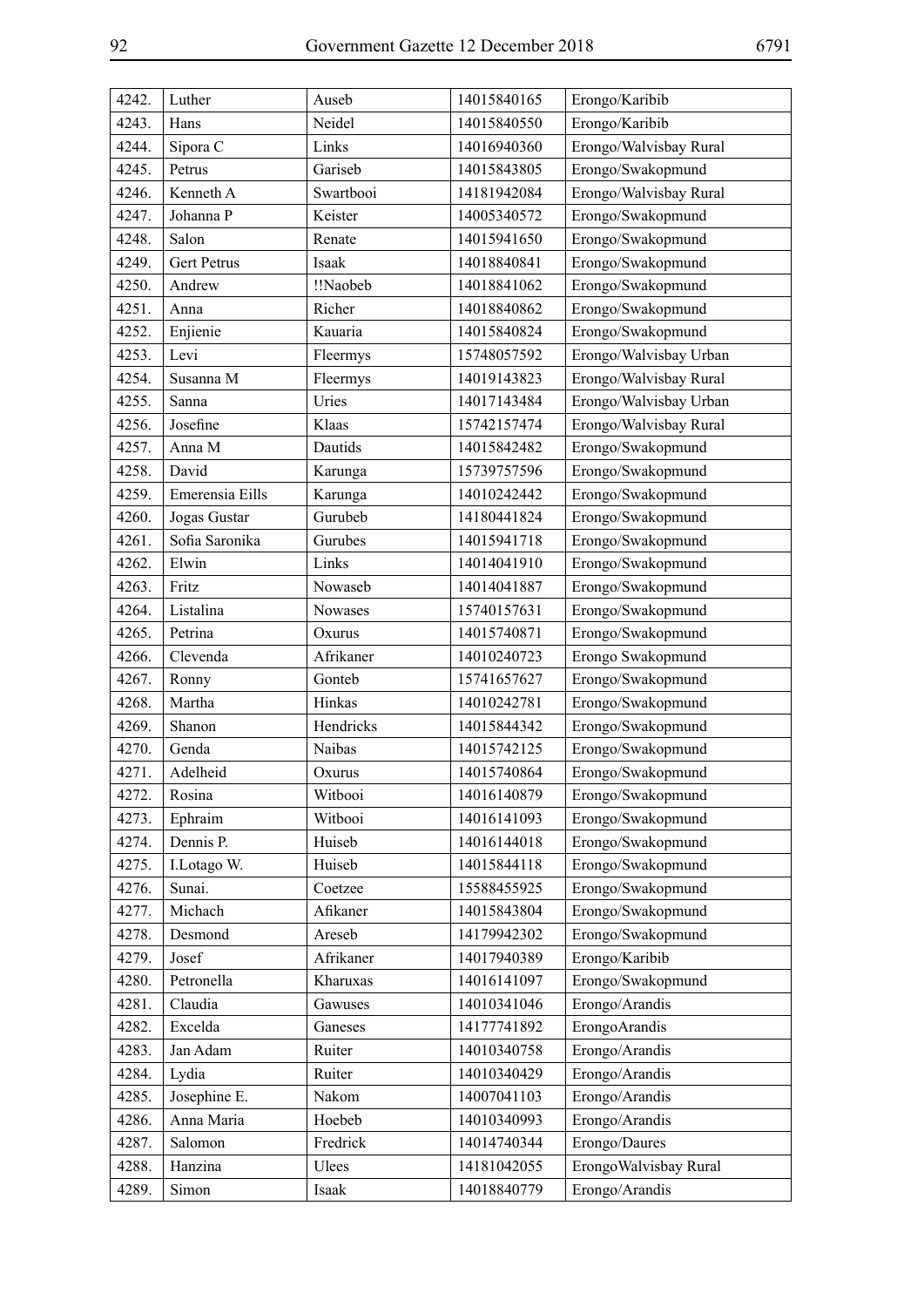| 4242. | Luther | Auseb | 14015840165 | Erongo/Karibib |
|---|---|---|---|---|
| 4243. | Hans | Neidel | 14015840550 | Erongo/Karibib |
| 4244. | Sipora C | Links | 14016940360 | Erongo/Walvisbay Rural |
| 4245. | Petrus | Gariseb | 14015843805 | Erongo/Swakopmund |
| 4246. | Kenneth A | Swartbooi | 14181942084 | Erongo/Walvisbay Rural |
| 4247. | Johanna P | Keister | 14005340572 | Erongo/Swakopmund |
| 4248. | Salon | Renate | 14015941650 | Erongo/Swakopmund |
| 4249. | Gert Petrus | Isaak | 14018840841 | Erongo/Swakopmund |
| 4250. | Andrew | !!Naobeb | 14018841062 | Erongo/Swakopmund |
| 4251. | Anna | Richer | 14018840862 | Erongo/Swakopmund |
| 4252. | Enjienie | Kauaria | 14015840824 | Erongo/Swakopmund |
| 4253. | Levi | Fleermys | 15748057592 | Erongo/Walvisbay Urban |
| 4254. | Susanna M | Fleermys | 14019143823 | Erongo/Walvisbay Rural |
| 4255. | Sanna | Uries | 14017143484 | Erongo/Walvisbay Urban |
| 4256. | Josefine | Klaas | 15742157474 | Erongo/Walvisbay Rural |
| 4257. | Anna M | Dautids | 14015842482 | Erongo/Swakopmund |
| 4258. | David | Karunga | 15739757596 | Erongo/Swakopmund |
| 4259. | Emerensia Eills | Karunga | 14010242442 | Erongo/Swakopmund |
| 4260. | Jogas Gustar | Gurubeb | 14180441824 | Erongo/Swakopmund |
| 4261. | Sofia Saronika | Gurubes | 14015941718 | Erongo/Swakopmund |
| 4262. | Elwin | Links | 14014041910 | Erongo/Swakopmund |
| 4263. | Fritz | Nowaseb | 14014041887 | Erongo/Swakopmund |
| 4264. | Listalina | Nowases | 15740157631 | Erongo/Swakopmund |
| 4265. | Petrina | Oxurus | 14015740871 | Erongo/Swakopmund |
| 4266. | Clevenda | Afrikaner | 14010240723 | Erongo Swakopmund |
| 4267. | Ronny | Gonteb | 15741657627 | Erongo/Swakopmund |
| 4268. | Martha | Hinkas | 14010242781 | Erongo/Swakopmund |
| 4269. | Shanon | Hendricks | 14015844342 | Erongo/Swakopmund |
| 4270. | Genda | Naibas | 14015742125 | Erongo/Swakopmund |
| 4271. | Adelheid | Oxurus | 14015740864 | Erongo/Swakopmund |
| 4272. | Rosina | Witbooi | 14016140879 | Erongo/Swakopmund |
| 4273. | Ephraim | Witbooi | 14016141093 | Erongo/Swakopmund |
| 4274. | Dennis P. | Huiseb | 14016144018 | Erongo/Swakopmund |
| 4275. | I.Lotago W. | Huiseb | 14015844118 | Erongo/Swakopmund |
| 4276. | Sunai. | Coetzee | 15588455925 | Erongo/Swakopmund |
| 4277. | Michach | Afikaner | 14015843804 | Erongo/Swakopmund |
| 4278. | Desmond | Areseb | 14179942302 | Erongo/Swakopmund |
| 4279. | Josef | Afrikaner | 14017940389 | Erongo/Karibib |
| 4280. | Petronella | Kharuxas | 14016141097 | Erongo/Swakopmund |
| 4281. | Claudia | Gawuses | 14010341046 | Erongo/Arandis |
| 4282. | Excelda | Ganeses | 14177741892 | ErongoArandis |
| 4283. | Jan Adam | Ruiter | 14010340758 | Erongo/Arandis |
| 4284. | Lydia | Ruiter | 14010340429 | Erongo/Arandis |
| 4285. | Josephine E. | Nakom | 14007041103 | Erongo/Arandis |
| 4286. | Anna Maria | Hoebeb | 14010340993 | Erongo/Arandis |
| 4287. | Salomon | Fredrick | 14014740344 | Erongo/Daures |
| 4288. | Hanzina | Ulees | 14181042055 | ErongoWalvisbay Rural |
| 4289. | Simon | Isaak | 14018840779 | Erongo/Arandis |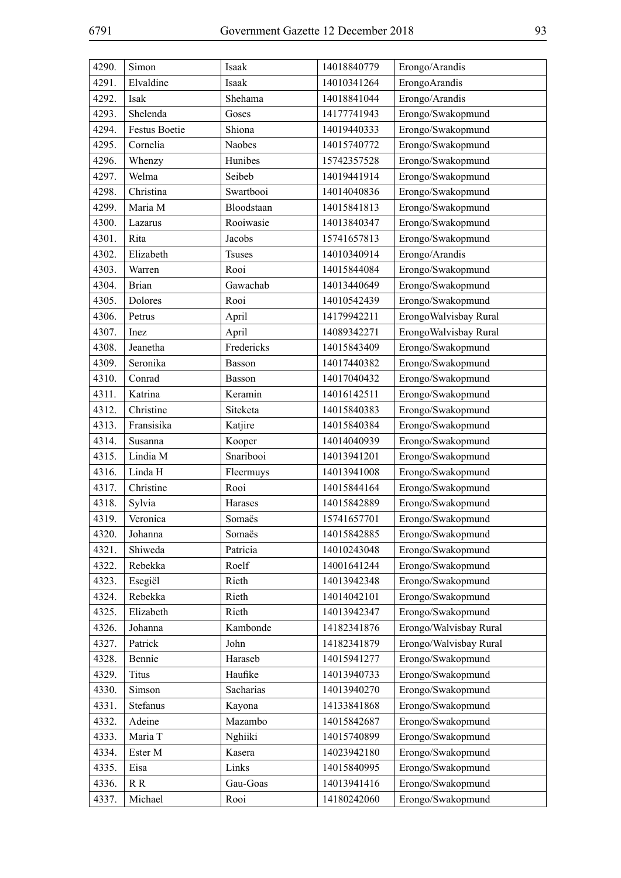| 4290. | Simon | Isaak | 14018840779 | Erongo/Arandis |
|---|---|---|---|---|
| 4291. | Elvaldine | Isaak | 14010341264 | ErongoArandis |
| 4292. | Isak | Shehama | 14018841044 | Erongo/Arandis |
| 4293. | Shelenda | Goses | 14177741943 | Erongo/Swakopmund |
| 4294. | Festus Boetie | Shiona | 14019440333 | Erongo/Swakopmund |
| 4295. | Cornelia | Naobes | 14015740772 | Erongo/Swakopmund |
| 4296. | Whenzy | Hunibes | 15742357528 | Erongo/Swakopmund |
| 4297. | Welma | Seibeb | 14019441914 | Erongo/Swakopmund |
| 4298. | Christina | Swartbooi | 14014040836 | Erongo/Swakopmund |
| 4299. | Maria M | Bloodstaan | 14015841813 | Erongo/Swakopmund |
| 4300. | Lazarus | Rooiwasie | 14013840347 | Erongo/Swakopmund |
| 4301. | Rita | Jacobs | 15741657813 | Erongo/Swakopmund |
| 4302. | Elizabeth | Tsuses | 14010340914 | Erongo/Arandis |
| 4303. | Warren | Rooi | 14015844084 | Erongo/Swakopmund |
| 4304. | Brian | Gawachab | 14013440649 | Erongo/Swakopmund |
| 4305. | Dolores | Rooi | 14010542439 | Erongo/Swakopmund |
| 4306. | Petrus | April | 14179942211 | ErongoWalvisbay Rural |
| 4307. | Inez | April | 14089342271 | ErongoWalvisbay Rural |
| 4308. | Jeanetha | Fredericks | 14015843409 | Erongo/Swakopmund |
| 4309. | Seronika | Basson | 14017440382 | Erongo/Swakopmund |
| 4310. | Conrad | Basson | 14017040432 | Erongo/Swakopmund |
| 4311. | Katrina | Keramin | 14016142511 | Erongo/Swakopmund |
| 4312. | Christine | Siteketa | 14015840383 | Erongo/Swakopmund |
| 4313. | Fransisika | Katjire | 14015840384 | Erongo/Swakopmund |
| 4314. | Susanna | Kooper | 14014040939 | Erongo/Swakopmund |
| 4315. | Lindia M | Snaribooi | 14013941201 | Erongo/Swakopmund |
| 4316. | Linda H | Fleermuys | 14013941008 | Erongo/Swakopmund |
| 4317. | Christine | Rooi | 14015844164 | Erongo/Swakopmund |
| 4318. | Sylvia | Harases | 14015842889 | Erongo/Swakopmund |
| 4319. | Veronica | Somaës | 15741657701 | Erongo/Swakopmund |
| 4320. | Johanna | Somaës | 14015842885 | Erongo/Swakopmund |
| 4321. | Shiweda | Patricia | 14010243048 | Erongo/Swakopmund |
| 4322. | Rebekka | Roelf | 14001641244 | Erongo/Swakopmund |
| 4323. | Esegiël | Rieth | 14013942348 | Erongo/Swakopmund |
| 4324. | Rebekka | Rieth | 14014042101 | Erongo/Swakopmund |
| 4325. | Elizabeth | Rieth | 14013942347 | Erongo/Swakopmund |
| 4326. | Johanna | Kambonde | 14182341876 | Erongo/Walvisbay Rural |
| 4327. | Patrick | John | 14182341879 | Erongo/Walvisbay Rural |
| 4328. | Bennie | Haraseb | 14015941277 | Erongo/Swakopmund |
| 4329. | Titus | Haufike | 14013940733 | Erongo/Swakopmund |
| 4330. | Simson | Sacharias | 14013940270 | Erongo/Swakopmund |
| 4331. | Stefanus | Kayona | 14133841868 | Erongo/Swakopmund |
| 4332. | Adeine | Mazambo | 14015842687 | Erongo/Swakopmund |
| 4333. | Maria T | Nghiiki | 14015740899 | Erongo/Swakopmund |
| 4334. | Ester M | Kasera | 14023942180 | Erongo/Swakopmund |
| 4335. | Eisa | Links | 14015840995 | Erongo/Swakopmund |
| 4336. | R R | Gau-Goas | 14013941416 | Erongo/Swakopmund |
| 4337. | Michael | Rooi | 14180242060 | Erongo/Swakopmund |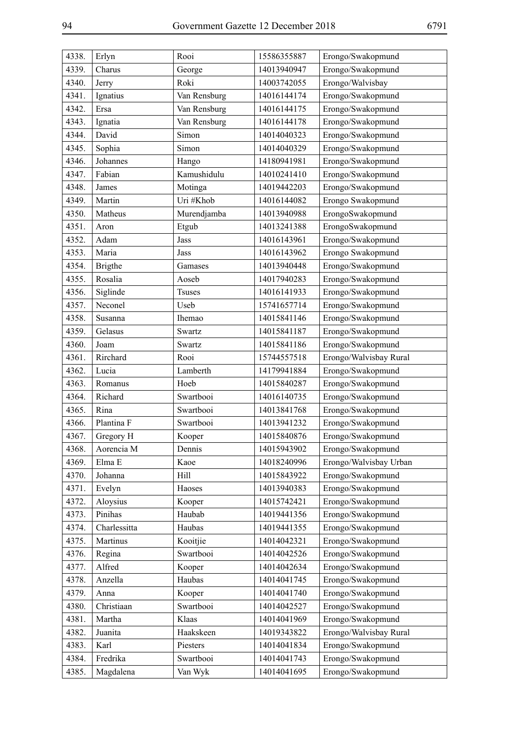| 4338. | Erlyn | Rooi | 15586355887 | Erongo/Swakopmund |
|---|---|---|---|---|
| 4339. | Charus | George | 14013940947 | Erongo/Swakopmund |
| 4340. | Jerry | Roki | 14003742055 | Erongo/Walvisbay |
| 4341. | Ignatius | Van Rensburg | 14016144174 | Erongo/Swakopmund |
| 4342. | Ersa | Van Rensburg | 14016144175 | Erongo/Swakopmund |
| 4343. | Ignatia | Van Rensburg | 14016144178 | Erongo/Swakopmund |
| 4344. | David | Simon | 14014040323 | Erongo/Swakopmund |
| 4345. | Sophia | Simon | 14014040329 | Erongo/Swakopmund |
| 4346. | Johannes | Hango | 14180941981 | Erongo/Swakopmund |
| 4347. | Fabian | Kamushidulu | 14010241410 | Erongo/Swakopmund |
| 4348. | James | Motinga | 14019442203 | Erongo/Swakopmund |
| 4349. | Martin | Uri #Khob | 14016144082 | Erongo Swakopmund |
| 4350. | Matheus | Murendjamba | 14013940988 | ErongoSwakopmund |
| 4351. | Aron | Etgub | 14013241388 | ErongoSwakopmund |
| 4352. | Adam | Jass | 14016143961 | Erongo/Swakopmund |
| 4353. | Maria | Jass | 14016143962 | Erongo Swakopmund |
| 4354. | Brigthe | Gamases | 14013940448 | Erongo/Swakopmund |
| 4355. | Rosalia | Aoseb | 14017940283 | Erongo/Swakopmund |
| 4356. | Siglinde | Tsuses | 14016141933 | Erongo/Swakopmund |
| 4357. | Neconel | Useb | 15741657714 | Erongo/Swakopmund |
| 4358. | Susanna | Ihemao | 14015841146 | Erongo/Swakopmund |
| 4359. | Gelasus | Swartz | 14015841187 | Erongo/Swakopmund |
| 4360. | Joam | Swartz | 14015841186 | Erongo/Swakopmund |
| 4361. | Rirchard | Rooi | 15744557518 | Erongo/Walvisbay Rural |
| 4362. | Lucia | Lamberth | 14179941884 | Erongo/Swakopmund |
| 4363. | Romanus | Hoeb | 14015840287 | Erongo/Swakopmund |
| 4364. | Richard | Swartbooi | 14016140735 | Erongo/Swakopmund |
| 4365. | Rina | Swartbooi | 14013841768 | Erongo/Swakopmund |
| 4366. | Plantina F | Swartbooi | 14013941232 | Erongo/Swakopmund |
| 4367. | Gregory H | Kooper | 14015840876 | Erongo/Swakopmund |
| 4368. | Aorencia M | Dennis | 14015943902 | Erongo/Swakopmund |
| 4369. | Elma E | Kaoe | 14018240996 | Erongo/Walvisbay Urban |
| 4370. | Johanna | Hill | 14015843922 | Erongo/Swakopmund |
| 4371. | Evelyn | Haoses | 14013940383 | Erongo/Swakopmund |
| 4372. | Aloysius | Kooper | 14015742421 | Erongo/Swakopmund |
| 4373. | Pinihas | Haubab | 14019441356 | Erongo/Swakopmund |
| 4374. | Charlessitta | Haubas | 14019441355 | Erongo/Swakopmund |
| 4375. | Martinus | Kooitjie | 14014042321 | Erongo/Swakopmund |
| 4376. | Regina | Swartbooi | 14014042526 | Erongo/Swakopmund |
| 4377. | Alfred | Kooper | 14014042634 | Erongo/Swakopmund |
| 4378. | Anzella | Haubas | 14014041745 | Erongo/Swakopmund |
| 4379. | Anna | Kooper | 14014041740 | Erongo/Swakopmund |
| 4380. | Christiaan | Swartbooi | 14014042527 | Erongo/Swakopmund |
| 4381. | Martha | Klaas | 14014041969 | Erongo/Swakopmund |
| 4382. | Juanita | Haakskeen | 14019343822 | Erongo/Walvisbay Rural |
| 4383. | Karl | Piesters | 14014041834 | Erongo/Swakopmund |
| 4384. | Fredrika | Swartbooi | 14014041743 | Erongo/Swakopmund |
| 4385. | Magdalena | Van Wyk | 14014041695 | Erongo/Swakopmund |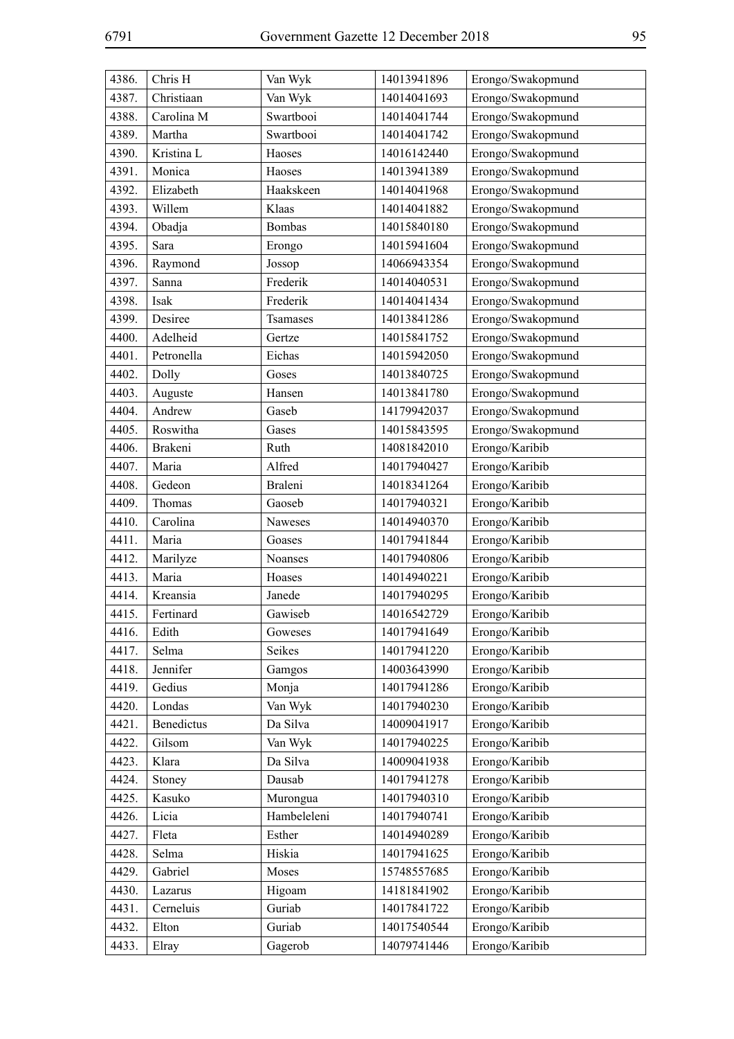| 4386. | Chris H | Van Wyk | 14013941896 | Erongo/Swakopmund |
|---|---|---|---|---|
| 4387. | Christiaan | Van Wyk | 14014041693 | Erongo/Swakopmund |
| 4388. | Carolina M | Swartbooi | 14014041744 | Erongo/Swakopmund |
| 4389. | Martha | Swartbooi | 14014041742 | Erongo/Swakopmund |
| 4390. | Kristina L | Haoses | 14016142440 | Erongo/Swakopmund |
| 4391. | Monica | Haoses | 14013941389 | Erongo/Swakopmund |
| 4392. | Elizabeth | Haakskeen | 14014041968 | Erongo/Swakopmund |
| 4393. | Willem | Klaas | 14014041882 | Erongo/Swakopmund |
| 4394. | Obadja | Bombas | 14015840180 | Erongo/Swakopmund |
| 4395. | Sara | Erongo | 14015941604 | Erongo/Swakopmund |
| 4396. | Raymond | Jossop | 14066943354 | Erongo/Swakopmund |
| 4397. | Sanna | Frederik | 14014040531 | Erongo/Swakopmund |
| 4398. | Isak | Frederik | 14014041434 | Erongo/Swakopmund |
| 4399. | Desiree | Tsamases | 14013841286 | Erongo/Swakopmund |
| 4400. | Adelheid | Gertze | 14015841752 | Erongo/Swakopmund |
| 4401. | Petronella | Eichas | 14015942050 | Erongo/Swakopmund |
| 4402. | Dolly | Goses | 14013840725 | Erongo/Swakopmund |
| 4403. | Auguste | Hansen | 14013841780 | Erongo/Swakopmund |
| 4404. | Andrew | Gaseb | 14179942037 | Erongo/Swakopmund |
| 4405. | Roswitha | Gases | 14015843595 | Erongo/Swakopmund |
| 4406. | Brakeni | Ruth | 14081842010 | Erongo/Karibib |
| 4407. | Maria | Alfred | 14017940427 | Erongo/Karibib |
| 4408. | Gedeon | Braleni | 14018341264 | Erongo/Karibib |
| 4409. | Thomas | Gaoseb | 14017940321 | Erongo/Karibib |
| 4410. | Carolina | Naweses | 14014940370 | Erongo/Karibib |
| 4411. | Maria | Goases | 14017941844 | Erongo/Karibib |
| 4412. | Marilyze | Noanses | 14017940806 | Erongo/Karibib |
| 4413. | Maria | Hoases | 14014940221 | Erongo/Karibib |
| 4414. | Kreansia | Janede | 14017940295 | Erongo/Karibib |
| 4415. | Fertinard | Gawiseb | 14016542729 | Erongo/Karibib |
| 4416. | Edith | Goweses | 14017941649 | Erongo/Karibib |
| 4417. | Selma | Seikes | 14017941220 | Erongo/Karibib |
| 4418. | Jennifer | Gamgos | 14003643990 | Erongo/Karibib |
| 4419. | Gedius | Monja | 14017941286 | Erongo/Karibib |
| 4420. | Londas | Van Wyk | 14017940230 | Erongo/Karibib |
| 4421. | Benedictus | Da Silva | 14009041917 | Erongo/Karibib |
| 4422. | Gilsom | Van Wyk | 14017940225 | Erongo/Karibib |
| 4423. | Klara | Da Silva | 14009041938 | Erongo/Karibib |
| 4424. | Stoney | Dausab | 14017941278 | Erongo/Karibib |
| 4425. | Kasuko | Murongua | 14017940310 | Erongo/Karibib |
| 4426. | Licia | Hambeleleni | 14017940741 | Erongo/Karibib |
| 4427. | Fleta | Esther | 14014940289 | Erongo/Karibib |
| 4428. | Selma | Hiskia | 14017941625 | Erongo/Karibib |
| 4429. | Gabriel | Moses | 15748557685 | Erongo/Karibib |
| 4430. | Lazarus | Higoam | 14181841902 | Erongo/Karibib |
| 4431. | Cerneluis | Guriab | 14017841722 | Erongo/Karibib |
| 4432. | Elton | Guriab | 14017540544 | Erongo/Karibib |
| 4433. | Elray | Gagerob | 14079741446 | Erongo/Karibib |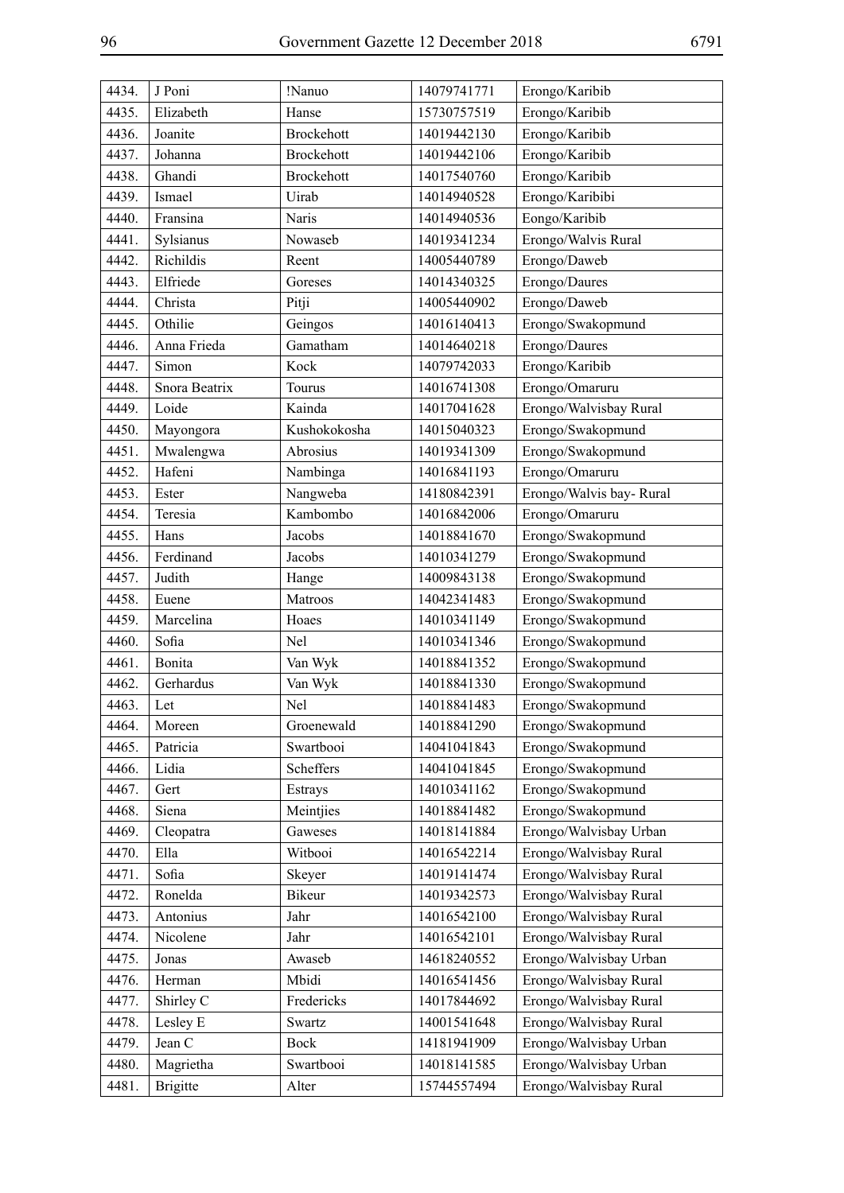| 4434. | J Poni | !Nanuo | 14079741771 | Erongo/Karibib |
|---|---|---|---|---|
| 4435. | Elizabeth | Hanse | 15730757519 | Erongo/Karibib |
| 4436. | Joanite | Brockehott | 14019442130 | Erongo/Karibib |
| 4437. | Johanna | Brockehott | 14019442106 | Erongo/Karibib |
| 4438. | Ghandi | Brockehott | 14017540760 | Erongo/Karibib |
| 4439. | Ismael | Uirab | 14014940528 | Erongo/Karibibi |
| 4440. | Fransina | Naris | 14014940536 | Eongo/Karibib |
| 4441. | Sylsianus | Nowaseb | 14019341234 | Erongo/Walvis Rural |
| 4442. | Richildis | Reent | 14005440789 | Erongo/Daweb |
| 4443. | Elfriede | Goreses | 14014340325 | Erongo/Daures |
| 4444. | Christa | Pitji | 14005440902 | Erongo/Daweb |
| 4445. | Othilie | Geingos | 14016140413 | Erongo/Swakopmund |
| 4446. | Anna Frieda | Gamatham | 14014640218 | Erongo/Daures |
| 4447. | Simon | Kock | 14079742033 | Erongo/Karibib |
| 4448. | Snora Beatrix | Tourus | 14016741308 | Erongo/Omaruru |
| 4449. | Loide | Kainda | 14017041628 | Erongo/Walvisbay Rural |
| 4450. | Mayongora | Kushokokosha | 14015040323 | Erongo/Swakopmund |
| 4451. | Mwalengwa | Abrosius | 14019341309 | Erongo/Swakopmund |
| 4452. | Hafeni | Nambinga | 14016841193 | Erongo/Omaruru |
| 4453. | Ester | Nangweba | 14180842391 | Erongo/Walvis bay- Rural |
| 4454. | Teresia | Kambombo | 14016842006 | Erongo/Omaruru |
| 4455. | Hans | Jacobs | 14018841670 | Erongo/Swakopmund |
| 4456. | Ferdinand | Jacobs | 14010341279 | Erongo/Swakopmund |
| 4457. | Judith | Hange | 14009843138 | Erongo/Swakopmund |
| 4458. | Euene | Matroos | 14042341483 | Erongo/Swakopmund |
| 4459. | Marcelina | Hoaes | 14010341149 | Erongo/Swakopmund |
| 4460. | Sofia | Nel | 14010341346 | Erongo/Swakopmund |
| 4461. | Bonita | Van Wyk | 14018841352 | Erongo/Swakopmund |
| 4462. | Gerhardus | Van Wyk | 14018841330 | Erongo/Swakopmund |
| 4463. | Let | Nel | 14018841483 | Erongo/Swakopmund |
| 4464. | Moreen | Groenewald | 14018841290 | Erongo/Swakopmund |
| 4465. | Patricia | Swartbooi | 14041041843 | Erongo/Swakopmund |
| 4466. | Lidia | Scheffers | 14041041845 | Erongo/Swakopmund |
| 4467. | Gert | Estrays | 14010341162 | Erongo/Swakopmund |
| 4468. | Siena | Meintjies | 14018841482 | Erongo/Swakopmund |
| 4469. | Cleopatra | Gaweses | 14018141884 | Erongo/Walvisbay Urban |
| 4470. | Ella | Witbooi | 14016542214 | Erongo/Walvisbay Rural |
| 4471. | Sofia | Skeyer | 14019141474 | Erongo/Walvisbay Rural |
| 4472. | Ronelda | Bikeur | 14019342573 | Erongo/Walvisbay Rural |
| 4473. | Antonius | Jahr | 14016542100 | Erongo/Walvisbay Rural |
| 4474. | Nicolene | Jahr | 14016542101 | Erongo/Walvisbay Rural |
| 4475. | Jonas | Awaseb | 14618240552 | Erongo/Walvisbay Urban |
| 4476. | Herman | Mbidi | 14016541456 | Erongo/Walvisbay Rural |
| 4477. | Shirley C | Fredericks | 14017844692 | Erongo/Walvisbay Rural |
| 4478. | Lesley E | Swartz | 14001541648 | Erongo/Walvisbay Rural |
| 4479. | Jean C | Bock | 14181941909 | Erongo/Walvisbay Urban |
| 4480. | Magrietha | Swartbooi | 14018141585 | Erongo/Walvisbay Urban |
| 4481. | Brigitte | Alter | 15744557494 | Erongo/Walvisbay Rural |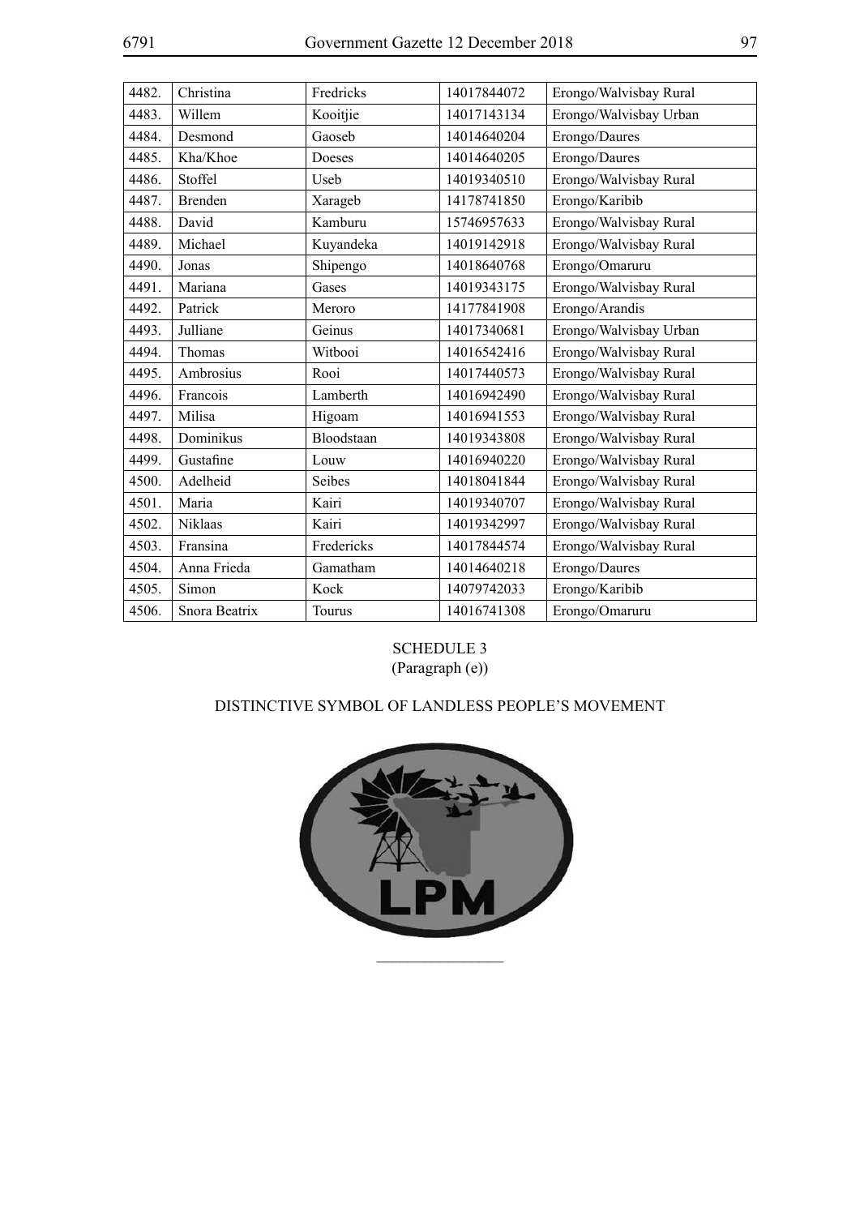| | | | | |
|---|---|---|---|---|
| 4482. | Christina | Fredricks | 14017844072 | Erongo/Walvisbay Rural |
| 4483. | Willem | Kooitjie | 14017143134 | Erongo/Walvisbay Urban |
| 4484. | Desmond | Gaoseb | 14014640204 | Erongo/Daures |
| 4485. | Kha/Khoe | Doeses | 14014640205 | Erongo/Daures |
| 4486. | Stoffel | Useb | 14019340510 | Erongo/Walvisbay Rural |
| 4487. | Brenden | Xarageb | 14178741850 | Erongo/Karibib |
| 4488. | David | Kamburu | 15746957633 | Erongo/Walvisbay Rural |
| 4489. | Michael | Kuyandeka | 14019142918 | Erongo/Walvisbay Rural |
| 4490. | Jonas | Shipengo | 14018640768 | Erongo/Omaruru |
| 4491. | Mariana | Gases | 14019343175 | Erongo/Walvisbay Rural |
| 4492. | Patrick | Meroro | 14177841908 | Erongo/Arandis |
| 4493. | Julliane | Geinus | 14017340681 | Erongo/Walvisbay Urban |
| 4494. | Thomas | Witbooi | 14016542416 | Erongo/Walvisbay Rural |
| 4495. | Ambrosius | Rooi | 14017440573 | Erongo/Walvisbay Rural |
| 4496. | Francois | Lamberth | 14016942490 | Erongo/Walvisbay Rural |
| 4497. | Milisa | Higoam | 14016941553 | Erongo/Walvisbay Rural |
| 4498. | Dominikus | Bloodstaan | 14019343808 | Erongo/Walvisbay Rural |
| 4499. | Gustafine | Louw | 14016940220 | Erongo/Walvisbay Rural |
| 4500. | Adelheid | Seibes | 14018041844 | Erongo/Walvisbay Rural |
| 4501. | Maria | Kairi | 14019340707 | Erongo/Walvisbay Rural |
| 4502. | Niklaas | Kairi | 14019342997 | Erongo/Walvisbay Rural |
| 4503. | Fransina | Fredericks | 14017844574 | Erongo/Walvisbay Rural |
| 4504. | Anna Frieda | Gamatham | 14014640218 | Erongo/Daures |
| 4505. | Simon | Kock | 14079742033 | Erongo/Karibib |
| 4506. | Snora Beatrix | Tourus | 14016741308 | Erongo/Omaruru |

SCHEDULE 3
(Paragraph (e))

DISTINCTIVE SYMBOL OF LANDLESS PEOPLE'S MOVEMENT

LPM

________________